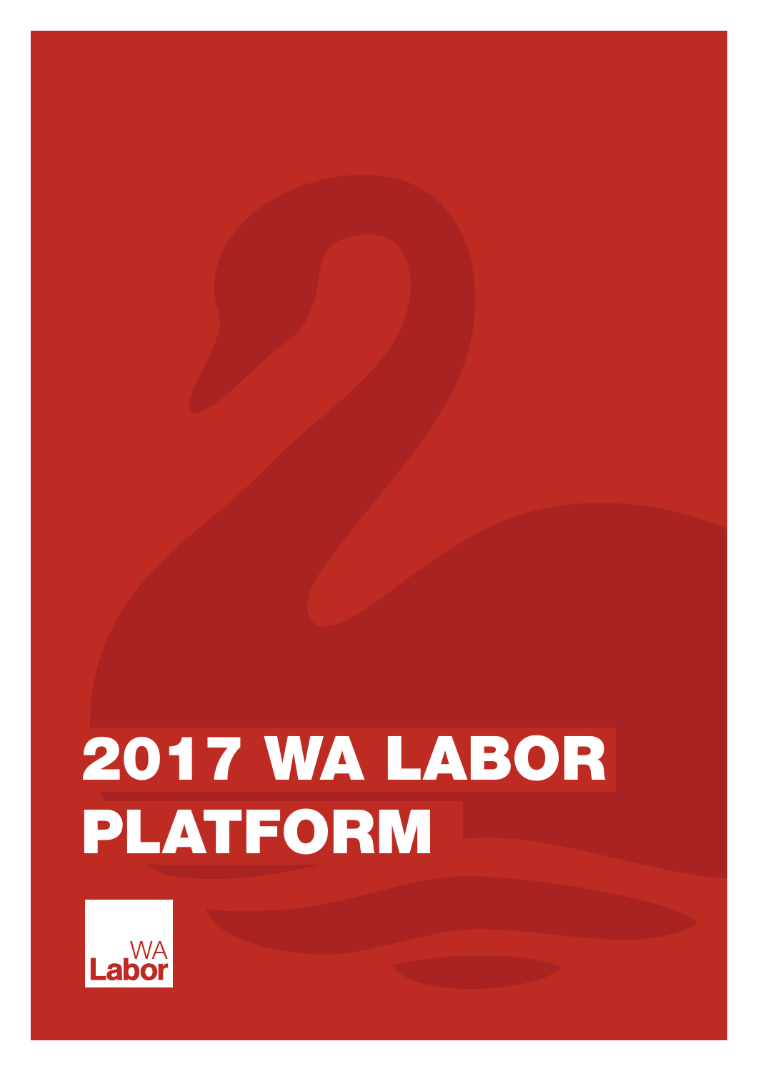# 2017 WA LABOR PLATFORM

WA Labor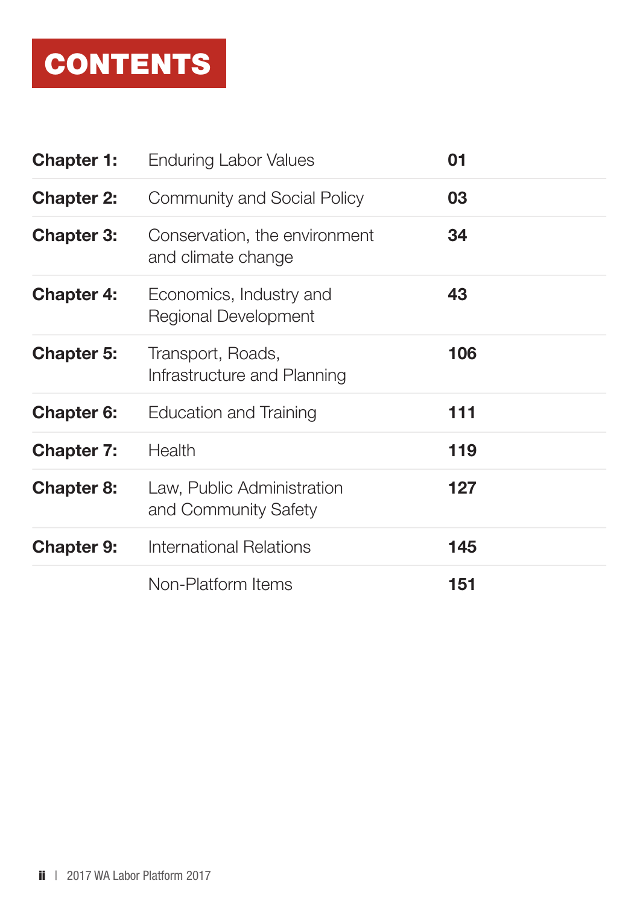# CONTENTS

| | | |
|---|---|---|
| **Chapter 1:** | Enduring Labor Values | **01** |
| **Chapter 2:** | Community and Social Policy | **03** |
| **Chapter 3:** | Conservation, the environment and climate change | **34** |
| **Chapter 4:** | Economics, Industry and Regional Development | **43** |
| **Chapter 5:** | Transport, Roads, Infrastructure and Planning | **106** |
| **Chapter 6:** | Education and Training | **111** |
| **Chapter 7:** | Health | **119** |
| **Chapter 8:** | Law, Public Administration and Community Safety | **127** |
| **Chapter 9:** | International Relations | **145** |
| | Non-Platform Items | **151** |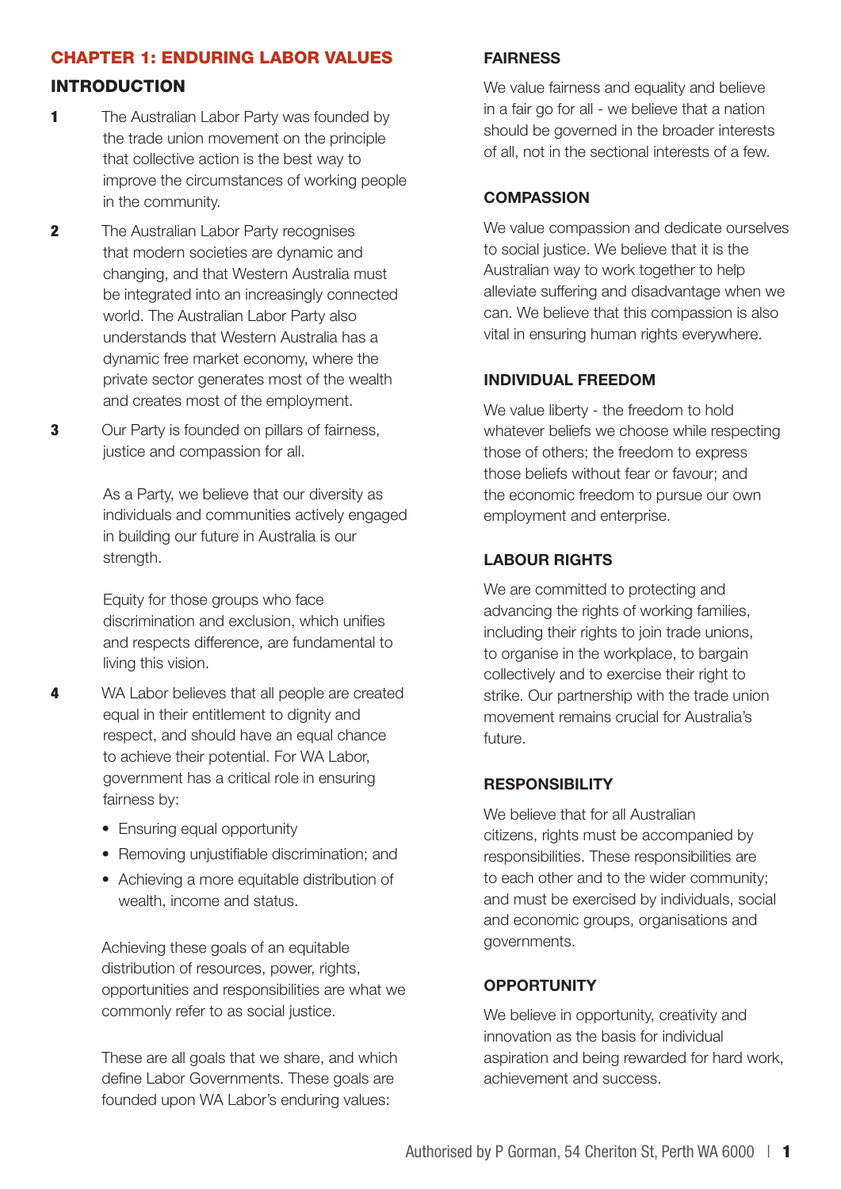## CHAPTER 1: ENDURING LABOR VALUES

### INTRODUCTION

**1** The Australian Labor Party was founded by the trade union movement on the principle that collective action is the best way to improve the circumstances of working people in the community.

**2** The Australian Labor Party recognises that modern societies are dynamic and changing, and that Western Australia must be integrated into an increasingly connected world. The Australian Labor Party also understands that Western Australia has a dynamic free market economy, where the private sector generates most of the wealth and creates most of the employment.

**3** Our Party is founded on pillars of fairness, justice and compassion for all.

As a Party, we believe that our diversity as individuals and communities actively engaged in building our future in Australia is our strength.

Equity for those groups who face discrimination and exclusion, which unifies and respects difference, are fundamental to living this vision.

**4** WA Labor believes that all people are created equal in their entitlement to dignity and respect, and should have an equal chance to achieve their potential. For WA Labor, government has a critical role in ensuring fairness by:

- Ensuring equal opportunity
- Removing unjustifiable discrimination; and
- Achieving a more equitable distribution of wealth, income and status.

Achieving these goals of an equitable distribution of resources, power, rights, opportunities and responsibilities are what we commonly refer to as social justice.

These are all goals that we share, and which define Labor Governments. These goals are founded upon WA Labor's enduring values:

#### FAIRNESS

We value fairness and equality and believe in a fair go for all - we believe that a nation should be governed in the broader interests of all, not in the sectional interests of a few.

#### COMPASSION

We value compassion and dedicate ourselves to social justice. We believe that it is the Australian way to work together to help alleviate suffering and disadvantage when we can. We believe that this compassion is also vital in ensuring human rights everywhere.

#### INDIVIDUAL FREEDOM

We value liberty - the freedom to hold whatever beliefs we choose while respecting those of others; the freedom to express those beliefs without fear or favour; and the economic freedom to pursue our own employment and enterprise.

#### LABOUR RIGHTS

We are committed to protecting and advancing the rights of working families, including their rights to join trade unions, to organise in the workplace, to bargain collectively and to exercise their right to strike. Our partnership with the trade union movement remains crucial for Australia's future.

#### RESPONSIBILITY

We believe that for all Australian citizens, rights must be accompanied by responsibilities. These responsibilities are to each other and to the wider community; and must be exercised by individuals, social and economic groups, organisations and governments.

#### OPPORTUNITY

We believe in opportunity, creativity and innovation as the basis for individual aspiration and being rewarded for hard work, achievement and success.

Authorised by P Gorman, 54 Cheriton St, Perth WA 6000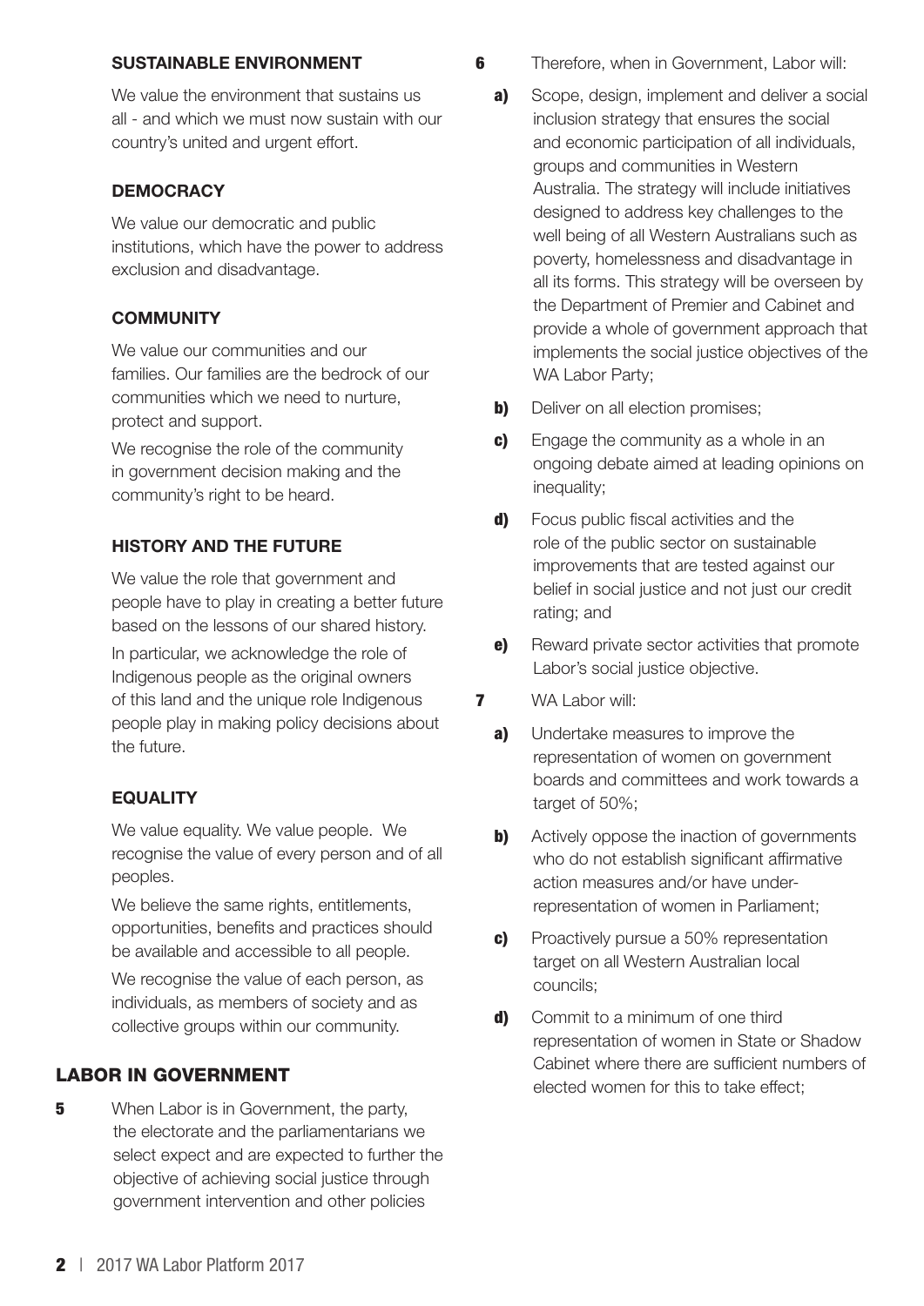### SUSTAINABLE ENVIRONMENT

We value the environment that sustains us all - and which we must now sustain with our country's united and urgent effort.

### DEMOCRACY

We value our democratic and public institutions, which have the power to address exclusion and disadvantage.

### COMMUNITY

We value our communities and our families. Our families are the bedrock of our communities which we need to nurture, protect and support.

We recognise the role of the community in government decision making and the community's right to be heard.

### HISTORY AND THE FUTURE

We value the role that government and people have to play in creating a better future based on the lessons of our shared history.

In particular, we acknowledge the role of Indigenous people as the original owners of this land and the unique role Indigenous people play in making policy decisions about the future.

### EQUALITY

We value equality. We value people. We recognise the value of every person and of all peoples.

We believe the same rights, entitlements, opportunities, benefits and practices should be available and accessible to all people.

We recognise the value of each person, as individuals, as members of society and as collective groups within our community.

## LABOR IN GOVERNMENT

**5** When Labor is in Government, the party, the electorate and the parliamentarians we select expect and are expected to further the objective of achieving social justice through government intervention and other policies

**6** Therefore, when in Government, Labor will:

- **a)** Scope, design, implement and deliver a social inclusion strategy that ensures the social and economic participation of all individuals, groups and communities in Western Australia. The strategy will include initiatives designed to address key challenges to the well being of all Western Australians such as poverty, homelessness and disadvantage in all its forms. This strategy will be overseen by the Department of Premier and Cabinet and provide a whole of government approach that implements the social justice objectives of the WA Labor Party;
- **b)** Deliver on all election promises;
- **c)** Engage the community as a whole in an ongoing debate aimed at leading opinions on inequality;
- **d)** Focus public fiscal activities and the role of the public sector on sustainable improvements that are tested against our belief in social justice and not just our credit rating; and
- **e)** Reward private sector activities that promote Labor's social justice objective.

**7** WA Labor will:

- **a)** Undertake measures to improve the representation of women on government boards and committees and work towards a target of 50%;
- **b)** Actively oppose the inaction of governments who do not establish significant affirmative action measures and/or have under-representation of women in Parliament;
- **c)** Proactively pursue a 50% representation target on all Western Australian local councils;
- **d)** Commit to a minimum of one third representation of women in State or Shadow Cabinet where there are sufficient numbers of elected women for this to take effect;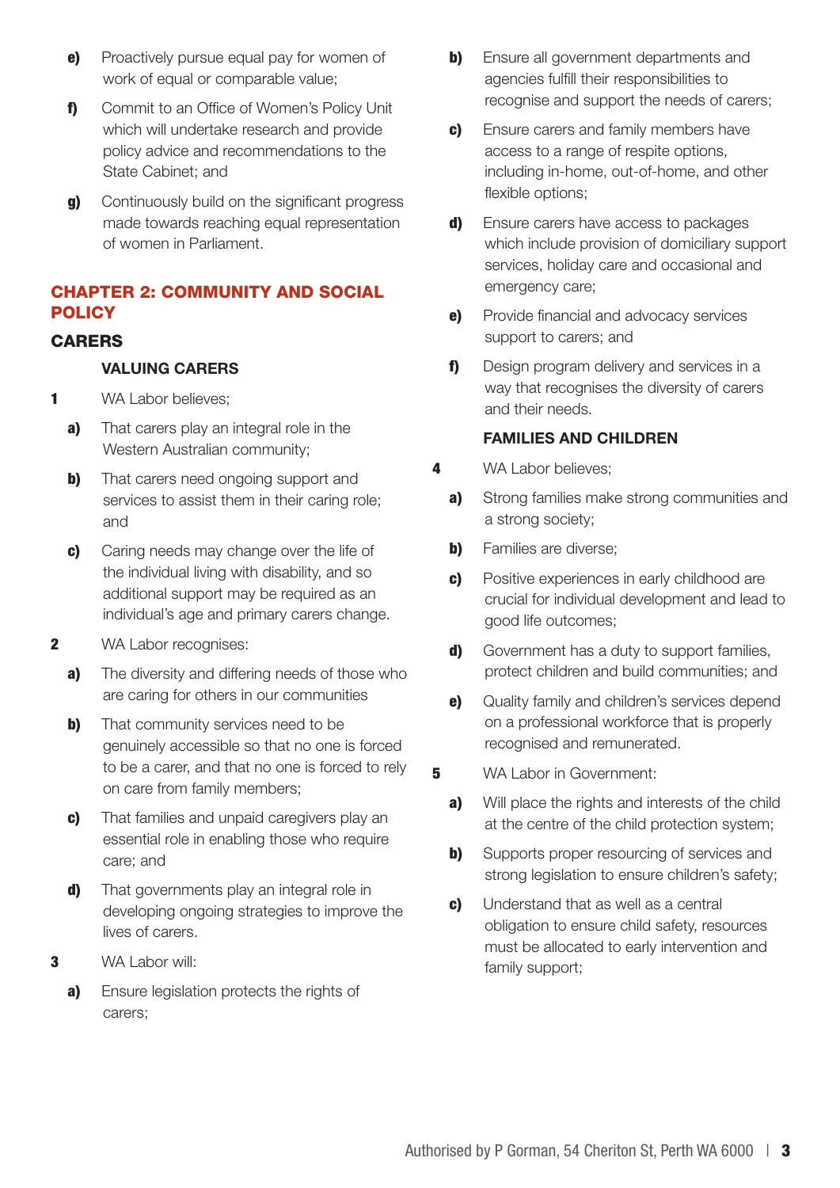e) Proactively pursue equal pay for women of work of equal or comparable value;

f) Commit to an Office of Women's Policy Unit which will undertake research and provide policy advice and recommendations to the State Cabinet; and

g) Continuously build on the significant progress made towards reaching equal representation of women in Parliament.

## CHAPTER 2: COMMUNITY AND SOCIAL POLICY

### CARERS

#### VALUING CARERS

**1** WA Labor believes;

a) That carers play an integral role in the Western Australian community;

b) That carers need ongoing support and services to assist them in their caring role; and

c) Caring needs may change over the life of the individual living with disability, and so additional support may be required as an individual's age and primary carers change.

**2** WA Labor recognises:

a) The diversity and differing needs of those who are caring for others in our communities

b) That community services need to be genuinely accessible so that no one is forced to be a carer, and that no one is forced to rely on care from family members;

c) That families and unpaid caregivers play an essential role in enabling those who require care; and

d) That governments play an integral role in developing ongoing strategies to improve the lives of carers.

**3** WA Labor will:

a) Ensure legislation protects the rights of carers;

b) Ensure all government departments and agencies fulfill their responsibilities to recognise and support the needs of carers;

c) Ensure carers and family members have access to a range of respite options, including in-home, out-of-home, and other flexible options;

d) Ensure carers have access to packages which include provision of domiciliary support services, holiday care and occasional and emergency care;

e) Provide financial and advocacy services support to carers; and

f) Design program delivery and services in a way that recognises the diversity of carers and their needs.

#### FAMILIES AND CHILDREN

**4** WA Labor believes;

a) Strong families make strong communities and a strong society;

b) Families are diverse;

c) Positive experiences in early childhood are crucial for individual development and lead to good life outcomes;

d) Government has a duty to support families, protect children and build communities; and

e) Quality family and children's services depend on a professional workforce that is properly recognised and remunerated.

**5** WA Labor in Government:

a) Will place the rights and interests of the child at the centre of the child protection system;

b) Supports proper resourcing of services and strong legislation to ensure children's safety;

c) Understand that as well as a central obligation to ensure child safety, resources must be allocated to early intervention and family support;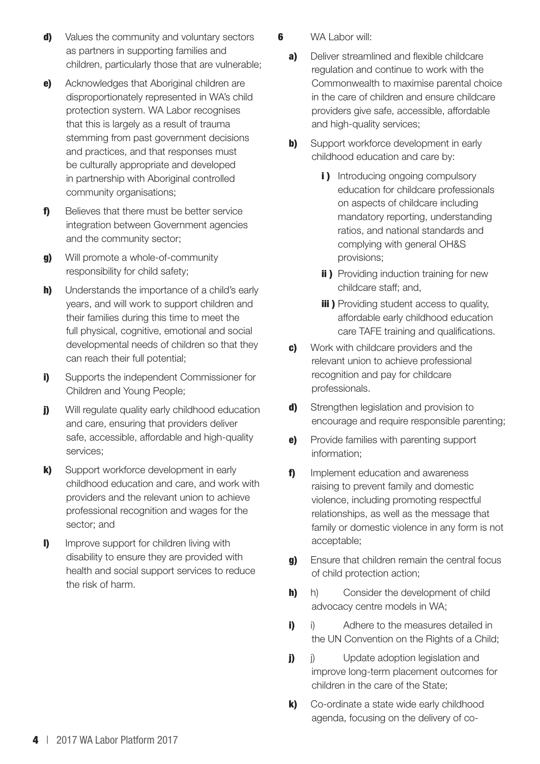**d)** Values the community and voluntary sectors as partners in supporting families and children, particularly those that are vulnerable;

**e)** Acknowledges that Aboriginal children are disproportionately represented in WA's child protection system. WA Labor recognises that this is largely as a result of trauma stemming from past government decisions and practices, and that responses must be culturally appropriate and developed in partnership with Aboriginal controlled community organisations;

**f)** Believes that there must be better service integration between Government agencies and the community sector;

**g)** Will promote a whole-of-community responsibility for child safety;

**h)** Understands the importance of a child's early years, and will work to support children and their families during this time to meet the full physical, cognitive, emotional and social developmental needs of children so that they can reach their full potential;

**i)** Supports the independent Commissioner for Children and Young People;

**j)** Will regulate quality early childhood education and care, ensuring that providers deliver safe, accessible, affordable and high-quality services;

**k)** Support workforce development in early childhood education and care, and work with providers and the relevant union to achieve professional recognition and wages for the sector; and

**l)** Improve support for children living with disability to ensure they are provided with health and social support services to reduce the risk of harm.

**6** WA Labor will:

**a)** Deliver streamlined and flexible childcare regulation and continue to work with the Commonwealth to maximise parental choice in the care of children and ensure childcare providers give safe, accessible, affordable and high-quality services;

**b)** Support workforce development in early childhood education and care by:

- **i )** Introducing ongoing compulsory education for childcare professionals on aspects of childcare including mandatory reporting, understanding ratios, and national standards and complying with general OH&S provisions;
- **ii )** Providing induction training for new childcare staff; and,
- **iii )** Providing student access to quality, affordable early childhood education care TAFE training and qualifications.

**c)** Work with childcare providers and the relevant union to achieve professional recognition and pay for childcare professionals.

**d)** Strengthen legislation and provision to encourage and require responsible parenting;

**e)** Provide families with parenting support information;

**f)** Implement education and awareness raising to prevent family and domestic violence, including promoting respectful relationships, as well as the message that family or domestic violence in any form is not acceptable;

**g)** Ensure that children remain the central focus of child protection action;

**h)** h) Consider the development of child advocacy centre models in WA;

**i)** i) Adhere to the measures detailed in the UN Convention on the Rights of a Child;

**j)** j) Update adoption legislation and improve long-term placement outcomes for children in the care of the State;

**k)** Co-ordinate a state wide early childhood agenda, focusing on the delivery of co-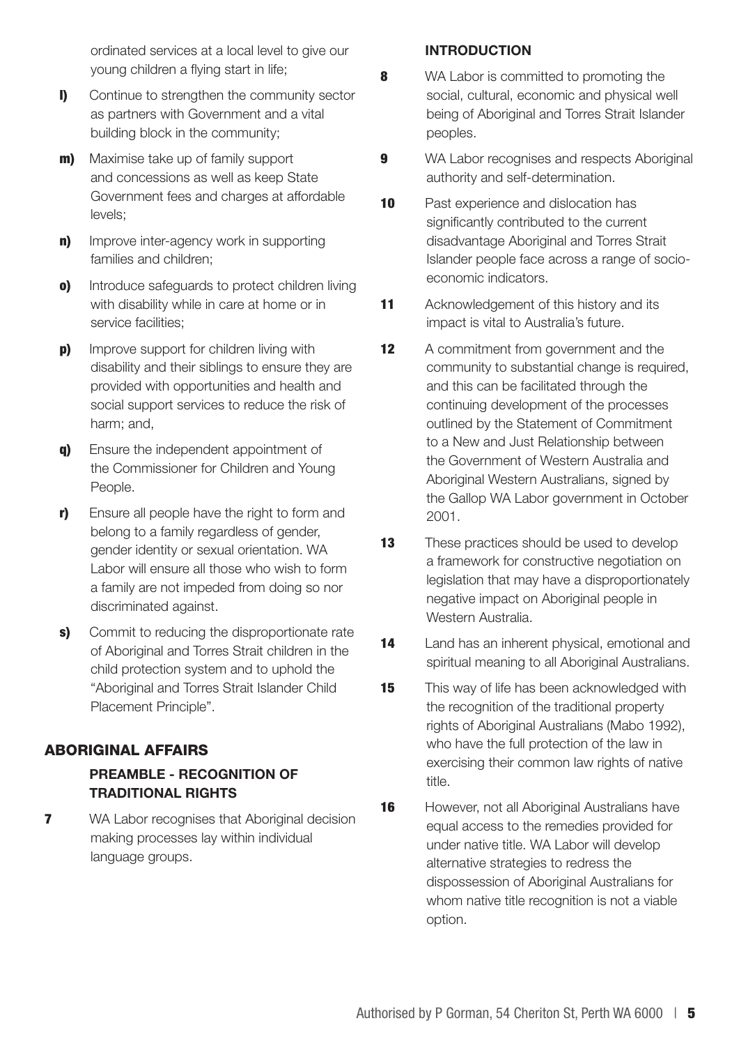ordinated services at a local level to give our young children a flying start in life;

**l)** Continue to strengthen the community sector as partners with Government and a vital building block in the community;

**m)** Maximise take up of family support and concessions as well as keep State Government fees and charges at affordable levels;

**n)** Improve inter-agency work in supporting families and children;

**o)** Introduce safeguards to protect children living with disability while in care at home or in service facilities;

**p)** Improve support for children living with disability and their siblings to ensure they are provided with opportunities and health and social support services to reduce the risk of harm; and,

**q)** Ensure the independent appointment of the Commissioner for Children and Young People.

**r)** Ensure all people have the right to form and belong to a family regardless of gender, gender identity or sexual orientation. WA Labor will ensure all those who wish to form a family are not impeded from doing so nor discriminated against.

**s)** Commit to reducing the disproportionate rate of Aboriginal and Torres Strait children in the child protection system and to uphold the "Aboriginal and Torres Strait Islander Child Placement Principle".

## ABORIGINAL AFFAIRS

### PREAMBLE - RECOGNITION OF TRADITIONAL RIGHTS

**7** WA Labor recognises that Aboriginal decision making processes lay within individual language groups.

### INTRODUCTION

**8** WA Labor is committed to promoting the social, cultural, economic and physical well being of Aboriginal and Torres Strait Islander peoples.

**9** WA Labor recognises and respects Aboriginal authority and self-determination.

**10** Past experience and dislocation has significantly contributed to the current disadvantage Aboriginal and Torres Strait Islander people face across a range of socio-economic indicators.

**11** Acknowledgement of this history and its impact is vital to Australia's future.

**12** A commitment from government and the community to substantial change is required, and this can be facilitated through the continuing development of the processes outlined by the Statement of Commitment to a New and Just Relationship between the Government of Western Australia and Aboriginal Western Australians, signed by the Gallop WA Labor government in October 2001.

**13** These practices should be used to develop a framework for constructive negotiation on legislation that may have a disproportionately negative impact on Aboriginal people in Western Australia.

**14** Land has an inherent physical, emotional and spiritual meaning to all Aboriginal Australians.

**15** This way of life has been acknowledged with the recognition of the traditional property rights of Aboriginal Australians (Mabo 1992), who have the full protection of the law in exercising their common law rights of native title.

**16** However, not all Aboriginal Australians have equal access to the remedies provided for under native title. WA Labor will develop alternative strategies to redress the dispossession of Aboriginal Australians for whom native title recognition is not a viable option.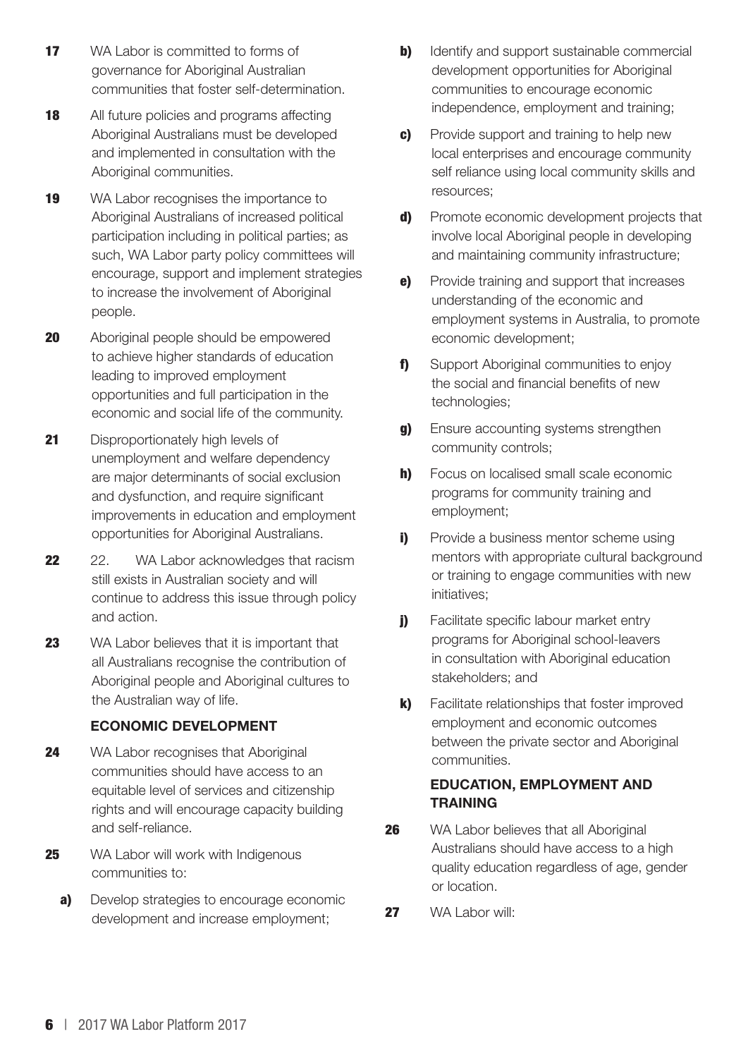**17** WA Labor is committed to forms of governance for Aboriginal Australian communities that foster self-determination.

**18** All future policies and programs affecting Aboriginal Australians must be developed and implemented in consultation with the Aboriginal communities.

**19** WA Labor recognises the importance to Aboriginal Australians of increased political participation including in political parties; as such, WA Labor party policy committees will encourage, support and implement strategies to increase the involvement of Aboriginal people.

**20** Aboriginal people should be empowered to achieve higher standards of education leading to improved employment opportunities and full participation in the economic and social life of the community.

**21** Disproportionately high levels of unemployment and welfare dependency are major determinants of social exclusion and dysfunction, and require significant improvements in education and employment opportunities for Aboriginal Australians.

**22** 22. WA Labor acknowledges that racism still exists in Australian society and will continue to address this issue through policy and action.

**23** WA Labor believes that it is important that all Australians recognise the contribution of Aboriginal people and Aboriginal cultures to the Australian way of life.

### ECONOMIC DEVELOPMENT

**24** WA Labor recognises that Aboriginal communities should have access to an equitable level of services and citizenship rights and will encourage capacity building and self-reliance.

**25** WA Labor will work with Indigenous communities to:

- **a)** Develop strategies to encourage economic development and increase employment;
- **b)** Identify and support sustainable commercial development opportunities for Aboriginal communities to encourage economic independence, employment and training;
- **c)** Provide support and training to help new local enterprises and encourage community self reliance using local community skills and resources;
- **d)** Promote economic development projects that involve local Aboriginal people in developing and maintaining community infrastructure;
- **e)** Provide training and support that increases understanding of the economic and employment systems in Australia, to promote economic development;
- **f)** Support Aboriginal communities to enjoy the social and financial benefits of new technologies;
- **g)** Ensure accounting systems strengthen community controls;
- **h)** Focus on localised small scale economic programs for community training and employment;
- **i)** Provide a business mentor scheme using mentors with appropriate cultural background or training to engage communities with new initiatives;
- **j)** Facilitate specific labour market entry programs for Aboriginal school-leavers in consultation with Aboriginal education stakeholders; and
- **k)** Facilitate relationships that foster improved employment and economic outcomes between the private sector and Aboriginal communities.

### EDUCATION, EMPLOYMENT AND TRAINING

**26** WA Labor believes that all Aboriginal Australians should have access to a high quality education regardless of age, gender or location.

**27** WA Labor will: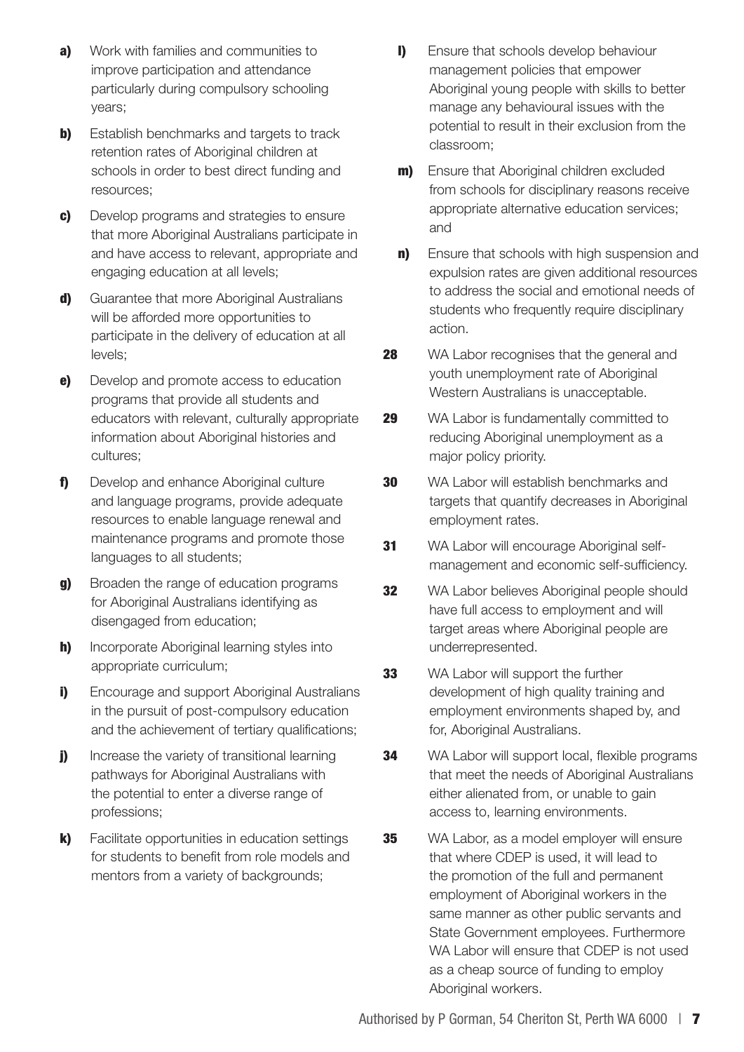**a)** Work with families and communities to improve participation and attendance particularly during compulsory schooling years;

**b)** Establish benchmarks and targets to track retention rates of Aboriginal children at schools in order to best direct funding and resources;

**c)** Develop programs and strategies to ensure that more Aboriginal Australians participate in and have access to relevant, appropriate and engaging education at all levels;

**d)** Guarantee that more Aboriginal Australians will be afforded more opportunities to participate in the delivery of education at all levels;

**e)** Develop and promote access to education programs that provide all students and educators with relevant, culturally appropriate information about Aboriginal histories and cultures;

**f)** Develop and enhance Aboriginal culture and language programs, provide adequate resources to enable language renewal and maintenance programs and promote those languages to all students;

**g)** Broaden the range of education programs for Aboriginal Australians identifying as disengaged from education;

**h)** Incorporate Aboriginal learning styles into appropriate curriculum;

**i)** Encourage and support Aboriginal Australians in the pursuit of post-compulsory education and the achievement of tertiary qualifications;

**j)** Increase the variety of transitional learning pathways for Aboriginal Australians with the potential to enter a diverse range of professions;

**k)** Facilitate opportunities in education settings for students to benefit from role models and mentors from a variety of backgrounds;

**l)** Ensure that schools develop behaviour management policies that empower Aboriginal young people with skills to better manage any behavioural issues with the potential to result in their exclusion from the classroom;

**m)** Ensure that Aboriginal children excluded from schools for disciplinary reasons receive appropriate alternative education services; and

**n)** Ensure that schools with high suspension and expulsion rates are given additional resources to address the social and emotional needs of students who frequently require disciplinary action.

**28** WA Labor recognises that the general and youth unemployment rate of Aboriginal Western Australians is unacceptable.

**29** WA Labor is fundamentally committed to reducing Aboriginal unemployment as a major policy priority.

**30** WA Labor will establish benchmarks and targets that quantify decreases in Aboriginal employment rates.

**31** WA Labor will encourage Aboriginal self-management and economic self-sufficiency.

**32** WA Labor believes Aboriginal people should have full access to employment and will target areas where Aboriginal people are underrepresented.

**33** WA Labor will support the further development of high quality training and employment environments shaped by, and for, Aboriginal Australians.

**34** WA Labor will support local, flexible programs that meet the needs of Aboriginal Australians either alienated from, or unable to gain access to, learning environments.

**35** WA Labor, as a model employer will ensure that where CDEP is used, it will lead to the promotion of the full and permanent employment of Aboriginal workers in the same manner as other public servants and State Government employees. Furthermore WA Labor will ensure that CDEP is not used as a cheap source of funding to employ Aboriginal workers.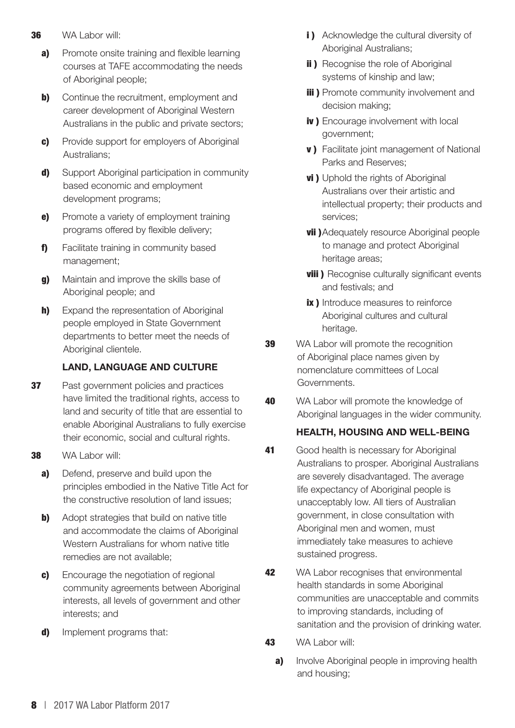**36** WA Labor will:

- **a)** Promote onsite training and flexible learning courses at TAFE accommodating the needs of Aboriginal people;
- **b)** Continue the recruitment, employment and career development of Aboriginal Western Australians in the public and private sectors;
- **c)** Provide support for employers of Aboriginal Australians;
- **d)** Support Aboriginal participation in community based economic and employment development programs;
- **e)** Promote a variety of employment training programs offered by flexible delivery;
- **f)** Facilitate training in community based management;
- **g)** Maintain and improve the skills base of Aboriginal people; and
- **h)** Expand the representation of Aboriginal people employed in State Government departments to better meet the needs of Aboriginal clientele.

### LAND, LANGUAGE AND CULTURE

**37** Past government policies and practices have limited the traditional rights, access to land and security of title that are essential to enable Aboriginal Australians to fully exercise their economic, social and cultural rights.

**38** WA Labor will:

- **a)** Defend, preserve and build upon the principles embodied in the Native Title Act for the constructive resolution of land issues;
- **b)** Adopt strategies that build on native title and accommodate the claims of Aboriginal Western Australians for whom native title remedies are not available;
- **c)** Encourage the negotiation of regional community agreements between Aboriginal interests, all levels of government and other interests; and
- **d)** Implement programs that:
  - **i )** Acknowledge the cultural diversity of Aboriginal Australians;
  - **ii )** Recognise the role of Aboriginal systems of kinship and law;
  - **iii )** Promote community involvement and decision making;
  - **iv )** Encourage involvement with local government;
  - **v )** Facilitate joint management of National Parks and Reserves;
  - **vi )** Uphold the rights of Aboriginal Australians over their artistic and intellectual property; their products and services;
  - **vii )** Adequately resource Aboriginal people to manage and protect Aboriginal heritage areas;
  - **viii )** Recognise culturally significant events and festivals; and
  - **ix )** Introduce measures to reinforce Aboriginal cultures and cultural heritage.

**39** WA Labor will promote the recognition of Aboriginal place names given by nomenclature committees of Local Governments.

**40** WA Labor will promote the knowledge of Aboriginal languages in the wider community.

### HEALTH, HOUSING AND WELL-BEING

**41** Good health is necessary for Aboriginal Australians to prosper. Aboriginal Australians are severely disadvantaged. The average life expectancy of Aboriginal people is unacceptably low. All tiers of Australian government, in close consultation with Aboriginal men and women, must immediately take measures to achieve sustained progress.

**42** WA Labor recognises that environmental health standards in some Aboriginal communities are unacceptable and commits to improving standards, including of sanitation and the provision of drinking water.

**43** WA Labor will:

- **a)** Involve Aboriginal people in improving health and housing;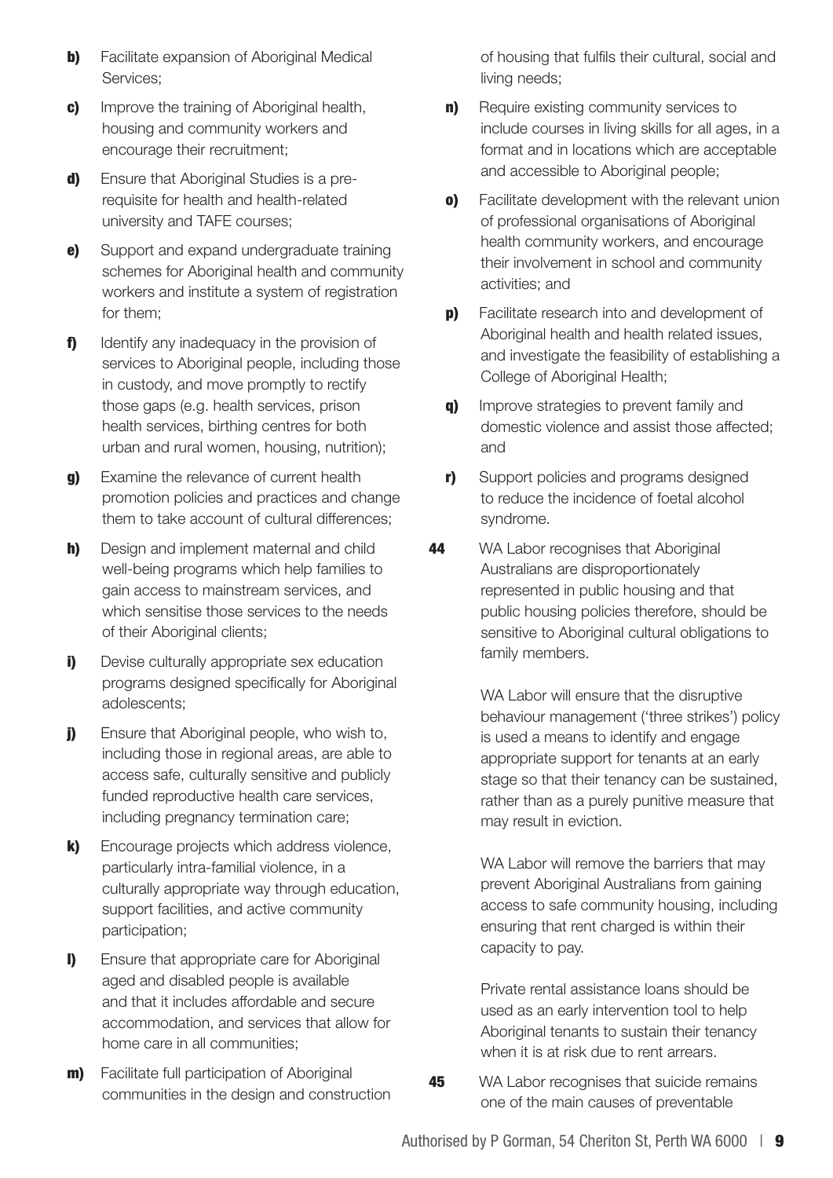**b)** Facilitate expansion of Aboriginal Medical Services;

**c)** Improve the training of Aboriginal health, housing and community workers and encourage their recruitment;

**d)** Ensure that Aboriginal Studies is a pre-requisite for health and health-related university and TAFE courses;

**e)** Support and expand undergraduate training schemes for Aboriginal health and community workers and institute a system of registration for them;

**f)** Identify any inadequacy in the provision of services to Aboriginal people, including those in custody, and move promptly to rectify those gaps (e.g. health services, prison health services, birthing centres for both urban and rural women, housing, nutrition);

**g)** Examine the relevance of current health promotion policies and practices and change them to take account of cultural differences;

**h)** Design and implement maternal and child well-being programs which help families to gain access to mainstream services, and which sensitise those services to the needs of their Aboriginal clients;

**i)** Devise culturally appropriate sex education programs designed specifically for Aboriginal adolescents;

**j)** Ensure that Aboriginal people, who wish to, including those in regional areas, are able to access safe, culturally sensitive and publicly funded reproductive health care services, including pregnancy termination care;

**k)** Encourage projects which address violence, particularly intra-familial violence, in a culturally appropriate way through education, support facilities, and active community participation;

**l)** Ensure that appropriate care for Aboriginal aged and disabled people is available and that it includes affordable and secure accommodation, and services that allow for home care in all communities;

**m)** Facilitate full participation of Aboriginal communities in the design and construction of housing that fulfils their cultural, social and living needs;

**n)** Require existing community services to include courses in living skills for all ages, in a format and in locations which are acceptable and accessible to Aboriginal people;

**o)** Facilitate development with the relevant union of professional organisations of Aboriginal health community workers, and encourage their involvement in school and community activities; and

**p)** Facilitate research into and development of Aboriginal health and health related issues, and investigate the feasibility of establishing a College of Aboriginal Health;

**q)** Improve strategies to prevent family and domestic violence and assist those affected; and

**r)** Support policies and programs designed to reduce the incidence of foetal alcohol syndrome.

**44** WA Labor recognises that Aboriginal Australians are disproportionately represented in public housing and that public housing policies therefore, should be sensitive to Aboriginal cultural obligations to family members.

WA Labor will ensure that the disruptive behaviour management ('three strikes') policy is used a means to identify and engage appropriate support for tenants at an early stage so that their tenancy can be sustained, rather than as a purely punitive measure that may result in eviction.

WA Labor will remove the barriers that may prevent Aboriginal Australians from gaining access to safe community housing, including ensuring that rent charged is within their capacity to pay.

Private rental assistance loans should be used as an early intervention tool to help Aboriginal tenants to sustain their tenancy when it is at risk due to rent arrears.

**45** WA Labor recognises that suicide remains one of the main causes of preventable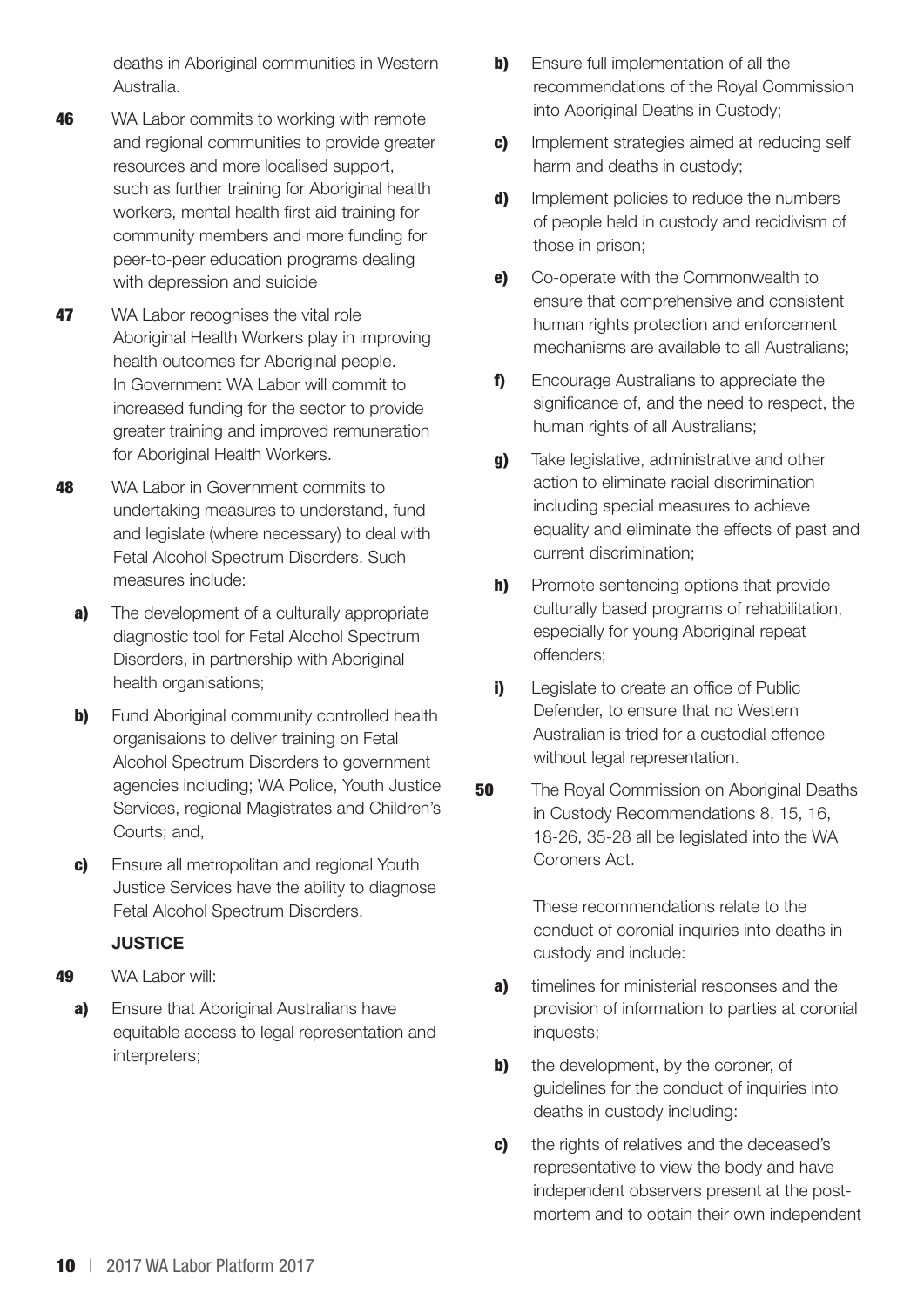deaths in Aboriginal communities in Western Australia.

**46** WA Labor commits to working with remote and regional communities to provide greater resources and more localised support, such as further training for Aboriginal health workers, mental health first aid training for community members and more funding for peer-to-peer education programs dealing with depression and suicide

**47** WA Labor recognises the vital role Aboriginal Health Workers play in improving health outcomes for Aboriginal people. In Government WA Labor will commit to increased funding for the sector to provide greater training and improved remuneration for Aboriginal Health Workers.

**48** WA Labor in Government commits to undertaking measures to understand, fund and legislate (where necessary) to deal with Fetal Alcohol Spectrum Disorders. Such measures include:

- **a)** The development of a culturally appropriate diagnostic tool for Fetal Alcohol Spectrum Disorders, in partnership with Aboriginal health organisations;
- **b)** Fund Aboriginal community controlled health organisaions to deliver training on Fetal Alcohol Spectrum Disorders to government agencies including; WA Police, Youth Justice Services, regional Magistrates and Children's Courts; and,
- **c)** Ensure all metropolitan and regional Youth Justice Services have the ability to diagnose Fetal Alcohol Spectrum Disorders.

## JUSTICE

**49** WA Labor will:

- **a)** Ensure that Aboriginal Australians have equitable access to legal representation and interpreters;
- **b)** Ensure full implementation of all the recommendations of the Royal Commission into Aboriginal Deaths in Custody;
- **c)** Implement strategies aimed at reducing self harm and deaths in custody;
- **d)** Implement policies to reduce the numbers of people held in custody and recidivism of those in prison;
- **e)** Co-operate with the Commonwealth to ensure that comprehensive and consistent human rights protection and enforcement mechanisms are available to all Australians;
- **f)** Encourage Australians to appreciate the significance of, and the need to respect, the human rights of all Australians;
- **g)** Take legislative, administrative and other action to eliminate racial discrimination including special measures to achieve equality and eliminate the effects of past and current discrimination;
- **h)** Promote sentencing options that provide culturally based programs of rehabilitation, especially for young Aboriginal repeat offenders;
- **i)** Legislate to create an office of Public Defender, to ensure that no Western Australian is tried for a custodial offence without legal representation.

**50** The Royal Commission on Aboriginal Deaths in Custody Recommendations 8, 15, 16, 18-26, 35-28 all be legislated into the WA Coroners Act.

These recommendations relate to the conduct of coronial inquiries into deaths in custody and include:

- **a)** timelines for ministerial responses and the provision of information to parties at coronial inquests;
- **b)** the development, by the coroner, of guidelines for the conduct of inquiries into deaths in custody including:
- **c)** the rights of relatives and the deceased's representative to view the body and have independent observers present at the post-mortem and to obtain their own independent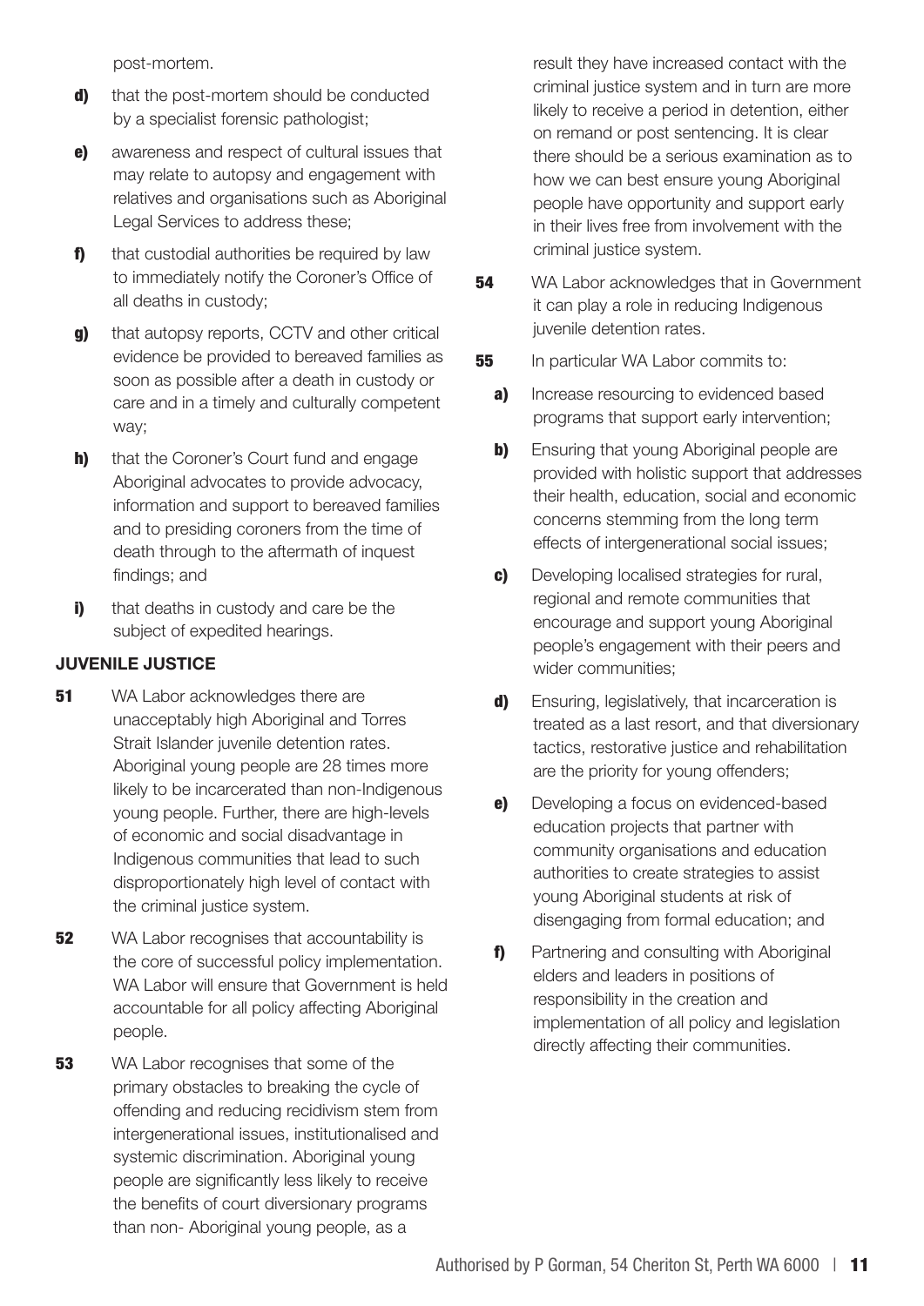post-mortem.

**d)** that the post-mortem should be conducted by a specialist forensic pathologist;

**e)** awareness and respect of cultural issues that may relate to autopsy and engagement with relatives and organisations such as Aboriginal Legal Services to address these;

**f)** that custodial authorities be required by law to immediately notify the Coroner's Office of all deaths in custody;

**g)** that autopsy reports, CCTV and other critical evidence be provided to bereaved families as soon as possible after a death in custody or care and in a timely and culturally competent way;

**h)** that the Coroner's Court fund and engage Aboriginal advocates to provide advocacy, information and support to bereaved families and to presiding coroners from the time of death through to the aftermath of inquest findings; and

**i)** that deaths in custody and care be the subject of expedited hearings.

**JUVENILE JUSTICE**

**51** WA Labor acknowledges there are unacceptably high Aboriginal and Torres Strait Islander juvenile detention rates. Aboriginal young people are 28 times more likely to be incarcerated than non-Indigenous young people. Further, there are high-levels of economic and social disadvantage in Indigenous communities that lead to such disproportionately high level of contact with the criminal justice system.

**52** WA Labor recognises that accountability is the core of successful policy implementation. WA Labor will ensure that Government is held accountable for all policy affecting Aboriginal people.

**53** WA Labor recognises that some of the primary obstacles to breaking the cycle of offending and reducing recidivism stem from intergenerational issues, institutionalised and systemic discrimination. Aboriginal young people are significantly less likely to receive the benefits of court diversionary programs than non- Aboriginal young people, as a result they have increased contact with the criminal justice system and in turn are more likely to receive a period in detention, either on remand or post sentencing. It is clear there should be a serious examination as to how we can best ensure young Aboriginal people have opportunity and support early in their lives free from involvement with the criminal justice system.

**54** WA Labor acknowledges that in Government it can play a role in reducing Indigenous juvenile detention rates.

**55** In particular WA Labor commits to:

**a)** Increase resourcing to evidenced based programs that support early intervention;

**b)** Ensuring that young Aboriginal people are provided with holistic support that addresses their health, education, social and economic concerns stemming from the long term effects of intergenerational social issues;

**c)** Developing localised strategies for rural, regional and remote communities that encourage and support young Aboriginal people's engagement with their peers and wider communities;

**d)** Ensuring, legislatively, that incarceration is treated as a last resort, and that diversionary tactics, restorative justice and rehabilitation are the priority for young offenders;

**e)** Developing a focus on evidenced-based education projects that partner with community organisations and education authorities to create strategies to assist young Aboriginal students at risk of disengaging from formal education; and

**f)** Partnering and consulting with Aboriginal elders and leaders in positions of responsibility in the creation and implementation of all policy and legislation directly affecting their communities.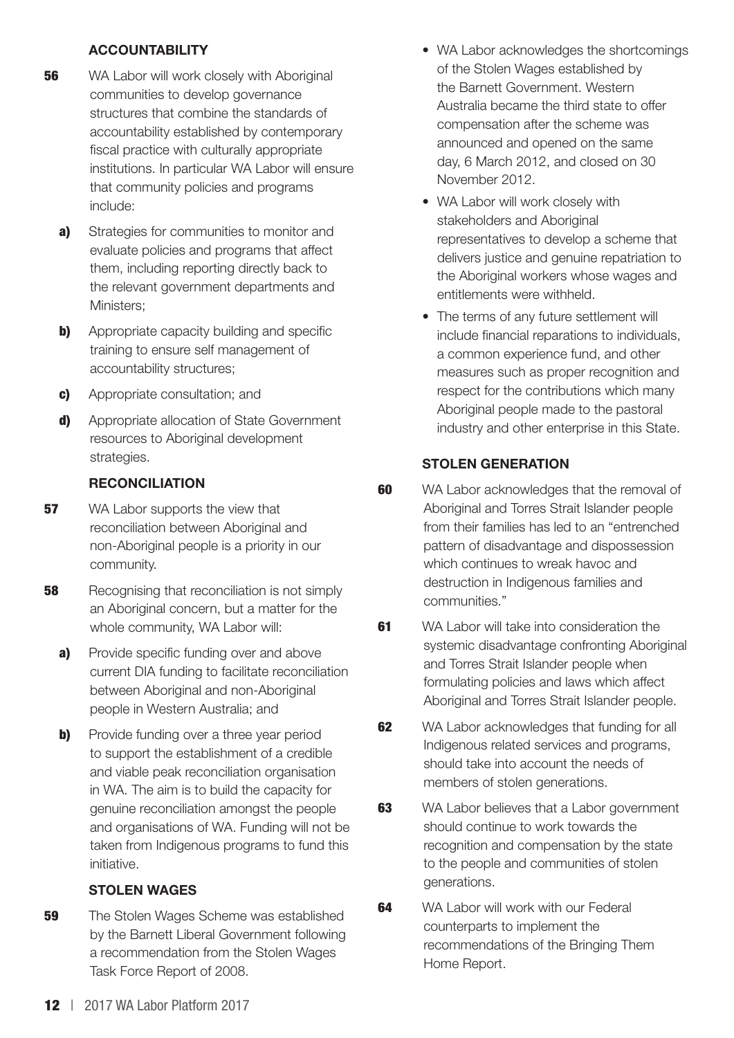### ACCOUNTABILITY

**56** WA Labor will work closely with Aboriginal communities to develop governance structures that combine the standards of accountability established by contemporary fiscal practice with culturally appropriate institutions. In particular WA Labor will ensure that community policies and programs include:

**a)** Strategies for communities to monitor and evaluate policies and programs that affect them, including reporting directly back to the relevant government departments and Ministers;

**b)** Appropriate capacity building and specific training to ensure self management of accountability structures;

**c)** Appropriate consultation; and

**d)** Appropriate allocation of State Government resources to Aboriginal development strategies.

### RECONCILIATION

**57** WA Labor supports the view that reconciliation between Aboriginal and non-Aboriginal people is a priority in our community.

**58** Recognising that reconciliation is not simply an Aboriginal concern, but a matter for the whole community, WA Labor will:

**a)** Provide specific funding over and above current DIA funding to facilitate reconciliation between Aboriginal and non-Aboriginal people in Western Australia; and

**b)** Provide funding over a three year period to support the establishment of a credible and viable peak reconciliation organisation in WA. The aim is to build the capacity for genuine reconciliation amongst the people and organisations of WA. Funding will not be taken from Indigenous programs to fund this initiative.

### STOLEN WAGES

**59** The Stolen Wages Scheme was established by the Barnett Liberal Government following a recommendation from the Stolen Wages Task Force Report of 2008.

- WA Labor acknowledges the shortcomings of the Stolen Wages established by the Barnett Government. Western Australia became the third state to offer compensation after the scheme was announced and opened on the same day, 6 March 2012, and closed on 30 November 2012.
- WA Labor will work closely with stakeholders and Aboriginal representatives to develop a scheme that delivers justice and genuine repatriation to the Aboriginal workers whose wages and entitlements were withheld.
- The terms of any future settlement will include financial reparations to individuals, a common experience fund, and other measures such as proper recognition and respect for the contributions which many Aboriginal people made to the pastoral industry and other enterprise in this State.

### STOLEN GENERATION

**60** WA Labor acknowledges that the removal of Aboriginal and Torres Strait Islander people from their families has led to an "entrenched pattern of disadvantage and dispossession which continues to wreak havoc and destruction in Indigenous families and communities."

**61** WA Labor will take into consideration the systemic disadvantage confronting Aboriginal and Torres Strait Islander people when formulating policies and laws which affect Aboriginal and Torres Strait Islander people.

**62** WA Labor acknowledges that funding for all Indigenous related services and programs, should take into account the needs of members of stolen generations.

**63** WA Labor believes that a Labor government should continue to work towards the recognition and compensation by the state to the people and communities of stolen generations.

**64** WA Labor will work with our Federal counterparts to implement the recommendations of the Bringing Them Home Report.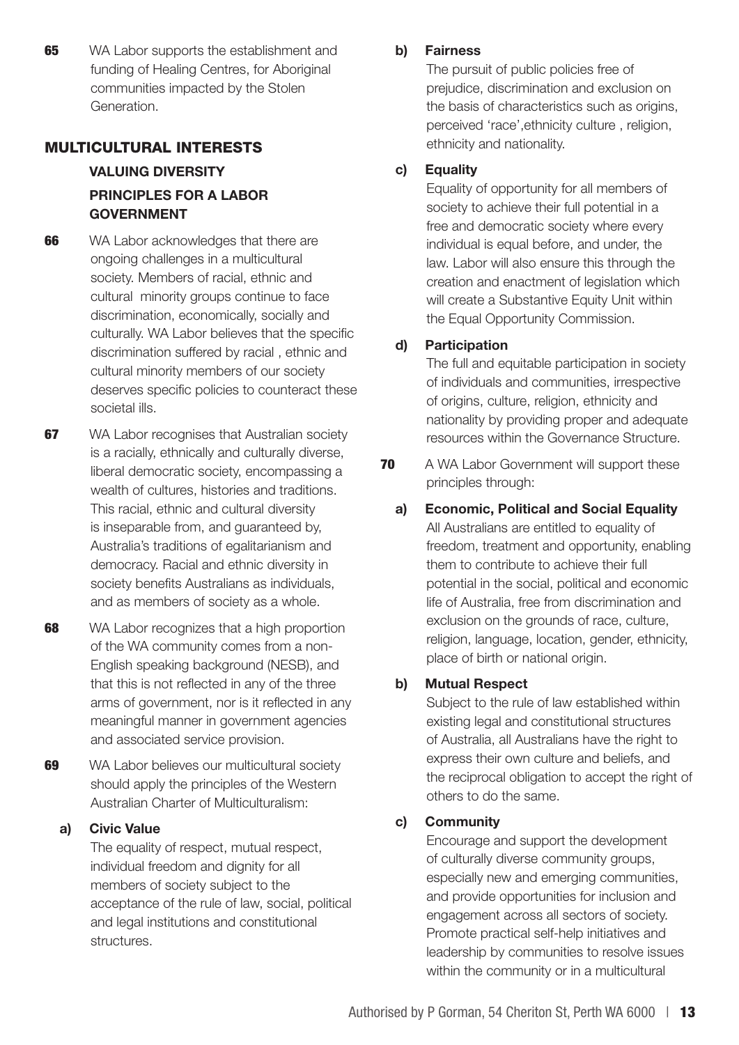**65** WA Labor supports the establishment and funding of Healing Centres, for Aboriginal communities impacted by the Stolen Generation.

## MULTICULTURAL INTERESTS

### VALUING DIVERSITY

### PRINCIPLES FOR A LABOR GOVERNMENT

**66** WA Labor acknowledges that there are ongoing challenges in a multicultural society. Members of racial, ethnic and cultural minority groups continue to face discrimination, economically, socially and culturally. WA Labor believes that the specific discrimination suffered by racial , ethnic and cultural minority members of our society deserves specific policies to counteract these societal ills.

**67** WA Labor recognises that Australian society is a racially, ethnically and culturally diverse, liberal democratic society, encompassing a wealth of cultures, histories and traditions. This racial, ethnic and cultural diversity is inseparable from, and guaranteed by, Australia's traditions of egalitarianism and democracy. Racial and ethnic diversity in society benefits Australians as individuals, and as members of society as a whole.

**68** WA Labor recognizes that a high proportion of the WA community comes from a non-English speaking background (NESB), and that this is not reflected in any of the three arms of government, nor is it reflected in any meaningful manner in government agencies and associated service provision.

**69** WA Labor believes our multicultural society should apply the principles of the Western Australian Charter of Multiculturalism:

**a) Civic Value**

The equality of respect, mutual respect, individual freedom and dignity for all members of society subject to the acceptance of the rule of law, social, political and legal institutions and constitutional structures.

**b) Fairness**

The pursuit of public policies free of prejudice, discrimination and exclusion on the basis of characteristics such as origins, perceived 'race',ethnicity culture , religion, ethnicity and nationality.

**c) Equality**

Equality of opportunity for all members of society to achieve their full potential in a free and democratic society where every individual is equal before, and under, the law. Labor will also ensure this through the creation and enactment of legislation which will create a Substantive Equity Unit within the Equal Opportunity Commission.

**d) Participation**

The full and equitable participation in society of individuals and communities, irrespective of origins, culture, religion, ethnicity and nationality by providing proper and adequate resources within the Governance Structure.

**70** A WA Labor Government will support these principles through:

**a) Economic, Political and Social Equality**

All Australians are entitled to equality of freedom, treatment and opportunity, enabling them to contribute to achieve their full potential in the social, political and economic life of Australia, free from discrimination and exclusion on the grounds of race, culture, religion, language, location, gender, ethnicity, place of birth or national origin.

**b) Mutual Respect**

Subject to the rule of law established within existing legal and constitutional structures of Australia, all Australians have the right to express their own culture and beliefs, and the reciprocal obligation to accept the right of others to do the same.

**c) Community**

Encourage and support the development of culturally diverse community groups, especially new and emerging communities, and provide opportunities for inclusion and engagement across all sectors of society. Promote practical self-help initiatives and leadership by communities to resolve issues within the community or in a multicultural

Authorised by P Gorman, 54 Cheriton St, Perth WA 6000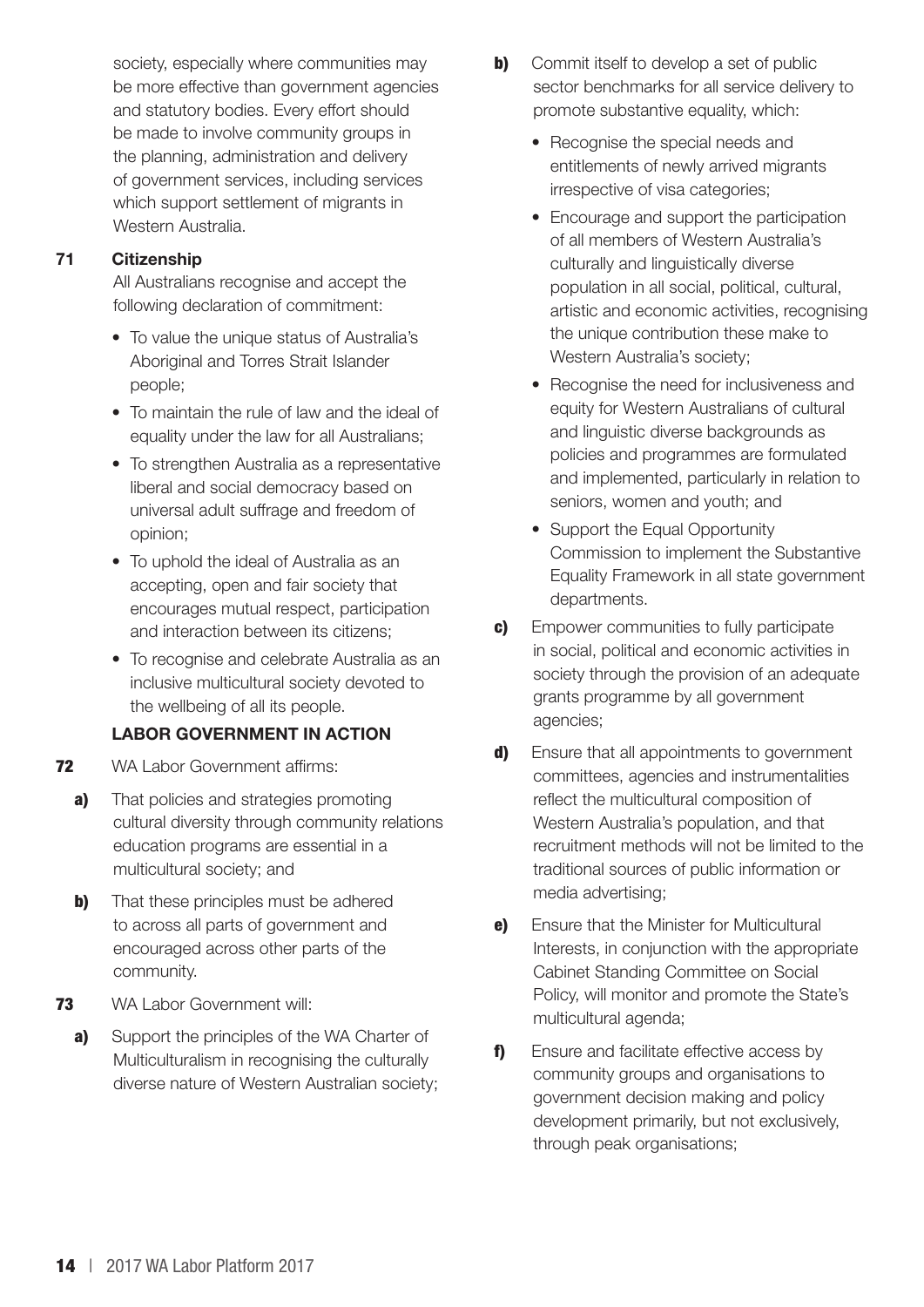society, especially where communities may be more effective than government agencies and statutory bodies. Every effort should be made to involve community groups in the planning, administration and delivery of government services, including services which support settlement of migrants in Western Australia.

**71 Citizenship**

All Australians recognise and accept the following declaration of commitment:

- To value the unique status of Australia's Aboriginal and Torres Strait Islander people;
- To maintain the rule of law and the ideal of equality under the law for all Australians;
- To strengthen Australia as a representative liberal and social democracy based on universal adult suffrage and freedom of opinion;
- To uphold the ideal of Australia as an accepting, open and fair society that encourages mutual respect, participation and interaction between its citizens;
- To recognise and celebrate Australia as an inclusive multicultural society devoted to the wellbeing of all its people.

**LABOR GOVERNMENT IN ACTION**

**72** WA Labor Government affirms:

**a)** That policies and strategies promoting cultural diversity through community relations education programs are essential in a multicultural society; and

**b)** That these principles must be adhered to across all parts of government and encouraged across other parts of the community.

**73** WA Labor Government will:

**a)** Support the principles of the WA Charter of Multiculturalism in recognising the culturally diverse nature of Western Australian society;

**b)** Commit itself to develop a set of public sector benchmarks for all service delivery to promote substantive equality, which:

- Recognise the special needs and entitlements of newly arrived migrants irrespective of visa categories;
- Encourage and support the participation of all members of Western Australia's culturally and linguistically diverse population in all social, political, cultural, artistic and economic activities, recognising the unique contribution these make to Western Australia's society;
- Recognise the need for inclusiveness and equity for Western Australians of cultural and linguistic diverse backgrounds as policies and programmes are formulated and implemented, particularly in relation to seniors, women and youth; and
- Support the Equal Opportunity Commission to implement the Substantive Equality Framework in all state government departments.

**c)** Empower communities to fully participate in social, political and economic activities in society through the provision of an adequate grants programme by all government agencies;

**d)** Ensure that all appointments to government committees, agencies and instrumentalities reflect the multicultural composition of Western Australia's population, and that recruitment methods will not be limited to the traditional sources of public information or media advertising;

**e)** Ensure that the Minister for Multicultural Interests, in conjunction with the appropriate Cabinet Standing Committee on Social Policy, will monitor and promote the State's multicultural agenda;

**f)** Ensure and facilitate effective access by community groups and organisations to government decision making and policy development primarily, but not exclusively, through peak organisations;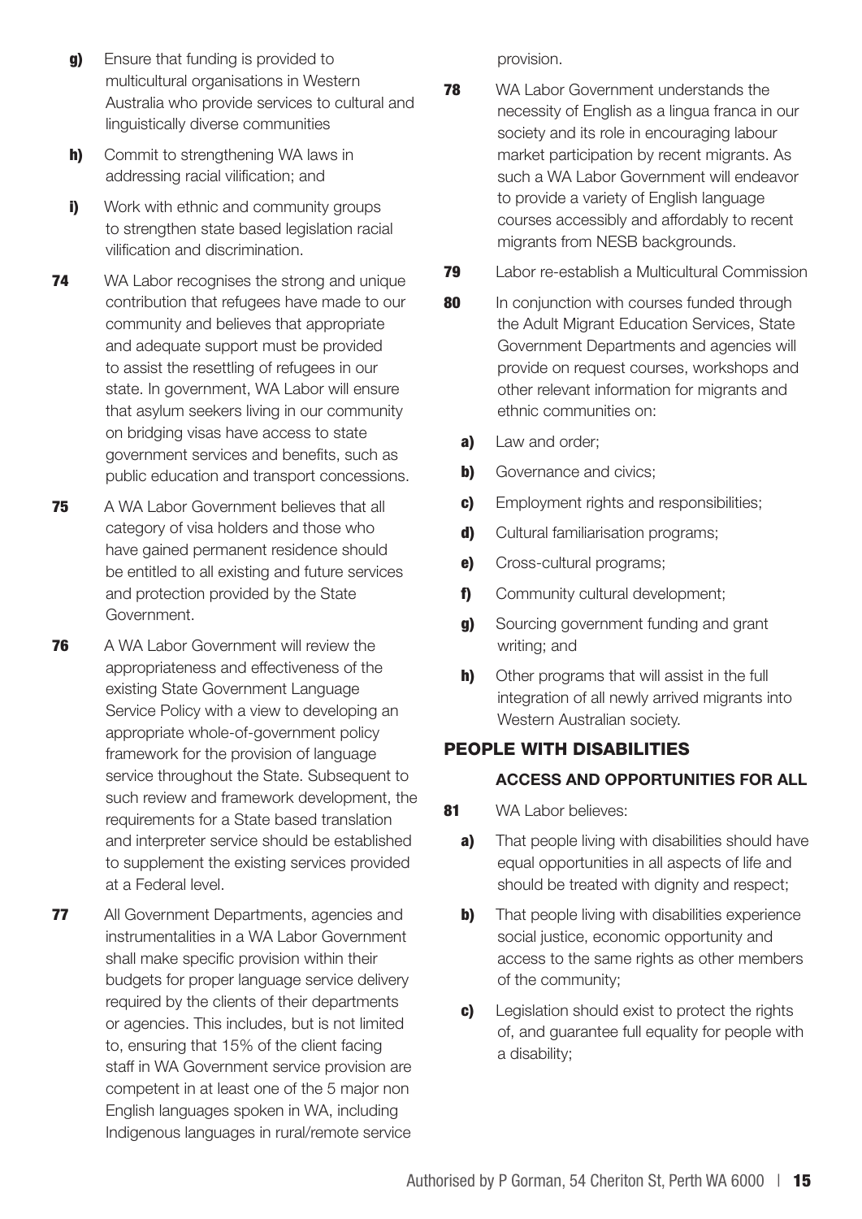**g)** Ensure that funding is provided to multicultural organisations in Western Australia who provide services to cultural and linguistically diverse communities

**h)** Commit to strengthening WA laws in addressing racial vilification; and

**i)** Work with ethnic and community groups to strengthen state based legislation racial vilification and discrimination.

**74** WA Labor recognises the strong and unique contribution that refugees have made to our community and believes that appropriate and adequate support must be provided to assist the resettling of refugees in our state. In government, WA Labor will ensure that asylum seekers living in our community on bridging visas have access to state government services and benefits, such as public education and transport concessions.

**75** A WA Labor Government believes that all category of visa holders and those who have gained permanent residence should be entitled to all existing and future services and protection provided by the State Government.

**76** A WA Labor Government will review the appropriateness and effectiveness of the existing State Government Language Service Policy with a view to developing an appropriate whole-of-government policy framework for the provision of language service throughout the State. Subsequent to such review and framework development, the requirements for a State based translation and interpreter service should be established to supplement the existing services provided at a Federal level.

**77** All Government Departments, agencies and instrumentalities in a WA Labor Government shall make specific provision within their budgets for proper language service delivery required by the clients of their departments or agencies. This includes, but is not limited to, ensuring that 15% of the client facing staff in WA Government service provision are competent in at least one of the 5 major non English languages spoken in WA, including Indigenous languages in rural/remote service provision.

**78** WA Labor Government understands the necessity of English as a lingua franca in our society and its role in encouraging labour market participation by recent migrants. As such a WA Labor Government will endeavor to provide a variety of English language courses accessibly and affordably to recent migrants from NESB backgrounds.

**79** Labor re-establish a Multicultural Commission

**80** In conjunction with courses funded through the Adult Migrant Education Services, State Government Departments and agencies will provide on request courses, workshops and other relevant information for migrants and ethnic communities on:

**a)** Law and order;

**b)** Governance and civics;

**c)** Employment rights and responsibilities;

**d)** Cultural familiarisation programs;

**e)** Cross-cultural programs;

**f)** Community cultural development;

**g)** Sourcing government funding and grant writing; and

**h)** Other programs that will assist in the full integration of all newly arrived migrants into Western Australian society.

## PEOPLE WITH DISABILITIES

### ACCESS AND OPPORTUNITIES FOR ALL

**81** WA Labor believes:

**a)** That people living with disabilities should have equal opportunities in all aspects of life and should be treated with dignity and respect;

**b)** That people living with disabilities experience social justice, economic opportunity and access to the same rights as other members of the community;

**c)** Legislation should exist to protect the rights of, and guarantee full equality for people with a disability;

Authorised by P Gorman, 54 Cheriton St, Perth WA 6000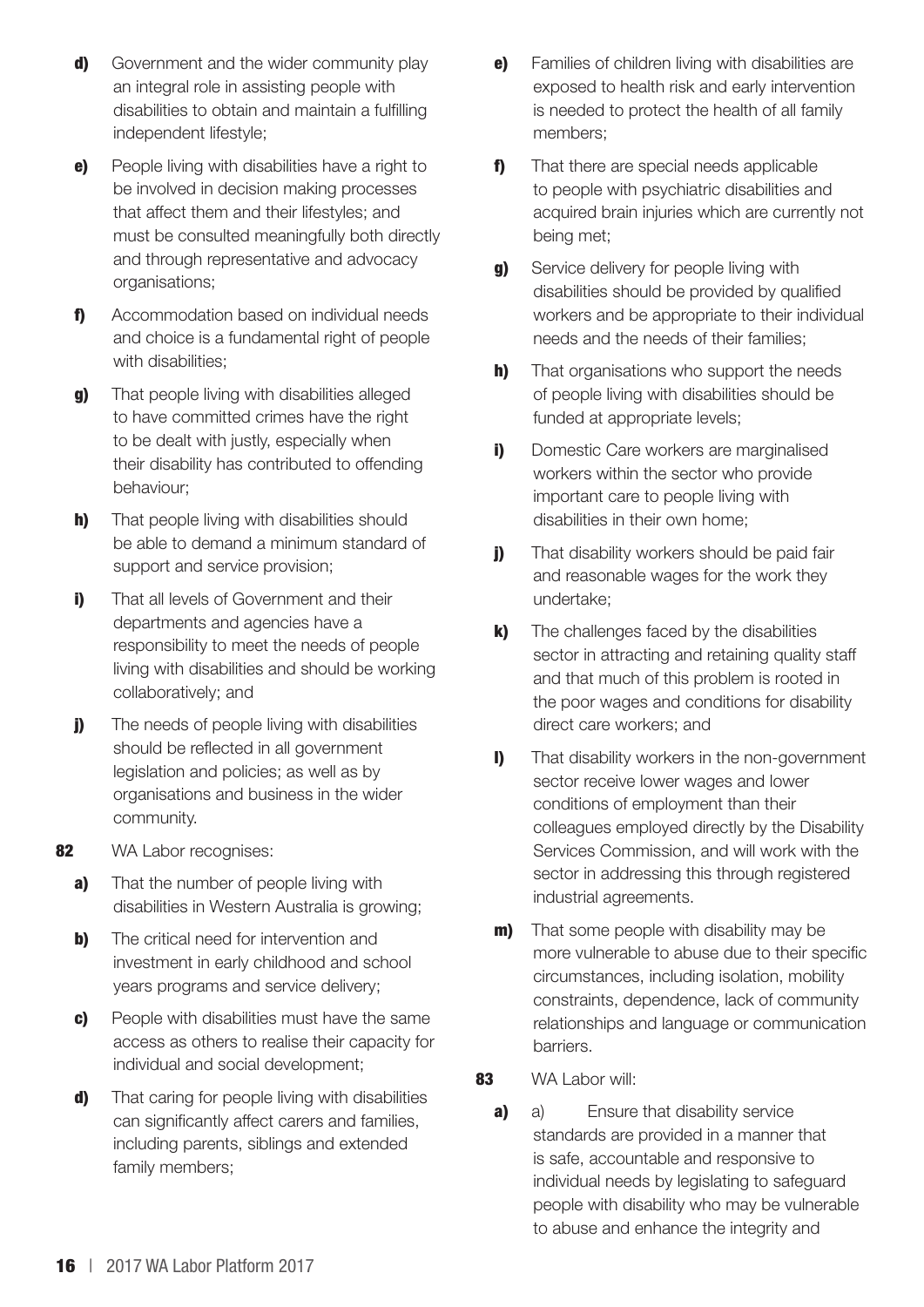**d)** Government and the wider community play an integral role in assisting people with disabilities to obtain and maintain a fulfilling independent lifestyle;

**e)** People living with disabilities have a right to be involved in decision making processes that affect them and their lifestyles; and must be consulted meaningfully both directly and through representative and advocacy organisations;

**f)** Accommodation based on individual needs and choice is a fundamental right of people with disabilities;

**g)** That people living with disabilities alleged to have committed crimes have the right to be dealt with justly, especially when their disability has contributed to offending behaviour;

**h)** That people living with disabilities should be able to demand a minimum standard of support and service provision;

**i)** That all levels of Government and their departments and agencies have a responsibility to meet the needs of people living with disabilities and should be working collaboratively; and

**j)** The needs of people living with disabilities should be reflected in all government legislation and policies; as well as by organisations and business in the wider community.

**82** WA Labor recognises:

**a)** That the number of people living with disabilities in Western Australia is growing;

**b)** The critical need for intervention and investment in early childhood and school years programs and service delivery;

**c)** People with disabilities must have the same access as others to realise their capacity for individual and social development;

**d)** That caring for people living with disabilities can significantly affect carers and families, including parents, siblings and extended family members;

**e)** Families of children living with disabilities are exposed to health risk and early intervention is needed to protect the health of all family members;

**f)** That there are special needs applicable to people with psychiatric disabilities and acquired brain injuries which are currently not being met;

**g)** Service delivery for people living with disabilities should be provided by qualified workers and be appropriate to their individual needs and the needs of their families;

**h)** That organisations who support the needs of people living with disabilities should be funded at appropriate levels;

**i)** Domestic Care workers are marginalised workers within the sector who provide important care to people living with disabilities in their own home;

**j)** That disability workers should be paid fair and reasonable wages for the work they undertake;

**k)** The challenges faced by the disabilities sector in attracting and retaining quality staff and that much of this problem is rooted in the poor wages and conditions for disability direct care workers; and

**l)** That disability workers in the non-government sector receive lower wages and lower conditions of employment than their colleagues employed directly by the Disability Services Commission, and will work with the sector in addressing this through registered industrial agreements.

**m)** That some people with disability may be more vulnerable to abuse due to their specific circumstances, including isolation, mobility constraints, dependence, lack of community relationships and language or communication barriers.

**83** WA Labor will:

**a)** a) Ensure that disability service standards are provided in a manner that is safe, accountable and responsive to individual needs by legislating to safeguard people with disability who may be vulnerable to abuse and enhance the integrity and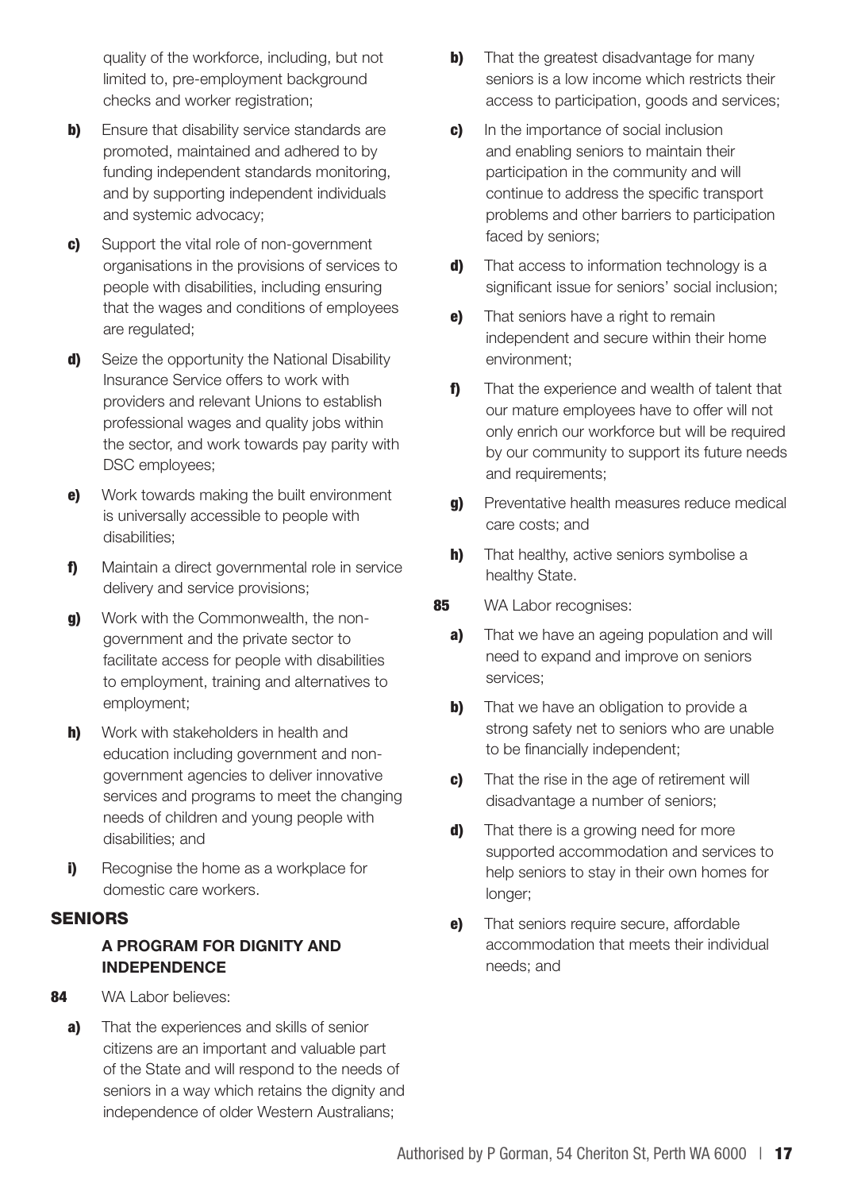quality of the workforce, including, but not limited to, pre-employment background checks and worker registration;

**b)** Ensure that disability service standards are promoted, maintained and adhered to by funding independent standards monitoring, and by supporting independent individuals and systemic advocacy;

**c)** Support the vital role of non-government organisations in the provisions of services to people with disabilities, including ensuring that the wages and conditions of employees are regulated;

**d)** Seize the opportunity the National Disability Insurance Service offers to work with providers and relevant Unions to establish professional wages and quality jobs within the sector, and work towards pay parity with DSC employees;

**e)** Work towards making the built environment is universally accessible to people with disabilities;

**f)** Maintain a direct governmental role in service delivery and service provisions;

**g)** Work with the Commonwealth, the non-government and the private sector to facilitate access for people with disabilities to employment, training and alternatives to employment;

**h)** Work with stakeholders in health and education including government and non-government agencies to deliver innovative services and programs to meet the changing needs of children and young people with disabilities; and

**i)** Recognise the home as a workplace for domestic care workers.

## SENIORS

### A PROGRAM FOR DIGNITY AND INDEPENDENCE

**84** WA Labor believes:

**a)** That the experiences and skills of senior citizens are an important and valuable part of the State and will respond to the needs of seniors in a way which retains the dignity and independence of older Western Australians;

**b)** That the greatest disadvantage for many seniors is a low income which restricts their access to participation, goods and services;

**c)** In the importance of social inclusion and enabling seniors to maintain their participation in the community and will continue to address the specific transport problems and other barriers to participation faced by seniors;

**d)** That access to information technology is a significant issue for seniors' social inclusion;

**e)** That seniors have a right to remain independent and secure within their home environment;

**f)** That the experience and wealth of talent that our mature employees have to offer will not only enrich our workforce but will be required by our community to support its future needs and requirements;

**g)** Preventative health measures reduce medical care costs; and

**h)** That healthy, active seniors symbolise a healthy State.

**85** WA Labor recognises:

**a)** That we have an ageing population and will need to expand and improve on seniors services;

**b)** That we have an obligation to provide a strong safety net to seniors who are unable to be financially independent;

**c)** That the rise in the age of retirement will disadvantage a number of seniors;

**d)** That there is a growing need for more supported accommodation and services to help seniors to stay in their own homes for longer;

**e)** That seniors require secure, affordable accommodation that meets their individual needs; and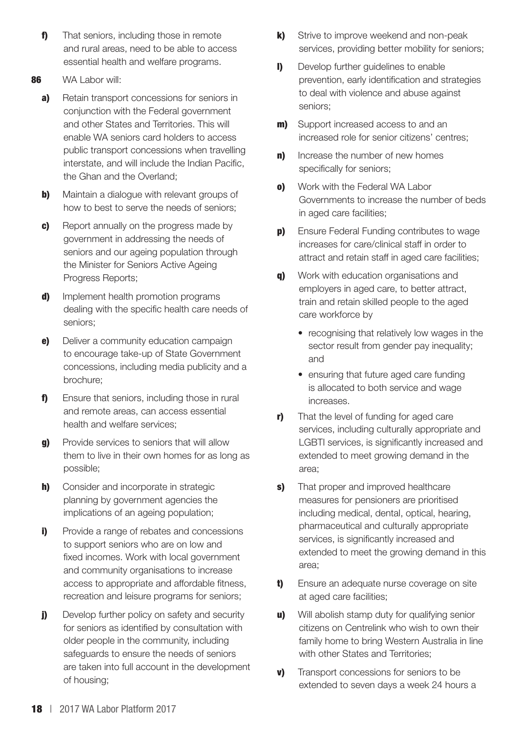**f)** That seniors, including those in remote and rural areas, need to be able to access essential health and welfare programs.

**86** WA Labor will:

**a)** Retain transport concessions for seniors in conjunction with the Federal government and other States and Territories. This will enable WA seniors card holders to access public transport concessions when travelling interstate, and will include the Indian Pacific, the Ghan and the Overland;

**b)** Maintain a dialogue with relevant groups of how to best to serve the needs of seniors;

**c)** Report annually on the progress made by government in addressing the needs of seniors and our ageing population through the Minister for Seniors Active Ageing Progress Reports;

**d)** Implement health promotion programs dealing with the specific health care needs of seniors;

**e)** Deliver a community education campaign to encourage take-up of State Government concessions, including media publicity and a brochure;

**f)** Ensure that seniors, including those in rural and remote areas, can access essential health and welfare services;

**g)** Provide services to seniors that will allow them to live in their own homes for as long as possible;

**h)** Consider and incorporate in strategic planning by government agencies the implications of an ageing population;

**i)** Provide a range of rebates and concessions to support seniors who are on low and fixed incomes. Work with local government and community organisations to increase access to appropriate and affordable fitness, recreation and leisure programs for seniors;

**j)** Develop further policy on safety and security for seniors as identified by consultation with older people in the community, including safeguards to ensure the needs of seniors are taken into full account in the development of housing;

**k)** Strive to improve weekend and non-peak services, providing better mobility for seniors;

**l)** Develop further guidelines to enable prevention, early identification and strategies to deal with violence and abuse against seniors;

**m)** Support increased access to and an increased role for senior citizens' centres;

**n)** Increase the number of new homes specifically for seniors;

**o)** Work with the Federal WA Labor Governments to increase the number of beds in aged care facilities;

**p)** Ensure Federal Funding contributes to wage increases for care/clinical staff in order to attract and retain staff in aged care facilities;

**q)** Work with education organisations and employers in aged care, to better attract, train and retain skilled people to the aged care workforce by

- recognising that relatively low wages in the sector result from gender pay inequality; and
- ensuring that future aged care funding is allocated to both service and wage increases.

**r)** That the level of funding for aged care services, including culturally appropriate and LGBTI services, is significantly increased and extended to meet growing demand in the area;

**s)** That proper and improved healthcare measures for pensioners are prioritised including medical, dental, optical, hearing, pharmaceutical and culturally appropriate services, is significantly increased and extended to meet the growing demand in this area;

**t)** Ensure an adequate nurse coverage on site at aged care facilities;

**u)** Will abolish stamp duty for qualifying senior citizens on Centrelink who wish to own their family home to bring Western Australia in line with other States and Territories;

**v)** Transport concessions for seniors to be extended to seven days a week 24 hours a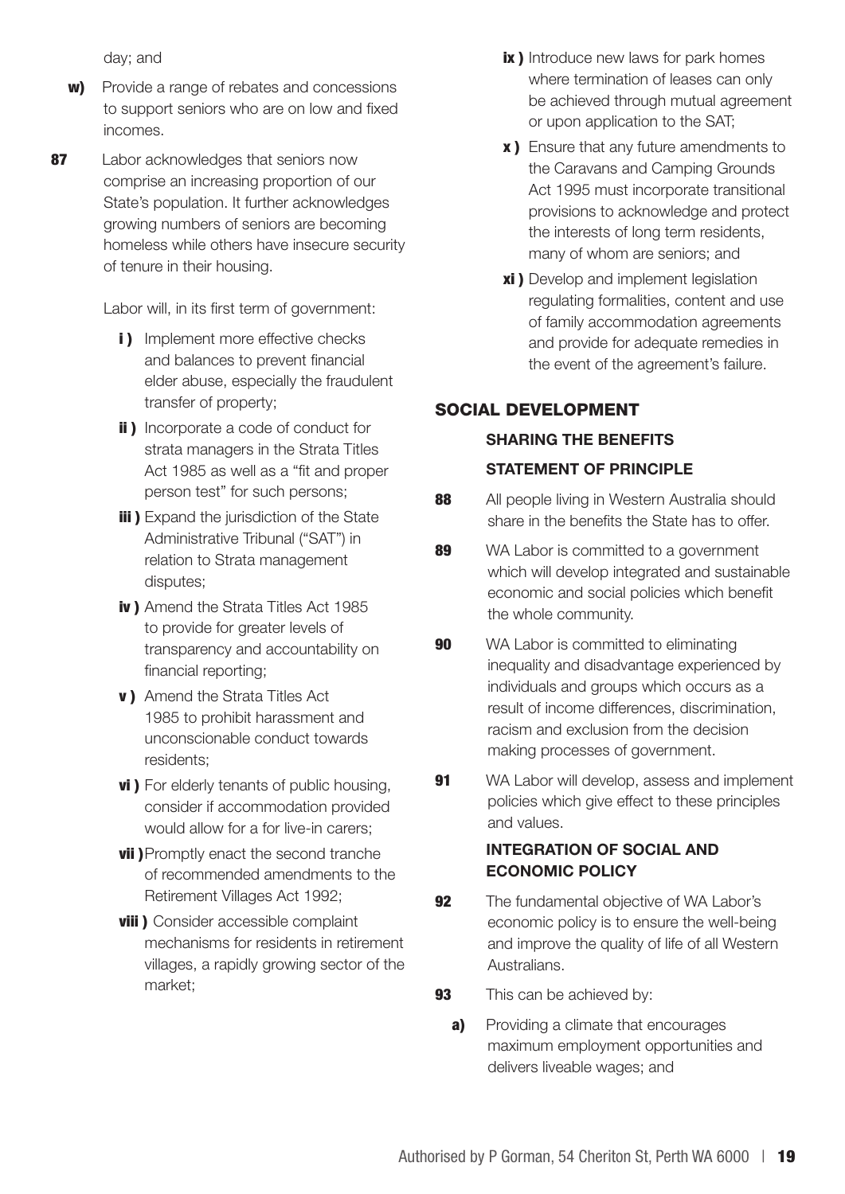day; and

**w)** Provide a range of rebates and concessions to support seniors who are on low and fixed incomes.

**87** Labor acknowledges that seniors now comprise an increasing proportion of our State's population. It further acknowledges growing numbers of seniors are becoming homeless while others have insecure security of tenure in their housing.

Labor will, in its first term of government:

**i )** Implement more effective checks and balances to prevent financial elder abuse, especially the fraudulent transfer of property;

**ii )** Incorporate a code of conduct for strata managers in the Strata Titles Act 1985 as well as a "fit and proper person test" for such persons;

**iii )** Expand the jurisdiction of the State Administrative Tribunal ("SAT") in relation to Strata management disputes;

**iv )** Amend the Strata Titles Act 1985 to provide for greater levels of transparency and accountability on financial reporting;

**v )** Amend the Strata Titles Act 1985 to prohibit harassment and unconscionable conduct towards residents;

**vi )** For elderly tenants of public housing, consider if accommodation provided would allow for a for live-in carers;

**vii )** Promptly enact the second tranche of recommended amendments to the Retirement Villages Act 1992;

**viii )** Consider accessible complaint mechanisms for residents in retirement villages, a rapidly growing sector of the market;

**ix )** Introduce new laws for park homes where termination of leases can only be achieved through mutual agreement or upon application to the SAT;

**x )** Ensure that any future amendments to the Caravans and Camping Grounds Act 1995 must incorporate transitional provisions to acknowledge and protect the interests of long term residents, many of whom are seniors; and

**xi )** Develop and implement legislation regulating formalities, content and use of family accommodation agreements and provide for adequate remedies in the event of the agreement's failure.

## SOCIAL DEVELOPMENT

### SHARING THE BENEFITS

### STATEMENT OF PRINCIPLE

**88** All people living in Western Australia should share in the benefits the State has to offer.

**89** WA Labor is committed to a government which will develop integrated and sustainable economic and social policies which benefit the whole community.

**90** WA Labor is committed to eliminating inequality and disadvantage experienced by individuals and groups which occurs as a result of income differences, discrimination, racism and exclusion from the decision making processes of government.

**91** WA Labor will develop, assess and implement policies which give effect to these principles and values.

### INTEGRATION OF SOCIAL AND ECONOMIC POLICY

**92** The fundamental objective of WA Labor's economic policy is to ensure the well-being and improve the quality of life of all Western Australians.

**93** This can be achieved by:

**a)** Providing a climate that encourages maximum employment opportunities and delivers liveable wages; and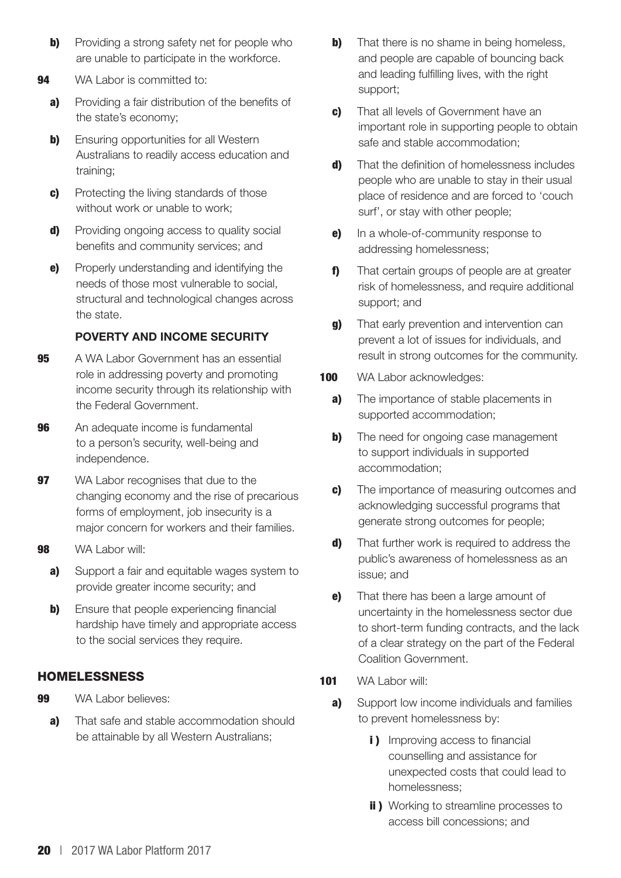**b)** Providing a strong safety net for people who are unable to participate in the workforce.

**94** WA Labor is committed to:

**a)** Providing a fair distribution of the benefits of the state's economy;

**b)** Ensuring opportunities for all Western Australians to readily access education and training;

**c)** Protecting the living standards of those without work or unable to work;

**d)** Providing ongoing access to quality social benefits and community services; and

**e)** Properly understanding and identifying the needs of those most vulnerable to social, structural and technological changes across the state.

### POVERTY AND INCOME SECURITY

**95** A WA Labor Government has an essential role in addressing poverty and promoting income security through its relationship with the Federal Government.

**96** An adequate income is fundamental to a person's security, well-being and independence.

**97** WA Labor recognises that due to the changing economy and the rise of precarious forms of employment, job insecurity is a major concern for workers and their families.

**98** WA Labor will:

**a)** Support a fair and equitable wages system to provide greater income security; and

**b)** Ensure that people experiencing financial hardship have timely and appropriate access to the social services they require.

## HOMELESSNESS

**99** WA Labor believes:

**a)** That safe and stable accommodation should be attainable by all Western Australians;

**b)** That there is no shame in being homeless, and people are capable of bouncing back and leading fulfilling lives, with the right support;

**c)** That all levels of Government have an important role in supporting people to obtain safe and stable accommodation;

**d)** That the definition of homelessness includes people who are unable to stay in their usual place of residence and are forced to 'couch surf', or stay with other people;

**e)** In a whole-of-community response to addressing homelessness;

**f)** That certain groups of people are at greater risk of homelessness, and require additional support; and

**g)** That early prevention and intervention can prevent a lot of issues for individuals, and result in strong outcomes for the community.

**100** WA Labor acknowledges:

**a)** The importance of stable placements in supported accommodation;

**b)** The need for ongoing case management to support individuals in supported accommodation;

**c)** The importance of measuring outcomes and acknowledging successful programs that generate strong outcomes for people;

**d)** That further work is required to address the public's awareness of homelessness as an issue; and

**e)** That there has been a large amount of uncertainty in the homelessness sector due to short-term funding contracts, and the lack of a clear strategy on the part of the Federal Coalition Government.

**101** WA Labor will:

**a)** Support low income individuals and families to prevent homelessness by:

**i)** Improving access to financial counselling and assistance for unexpected costs that could lead to homelessness;

**ii)** Working to streamline processes to access bill concessions; and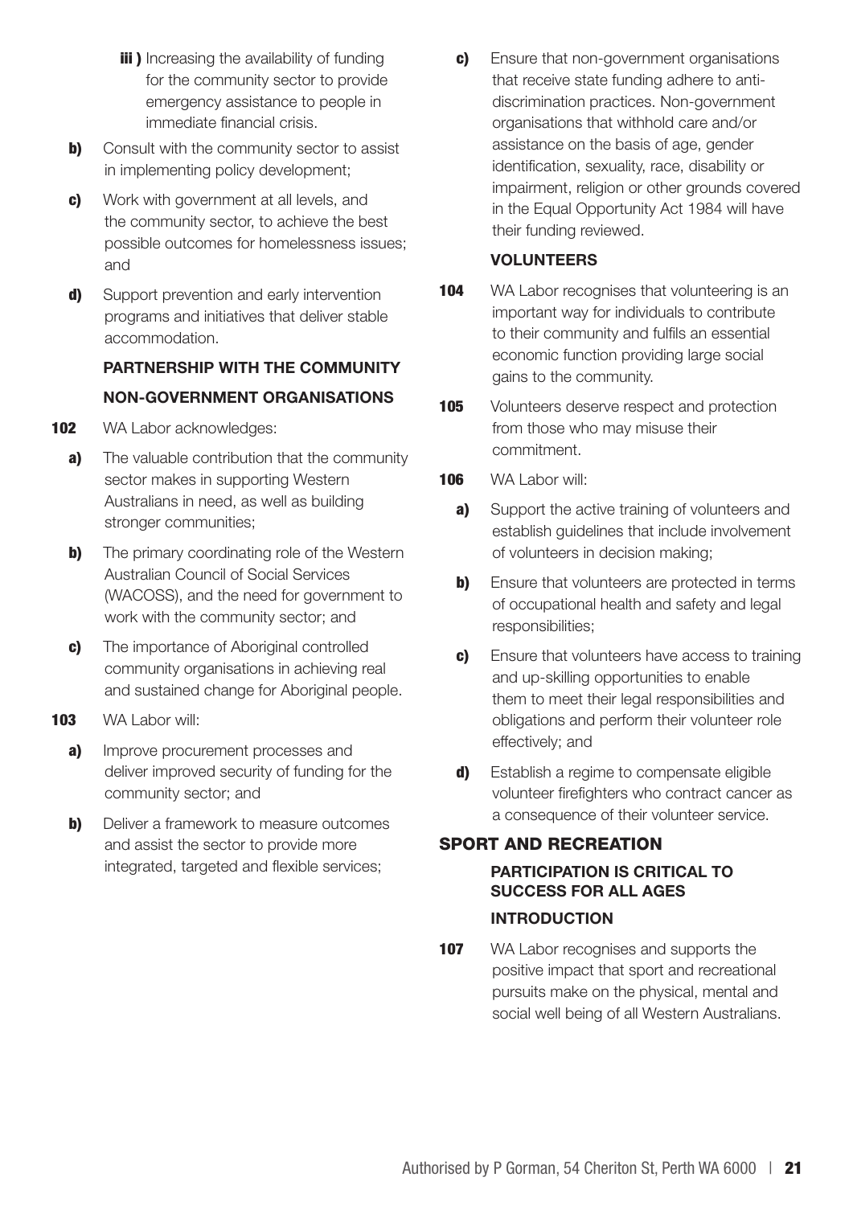**iii )** Increasing the availability of funding for the community sector to provide emergency assistance to people in immediate financial crisis.

**b)** Consult with the community sector to assist in implementing policy development;

**c)** Work with government at all levels, and the community sector, to achieve the best possible outcomes for homelessness issues; and

**d)** Support prevention and early intervention programs and initiatives that deliver stable accommodation.

### PARTNERSHIP WITH THE COMMUNITY

### NON-GOVERNMENT ORGANISATIONS

**102** WA Labor acknowledges:

**a)** The valuable contribution that the community sector makes in supporting Western Australians in need, as well as building stronger communities;

**b)** The primary coordinating role of the Western Australian Council of Social Services (WACOSS), and the need for government to work with the community sector; and

**c)** The importance of Aboriginal controlled community organisations in achieving real and sustained change for Aboriginal people.

**103** WA Labor will:

**a)** Improve procurement processes and deliver improved security of funding for the community sector; and

**b)** Deliver a framework to measure outcomes and assist the sector to provide more integrated, targeted and flexible services;

**c)** Ensure that non-government organisations that receive state funding adhere to anti-discrimination practices. Non-government organisations that withhold care and/or assistance on the basis of age, gender identification, sexuality, race, disability or impairment, religion or other grounds covered in the Equal Opportunity Act 1984 will have their funding reviewed.

### VOLUNTEERS

**104** WA Labor recognises that volunteering is an important way for individuals to contribute to their community and fulfils an essential economic function providing large social gains to the community.

**105** Volunteers deserve respect and protection from those who may misuse their commitment.

**106** WA Labor will:

**a)** Support the active training of volunteers and establish guidelines that include involvement of volunteers in decision making;

**b)** Ensure that volunteers are protected in terms of occupational health and safety and legal responsibilities;

**c)** Ensure that volunteers have access to training and up-skilling opportunities to enable them to meet their legal responsibilities and obligations and perform their volunteer role effectively; and

**d)** Establish a regime to compensate eligible volunteer firefighters who contract cancer as a consequence of their volunteer service.

## SPORT AND RECREATION

### PARTICIPATION IS CRITICAL TO SUCCESS FOR ALL AGES

### INTRODUCTION

**107** WA Labor recognises and supports the positive impact that sport and recreational pursuits make on the physical, mental and social well being of all Western Australians.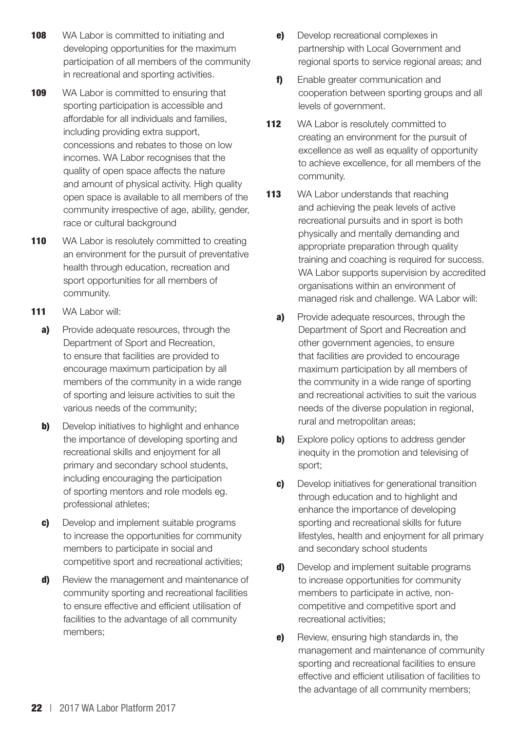**108** WA Labor is committed to initiating and developing opportunities for the maximum participation of all members of the community in recreational and sporting activities.

**109** WA Labor is committed to ensuring that sporting participation is accessible and affordable for all individuals and families, including providing extra support, concessions and rebates to those on low incomes. WA Labor recognises that the quality of open space affects the nature and amount of physical activity. High quality open space is available to all members of the community irrespective of age, ability, gender, race or cultural background

**110** WA Labor is resolutely committed to creating an environment for the pursuit of preventative health through education, recreation and sport opportunities for all members of community.

**111** WA Labor will:

- **a)** Provide adequate resources, through the Department of Sport and Recreation, to ensure that facilities are provided to encourage maximum participation by all members of the community in a wide range of sporting and leisure activities to suit the various needs of the community;
- **b)** Develop initiatives to highlight and enhance the importance of developing sporting and recreational skills and enjoyment for all primary and secondary school students, including encouraging the participation of sporting mentors and role models eg. professional athletes;
- **c)** Develop and implement suitable programs to increase the opportunities for community members to participate in social and competitive sport and recreational activities;
- **d)** Review the management and maintenance of community sporting and recreational facilities to ensure effective and efficient utilisation of facilities to the advantage of all community members;
- **e)** Develop recreational complexes in partnership with Local Government and regional sports to service regional areas; and
- **f)** Enable greater communication and cooperation between sporting groups and all levels of government.

**112** WA Labor is resolutely committed to creating an environment for the pursuit of excellence as well as equality of opportunity to achieve excellence, for all members of the community.

**113** WA Labor understands that reaching and achieving the peak levels of active recreational pursuits and in sport is both physically and mentally demanding and appropriate preparation through quality training and coaching is required for success. WA Labor supports supervision by accredited organisations within an environment of managed risk and challenge. WA Labor will:

- **a)** Provide adequate resources, through the Department of Sport and Recreation and other government agencies, to ensure that facilities are provided to encourage maximum participation by all members of the community in a wide range of sporting and recreational activities to suit the various needs of the diverse population in regional, rural and metropolitan areas;
- **b)** Explore policy options to address gender inequity in the promotion and televising of sport;
- **c)** Develop initiatives for generational transition through education and to highlight and enhance the importance of developing sporting and recreational skills for future lifestyles, health and enjoyment for all primary and secondary school students
- **d)** Develop and implement suitable programs to increase opportunities for community members to participate in active, non-competitive and competitive sport and recreational activities;
- **e)** Review, ensuring high standards in, the management and maintenance of community sporting and recreational facilities to ensure effective and efficient utilisation of facilities to the advantage of all community members;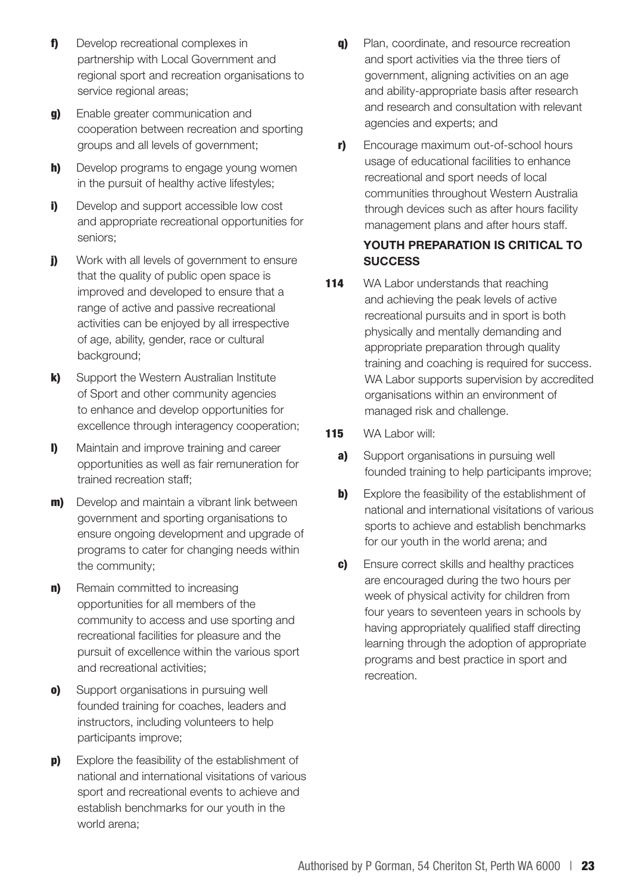**f)** Develop recreational complexes in partnership with Local Government and regional sport and recreation organisations to service regional areas;

**g)** Enable greater communication and cooperation between recreation and sporting groups and all levels of government;

**h)** Develop programs to engage young women in the pursuit of healthy active lifestyles;

**i)** Develop and support accessible low cost and appropriate recreational opportunities for seniors;

**j)** Work with all levels of government to ensure that the quality of public open space is improved and developed to ensure that a range of active and passive recreational activities can be enjoyed by all irrespective of age, ability, gender, race or cultural background;

**k)** Support the Western Australian Institute of Sport and other community agencies to enhance and develop opportunities for excellence through interagency cooperation;

**l)** Maintain and improve training and career opportunities as well as fair remuneration for trained recreation staff;

**m)** Develop and maintain a vibrant link between government and sporting organisations to ensure ongoing development and upgrade of programs to cater for changing needs within the community;

**n)** Remain committed to increasing opportunities for all members of the community to access and use sporting and recreational facilities for pleasure and the pursuit of excellence within the various sport and recreational activities;

**o)** Support organisations in pursuing well founded training for coaches, leaders and instructors, including volunteers to help participants improve;

**p)** Explore the feasibility of the establishment of national and international visitations of various sport and recreational events to achieve and establish benchmarks for our youth in the world arena;

**q)** Plan, coordinate, and resource recreation and sport activities via the three tiers of government, aligning activities on an age and ability-appropriate basis after research and research and consultation with relevant agencies and experts; and

**r)** Encourage maximum out-of-school hours usage of educational facilities to enhance recreational and sport needs of local communities throughout Western Australia through devices such as after hours facility management plans and after hours staff.

### YOUTH PREPARATION IS CRITICAL TO SUCCESS

**114** WA Labor understands that reaching and achieving the peak levels of active recreational pursuits and in sport is both physically and mentally demanding and appropriate preparation through quality training and coaching is required for success. WA Labor supports supervision by accredited organisations within an environment of managed risk and challenge.

**115** WA Labor will:

**a)** Support organisations in pursuing well founded training to help participants improve;

**b)** Explore the feasibility of the establishment of national and international visitations of various sports to achieve and establish benchmarks for our youth in the world arena; and

**c)** Ensure correct skills and healthy practices are encouraged during the two hours per week of physical activity for children from four years to seventeen years in schools by having appropriately qualified staff directing learning through the adoption of appropriate programs and best practice in sport and recreation.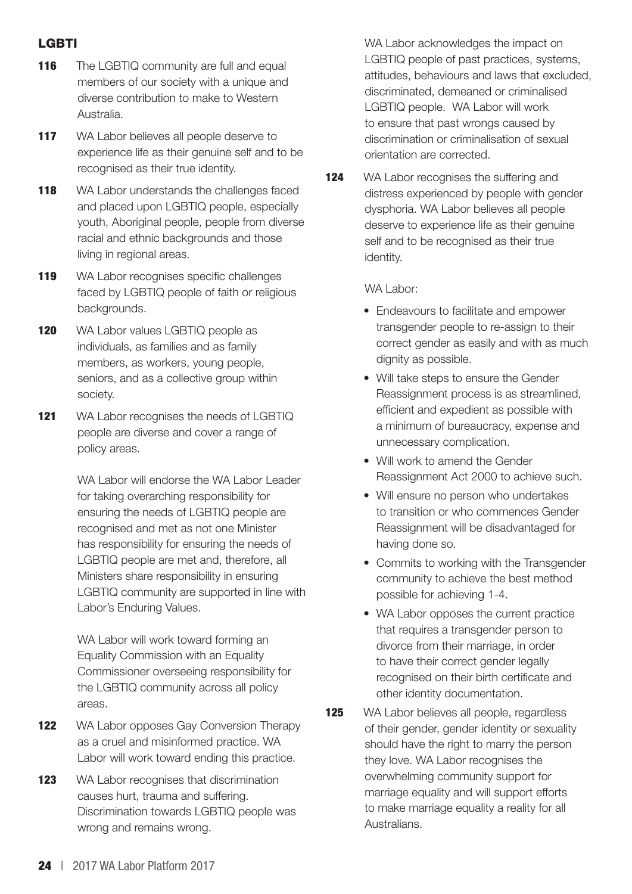## LGBTI

**116** The LGBTIQ community are full and equal members of our society with a unique and diverse contribution to make to Western Australia.

**117** WA Labor believes all people deserve to experience life as their genuine self and to be recognised as their true identity.

**118** WA Labor understands the challenges faced and placed upon LGBTIQ people, especially youth, Aboriginal people, people from diverse racial and ethnic backgrounds and those living in regional areas.

**119** WA Labor recognises specific challenges faced by LGBTIQ people of faith or religious backgrounds.

**120** WA Labor values LGBTIQ people as individuals, as families and as family members, as workers, young people, seniors, and as a collective group within society.

**121** WA Labor recognises the needs of LGBTIQ people are diverse and cover a range of policy areas.

WA Labor will endorse the WA Labor Leader for taking overarching responsibility for ensuring the needs of LGBTIQ people are recognised and met as not one Minister has responsibility for ensuring the needs of LGBTIQ people are met and, therefore, all Ministers share responsibility in ensuring LGBTIQ community are supported in line with Labor's Enduring Values.

WA Labor will work toward forming an Equality Commission with an Equality Commissioner overseeing responsibility for the LGBTIQ community across all policy areas.

**122** WA Labor opposes Gay Conversion Therapy as a cruel and misinformed practice. WA Labor will work toward ending this practice.

**123** WA Labor recognises that discrimination causes hurt, trauma and suffering. Discrimination towards LGBTIQ people was wrong and remains wrong.

WA Labor acknowledges the impact on LGBTIQ people of past practices, systems, attitudes, behaviours and laws that excluded, discriminated, demeaned or criminalised LGBTIQ people. WA Labor will work to ensure that past wrongs caused by discrimination or criminalisation of sexual orientation are corrected.

**124** WA Labor recognises the suffering and distress experienced by people with gender dysphoria. WA Labor believes all people deserve to experience life as their genuine self and to be recognised as their true identity.

WA Labor:

- Endeavours to facilitate and empower transgender people to re-assign to their correct gender as easily and with as much dignity as possible.
- Will take steps to ensure the Gender Reassignment process is as streamlined, efficient and expedient as possible with a minimum of bureaucracy, expense and unnecessary complication.
- Will work to amend the Gender Reassignment Act 2000 to achieve such.
- Will ensure no person who undertakes to transition or who commences Gender Reassignment will be disadvantaged for having done so.
- Commits to working with the Transgender community to achieve the best method possible for achieving 1-4.
- WA Labor opposes the current practice that requires a transgender person to divorce from their marriage, in order to have their correct gender legally recognised on their birth certificate and other identity documentation.

**125** WA Labor believes all people, regardless of their gender, gender identity or sexuality should have the right to marry the person they love. WA Labor recognises the overwhelming community support for marriage equality and will support efforts to make marriage equality a reality for all Australians.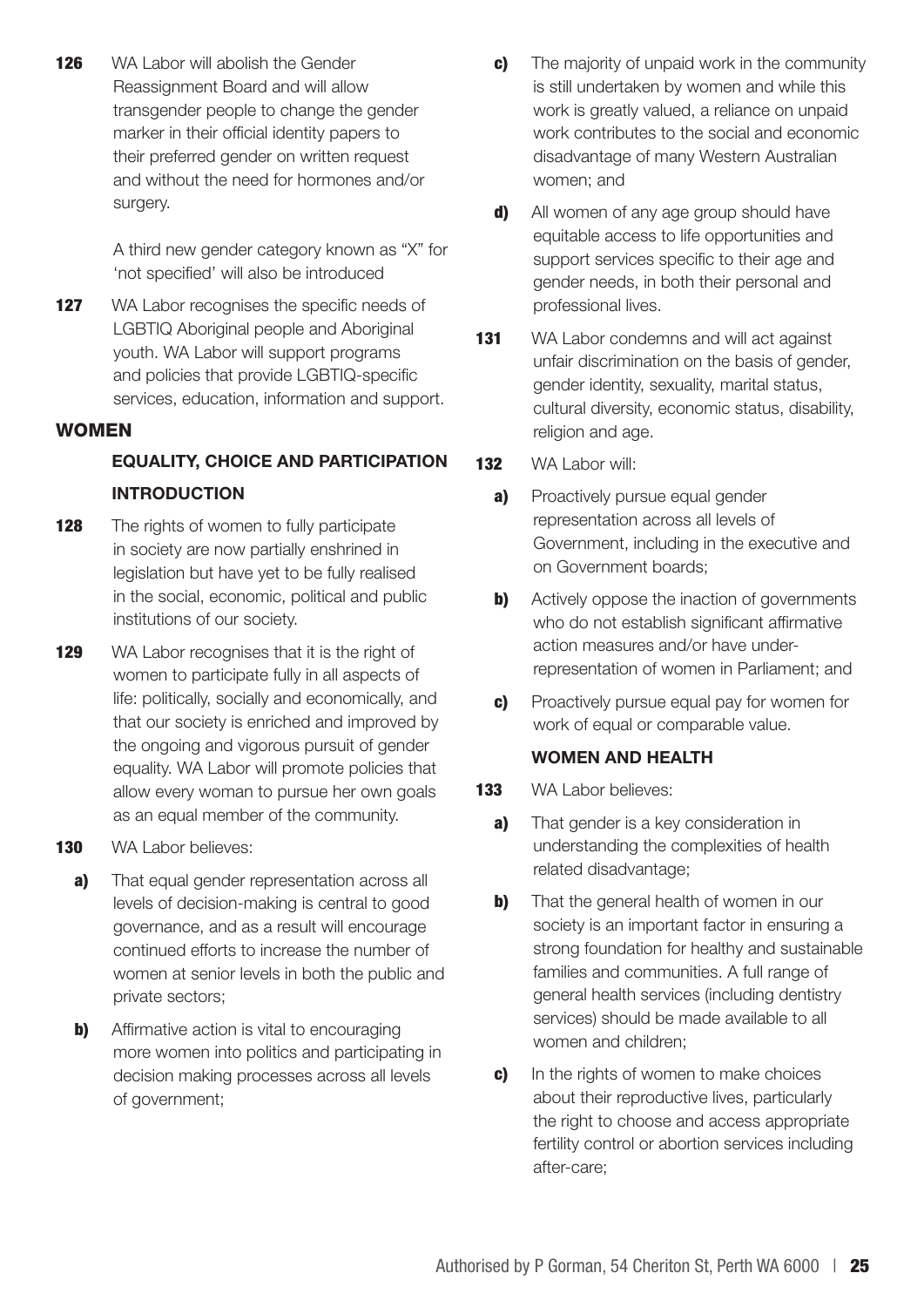**126** WA Labor will abolish the Gender Reassignment Board and will allow transgender people to change the gender marker in their official identity papers to their preferred gender on written request and without the need for hormones and/or surgery.

A third new gender category known as "X" for 'not specified' will also be introduced

**127** WA Labor recognises the specific needs of LGBTIQ Aboriginal people and Aboriginal youth. WA Labor will support programs and policies that provide LGBTIQ-specific services, education, information and support.

## WOMEN

### EQUALITY, CHOICE AND PARTICIPATION

### INTRODUCTION

**128** The rights of women to fully participate in society are now partially enshrined in legislation but have yet to be fully realised in the social, economic, political and public institutions of our society.

**129** WA Labor recognises that it is the right of women to participate fully in all aspects of life: politically, socially and economically, and that our society is enriched and improved by the ongoing and vigorous pursuit of gender equality. WA Labor will promote policies that allow every woman to pursue her own goals as an equal member of the community.

**130** WA Labor believes:

**a)** That equal gender representation across all levels of decision-making is central to good governance, and as a result will encourage continued efforts to increase the number of women at senior levels in both the public and private sectors;

**b)** Affirmative action is vital to encouraging more women into politics and participating in decision making processes across all levels of government;

**c)** The majority of unpaid work in the community is still undertaken by women and while this work is greatly valued, a reliance on unpaid work contributes to the social and economic disadvantage of many Western Australian women; and

**d)** All women of any age group should have equitable access to life opportunities and support services specific to their age and gender needs, in both their personal and professional lives.

**131** WA Labor condemns and will act against unfair discrimination on the basis of gender, gender identity, sexuality, marital status, cultural diversity, economic status, disability, religion and age.

**132** WA Labor will:

**a)** Proactively pursue equal gender representation across all levels of Government, including in the executive and on Government boards;

**b)** Actively oppose the inaction of governments who do not establish significant affirmative action measures and/or have under-representation of women in Parliament; and

**c)** Proactively pursue equal pay for women for work of equal or comparable value.

### WOMEN AND HEALTH

**133** WA Labor believes:

**a)** That gender is a key consideration in understanding the complexities of health related disadvantage;

**b)** That the general health of women in our society is an important factor in ensuring a strong foundation for healthy and sustainable families and communities. A full range of general health services (including dentistry services) should be made available to all women and children;

**c)** In the rights of women to make choices about their reproductive lives, particularly the right to choose and access appropriate fertility control or abortion services including after-care;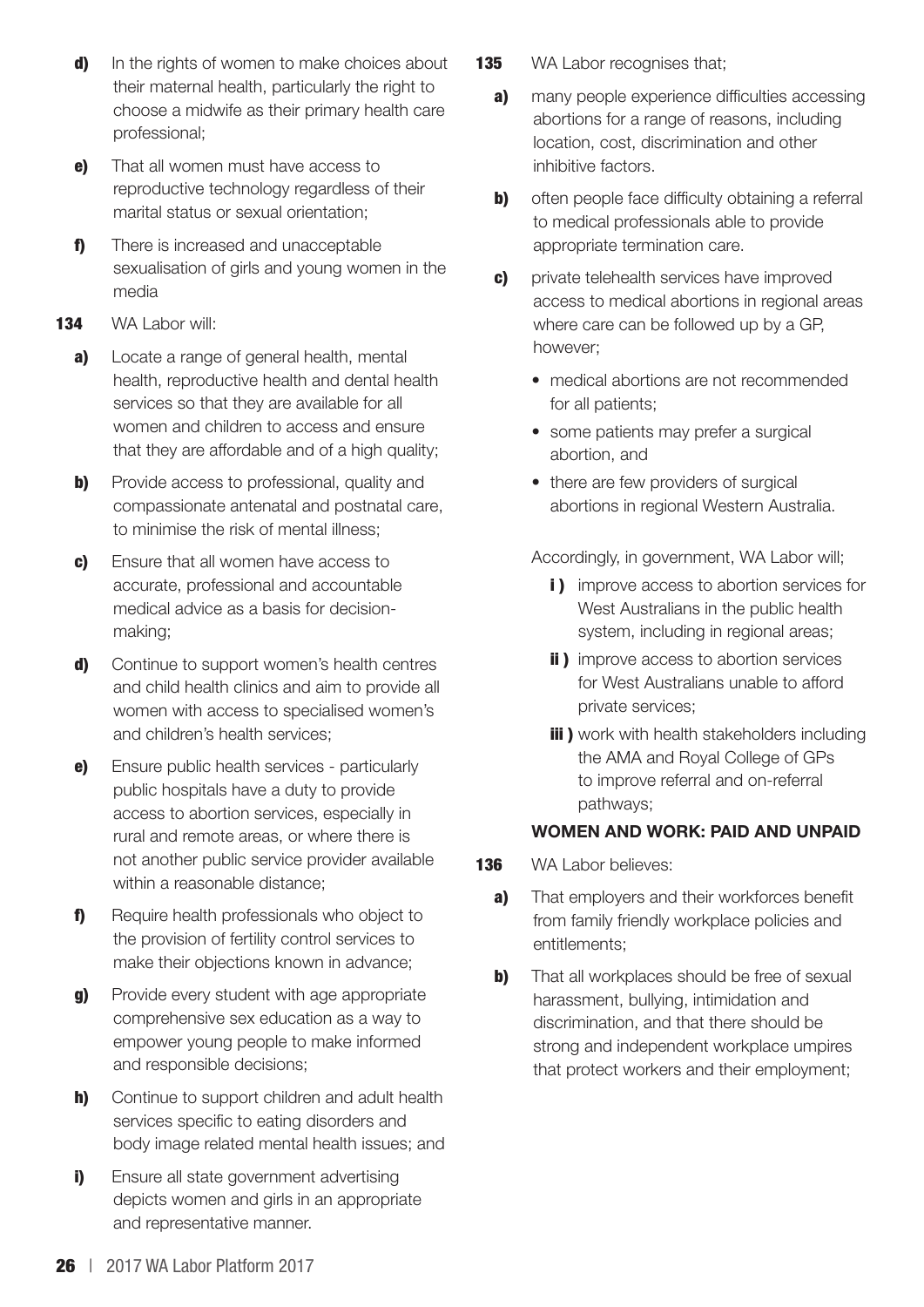**d)** In the rights of women to make choices about their maternal health, particularly the right to choose a midwife as their primary health care professional;

**e)** That all women must have access to reproductive technology regardless of their marital status or sexual orientation;

**f)** There is increased and unacceptable sexualisation of girls and young women in the media

**134** WA Labor will:

**a)** Locate a range of general health, mental health, reproductive health and dental health services so that they are available for all women and children to access and ensure that they are affordable and of a high quality;

**b)** Provide access to professional, quality and compassionate antenatal and postnatal care, to minimise the risk of mental illness;

**c)** Ensure that all women have access to accurate, professional and accountable medical advice as a basis for decision-making;

**d)** Continue to support women's health centres and child health clinics and aim to provide all women with access to specialised women's and children's health services;

**e)** Ensure public health services - particularly public hospitals have a duty to provide access to abortion services, especially in rural and remote areas, or where there is not another public service provider available within a reasonable distance;

**f)** Require health professionals who object to the provision of fertility control services to make their objections known in advance;

**g)** Provide every student with age appropriate comprehensive sex education as a way to empower young people to make informed and responsible decisions;

**h)** Continue to support children and adult health services specific to eating disorders and body image related mental health issues; and

**i)** Ensure all state government advertising depicts women and girls in an appropriate and representative manner.

**135** WA Labor recognises that;

**a)** many people experience difficulties accessing abortions for a range of reasons, including location, cost, discrimination and other inhibitive factors.

**b)** often people face difficulty obtaining a referral to medical professionals able to provide appropriate termination care.

**c)** private telehealth services have improved access to medical abortions in regional areas where care can be followed up by a GP, however;

- medical abortions are not recommended for all patients;
- some patients may prefer a surgical abortion, and
- there are few providers of surgical abortions in regional Western Australia.

Accordingly, in government, WA Labor will;

**i )** improve access to abortion services for West Australians in the public health system, including in regional areas;

**ii )** improve access to abortion services for West Australians unable to afford private services;

**iii )** work with health stakeholders including the AMA and Royal College of GPs to improve referral and on-referral pathways;

### WOMEN AND WORK: PAID AND UNPAID

**136** WA Labor believes:

**a)** That employers and their workforces benefit from family friendly workplace policies and entitlements;

**b)** That all workplaces should be free of sexual harassment, bullying, intimidation and discrimination, and that there should be strong and independent workplace umpires that protect workers and their employment;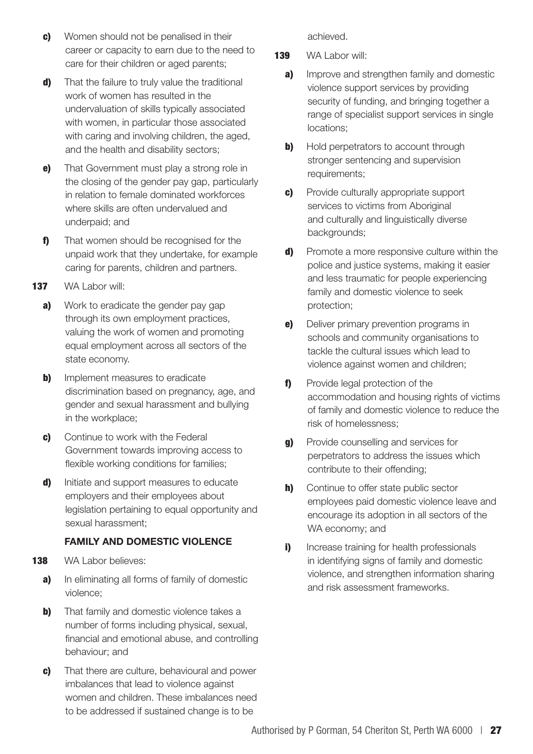**c)** Women should not be penalised in their career or capacity to earn due to the need to care for their children or aged parents;

**d)** That the failure to truly value the traditional work of women has resulted in the undervaluation of skills typically associated with women, in particular those associated with caring and involving children, the aged, and the health and disability sectors;

**e)** That Government must play a strong role in the closing of the gender pay gap, particularly in relation to female dominated workforces where skills are often undervalued and underpaid; and

**f)** That women should be recognised for the unpaid work that they undertake, for example caring for parents, children and partners.

**137** WA Labor will:

**a)** Work to eradicate the gender pay gap through its own employment practices, valuing the work of women and promoting equal employment across all sectors of the state economy.

**b)** Implement measures to eradicate discrimination based on pregnancy, age, and gender and sexual harassment and bullying in the workplace;

**c)** Continue to work with the Federal Government towards improving access to flexible working conditions for families;

**d)** Initiate and support measures to educate employers and their employees about legislation pertaining to equal opportunity and sexual harassment;

### FAMILY AND DOMESTIC VIOLENCE

**138** WA Labor believes:

**a)** In eliminating all forms of family of domestic violence;

**b)** That family and domestic violence takes a number of forms including physical, sexual, financial and emotional abuse, and controlling behaviour; and

**c)** That there are culture, behavioural and power imbalances that lead to violence against women and children. These imbalances need to be addressed if sustained change is to be achieved.

**139** WA Labor will:

**a)** Improve and strengthen family and domestic violence support services by providing security of funding, and bringing together a range of specialist support services in single locations;

**b)** Hold perpetrators to account through stronger sentencing and supervision requirements;

**c)** Provide culturally appropriate support services to victims from Aboriginal and culturally and linguistically diverse backgrounds;

**d)** Promote a more responsive culture within the police and justice systems, making it easier and less traumatic for people experiencing family and domestic violence to seek protection;

**e)** Deliver primary prevention programs in schools and community organisations to tackle the cultural issues which lead to violence against women and children;

**f)** Provide legal protection of the accommodation and housing rights of victims of family and domestic violence to reduce the risk of homelessness;

**g)** Provide counselling and services for perpetrators to address the issues which contribute to their offending;

**h)** Continue to offer state public sector employees paid domestic violence leave and encourage its adoption in all sectors of the WA economy; and

**i)** Increase training for health professionals in identifying signs of family and domestic violence, and strengthen information sharing and risk assessment frameworks.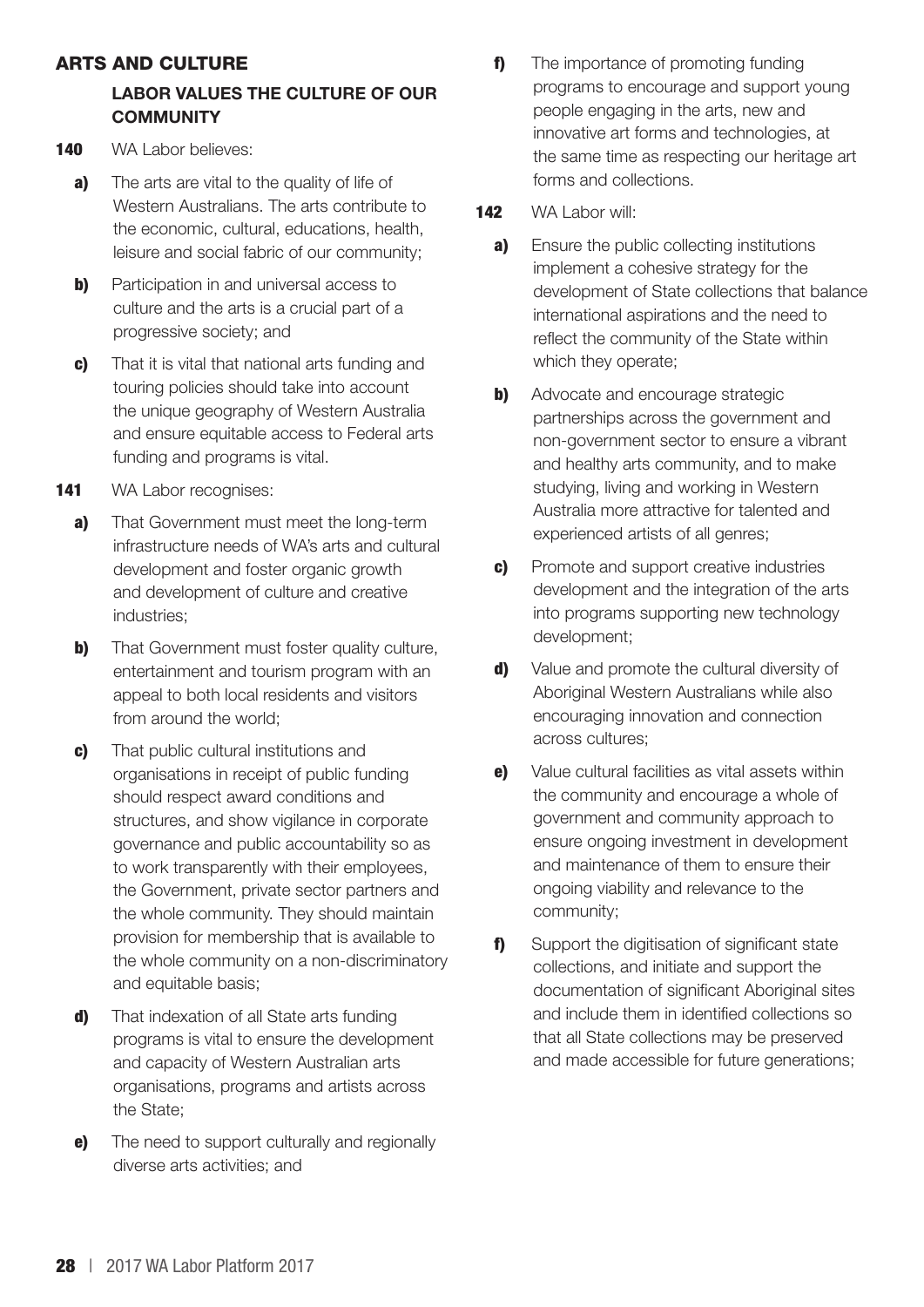## ARTS AND CULTURE

### LABOR VALUES THE CULTURE OF OUR COMMUNITY

**140** WA Labor believes:

- **a)** The arts are vital to the quality of life of Western Australians. The arts contribute to the economic, cultural, educations, health, leisure and social fabric of our community;
- **b)** Participation in and universal access to culture and the arts is a crucial part of a progressive society; and
- **c)** That it is vital that national arts funding and touring policies should take into account the unique geography of Western Australia and ensure equitable access to Federal arts funding and programs is vital.

**141** WA Labor recognises:

- **a)** That Government must meet the long-term infrastructure needs of WA's arts and cultural development and foster organic growth and development of culture and creative industries;
- **b)** That Government must foster quality culture, entertainment and tourism program with an appeal to both local residents and visitors from around the world;
- **c)** That public cultural institutions and organisations in receipt of public funding should respect award conditions and structures, and show vigilance in corporate governance and public accountability so as to work transparently with their employees, the Government, private sector partners and the whole community. They should maintain provision for membership that is available to the whole community on a non-discriminatory and equitable basis;
- **d)** That indexation of all State arts funding programs is vital to ensure the development and capacity of Western Australian arts organisations, programs and artists across the State;
- **e)** The need to support culturally and regionally diverse arts activities; and
- **f)** The importance of promoting funding programs to encourage and support young people engaging in the arts, new and innovative art forms and technologies, at the same time as respecting our heritage art forms and collections.

**142** WA Labor will:

- **a)** Ensure the public collecting institutions implement a cohesive strategy for the development of State collections that balance international aspirations and the need to reflect the community of the State within which they operate;
- **b)** Advocate and encourage strategic partnerships across the government and non-government sector to ensure a vibrant and healthy arts community, and to make studying, living and working in Western Australia more attractive for talented and experienced artists of all genres;
- **c)** Promote and support creative industries development and the integration of the arts into programs supporting new technology development;
- **d)** Value and promote the cultural diversity of Aboriginal Western Australians while also encouraging innovation and connection across cultures;
- **e)** Value cultural facilities as vital assets within the community and encourage a whole of government and community approach to ensure ongoing investment in development and maintenance of them to ensure their ongoing viability and relevance to the community;
- **f)** Support the digitisation of significant state collections, and initiate and support the documentation of significant Aboriginal sites and include them in identified collections so that all State collections may be preserved and made accessible for future generations;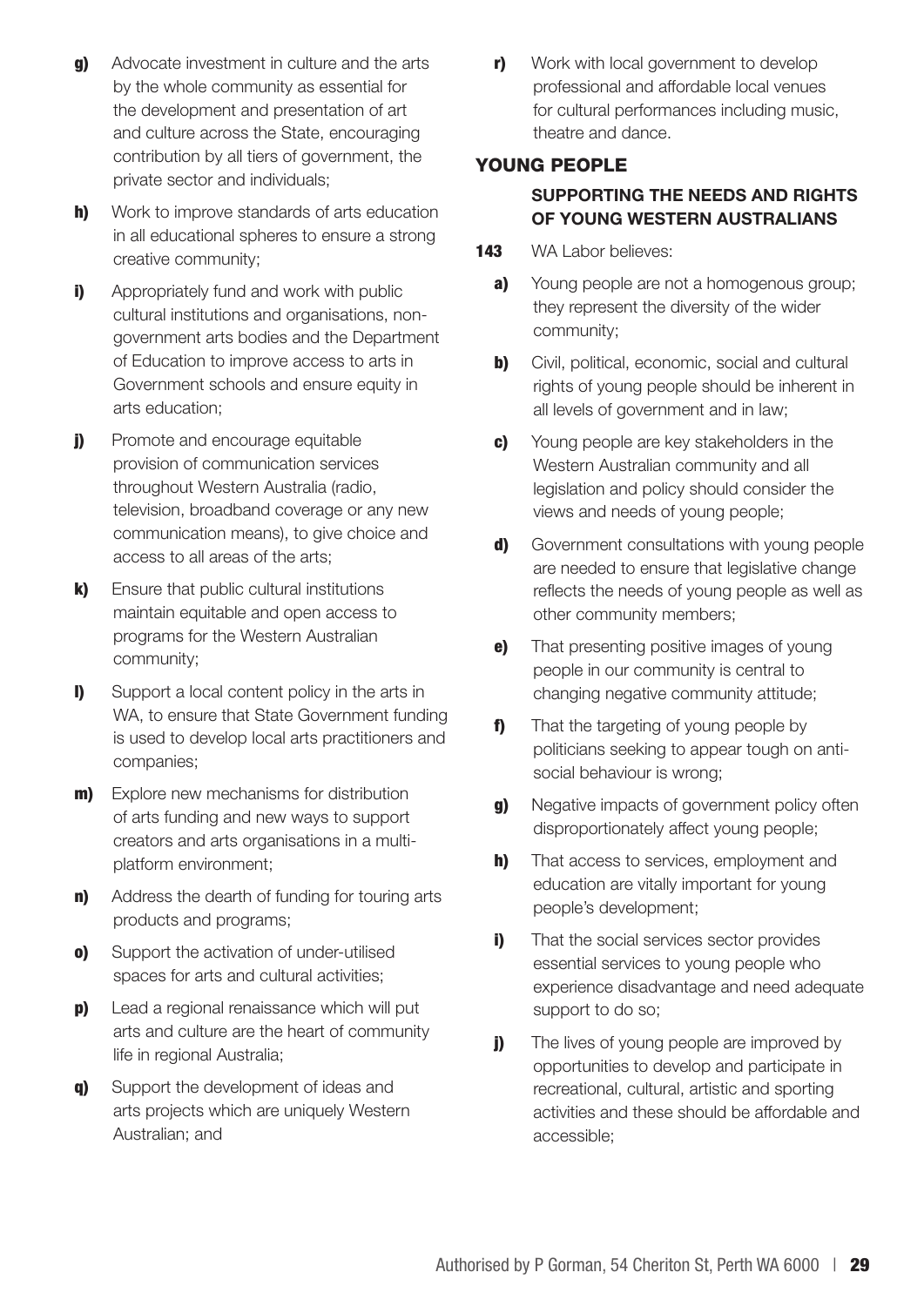**g)** Advocate investment in culture and the arts by the whole community as essential for the development and presentation of art and culture across the State, encouraging contribution by all tiers of government, the private sector and individuals;

**h)** Work to improve standards of arts education in all educational spheres to ensure a strong creative community;

**i)** Appropriately fund and work with public cultural institutions and organisations, non-government arts bodies and the Department of Education to improve access to arts in Government schools and ensure equity in arts education;

**j)** Promote and encourage equitable provision of communication services throughout Western Australia (radio, television, broadband coverage or any new communication means), to give choice and access to all areas of the arts;

**k)** Ensure that public cultural institutions maintain equitable and open access to programs for the Western Australian community;

**l)** Support a local content policy in the arts in WA, to ensure that State Government funding is used to develop local arts practitioners and companies;

**m)** Explore new mechanisms for distribution of arts funding and new ways to support creators and arts organisations in a multi-platform environment;

**n)** Address the dearth of funding for touring arts products and programs;

**o)** Support the activation of under-utilised spaces for arts and cultural activities;

**p)** Lead a regional renaissance which will put arts and culture are the heart of community life in regional Australia;

**q)** Support the development of ideas and arts projects which are uniquely Western Australian; and

**r)** Work with local government to develop professional and affordable local venues for cultural performances including music, theatre and dance.

## YOUNG PEOPLE

### SUPPORTING THE NEEDS AND RIGHTS OF YOUNG WESTERN AUSTRALIANS

**143** WA Labor believes:

**a)** Young people are not a homogenous group; they represent the diversity of the wider community;

**b)** Civil, political, economic, social and cultural rights of young people should be inherent in all levels of government and in law;

**c)** Young people are key stakeholders in the Western Australian community and all legislation and policy should consider the views and needs of young people;

**d)** Government consultations with young people are needed to ensure that legislative change reflects the needs of young people as well as other community members;

**e)** That presenting positive images of young people in our community is central to changing negative community attitude;

**f)** That the targeting of young people by politicians seeking to appear tough on anti-social behaviour is wrong;

**g)** Negative impacts of government policy often disproportionately affect young people;

**h)** That access to services, employment and education are vitally important for young people's development;

**i)** That the social services sector provides essential services to young people who experience disadvantage and need adequate support to do so;

**j)** The lives of young people are improved by opportunities to develop and participate in recreational, cultural, artistic and sporting activities and these should be affordable and accessible;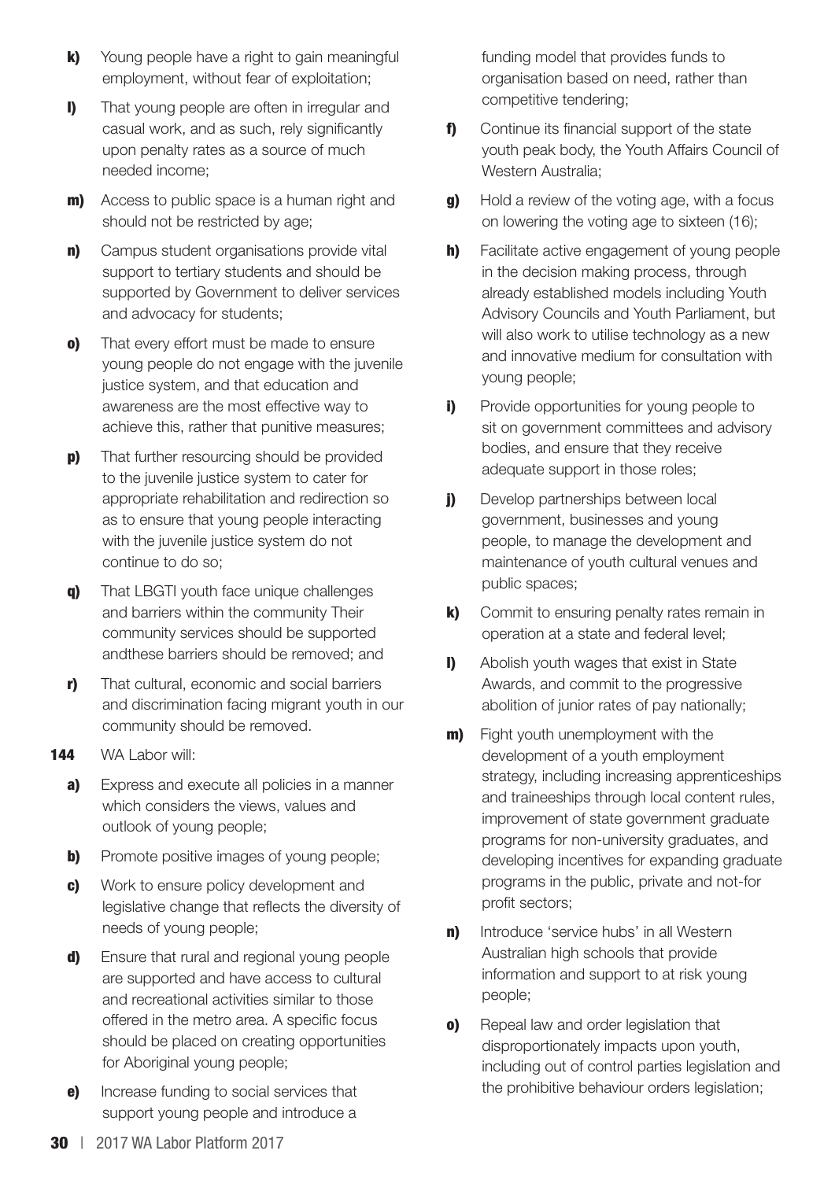- **k)** Young people have a right to gain meaningful employment, without fear of exploitation;
- **l)** That young people are often in irregular and casual work, and as such, rely significantly upon penalty rates as a source of much needed income;
- **m)** Access to public space is a human right and should not be restricted by age;
- **n)** Campus student organisations provide vital support to tertiary students and should be supported by Government to deliver services and advocacy for students;
- **o)** That every effort must be made to ensure young people do not engage with the juvenile justice system, and that education and awareness are the most effective way to achieve this, rather that punitive measures;
- **p)** That further resourcing should be provided to the juvenile justice system to cater for appropriate rehabilitation and redirection so as to ensure that young people interacting with the juvenile justice system do not continue to do so;
- **q)** That LBGTI youth face unique challenges and barriers within the community Their community services should be supported andthese barriers should be removed; and
- **r)** That cultural, economic and social barriers and discrimination facing migrant youth in our community should be removed.

**144** WA Labor will:

- **a)** Express and execute all policies in a manner which considers the views, values and outlook of young people;
- **b)** Promote positive images of young people;
- **c)** Work to ensure policy development and legislative change that reflects the diversity of needs of young people;
- **d)** Ensure that rural and regional young people are supported and have access to cultural and recreational activities similar to those offered in the metro area. A specific focus should be placed on creating opportunities for Aboriginal young people;
- **e)** Increase funding to social services that support young people and introduce a funding model that provides funds to organisation based on need, rather than competitive tendering;
- **f)** Continue its financial support of the state youth peak body, the Youth Affairs Council of Western Australia;
- **g)** Hold a review of the voting age, with a focus on lowering the voting age to sixteen (16);
- **h)** Facilitate active engagement of young people in the decision making process, through already established models including Youth Advisory Councils and Youth Parliament, but will also work to utilise technology as a new and innovative medium for consultation with young people;
- **i)** Provide opportunities for young people to sit on government committees and advisory bodies, and ensure that they receive adequate support in those roles;
- **j)** Develop partnerships between local government, businesses and young people, to manage the development and maintenance of youth cultural venues and public spaces;
- **k)** Commit to ensuring penalty rates remain in operation at a state and federal level;
- **l)** Abolish youth wages that exist in State Awards, and commit to the progressive abolition of junior rates of pay nationally;
- **m)** Fight youth unemployment with the development of a youth employment strategy, including increasing apprenticeships and traineeships through local content rules, improvement of state government graduate programs for non-university graduates, and developing incentives for expanding graduate programs in the public, private and not-for profit sectors;
- **n)** Introduce 'service hubs' in all Western Australian high schools that provide information and support to at risk young people;
- **o)** Repeal law and order legislation that disproportionately impacts upon youth, including out of control parties legislation and the prohibitive behaviour orders legislation;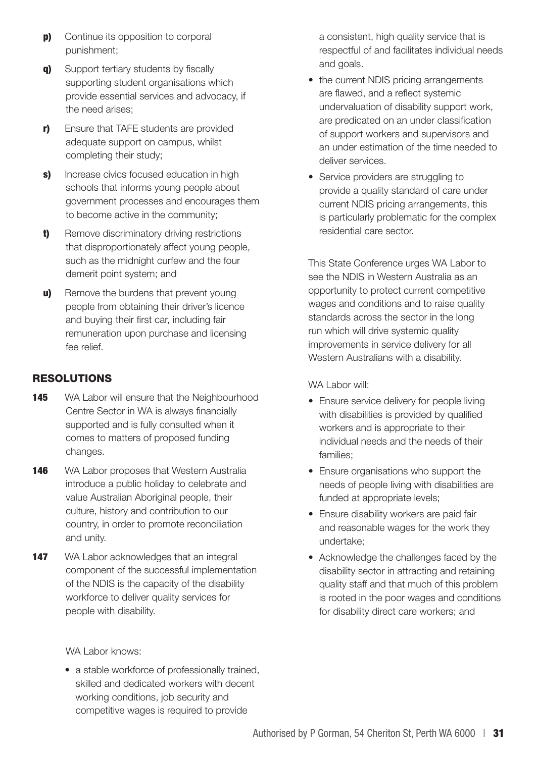**p)** Continue its opposition to corporal punishment;

**q)** Support tertiary students by fiscally supporting student organisations which provide essential services and advocacy, if the need arises;

**r)** Ensure that TAFE students are provided adequate support on campus, whilst completing their study;

**s)** Increase civics focused education in high schools that informs young people about government processes and encourages them to become active in the community;

**t)** Remove discriminatory driving restrictions that disproportionately affect young people, such as the midnight curfew and the four demerit point system; and

**u)** Remove the burdens that prevent young people from obtaining their driver's licence and buying their first car, including fair remuneration upon purchase and licensing fee relief.

## RESOLUTIONS

**145** WA Labor will ensure that the Neighbourhood Centre Sector in WA is always financially supported and is fully consulted when it comes to matters of proposed funding changes.

**146** WA Labor proposes that Western Australia introduce a public holiday to celebrate and value Australian Aboriginal people, their culture, history and contribution to our country, in order to promote reconciliation and unity.

**147** WA Labor acknowledges that an integral component of the successful implementation of the NDIS is the capacity of the disability workforce to deliver quality services for people with disability.

WA Labor knows:

- a stable workforce of professionally trained, skilled and dedicated workers with decent working conditions, job security and competitive wages is required to provide a consistent, high quality service that is respectful of and facilitates individual needs and goals.
- the current NDIS pricing arrangements are flawed, and a reflect systemic undervaluation of disability support work, are predicated on an under classification of support workers and supervisors and an under estimation of the time needed to deliver services.
- Service providers are struggling to provide a quality standard of care under current NDIS pricing arrangements, this is particularly problematic for the complex residential care sector.

This State Conference urges WA Labor to see the NDIS in Western Australia as an opportunity to protect current competitive wages and conditions and to raise quality standards across the sector in the long run which will drive systemic quality improvements in service delivery for all Western Australians with a disability.

WA Labor will:

- Ensure service delivery for people living with disabilities is provided by qualified workers and is appropriate to their individual needs and the needs of their families;
- Ensure organisations who support the needs of people living with disabilities are funded at appropriate levels;
- Ensure disability workers are paid fair and reasonable wages for the work they undertake;
- Acknowledge the challenges faced by the disability sector in attracting and retaining quality staff and that much of this problem is rooted in the poor wages and conditions for disability direct care workers; and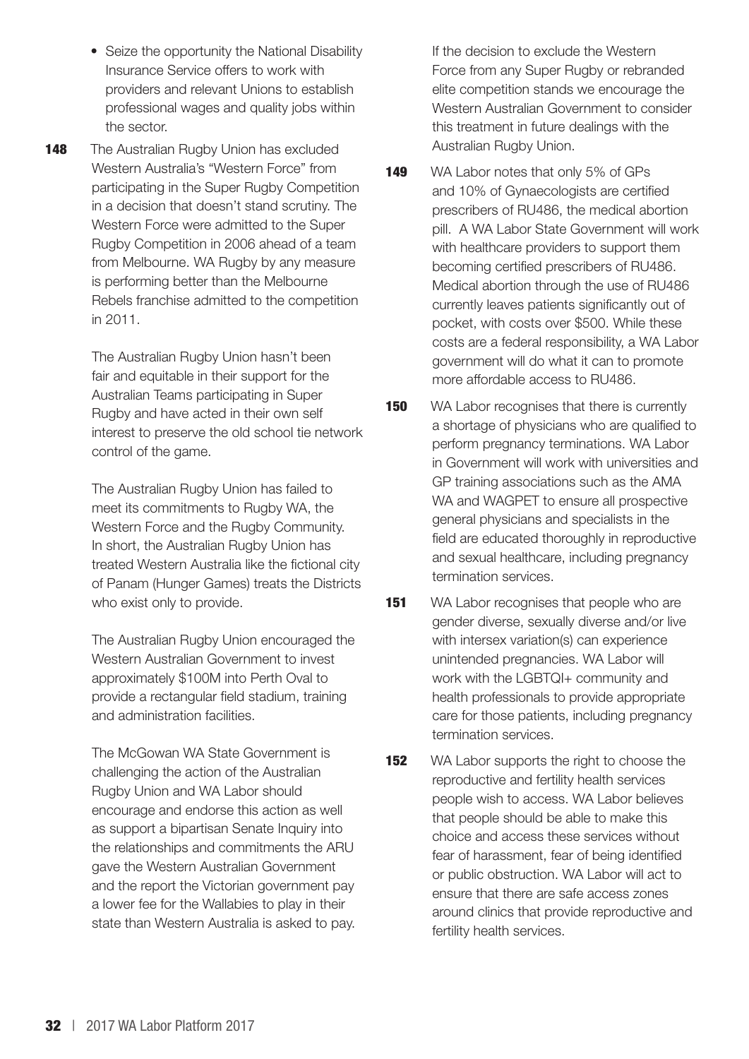- Seize the opportunity the National Disability Insurance Service offers to work with providers and relevant Unions to establish professional wages and quality jobs within the sector.

**148** The Australian Rugby Union has excluded Western Australia's "Western Force" from participating in the Super Rugby Competition in a decision that doesn't stand scrutiny. The Western Force were admitted to the Super Rugby Competition in 2006 ahead of a team from Melbourne. WA Rugby by any measure is performing better than the Melbourne Rebels franchise admitted to the competition in 2011.

The Australian Rugby Union hasn't been fair and equitable in their support for the Australian Teams participating in Super Rugby and have acted in their own self interest to preserve the old school tie network control of the game.

The Australian Rugby Union has failed to meet its commitments to Rugby WA, the Western Force and the Rugby Community. In short, the Australian Rugby Union has treated Western Australia like the fictional city of Panam (Hunger Games) treats the Districts who exist only to provide.

The Australian Rugby Union encouraged the Western Australian Government to invest approximately $100M into Perth Oval to provide a rectangular field stadium, training and administration facilities.

The McGowan WA State Government is challenging the action of the Australian Rugby Union and WA Labor should encourage and endorse this action as well as support a bipartisan Senate Inquiry into the relationships and commitments the ARU gave the Western Australian Government and the report the Victorian government pay a lower fee for the Wallabies to play in their state than Western Australia is asked to pay.

If the decision to exclude the Western Force from any Super Rugby or rebranded elite competition stands we encourage the Western Australian Government to consider this treatment in future dealings with the Australian Rugby Union.

**149** WA Labor notes that only 5% of GPs and 10% of Gynaecologists are certified prescribers of RU486, the medical abortion pill. A WA Labor State Government will work with healthcare providers to support them becoming certified prescribers of RU486. Medical abortion through the use of RU486 currently leaves patients significantly out of pocket, with costs over $500. While these costs are a federal responsibility, a WA Labor government will do what it can to promote more affordable access to RU486.

**150** WA Labor recognises that there is currently a shortage of physicians who are qualified to perform pregnancy terminations. WA Labor in Government will work with universities and GP training associations such as the AMA WA and WAGPET to ensure all prospective general physicians and specialists in the field are educated thoroughly in reproductive and sexual healthcare, including pregnancy termination services.

**151** WA Labor recognises that people who are gender diverse, sexually diverse and/or live with intersex variation(s) can experience unintended pregnancies. WA Labor will work with the LGBTQI+ community and health professionals to provide appropriate care for those patients, including pregnancy termination services.

**152** WA Labor supports the right to choose the reproductive and fertility health services people wish to access. WA Labor believes that people should be able to make this choice and access these services without fear of harassment, fear of being identified or public obstruction. WA Labor will act to ensure that there are safe access zones around clinics that provide reproductive and fertility health services.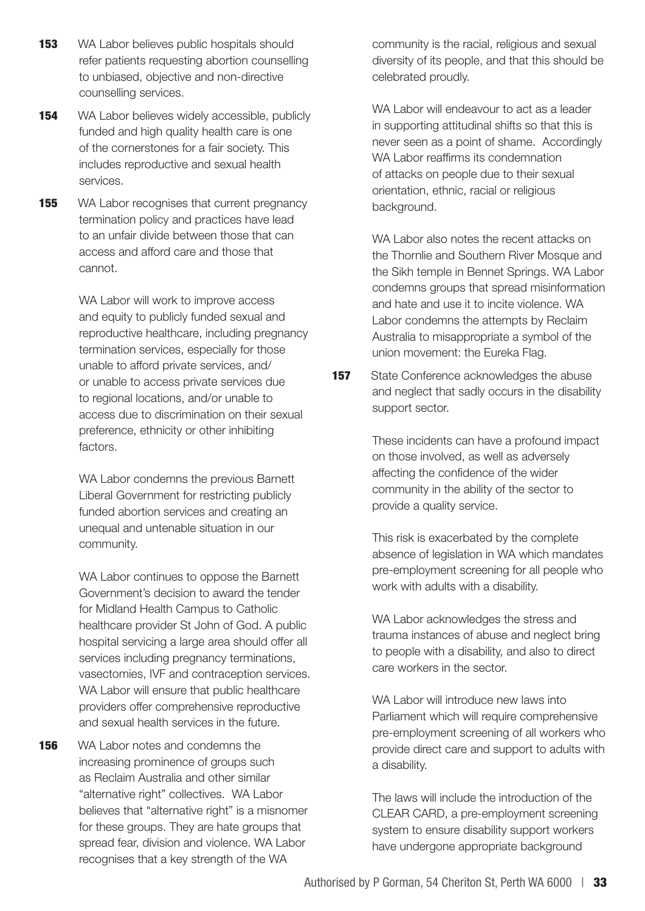**153** WA Labor believes public hospitals should refer patients requesting abortion counselling to unbiased, objective and non-directive counselling services.

**154** WA Labor believes widely accessible, publicly funded and high quality health care is one of the cornerstones for a fair society. This includes reproductive and sexual health services.

**155** WA Labor recognises that current pregnancy termination policy and practices have lead to an unfair divide between those that can access and afford care and those that cannot.

WA Labor will work to improve access and equity to publicly funded sexual and reproductive healthcare, including pregnancy termination services, especially for those unable to afford private services, and/or unable to access private services due to regional locations, and/or unable to access due to discrimination on their sexual preference, ethnicity or other inhibiting factors.

WA Labor condemns the previous Barnett Liberal Government for restricting publicly funded abortion services and creating an unequal and untenable situation in our community.

WA Labor continues to oppose the Barnett Government's decision to award the tender for Midland Health Campus to Catholic healthcare provider St John of God. A public hospital servicing a large area should offer all services including pregnancy terminations, vasectomies, IVF and contraception services. WA Labor will ensure that public healthcare providers offer comprehensive reproductive and sexual health services in the future.

**156** WA Labor notes and condemns the increasing prominence of groups such as Reclaim Australia and other similar "alternative right" collectives. WA Labor believes that "alternative right" is a misnomer for these groups. They are hate groups that spread fear, division and violence. WA Labor recognises that a key strength of the WA community is the racial, religious and sexual diversity of its people, and that this should be celebrated proudly.

WA Labor will endeavour to act as a leader in supporting attitudinal shifts so that this is never seen as a point of shame. Accordingly WA Labor reaffirms its condemnation of attacks on people due to their sexual orientation, ethnic, racial or religious background.

WA Labor also notes the recent attacks on the Thornlie and Southern River Mosque and the Sikh temple in Bennet Springs. WA Labor condemns groups that spread misinformation and hate and use it to incite violence. WA Labor condemns the attempts by Reclaim Australia to misappropriate a symbol of the union movement: the Eureka Flag.

**157** State Conference acknowledges the abuse and neglect that sadly occurs in the disability support sector.

These incidents can have a profound impact on those involved, as well as adversely affecting the confidence of the wider community in the ability of the sector to provide a quality service.

This risk is exacerbated by the complete absence of legislation in WA which mandates pre-employment screening for all people who work with adults with a disability.

WA Labor acknowledges the stress and trauma instances of abuse and neglect bring to people with a disability, and also to direct care workers in the sector.

WA Labor will introduce new laws into Parliament which will require comprehensive pre-employment screening of all workers who provide direct care and support to adults with a disability.

The laws will include the introduction of the CLEAR CARD, a pre-employment screening system to ensure disability support workers have undergone appropriate background

Authorised by P Gorman, 54 Cheriton St, Perth WA 6000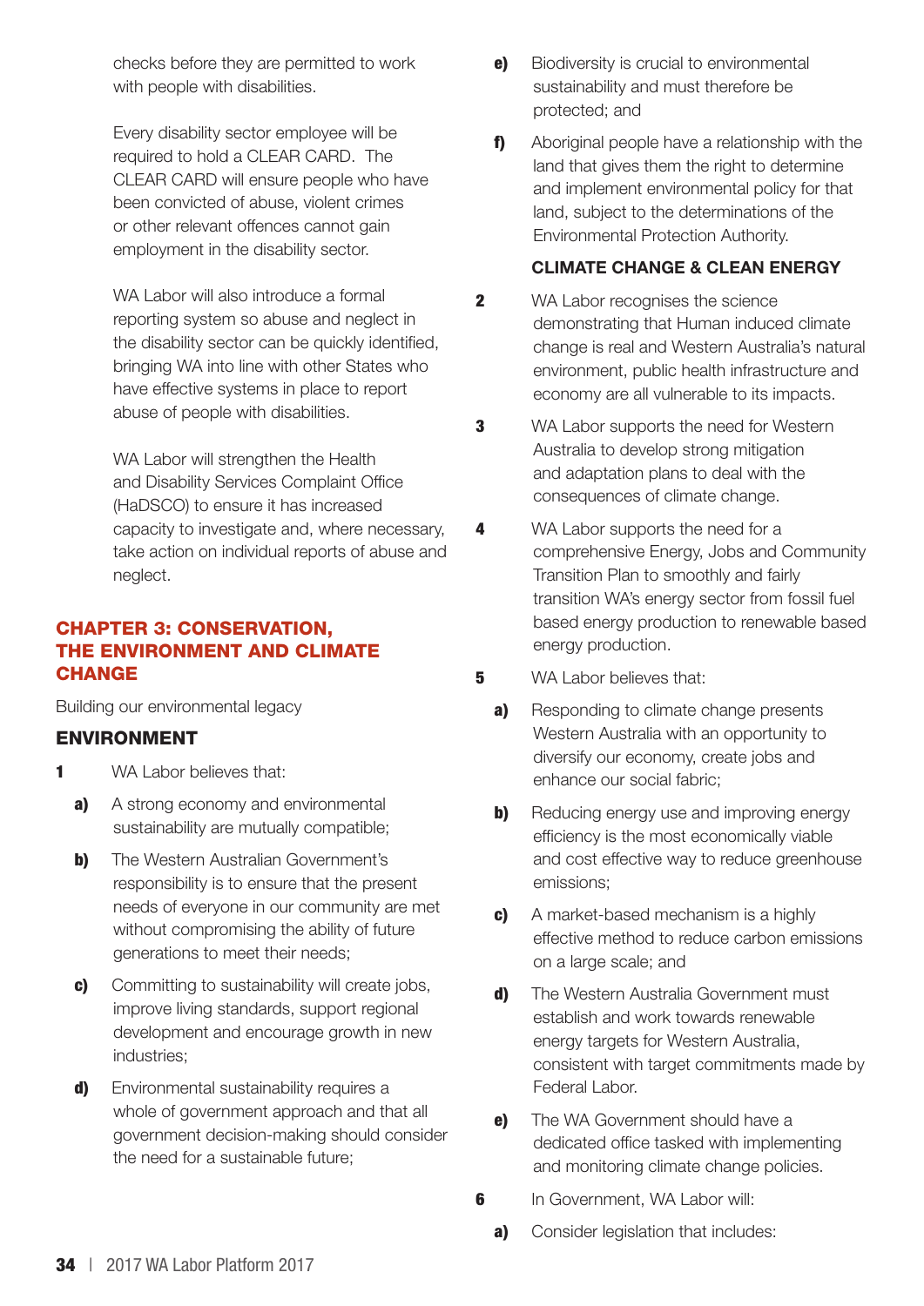checks before they are permitted to work with people with disabilities.

Every disability sector employee will be required to hold a CLEAR CARD. The CLEAR CARD will ensure people who have been convicted of abuse, violent crimes or other relevant offences cannot gain employment in the disability sector.

WA Labor will also introduce a formal reporting system so abuse and neglect in the disability sector can be quickly identified, bringing WA into line with other States who have effective systems in place to report abuse of people with disabilities.

WA Labor will strengthen the Health and Disability Services Complaint Office (HaDSCO) to ensure it has increased capacity to investigate and, where necessary, take action on individual reports of abuse and neglect.

# CHAPTER 3: CONSERVATION, THE ENVIRONMENT AND CLIMATE CHANGE

Building our environmental legacy

## ENVIRONMENT

**1** WA Labor believes that:

**a)** A strong economy and environmental sustainability are mutually compatible;

**b)** The Western Australian Government's responsibility is to ensure that the present needs of everyone in our community are met without compromising the ability of future generations to meet their needs;

**c)** Committing to sustainability will create jobs, improve living standards, support regional development and encourage growth in new industries;

**d)** Environmental sustainability requires a whole of government approach and that all government decision-making should consider the need for a sustainable future;

**e)** Biodiversity is crucial to environmental sustainability and must therefore be protected; and

**f)** Aboriginal people have a relationship with the land that gives them the right to determine and implement environmental policy for that land, subject to the determinations of the Environmental Protection Authority.

## CLIMATE CHANGE & CLEAN ENERGY

**2** WA Labor recognises the science demonstrating that Human induced climate change is real and Western Australia's natural environment, public health infrastructure and economy are all vulnerable to its impacts.

**3** WA Labor supports the need for Western Australia to develop strong mitigation and adaptation plans to deal with the consequences of climate change.

**4** WA Labor supports the need for a comprehensive Energy, Jobs and Community Transition Plan to smoothly and fairly transition WA's energy sector from fossil fuel based energy production to renewable based energy production.

**5** WA Labor believes that:

**a)** Responding to climate change presents Western Australia with an opportunity to diversify our economy, create jobs and enhance our social fabric;

**b)** Reducing energy use and improving energy efficiency is the most economically viable and cost effective way to reduce greenhouse emissions;

**c)** A market-based mechanism is a highly effective method to reduce carbon emissions on a large scale; and

**d)** The Western Australia Government must establish and work towards renewable energy targets for Western Australia, consistent with target commitments made by Federal Labor.

**e)** The WA Government should have a dedicated office tasked with implementing and monitoring climate change policies.

**6** In Government, WA Labor will:

**a)** Consider legislation that includes: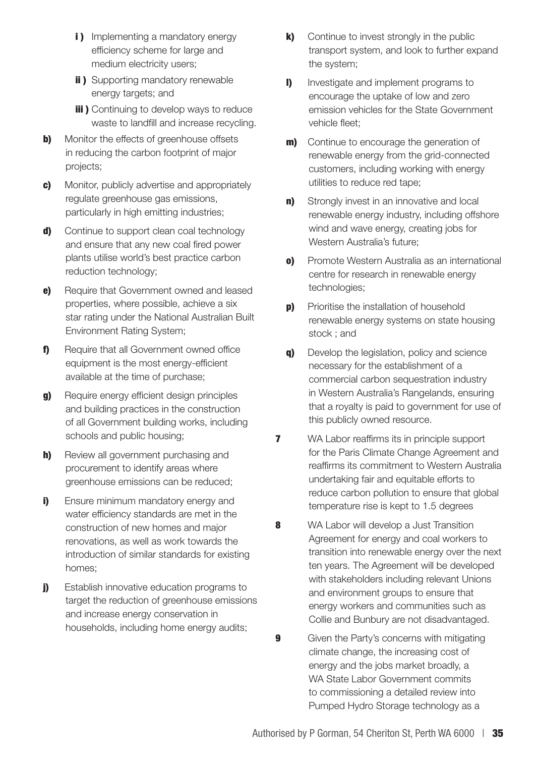- **i )** Implementing a mandatory energy efficiency scheme for large and medium electricity users;
- **ii )** Supporting mandatory renewable energy targets; and
- **iii )** Continuing to develop ways to reduce waste to landfill and increase recycling.

**b)** Monitor the effects of greenhouse offsets in reducing the carbon footprint of major projects;

**c)** Monitor, publicly advertise and appropriately regulate greenhouse gas emissions, particularly in high emitting industries;

**d)** Continue to support clean coal technology and ensure that any new coal fired power plants utilise world's best practice carbon reduction technology;

**e)** Require that Government owned and leased properties, where possible, achieve a six star rating under the National Australian Built Environment Rating System;

**f)** Require that all Government owned office equipment is the most energy-efficient available at the time of purchase;

**g)** Require energy efficient design principles and building practices in the construction of all Government building works, including schools and public housing;

**h)** Review all government purchasing and procurement to identify areas where greenhouse emissions can be reduced;

**i)** Ensure minimum mandatory energy and water efficiency standards are met in the construction of new homes and major renovations, as well as work towards the introduction of similar standards for existing homes;

**j)** Establish innovative education programs to target the reduction of greenhouse emissions and increase energy conservation in households, including home energy audits;

**k)** Continue to invest strongly in the public transport system, and look to further expand the system;

**l)** Investigate and implement programs to encourage the uptake of low and zero emission vehicles for the State Government vehicle fleet;

**m)** Continue to encourage the generation of renewable energy from the grid-connected customers, including working with energy utilities to reduce red tape;

**n)** Strongly invest in an innovative and local renewable energy industry, including offshore wind and wave energy, creating jobs for Western Australia's future;

**o)** Promote Western Australia as an international centre for research in renewable energy technologies;

**p)** Prioritise the installation of household renewable energy systems on state housing stock ; and

**q)** Develop the legislation, policy and science necessary for the establishment of a commercial carbon sequestration industry in Western Australia's Rangelands, ensuring that a royalty is paid to government for use of this publicly owned resource.

**7** WA Labor reaffirms its in principle support for the Paris Climate Change Agreement and reaffirms its commitment to Western Australia undertaking fair and equitable efforts to reduce carbon pollution to ensure that global temperature rise is kept to 1.5 degrees

**8** WA Labor will develop a Just Transition Agreement for energy and coal workers to transition into renewable energy over the next ten years. The Agreement will be developed with stakeholders including relevant Unions and environment groups to ensure that energy workers and communities such as Collie and Bunbury are not disadvantaged.

**9** Given the Party's concerns with mitigating climate change, the increasing cost of energy and the jobs market broadly, a WA State Labor Government commits to commissioning a detailed review into Pumped Hydro Storage technology as a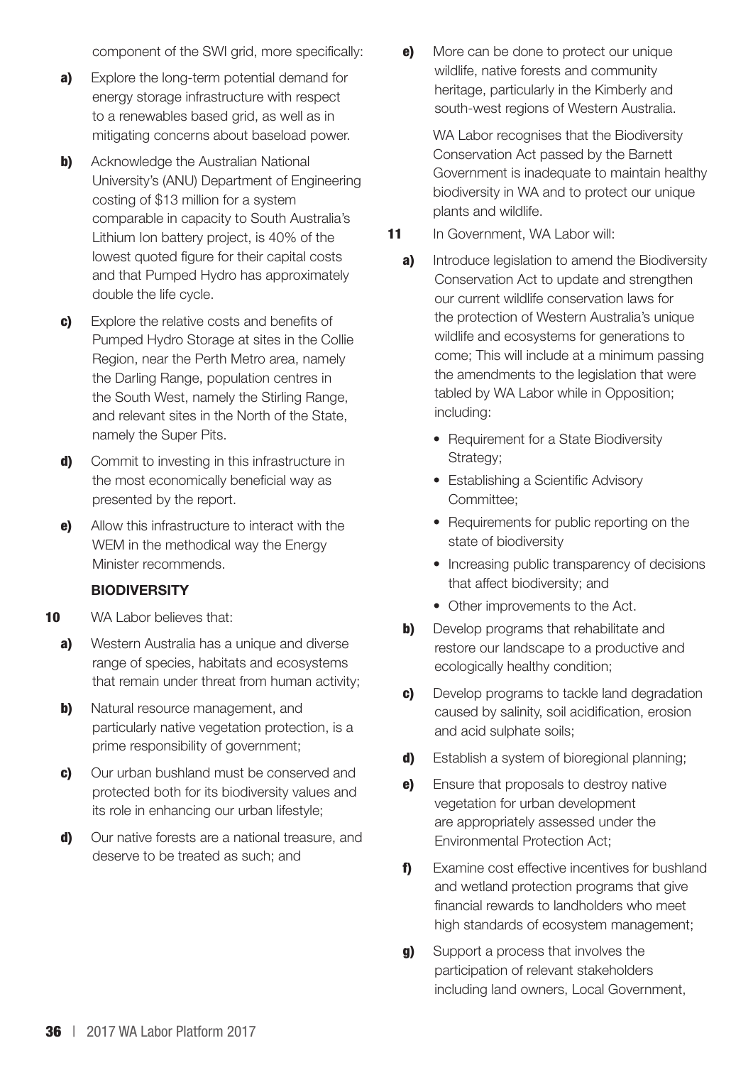component of the SWI grid, more specifically:

**a)** Explore the long-term potential demand for energy storage infrastructure with respect to a renewables based grid, as well as in mitigating concerns about baseload power.

**b)** Acknowledge the Australian National University's (ANU) Department of Engineering costing of $13 million for a system comparable in capacity to South Australia's Lithium Ion battery project, is 40% of the lowest quoted figure for their capital costs and that Pumped Hydro has approximately double the life cycle.

**c)** Explore the relative costs and benefits of Pumped Hydro Storage at sites in the Collie Region, near the Perth Metro area, namely the Darling Range, population centres in the South West, namely the Stirling Range, and relevant sites in the North of the State, namely the Super Pits.

**d)** Commit to investing in this infrastructure in the most economically beneficial way as presented by the report.

**e)** Allow this infrastructure to interact with the WEM in the methodical way the Energy Minister recommends.

### BIODIVERSITY

**10** WA Labor believes that:

**a)** Western Australia has a unique and diverse range of species, habitats and ecosystems that remain under threat from human activity;

**b)** Natural resource management, and particularly native vegetation protection, is a prime responsibility of government;

**c)** Our urban bushland must be conserved and protected both for its biodiversity values and its role in enhancing our urban lifestyle;

**d)** Our native forests are a national treasure, and deserve to be treated as such; and

**e)** More can be done to protect our unique wildlife, native forests and community heritage, particularly in the Kimberly and south-west regions of Western Australia.

WA Labor recognises that the Biodiversity Conservation Act passed by the Barnett Government is inadequate to maintain healthy biodiversity in WA and to protect our unique plants and wildlife.

**11** In Government, WA Labor will:

**a)** Introduce legislation to amend the Biodiversity Conservation Act to update and strengthen our current wildlife conservation laws for the protection of Western Australia's unique wildlife and ecosystems for generations to come; This will include at a minimum passing the amendments to the legislation that were tabled by WA Labor while in Opposition; including:

- Requirement for a State Biodiversity Strategy;
- Establishing a Scientific Advisory Committee;
- Requirements for public reporting on the state of biodiversity
- Increasing public transparency of decisions that affect biodiversity; and
- Other improvements to the Act.

**b)** Develop programs that rehabilitate and restore our landscape to a productive and ecologically healthy condition;

**c)** Develop programs to tackle land degradation caused by salinity, soil acidification, erosion and acid sulphate soils;

**d)** Establish a system of bioregional planning;

**e)** Ensure that proposals to destroy native vegetation for urban development are appropriately assessed under the Environmental Protection Act;

**f)** Examine cost effective incentives for bushland and wetland protection programs that give financial rewards to landholders who meet high standards of ecosystem management;

**g)** Support a process that involves the participation of relevant stakeholders including land owners, Local Government,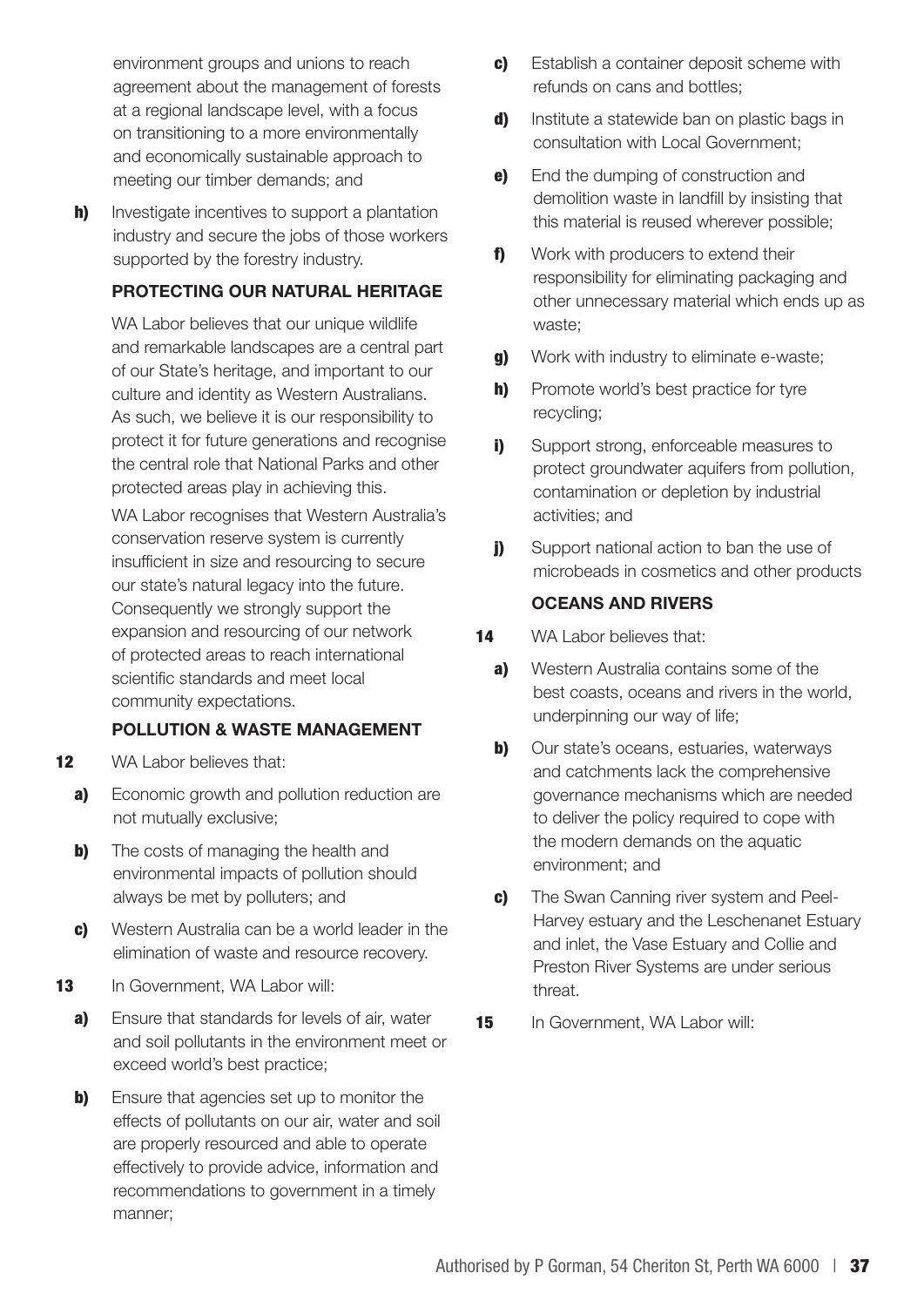environment groups and unions to reach agreement about the management of forests at a regional landscape level, with a focus on transitioning to a more environmentally and economically sustainable approach to meeting our timber demands; and

**h)** Investigate incentives to support a plantation industry and secure the jobs of those workers supported by the forestry industry.

### PROTECTING OUR NATURAL HERITAGE

WA Labor believes that our unique wildlife and remarkable landscapes are a central part of our State's heritage, and important to our culture and identity as Western Australians. As such, we believe it is our responsibility to protect it for future generations and recognise the central role that National Parks and other protected areas play in achieving this.

WA Labor recognises that Western Australia's conservation reserve system is currently insufficient in size and resourcing to secure our state's natural legacy into the future. Consequently we strongly support the expansion and resourcing of our network of protected areas to reach international scientific standards and meet local community expectations.

### POLLUTION & WASTE MANAGEMENT

**12** WA Labor believes that:

**a)** Economic growth and pollution reduction are not mutually exclusive;

**b)** The costs of managing the health and environmental impacts of pollution should always be met by polluters; and

**c)** Western Australia can be a world leader in the elimination of waste and resource recovery.

**13** In Government, WA Labor will:

**a)** Ensure that standards for levels of air, water and soil pollutants in the environment meet or exceed world's best practice;

**b)** Ensure that agencies set up to monitor the effects of pollutants on our air, water and soil are properly resourced and able to operate effectively to provide advice, information and recommendations to government in a timely manner;

**c)** Establish a container deposit scheme with refunds on cans and bottles;

**d)** Institute a statewide ban on plastic bags in consultation with Local Government;

**e)** End the dumping of construction and demolition waste in landfill by insisting that this material is reused wherever possible;

**f)** Work with producers to extend their responsibility for eliminating packaging and other unnecessary material which ends up as waste;

**g)** Work with industry to eliminate e-waste;

**h)** Promote world's best practice for tyre recycling;

**i)** Support strong, enforceable measures to protect groundwater aquifers from pollution, contamination or depletion by industrial activities; and

**j)** Support national action to ban the use of microbeads in cosmetics and other products

### OCEANS AND RIVERS

**14** WA Labor believes that:

**a)** Western Australia contains some of the best coasts, oceans and rivers in the world, underpinning our way of life;

**b)** Our state's oceans, estuaries, waterways and catchments lack the comprehensive governance mechanisms which are needed to deliver the policy required to cope with the modern demands on the aquatic environment; and

**c)** The Swan Canning river system and Peel-Harvey estuary and the Leschenanet Estuary and inlet, the Vase Estuary and Collie and Preston River Systems are under serious threat.

**15** In Government, WA Labor will: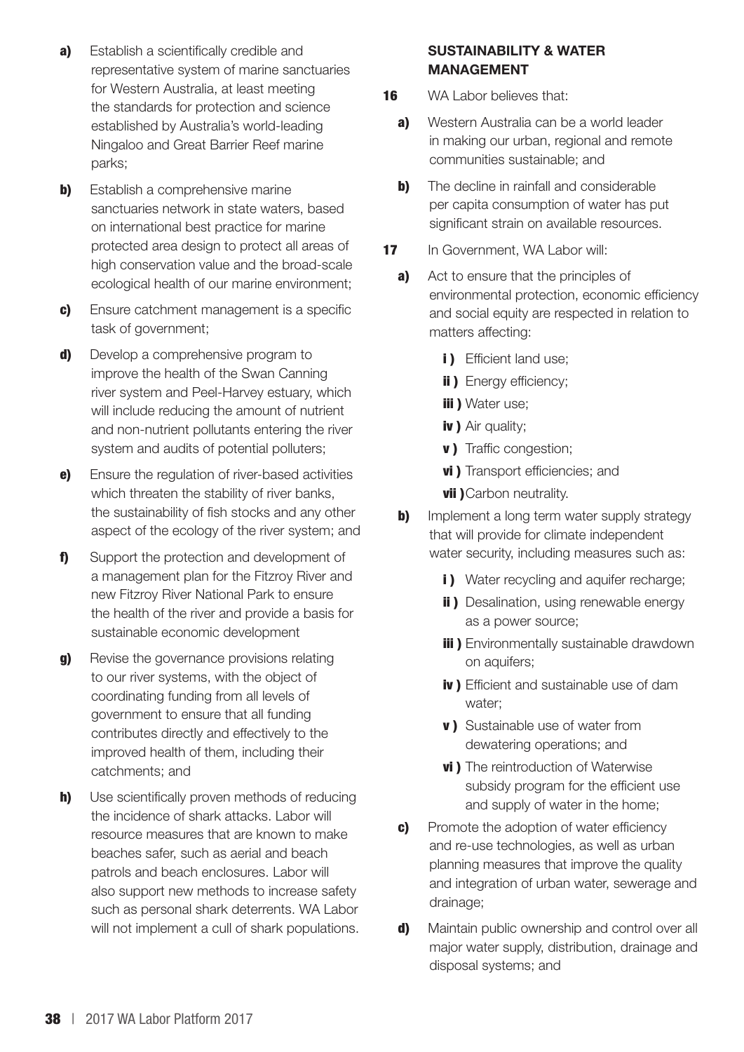**a)** Establish a scientifically credible and representative system of marine sanctuaries for Western Australia, at least meeting the standards for protection and science established by Australia's world-leading Ningaloo and Great Barrier Reef marine parks;

**b)** Establish a comprehensive marine sanctuaries network in state waters, based on international best practice for marine protected area design to protect all areas of high conservation value and the broad-scale ecological health of our marine environment;

**c)** Ensure catchment management is a specific task of government;

**d)** Develop a comprehensive program to improve the health of the Swan Canning river system and Peel-Harvey estuary, which will include reducing the amount of nutrient and non-nutrient pollutants entering the river system and audits of potential polluters;

**e)** Ensure the regulation of river-based activities which threaten the stability of river banks, the sustainability of fish stocks and any other aspect of the ecology of the river system; and

**f)** Support the protection and development of a management plan for the Fitzroy River and new Fitzroy River National Park to ensure the health of the river and provide a basis for sustainable economic development

**g)** Revise the governance provisions relating to our river systems, with the object of coordinating funding from all levels of government to ensure that all funding contributes directly and effectively to the improved health of them, including their catchments; and

**h)** Use scientifically proven methods of reducing the incidence of shark attacks. Labor will resource measures that are known to make beaches safer, such as aerial and beach patrols and beach enclosures. Labor will also support new methods to increase safety such as personal shark deterrents. WA Labor will not implement a cull of shark populations.

## SUSTAINABILITY & WATER MANAGEMENT

**16** WA Labor believes that:

**a)** Western Australia can be a world leader in making our urban, regional and remote communities sustainable; and

**b)** The decline in rainfall and considerable per capita consumption of water has put significant strain on available resources.

**17** In Government, WA Labor will:

**a)** Act to ensure that the principles of environmental protection, economic efficiency and social equity are respected in relation to matters affecting:

- **i )** Efficient land use;
- **ii )** Energy efficiency;
- **iii )** Water use;
- **iv )** Air quality;
- **v )** Traffic congestion;
- **vi )** Transport efficiencies; and
- **vii )** Carbon neutrality.

**b)** Implement a long term water supply strategy that will provide for climate independent water security, including measures such as:

- **i )** Water recycling and aquifer recharge;
- **ii )** Desalination, using renewable energy as a power source;
- **iii )** Environmentally sustainable drawdown on aquifers;
- **iv )** Efficient and sustainable use of dam water;
- **v )** Sustainable use of water from dewatering operations; and
- **vi )** The reintroduction of Waterwise subsidy program for the efficient use and supply of water in the home;

**c)** Promote the adoption of water efficiency and re-use technologies, as well as urban planning measures that improve the quality and integration of urban water, sewerage and drainage;

**d)** Maintain public ownership and control over all major water supply, distribution, drainage and disposal systems; and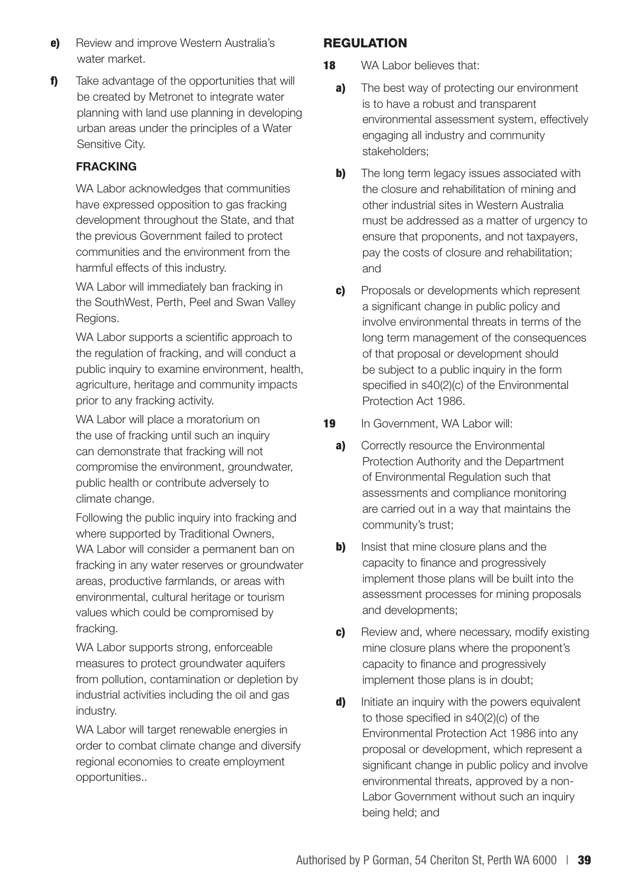**e)** Review and improve Western Australia's water market.

**f)** Take advantage of the opportunities that will be created by Metronet to integrate water planning with land use planning in developing urban areas under the principles of a Water Sensitive City.

### FRACKING

WA Labor acknowledges that communities have expressed opposition to gas fracking development throughout the State, and that the previous Government failed to protect communities and the environment from the harmful effects of this industry.

WA Labor will immediately ban fracking in the SouthWest, Perth, Peel and Swan Valley Regions.

WA Labor supports a scientific approach to the regulation of fracking, and will conduct a public inquiry to examine environment, health, agriculture, heritage and community impacts prior to any fracking activity.

WA Labor will place a moratorium on the use of fracking until such an inquiry can demonstrate that fracking will not compromise the environment, groundwater, public health or contribute adversely to climate change.

Following the public inquiry into fracking and where supported by Traditional Owners, WA Labor will consider a permanent ban on fracking in any water reserves or groundwater areas, productive farmlands, or areas with environmental, cultural heritage or tourism values which could be compromised by fracking.

WA Labor supports strong, enforceable measures to protect groundwater aquifers from pollution, contamination or depletion by industrial activities including the oil and gas industry.

WA Labor will target renewable energies in order to combat climate change and diversify regional economies to create employment opportunities..

## REGULATION

**18** WA Labor believes that:

**a)** The best way of protecting our environment is to have a robust and transparent environmental assessment system, effectively engaging all industry and community stakeholders;

**b)** The long term legacy issues associated with the closure and rehabilitation of mining and other industrial sites in Western Australia must be addressed as a matter of urgency to ensure that proponents, and not taxpayers, pay the costs of closure and rehabilitation; and

**c)** Proposals or developments which represent a significant change in public policy and involve environmental threats in terms of the long term management of the consequences of that proposal or development should be subject to a public inquiry in the form specified in s40(2)(c) of the Environmental Protection Act 1986.

**19** In Government, WA Labor will:

**a)** Correctly resource the Environmental Protection Authority and the Department of Environmental Regulation such that assessments and compliance monitoring are carried out in a way that maintains the community's trust;

**b)** Insist that mine closure plans and the capacity to finance and progressively implement those plans will be built into the assessment processes for mining proposals and developments;

**c)** Review and, where necessary, modify existing mine closure plans where the proponent's capacity to finance and progressively implement those plans is in doubt;

**d)** Initiate an inquiry with the powers equivalent to those specified in s40(2)(c) of the Environmental Protection Act 1986 into any proposal or development, which represent a significant change in public policy and involve environmental threats, approved by a non-Labor Government without such an inquiry being held; and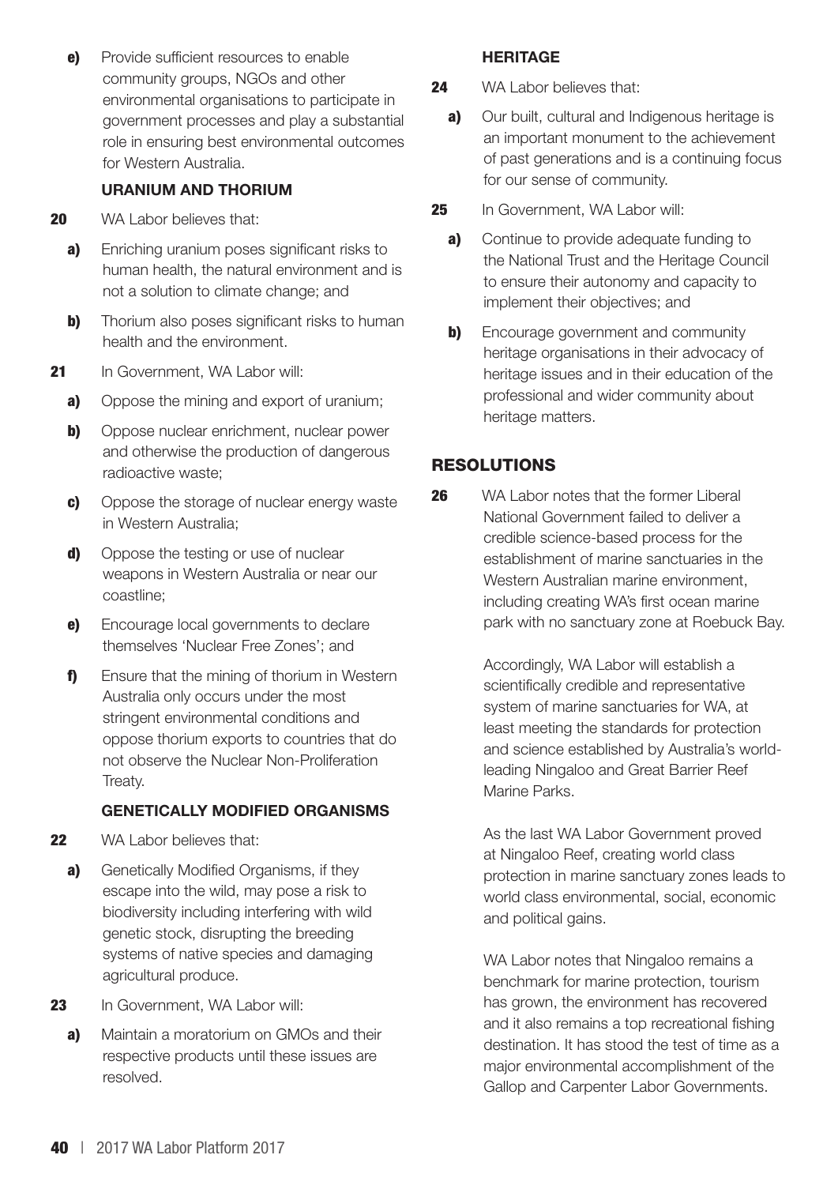**e)** Provide sufficient resources to enable community groups, NGOs and other environmental organisations to participate in government processes and play a substantial role in ensuring best environmental outcomes for Western Australia.

### URANIUM AND THORIUM

**20** WA Labor believes that:

**a)** Enriching uranium poses significant risks to human health, the natural environment and is not a solution to climate change; and

**b)** Thorium also poses significant risks to human health and the environment.

**21** In Government, WA Labor will:

**a)** Oppose the mining and export of uranium;

**b)** Oppose nuclear enrichment, nuclear power and otherwise the production of dangerous radioactive waste;

**c)** Oppose the storage of nuclear energy waste in Western Australia;

**d)** Oppose the testing or use of nuclear weapons in Western Australia or near our coastline;

**e)** Encourage local governments to declare themselves 'Nuclear Free Zones'; and

**f)** Ensure that the mining of thorium in Western Australia only occurs under the most stringent environmental conditions and oppose thorium exports to countries that do not observe the Nuclear Non-Proliferation Treaty.

### GENETICALLY MODIFIED ORGANISMS

**22** WA Labor believes that:

**a)** Genetically Modified Organisms, if they escape into the wild, may pose a risk to biodiversity including interfering with wild genetic stock, disrupting the breeding systems of native species and damaging agricultural produce.

**23** In Government, WA Labor will:

**a)** Maintain a moratorium on GMOs and their respective products until these issues are resolved.

### HERITAGE

**24** WA Labor believes that:

**a)** Our built, cultural and Indigenous heritage is an important monument to the achievement of past generations and is a continuing focus for our sense of community.

**25** In Government, WA Labor will:

**a)** Continue to provide adequate funding to the National Trust and the Heritage Council to ensure their autonomy and capacity to implement their objectives; and

**b)** Encourage government and community heritage organisations in their advocacy of heritage issues and in their education of the professional and wider community about heritage matters.

## RESOLUTIONS

**26** WA Labor notes that the former Liberal National Government failed to deliver a credible science-based process for the establishment of marine sanctuaries in the Western Australian marine environment, including creating WA's first ocean marine park with no sanctuary zone at Roebuck Bay.

Accordingly, WA Labor will establish a scientifically credible and representative system of marine sanctuaries for WA, at least meeting the standards for protection and science established by Australia's world-leading Ningaloo and Great Barrier Reef Marine Parks.

As the last WA Labor Government proved at Ningaloo Reef, creating world class protection in marine sanctuary zones leads to world class environmental, social, economic and political gains.

WA Labor notes that Ningaloo remains a benchmark for marine protection, tourism has grown, the environment has recovered and it also remains a top recreational fishing destination. It has stood the test of time as a major environmental accomplishment of the Gallop and Carpenter Labor Governments.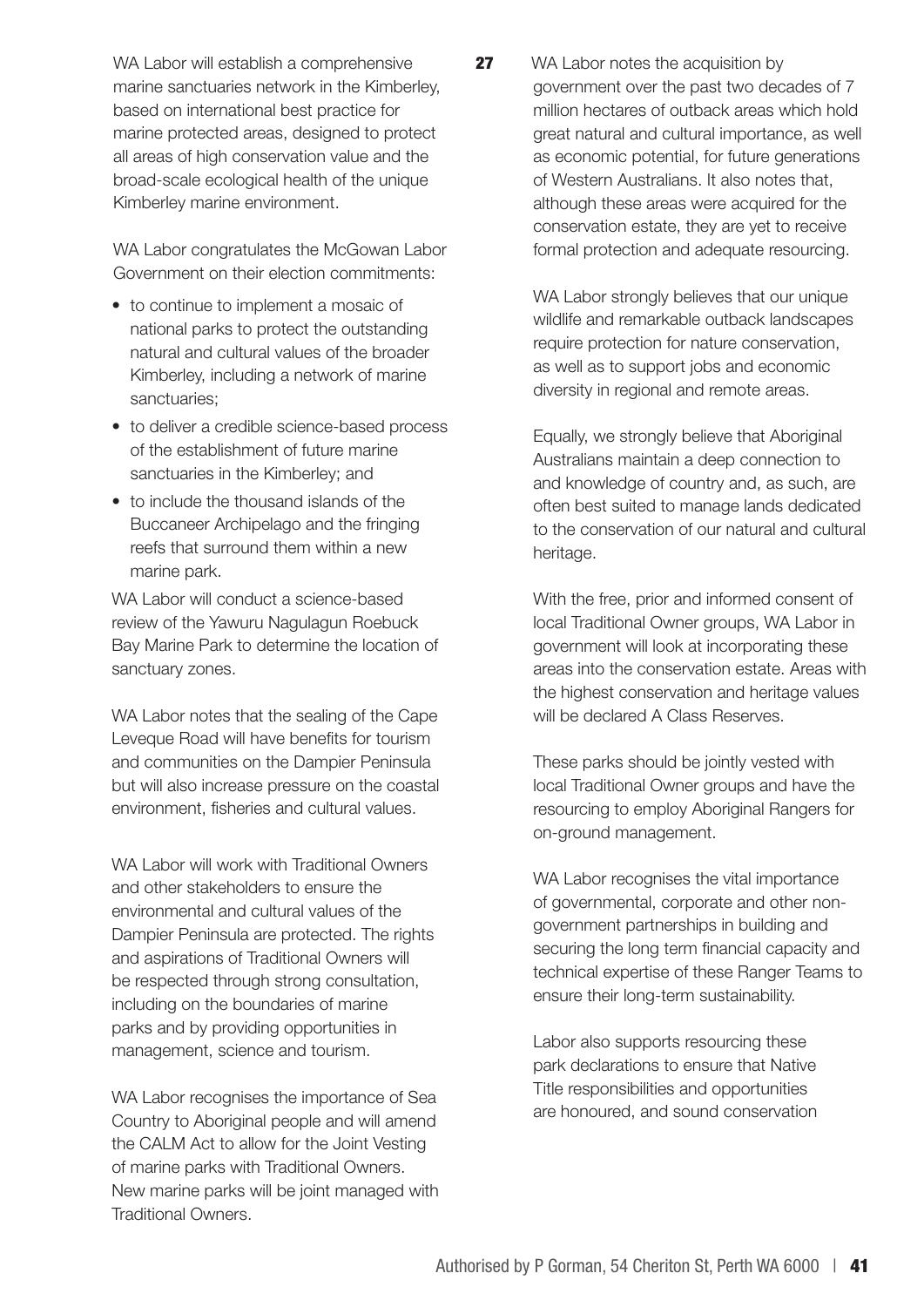WA Labor will establish a comprehensive marine sanctuaries network in the Kimberley, based on international best practice for marine protected areas, designed to protect all areas of high conservation value and the broad-scale ecological health of the unique Kimberley marine environment.

WA Labor congratulates the McGowan Labor Government on their election commitments:

- to continue to implement a mosaic of national parks to protect the outstanding natural and cultural values of the broader Kimberley, including a network of marine sanctuaries;
- to deliver a credible science-based process of the establishment of future marine sanctuaries in the Kimberley; and
- to include the thousand islands of the Buccaneer Archipelago and the fringing reefs that surround them within a new marine park.

WA Labor will conduct a science-based review of the Yawuru Nagulagun Roebuck Bay Marine Park to determine the location of sanctuary zones.

WA Labor notes that the sealing of the Cape Leveque Road will have benefits for tourism and communities on the Dampier Peninsula but will also increase pressure on the coastal environment, fisheries and cultural values.

WA Labor will work with Traditional Owners and other stakeholders to ensure the environmental and cultural values of the Dampier Peninsula are protected. The rights and aspirations of Traditional Owners will be respected through strong consultation, including on the boundaries of marine parks and by providing opportunities in management, science and tourism.

WA Labor recognises the importance of Sea Country to Aboriginal people and will amend the CALM Act to allow for the Joint Vesting of marine parks with Traditional Owners. New marine parks will be joint managed with Traditional Owners.

**27** WA Labor notes the acquisition by government over the past two decades of 7 million hectares of outback areas which hold great natural and cultural importance, as well as economic potential, for future generations of Western Australians. It also notes that, although these areas were acquired for the conservation estate, they are yet to receive formal protection and adequate resourcing.

WA Labor strongly believes that our unique wildlife and remarkable outback landscapes require protection for nature conservation, as well as to support jobs and economic diversity in regional and remote areas.

Equally, we strongly believe that Aboriginal Australians maintain a deep connection to and knowledge of country and, as such, are often best suited to manage lands dedicated to the conservation of our natural and cultural heritage.

With the free, prior and informed consent of local Traditional Owner groups, WA Labor in government will look at incorporating these areas into the conservation estate. Areas with the highest conservation and heritage values will be declared A Class Reserves.

These parks should be jointly vested with local Traditional Owner groups and have the resourcing to employ Aboriginal Rangers for on-ground management.

WA Labor recognises the vital importance of governmental, corporate and other non-government partnerships in building and securing the long term financial capacity and technical expertise of these Ranger Teams to ensure their long-term sustainability.

Labor also supports resourcing these park declarations to ensure that Native Title responsibilities and opportunities are honoured, and sound conservation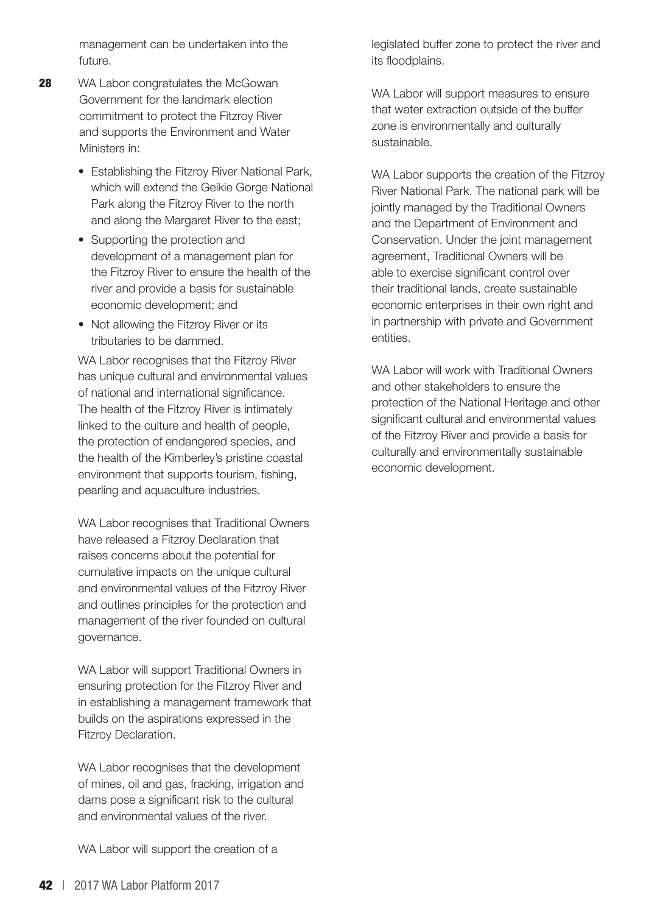management can be undertaken into the future.

**28** WA Labor congratulates the McGowan Government for the landmark election commitment to protect the Fitzroy River and supports the Environment and Water Ministers in:

- Establishing the Fitzroy River National Park, which will extend the Geikie Gorge National Park along the Fitzroy River to the north and along the Margaret River to the east;
- Supporting the protection and development of a management plan for the Fitzroy River to ensure the health of the river and provide a basis for sustainable economic development; and
- Not allowing the Fitzroy River or its tributaries to be dammed.

WA Labor recognises that the Fitzroy River has unique cultural and environmental values of national and international significance. The health of the Fitzroy River is intimately linked to the culture and health of people, the protection of endangered species, and the health of the Kimberley's pristine coastal environment that supports tourism, fishing, pearling and aquaculture industries.

WA Labor recognises that Traditional Owners have released a Fitzroy Declaration that raises concerns about the potential for cumulative impacts on the unique cultural and environmental values of the Fitzroy River and outlines principles for the protection and management of the river founded on cultural governance.

WA Labor will support Traditional Owners in ensuring protection for the Fitzroy River and in establishing a management framework that builds on the aspirations expressed in the Fitzroy Declaration.

WA Labor recognises that the development of mines, oil and gas, fracking, irrigation and dams pose a significant risk to the cultural and environmental values of the river.

WA Labor will support the creation of a legislated buffer zone to protect the river and its floodplains.

WA Labor will support measures to ensure that water extraction outside of the buffer zone is environmentally and culturally sustainable.

WA Labor supports the creation of the Fitzroy River National Park. The national park will be jointly managed by the Traditional Owners and the Department of Environment and Conservation. Under the joint management agreement, Traditional Owners will be able to exercise significant control over their traditional lands, create sustainable economic enterprises in their own right and in partnership with private and Government entities.

WA Labor will work with Traditional Owners and other stakeholders to ensure the protection of the National Heritage and other significant cultural and environmental values of the Fitzroy River and provide a basis for culturally and environmentally sustainable economic development.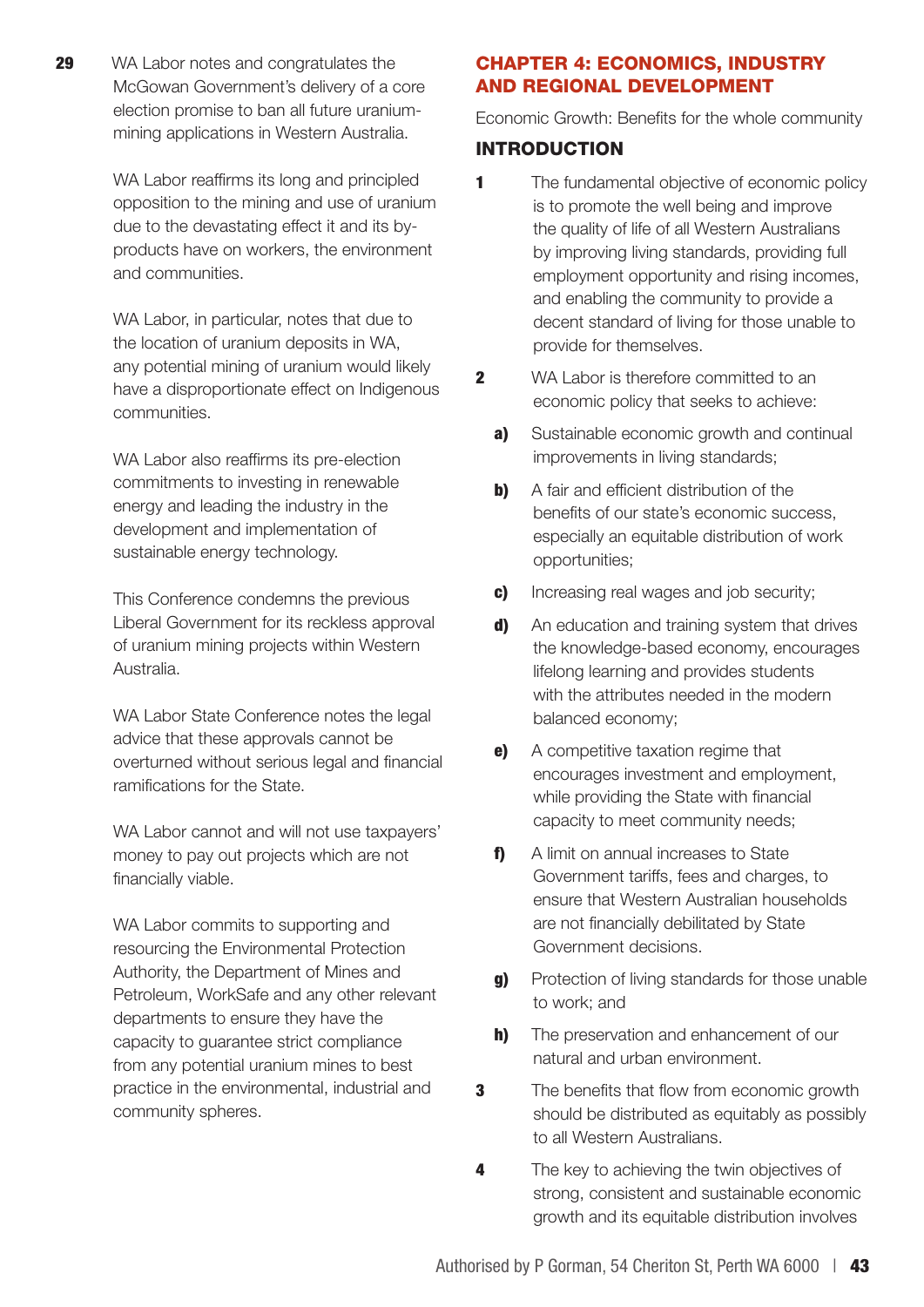**29** WA Labor notes and congratulates the McGowan Government's delivery of a core election promise to ban all future uranium-mining applications in Western Australia.

WA Labor reaffirms its long and principled opposition to the mining and use of uranium due to the devastating effect it and its by-products have on workers, the environment and communities.

WA Labor, in particular, notes that due to the location of uranium deposits in WA, any potential mining of uranium would likely have a disproportionate effect on Indigenous communities.

WA Labor also reaffirms its pre-election commitments to investing in renewable energy and leading the industry in the development and implementation of sustainable energy technology.

This Conference condemns the previous Liberal Government for its reckless approval of uranium mining projects within Western Australia.

WA Labor State Conference notes the legal advice that these approvals cannot be overturned without serious legal and financial ramifications for the State.

WA Labor cannot and will not use taxpayers' money to pay out projects which are not financially viable.

WA Labor commits to supporting and resourcing the Environmental Protection Authority, the Department of Mines and Petroleum, WorkSafe and any other relevant departments to ensure they have the capacity to guarantee strict compliance from any potential uranium mines to best practice in the environmental, industrial and community spheres.

## CHAPTER 4: ECONOMICS, INDUSTRY AND REGIONAL DEVELOPMENT

Economic Growth: Benefits for the whole community

### INTRODUCTION

**1** The fundamental objective of economic policy is to promote the well being and improve the quality of life of all Western Australians by improving living standards, providing full employment opportunity and rising incomes, and enabling the community to provide a decent standard of living for those unable to provide for themselves.

**2** WA Labor is therefore committed to an economic policy that seeks to achieve:

- **a)** Sustainable economic growth and continual improvements in living standards;
- **b)** A fair and efficient distribution of the benefits of our state's economic success, especially an equitable distribution of work opportunities;
- **c)** Increasing real wages and job security;
- **d)** An education and training system that drives the knowledge-based economy, encourages lifelong learning and provides students with the attributes needed in the modern balanced economy;
- **e)** A competitive taxation regime that encourages investment and employment, while providing the State with financial capacity to meet community needs;
- **f)** A limit on annual increases to State Government tariffs, fees and charges, to ensure that Western Australian households are not financially debilitated by State Government decisions.
- **g)** Protection of living standards for those unable to work; and
- **h)** The preservation and enhancement of our natural and urban environment.

**3** The benefits that flow from economic growth should be distributed as equitably as possibly to all Western Australians.

**4** The key to achieving the twin objectives of strong, consistent and sustainable economic growth and its equitable distribution involves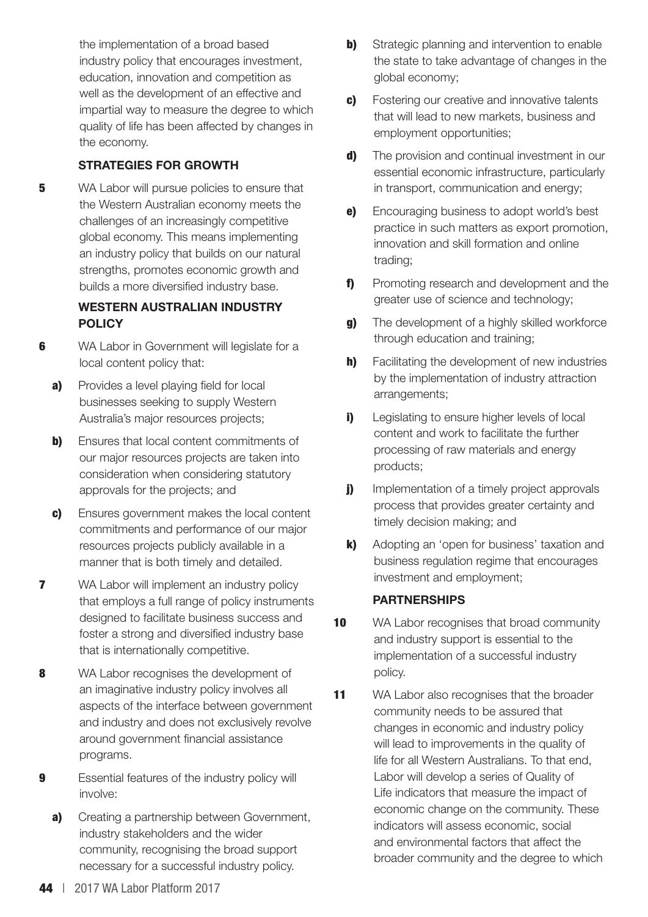the implementation of a broad based industry policy that encourages investment, education, innovation and competition as well as the development of an effective and impartial way to measure the degree to which quality of life has been affected by changes in the economy.

### STRATEGIES FOR GROWTH

**5** WA Labor will pursue policies to ensure that the Western Australian economy meets the challenges of an increasingly competitive global economy. This means implementing an industry policy that builds on our natural strengths, promotes economic growth and builds a more diversified industry base.

### WESTERN AUSTRALIAN INDUSTRY POLICY

**6** WA Labor in Government will legislate for a local content policy that:

- **a)** Provides a level playing field for local businesses seeking to supply Western Australia's major resources projects;
- **b)** Ensures that local content commitments of our major resources projects are taken into consideration when considering statutory approvals for the projects; and
- **c)** Ensures government makes the local content commitments and performance of our major resources projects publicly available in a manner that is both timely and detailed.

**7** WA Labor will implement an industry policy that employs a full range of policy instruments designed to facilitate business success and foster a strong and diversified industry base that is internationally competitive.

**8** WA Labor recognises the development of an imaginative industry policy involves all aspects of the interface between government and industry and does not exclusively revolve around government financial assistance programs.

**9** Essential features of the industry policy will involve:

- **a)** Creating a partnership between Government, industry stakeholders and the wider community, recognising the broad support necessary for a successful industry policy.
- **b)** Strategic planning and intervention to enable the state to take advantage of changes in the global economy;
- **c)** Fostering our creative and innovative talents that will lead to new markets, business and employment opportunities;
- **d)** The provision and continual investment in our essential economic infrastructure, particularly in transport, communication and energy;
- **e)** Encouraging business to adopt world's best practice in such matters as export promotion, innovation and skill formation and online trading;
- **f)** Promoting research and development and the greater use of science and technology;
- **g)** The development of a highly skilled workforce through education and training;
- **h)** Facilitating the development of new industries by the implementation of industry attraction arrangements;
- **i)** Legislating to ensure higher levels of local content and work to facilitate the further processing of raw materials and energy products;
- **j)** Implementation of a timely project approvals process that provides greater certainty and timely decision making; and
- **k)** Adopting an 'open for business' taxation and business regulation regime that encourages investment and employment;

### PARTNERSHIPS

**10** WA Labor recognises that broad community and industry support is essential to the implementation of a successful industry policy.

**11** WA Labor also recognises that the broader community needs to be assured that changes in economic and industry policy will lead to improvements in the quality of life for all Western Australians. To that end, Labor will develop a series of Quality of Life indicators that measure the impact of economic change on the community. These indicators will assess economic, social and environmental factors that affect the broader community and the degree to which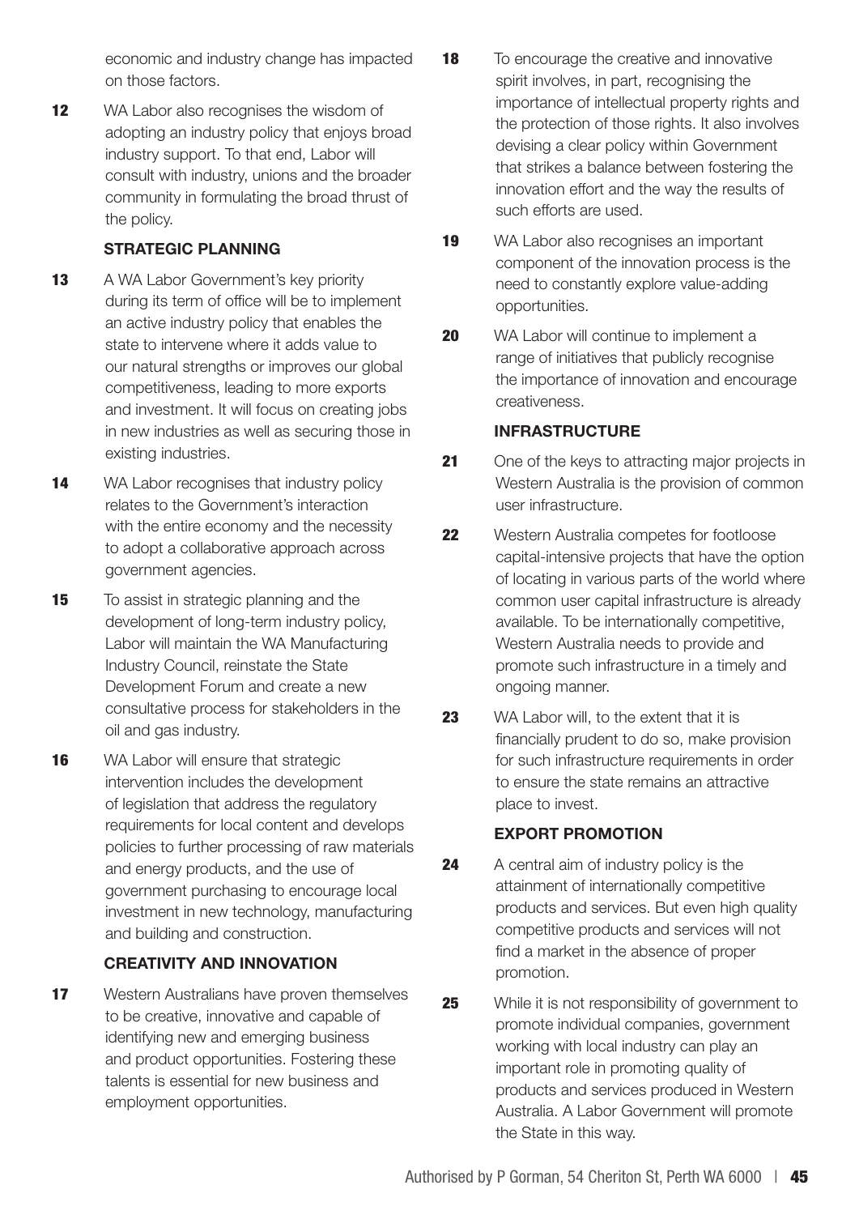economic and industry change has impacted on those factors.

**12** WA Labor also recognises the wisdom of adopting an industry policy that enjoys broad industry support. To that end, Labor will consult with industry, unions and the broader community in formulating the broad thrust of the policy.

### STRATEGIC PLANNING

**13** A WA Labor Government's key priority during its term of office will be to implement an active industry policy that enables the state to intervene where it adds value to our natural strengths or improves our global competitiveness, leading to more exports and investment. It will focus on creating jobs in new industries as well as securing those in existing industries.

**14** WA Labor recognises that industry policy relates to the Government's interaction with the entire economy and the necessity to adopt a collaborative approach across government agencies.

**15** To assist in strategic planning and the development of long-term industry policy, Labor will maintain the WA Manufacturing Industry Council, reinstate the State Development Forum and create a new consultative process for stakeholders in the oil and gas industry.

**16** WA Labor will ensure that strategic intervention includes the development of legislation that address the regulatory requirements for local content and develops policies to further processing of raw materials and energy products, and the use of government purchasing to encourage local investment in new technology, manufacturing and building and construction.

### CREATIVITY AND INNOVATION

**17** Western Australians have proven themselves to be creative, innovative and capable of identifying new and emerging business and product opportunities. Fostering these talents is essential for new business and employment opportunities.

**18** To encourage the creative and innovative spirit involves, in part, recognising the importance of intellectual property rights and the protection of those rights. It also involves devising a clear policy within Government that strikes a balance between fostering the innovation effort and the way the results of such efforts are used.

**19** WA Labor also recognises an important component of the innovation process is the need to constantly explore value-adding opportunities.

**20** WA Labor will continue to implement a range of initiatives that publicly recognise the importance of innovation and encourage creativeness.

### INFRASTRUCTURE

**21** One of the keys to attracting major projects in Western Australia is the provision of common user infrastructure.

**22** Western Australia competes for footloose capital-intensive projects that have the option of locating in various parts of the world where common user capital infrastructure is already available. To be internationally competitive, Western Australia needs to provide and promote such infrastructure in a timely and ongoing manner.

**23** WA Labor will, to the extent that it is financially prudent to do so, make provision for such infrastructure requirements in order to ensure the state remains an attractive place to invest.

### EXPORT PROMOTION

**24** A central aim of industry policy is the attainment of internationally competitive products and services. But even high quality competitive products and services will not find a market in the absence of proper promotion.

**25** While it is not responsibility of government to promote individual companies, government working with local industry can play an important role in promoting quality of products and services produced in Western Australia. A Labor Government will promote the State in this way.

Authorised by P Gorman, 54 Cheriton St, Perth WA 6000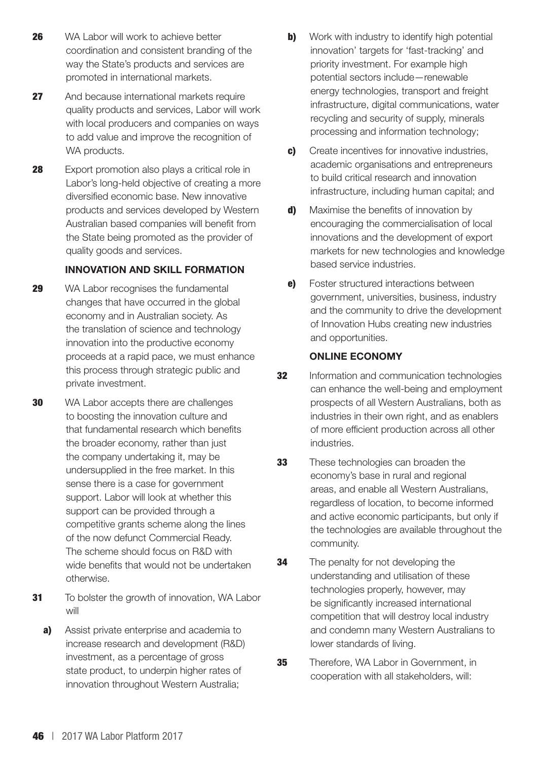**26** WA Labor will work to achieve better coordination and consistent branding of the way the State's products and services are promoted in international markets.

**27** And because international markets require quality products and services, Labor will work with local producers and companies on ways to add value and improve the recognition of WA products.

**28** Export promotion also plays a critical role in Labor's long-held objective of creating a more diversified economic base. New innovative products and services developed by Western Australian based companies will benefit from the State being promoted as the provider of quality goods and services.

## INNOVATION AND SKILL FORMATION

**29** WA Labor recognises the fundamental changes that have occurred in the global economy and in Australian society. As the translation of science and technology innovation into the productive economy proceeds at a rapid pace, we must enhance this process through strategic public and private investment.

**30** WA Labor accepts there are challenges to boosting the innovation culture and that fundamental research which benefits the broader economy, rather than just the company undertaking it, may be undersupplied in the free market. In this sense there is a case for government support. Labor will look at whether this support can be provided through a competitive grants scheme along the lines of the now defunct Commercial Ready. The scheme should focus on R&D with wide benefits that would not be undertaken otherwise.

**31** To bolster the growth of innovation, WA Labor will

**a)** Assist private enterprise and academia to increase research and development (R&D) investment, as a percentage of gross state product, to underpin higher rates of innovation throughout Western Australia;

**b)** Work with industry to identify high potential innovation' targets for 'fast-tracking' and priority investment. For example high potential sectors include—renewable energy technologies, transport and freight infrastructure, digital communications, water recycling and security of supply, minerals processing and information technology;

**c)** Create incentives for innovative industries, academic organisations and entrepreneurs to build critical research and innovation infrastructure, including human capital; and

**d)** Maximise the benefits of innovation by encouraging the commercialisation of local innovations and the development of export markets for new technologies and knowledge based service industries.

**e)** Foster structured interactions between government, universities, business, industry and the community to drive the development of Innovation Hubs creating new industries and opportunities.

## ONLINE ECONOMY

**32** Information and communication technologies can enhance the well-being and employment prospects of all Western Australians, both as industries in their own right, and as enablers of more efficient production across all other industries.

**33** These technologies can broaden the economy's base in rural and regional areas, and enable all Western Australians, regardless of location, to become informed and active economic participants, but only if the technologies are available throughout the community.

**34** The penalty for not developing the understanding and utilisation of these technologies properly, however, may be significantly increased international competition that will destroy local industry and condemn many Western Australians to lower standards of living.

**35** Therefore, WA Labor in Government, in cooperation with all stakeholders, will: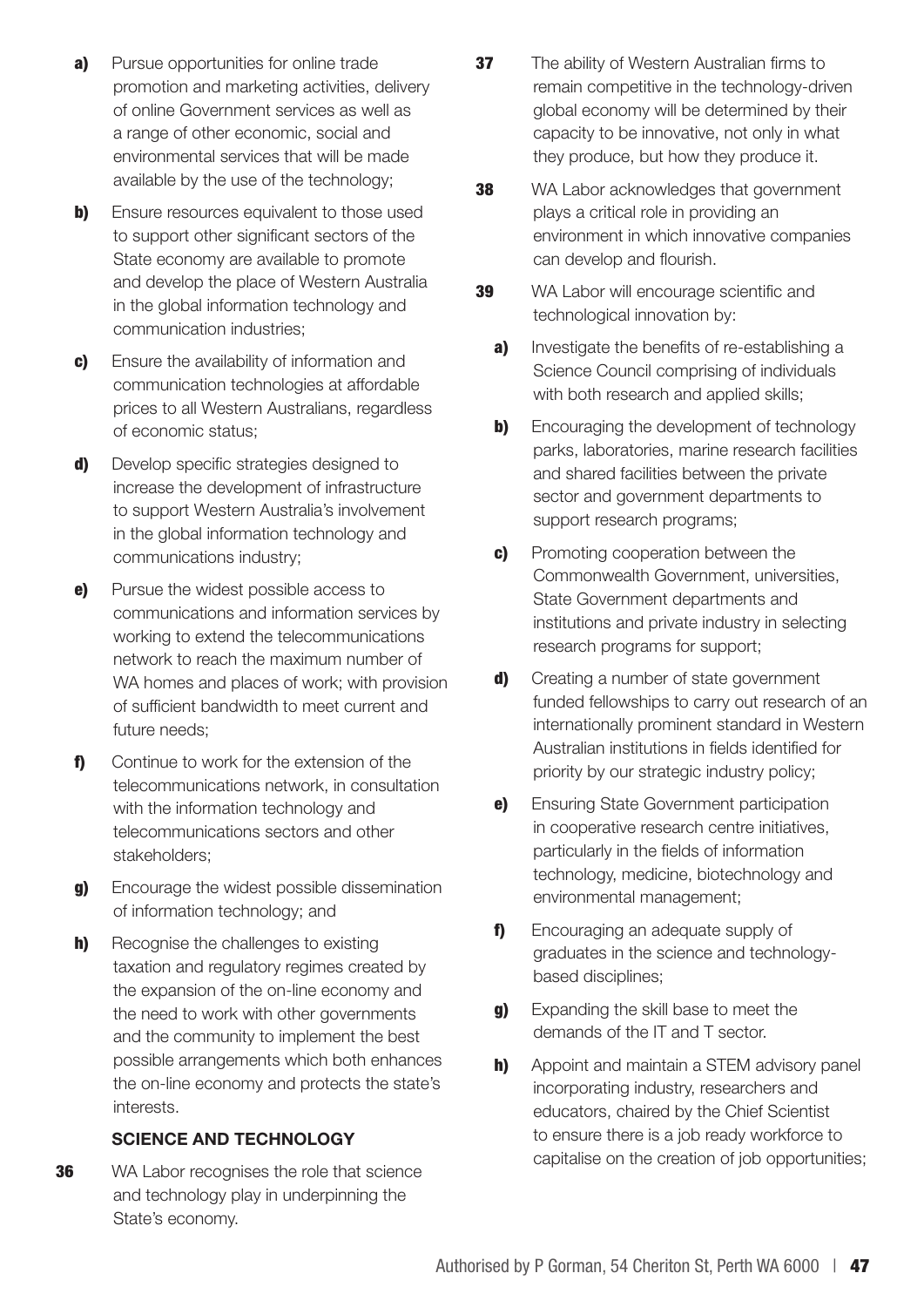**a)** Pursue opportunities for online trade promotion and marketing activities, delivery of online Government services as well as a range of other economic, social and environmental services that will be made available by the use of the technology;

**b)** Ensure resources equivalent to those used to support other significant sectors of the State economy are available to promote and develop the place of Western Australia in the global information technology and communication industries;

**c)** Ensure the availability of information and communication technologies at affordable prices to all Western Australians, regardless of economic status;

**d)** Develop specific strategies designed to increase the development of infrastructure to support Western Australia's involvement in the global information technology and communications industry;

**e)** Pursue the widest possible access to communications and information services by working to extend the telecommunications network to reach the maximum number of WA homes and places of work; with provision of sufficient bandwidth to meet current and future needs;

**f)** Continue to work for the extension of the telecommunications network, in consultation with the information technology and telecommunications sectors and other stakeholders;

**g)** Encourage the widest possible dissemination of information technology; and

**h)** Recognise the challenges to existing taxation and regulatory regimes created by the expansion of the on-line economy and the need to work with other governments and the community to implement the best possible arrangements which both enhances the on-line economy and protects the state's interests.

### SCIENCE AND TECHNOLOGY

**36** WA Labor recognises the role that science and technology play in underpinning the State's economy.

**37** The ability of Western Australian firms to remain competitive in the technology-driven global economy will be determined by their capacity to be innovative, not only in what they produce, but how they produce it.

**38** WA Labor acknowledges that government plays a critical role in providing an environment in which innovative companies can develop and flourish.

**39** WA Labor will encourage scientific and technological innovation by:

**a)** Investigate the benefits of re-establishing a Science Council comprising of individuals with both research and applied skills;

**b)** Encouraging the development of technology parks, laboratories, marine research facilities and shared facilities between the private sector and government departments to support research programs;

**c)** Promoting cooperation between the Commonwealth Government, universities, State Government departments and institutions and private industry in selecting research programs for support;

**d)** Creating a number of state government funded fellowships to carry out research of an internationally prominent standard in Western Australian institutions in fields identified for priority by our strategic industry policy;

**e)** Ensuring State Government participation in cooperative research centre initiatives, particularly in the fields of information technology, medicine, biotechnology and environmental management;

**f)** Encouraging an adequate supply of graduates in the science and technology-based disciplines;

**g)** Expanding the skill base to meet the demands of the IT and T sector.

**h)** Appoint and maintain a STEM advisory panel incorporating industry, researchers and educators, chaired by the Chief Scientist to ensure there is a job ready workforce to capitalise on the creation of job opportunities;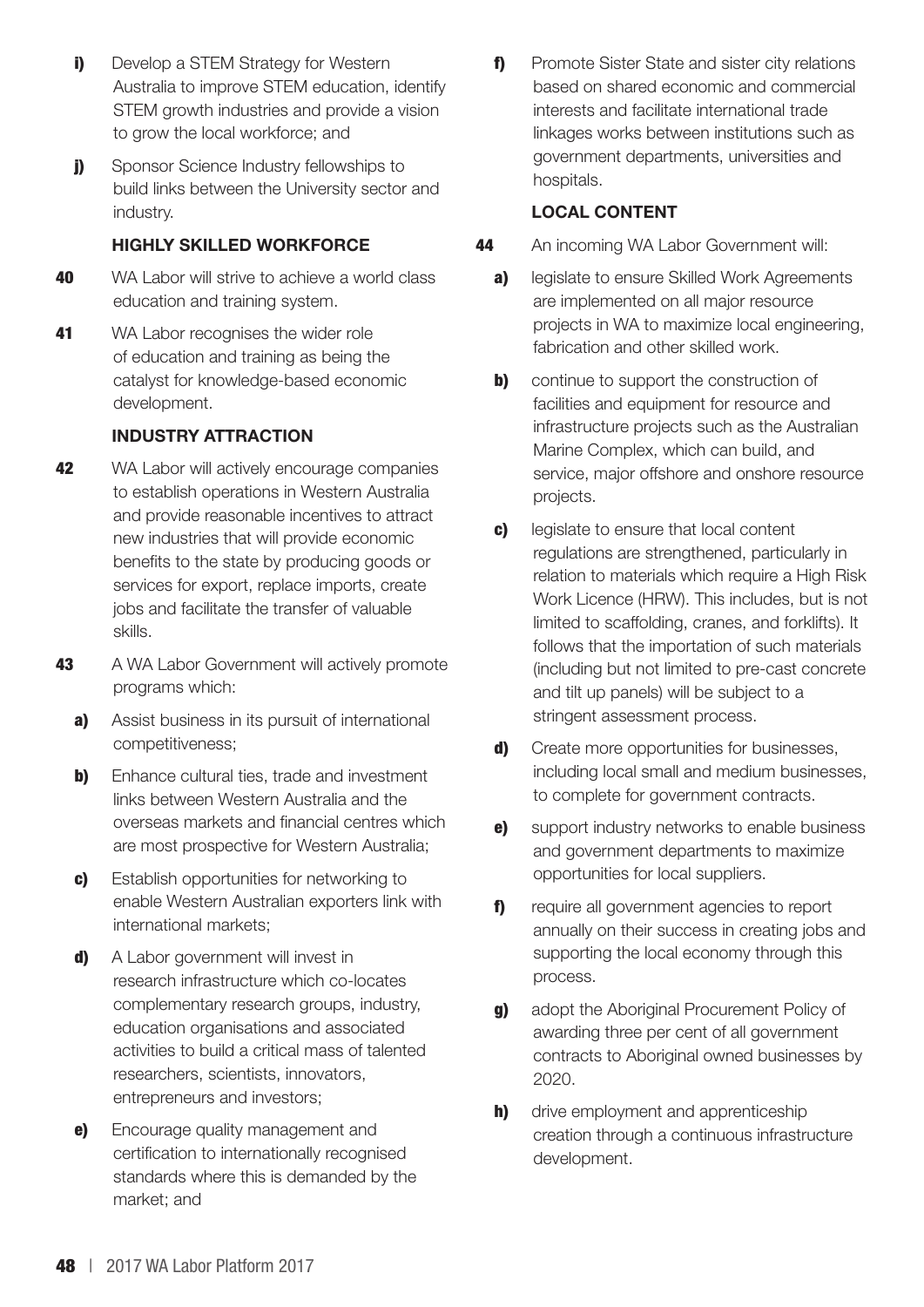**i)** Develop a STEM Strategy for Western Australia to improve STEM education, identify STEM growth industries and provide a vision to grow the local workforce; and

**j)** Sponsor Science Industry fellowships to build links between the University sector and industry.

### HIGHLY SKILLED WORKFORCE

**40** WA Labor will strive to achieve a world class education and training system.

**41** WA Labor recognises the wider role of education and training as being the catalyst for knowledge-based economic development.

### INDUSTRY ATTRACTION

**42** WA Labor will actively encourage companies to establish operations in Western Australia and provide reasonable incentives to attract new industries that will provide economic benefits to the state by producing goods or services for export, replace imports, create jobs and facilitate the transfer of valuable skills.

**43** A WA Labor Government will actively promote programs which:

**a)** Assist business in its pursuit of international competitiveness;

**b)** Enhance cultural ties, trade and investment links between Western Australia and the overseas markets and financial centres which are most prospective for Western Australia;

**c)** Establish opportunities for networking to enable Western Australian exporters link with international markets;

**d)** A Labor government will invest in research infrastructure which co-locates complementary research groups, industry, education organisations and associated activities to build a critical mass of talented researchers, scientists, innovators, entrepreneurs and investors;

**e)** Encourage quality management and certification to internationally recognised standards where this is demanded by the market; and

**f)** Promote Sister State and sister city relations based on shared economic and commercial interests and facilitate international trade linkages works between institutions such as government departments, universities and hospitals.

### LOCAL CONTENT

**44** An incoming WA Labor Government will:

**a)** legislate to ensure Skilled Work Agreements are implemented on all major resource projects in WA to maximize local engineering, fabrication and other skilled work.

**b)** continue to support the construction of facilities and equipment for resource and infrastructure projects such as the Australian Marine Complex, which can build, and service, major offshore and onshore resource projects.

**c)** legislate to ensure that local content regulations are strengthened, particularly in relation to materials which require a High Risk Work Licence (HRW). This includes, but is not limited to scaffolding, cranes, and forklifts). It follows that the importation of such materials (including but not limited to pre-cast concrete and tilt up panels) will be subject to a stringent assessment process.

**d)** Create more opportunities for businesses, including local small and medium businesses, to complete for government contracts.

**e)** support industry networks to enable business and government departments to maximize opportunities for local suppliers.

**f)** require all government agencies to report annually on their success in creating jobs and supporting the local economy through this process.

**g)** adopt the Aboriginal Procurement Policy of awarding three per cent of all government contracts to Aboriginal owned businesses by 2020.

**h)** drive employment and apprenticeship creation through a continuous infrastructure development.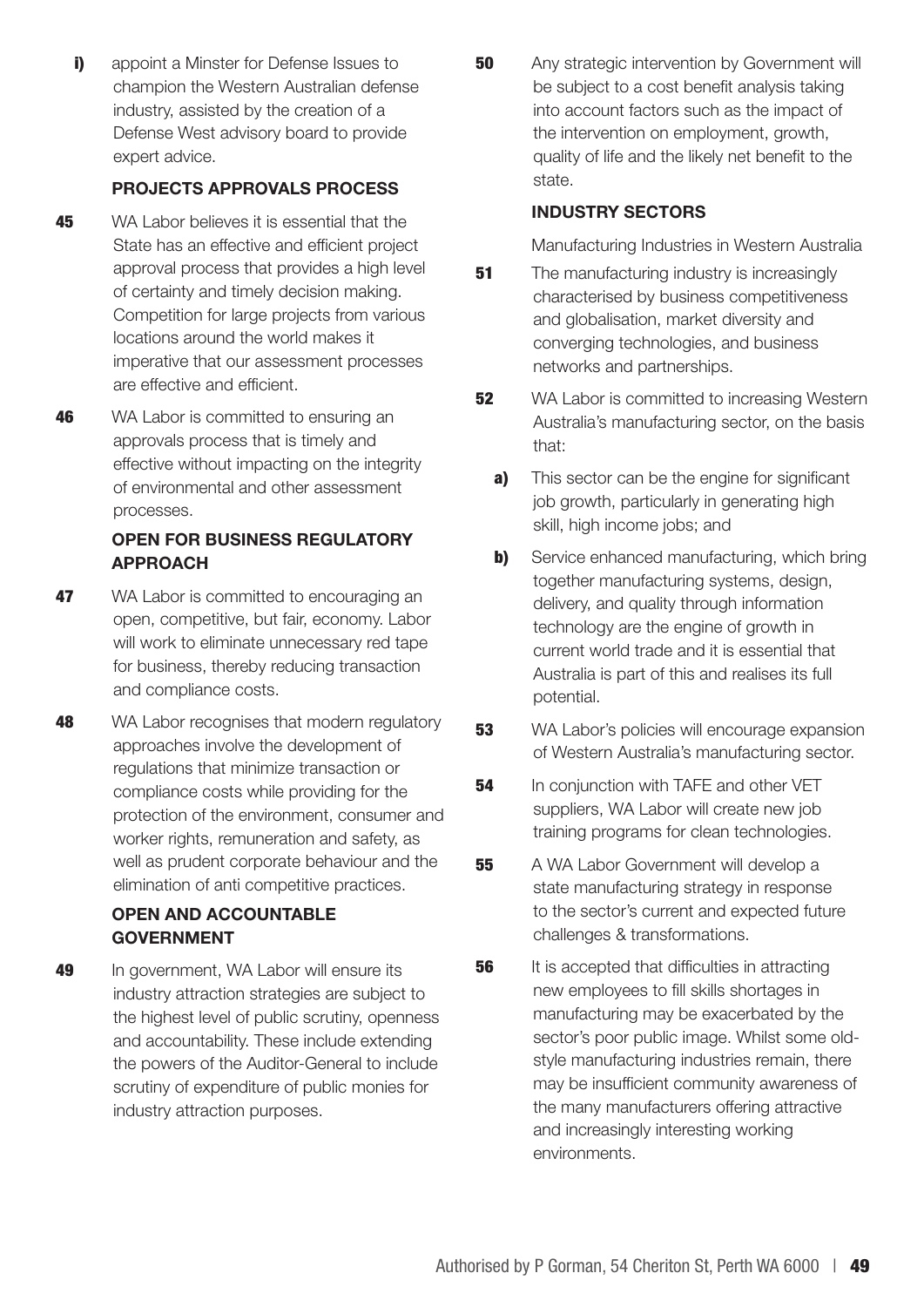**i)** appoint a Minster for Defense Issues to champion the Western Australian defense industry, assisted by the creation of a Defense West advisory board to provide expert advice.

### PROJECTS APPROVALS PROCESS

**45** WA Labor believes it is essential that the State has an effective and efficient project approval process that provides a high level of certainty and timely decision making. Competition for large projects from various locations around the world makes it imperative that our assessment processes are effective and efficient.

**46** WA Labor is committed to ensuring an approvals process that is timely and effective without impacting on the integrity of environmental and other assessment processes.

### OPEN FOR BUSINESS REGULATORY APPROACH

**47** WA Labor is committed to encouraging an open, competitive, but fair, economy. Labor will work to eliminate unnecessary red tape for business, thereby reducing transaction and compliance costs.

**48** WA Labor recognises that modern regulatory approaches involve the development of regulations that minimize transaction or compliance costs while providing for the protection of the environment, consumer and worker rights, remuneration and safety, as well as prudent corporate behaviour and the elimination of anti competitive practices.

### OPEN AND ACCOUNTABLE GOVERNMENT

**49** In government, WA Labor will ensure its industry attraction strategies are subject to the highest level of public scrutiny, openness and accountability. These include extending the powers of the Auditor-General to include scrutiny of expenditure of public monies for industry attraction purposes.

**50** Any strategic intervention by Government will be subject to a cost benefit analysis taking into account factors such as the impact of the intervention on employment, growth, quality of life and the likely net benefit to the state.

### INDUSTRY SECTORS

Manufacturing Industries in Western Australia

**51** The manufacturing industry is increasingly characterised by business competitiveness and globalisation, market diversity and converging technologies, and business networks and partnerships.

**52** WA Labor is committed to increasing Western Australia's manufacturing sector, on the basis that:

**a)** This sector can be the engine for significant job growth, particularly in generating high skill, high income jobs; and

**b)** Service enhanced manufacturing, which bring together manufacturing systems, design, delivery, and quality through information technology are the engine of growth in current world trade and it is essential that Australia is part of this and realises its full potential.

**53** WA Labor's policies will encourage expansion of Western Australia's manufacturing sector.

**54** In conjunction with TAFE and other VET suppliers, WA Labor will create new job training programs for clean technologies.

**55** A WA Labor Government will develop a state manufacturing strategy in response to the sector's current and expected future challenges & transformations.

**56** It is accepted that difficulties in attracting new employees to fill skills shortages in manufacturing may be exacerbated by the sector's poor public image. Whilst some old-style manufacturing industries remain, there may be insufficient community awareness of the many manufacturers offering attractive and increasingly interesting working environments.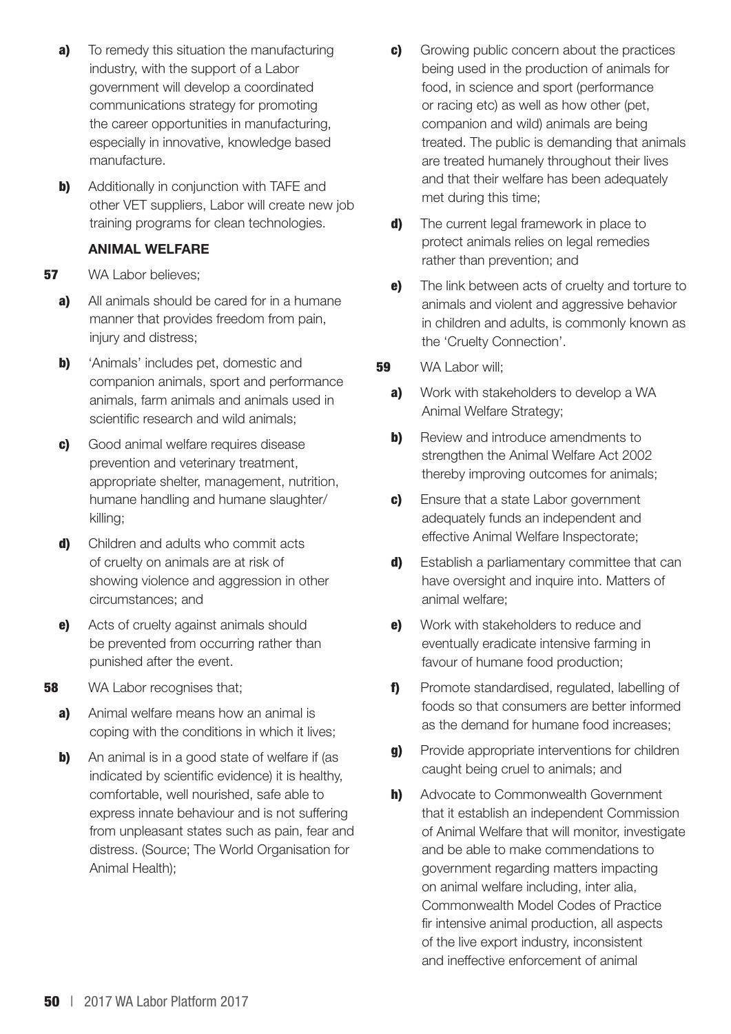a) To remedy this situation the manufacturing industry, with the support of a Labor government will develop a coordinated communications strategy for promoting the career opportunities in manufacturing, especially in innovative, knowledge based manufacture.

b) Additionally in conjunction with TAFE and other VET suppliers, Labor will create new job training programs for clean technologies.

### ANIMAL WELFARE

**57** WA Labor believes;

a) All animals should be cared for in a humane manner that provides freedom from pain, injury and distress;

b) 'Animals' includes pet, domestic and companion animals, sport and performance animals, farm animals and animals used in scientific research and wild animals;

c) Good animal welfare requires disease prevention and veterinary treatment, appropriate shelter, management, nutrition, humane handling and humane slaughter/ killing;

d) Children and adults who commit acts of cruelty on animals are at risk of showing violence and aggression in other circumstances; and

e) Acts of cruelty against animals should be prevented from occurring rather than punished after the event.

**58** WA Labor recognises that;

a) Animal welfare means how an animal is coping with the conditions in which it lives;

b) An animal is in a good state of welfare if (as indicated by scientific evidence) it is healthy, comfortable, well nourished, safe able to express innate behaviour and is not suffering from unpleasant states such as pain, fear and distress. (Source; The World Organisation for Animal Health);

c) Growing public concern about the practices being used in the production of animals for food, in science and sport (performance or racing etc) as well as how other (pet, companion and wild) animals are being treated. The public is demanding that animals are treated humanely throughout their lives and that their welfare has been adequately met during this time;

d) The current legal framework in place to protect animals relies on legal remedies rather than prevention; and

e) The link between acts of cruelty and torture to animals and violent and aggressive behavior in children and adults, is commonly known as the 'Cruelty Connection'.

**59** WA Labor will;

a) Work with stakeholders to develop a WA Animal Welfare Strategy;

b) Review and introduce amendments to strengthen the Animal Welfare Act 2002 thereby improving outcomes for animals;

c) Ensure that a state Labor government adequately funds an independent and effective Animal Welfare Inspectorate;

d) Establish a parliamentary committee that can have oversight and inquire into. Matters of animal welfare;

e) Work with stakeholders to reduce and eventually eradicate intensive farming in favour of humane food production;

f) Promote standardised, regulated, labelling of foods so that consumers are better informed as the demand for humane food increases;

g) Provide appropriate interventions for children caught being cruel to animals; and

h) Advocate to Commonwealth Government that it establish an independent Commission of Animal Welfare that will monitor, investigate and be able to make commendations to government regarding matters impacting on animal welfare including, inter alia, Commonwealth Model Codes of Practice fir intensive animal production, all aspects of the live export industry, inconsistent and ineffective enforcement of animal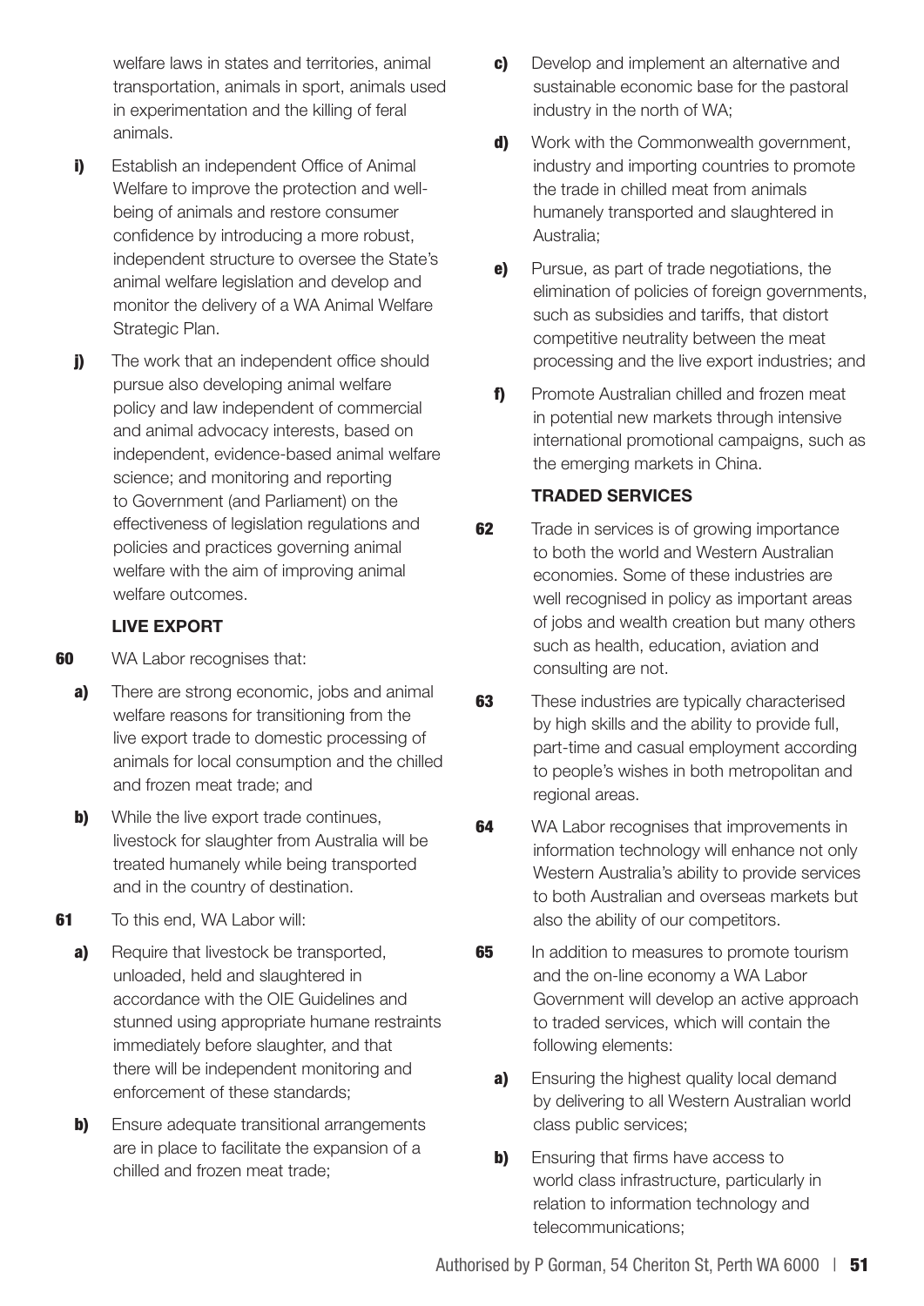welfare laws in states and territories, animal transportation, animals in sport, animals used in experimentation and the killing of feral animals.

**i)** Establish an independent Office of Animal Welfare to improve the protection and well-being of animals and restore consumer confidence by introducing a more robust, independent structure to oversee the State's animal welfare legislation and develop and monitor the delivery of a WA Animal Welfare Strategic Plan.

**j)** The work that an independent office should pursue also developing animal welfare policy and law independent of commercial and animal advocacy interests, based on independent, evidence-based animal welfare science; and monitoring and reporting to Government (and Parliament) on the effectiveness of legislation regulations and policies and practices governing animal welfare with the aim of improving animal welfare outcomes.

### LIVE EXPORT

**60** WA Labor recognises that:

**a)** There are strong economic, jobs and animal welfare reasons for transitioning from the live export trade to domestic processing of animals for local consumption and the chilled and frozen meat trade; and

**b)** While the live export trade continues, livestock for slaughter from Australia will be treated humanely while being transported and in the country of destination.

**61** To this end, WA Labor will:

**a)** Require that livestock be transported, unloaded, held and slaughtered in accordance with the OIE Guidelines and stunned using appropriate humane restraints immediately before slaughter, and that there will be independent monitoring and enforcement of these standards;

**b)** Ensure adequate transitional arrangements are in place to facilitate the expansion of a chilled and frozen meat trade;

**c)** Develop and implement an alternative and sustainable economic base for the pastoral industry in the north of WA;

**d)** Work with the Commonwealth government, industry and importing countries to promote the trade in chilled meat from animals humanely transported and slaughtered in Australia;

**e)** Pursue, as part of trade negotiations, the elimination of policies of foreign governments, such as subsidies and tariffs, that distort competitive neutrality between the meat processing and the live export industries; and

**f)** Promote Australian chilled and frozen meat in potential new markets through intensive international promotional campaigns, such as the emerging markets in China.

### TRADED SERVICES

**62** Trade in services is of growing importance to both the world and Western Australian economies. Some of these industries are well recognised in policy as important areas of jobs and wealth creation but many others such as health, education, aviation and consulting are not.

**63** These industries are typically characterised by high skills and the ability to provide full, part-time and casual employment according to people's wishes in both metropolitan and regional areas.

**64** WA Labor recognises that improvements in information technology will enhance not only Western Australia's ability to provide services to both Australian and overseas markets but also the ability of our competitors.

**65** In addition to measures to promote tourism and the on-line economy a WA Labor Government will develop an active approach to traded services, which will contain the following elements:

**a)** Ensuring the highest quality local demand by delivering to all Western Australian world class public services;

**b)** Ensuring that firms have access to world class infrastructure, particularly in relation to information technology and telecommunications;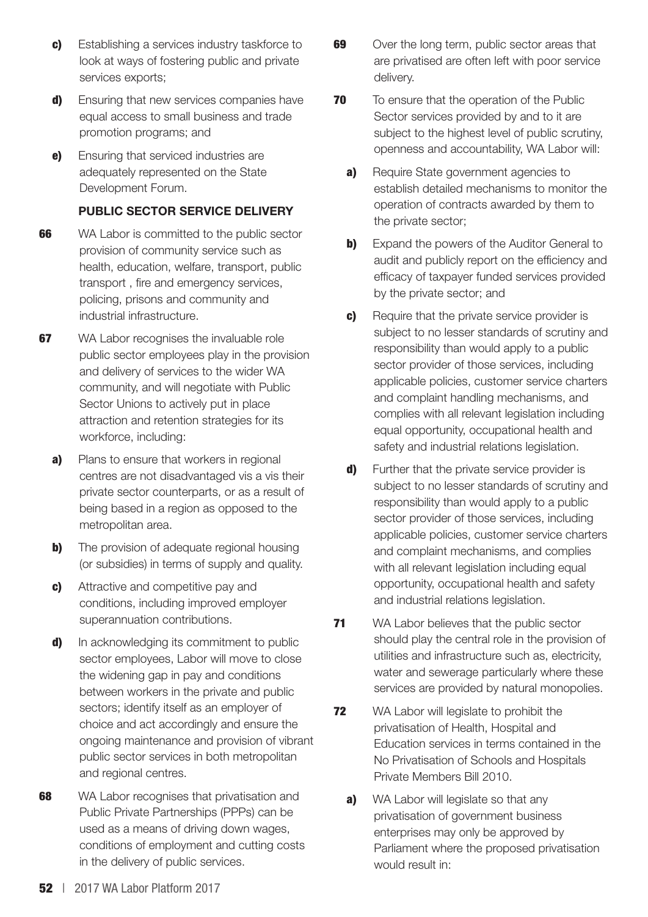**c)** Establishing a services industry taskforce to look at ways of fostering public and private services exports;

**d)** Ensuring that new services companies have equal access to small business and trade promotion programs; and

**e)** Ensuring that serviced industries are adequately represented on the State Development Forum.

### PUBLIC SECTOR SERVICE DELIVERY

**66** WA Labor is committed to the public sector provision of community service such as health, education, welfare, transport, public transport , fire and emergency services, policing, prisons and community and industrial infrastructure.

**67** WA Labor recognises the invaluable role public sector employees play in the provision and delivery of services to the wider WA community, and will negotiate with Public Sector Unions to actively put in place attraction and retention strategies for its workforce, including:

**a)** Plans to ensure that workers in regional centres are not disadvantaged vis a vis their private sector counterparts, or as a result of being based in a region as opposed to the metropolitan area.

**b)** The provision of adequate regional housing (or subsidies) in terms of supply and quality.

**c)** Attractive and competitive pay and conditions, including improved employer superannuation contributions.

**d)** In acknowledging its commitment to public sector employees, Labor will move to close the widening gap in pay and conditions between workers in the private and public sectors; identify itself as an employer of choice and act accordingly and ensure the ongoing maintenance and provision of vibrant public sector services in both metropolitan and regional centres.

**68** WA Labor recognises that privatisation and Public Private Partnerships (PPPs) can be used as a means of driving down wages, conditions of employment and cutting costs in the delivery of public services.

**69** Over the long term, public sector areas that are privatised are often left with poor service delivery.

**70** To ensure that the operation of the Public Sector services provided by and to it are subject to the highest level of public scrutiny, openness and accountability, WA Labor will:

**a)** Require State government agencies to establish detailed mechanisms to monitor the operation of contracts awarded by them to the private sector;

**b)** Expand the powers of the Auditor General to audit and publicly report on the efficiency and efficacy of taxpayer funded services provided by the private sector; and

**c)** Require that the private service provider is subject to no lesser standards of scrutiny and responsibility than would apply to a public sector provider of those services, including applicable policies, customer service charters and complaint handling mechanisms, and complies with all relevant legislation including equal opportunity, occupational health and safety and industrial relations legislation.

**d)** Further that the private service provider is subject to no lesser standards of scrutiny and responsibility than would apply to a public sector provider of those services, including applicable policies, customer service charters and complaint mechanisms, and complies with all relevant legislation including equal opportunity, occupational health and safety and industrial relations legislation.

**71** WA Labor believes that the public sector should play the central role in the provision of utilities and infrastructure such as, electricity, water and sewerage particularly where these services are provided by natural monopolies.

**72** WA Labor will legislate to prohibit the privatisation of Health, Hospital and Education services in terms contained in the No Privatisation of Schools and Hospitals Private Members Bill 2010.

**a)** WA Labor will legislate so that any privatisation of government business enterprises may only be approved by Parliament where the proposed privatisation would result in: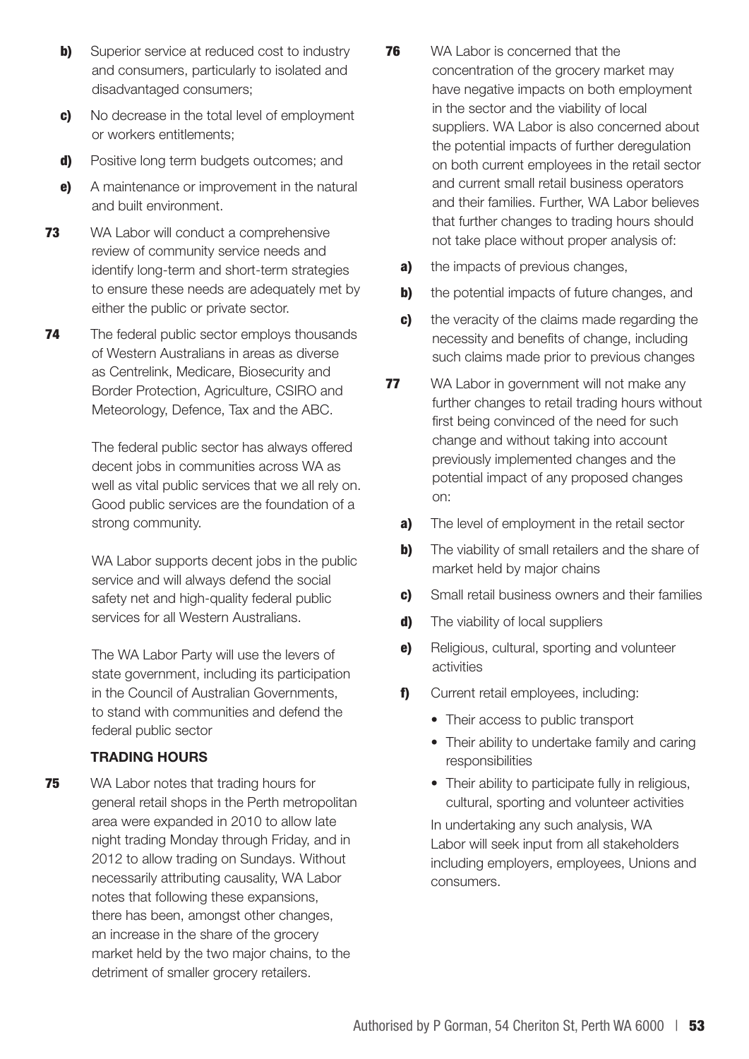**b)** Superior service at reduced cost to industry and consumers, particularly to isolated and disadvantaged consumers;

**c)** No decrease in the total level of employment or workers entitlements;

**d)** Positive long term budgets outcomes; and

**e)** A maintenance or improvement in the natural and built environment.

**73** WA Labor will conduct a comprehensive review of community service needs and identify long-term and short-term strategies to ensure these needs are adequately met by either the public or private sector.

**74** The federal public sector employs thousands of Western Australians in areas as diverse as Centrelink, Medicare, Biosecurity and Border Protection, Agriculture, CSIRO and Meteorology, Defence, Tax and the ABC.

The federal public sector has always offered decent jobs in communities across WA as well as vital public services that we all rely on. Good public services are the foundation of a strong community.

WA Labor supports decent jobs in the public service and will always defend the social safety net and high-quality federal public services for all Western Australians.

The WA Labor Party will use the levers of state government, including its participation in the Council of Australian Governments, to stand with communities and defend the federal public sector

### TRADING HOURS

**75** WA Labor notes that trading hours for general retail shops in the Perth metropolitan area were expanded in 2010 to allow late night trading Monday through Friday, and in 2012 to allow trading on Sundays. Without necessarily attributing causality, WA Labor notes that following these expansions, there has been, amongst other changes, an increase in the share of the grocery market held by the two major chains, to the detriment of smaller grocery retailers.

**76** WA Labor is concerned that the concentration of the grocery market may have negative impacts on both employment in the sector and the viability of local suppliers. WA Labor is also concerned about the potential impacts of further deregulation on both current employees in the retail sector and current small retail business operators and their families. Further, WA Labor believes that further changes to trading hours should not take place without proper analysis of:

**a)** the impacts of previous changes,

**b)** the potential impacts of future changes, and

**c)** the veracity of the claims made regarding the necessity and benefits of change, including such claims made prior to previous changes

**77** WA Labor in government will not make any further changes to retail trading hours without first being convinced of the need for such change and without taking into account previously implemented changes and the potential impact of any proposed changes on:

**a)** The level of employment in the retail sector

**b)** The viability of small retailers and the share of market held by major chains

**c)** Small retail business owners and their families

**d)** The viability of local suppliers

**e)** Religious, cultural, sporting and volunteer activities

**f)** Current retail employees, including:

- Their access to public transport
- Their ability to undertake family and caring responsibilities
- Their ability to participate fully in religious, cultural, sporting and volunteer activities

In undertaking any such analysis, WA Labor will seek input from all stakeholders including employers, employees, Unions and consumers.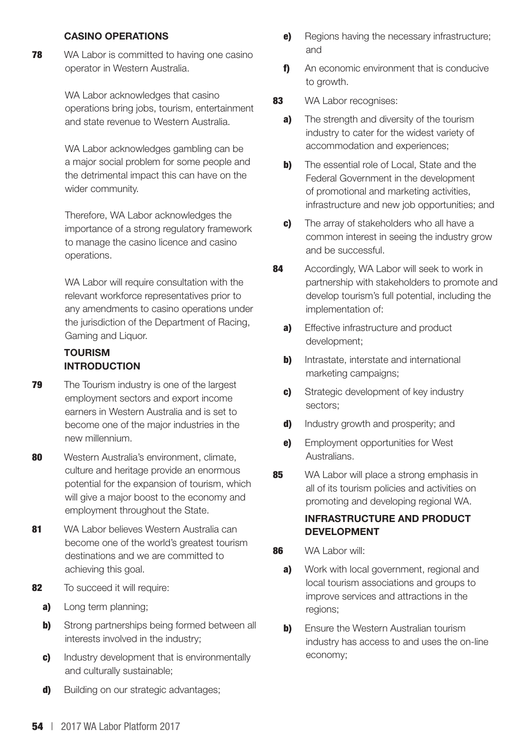### CASINO OPERATIONS

**78** WA Labor is committed to having one casino operator in Western Australia.

WA Labor acknowledges that casino operations bring jobs, tourism, entertainment and state revenue to Western Australia.

WA Labor acknowledges gambling can be a major social problem for some people and the detrimental impact this can have on the wider community.

Therefore, WA Labor acknowledges the importance of a strong regulatory framework to manage the casino licence and casino operations.

WA Labor will require consultation with the relevant workforce representatives prior to any amendments to casino operations under the jurisdiction of the Department of Racing, Gaming and Liquor.

## TOURISM

### INTRODUCTION

**79** The Tourism industry is one of the largest employment sectors and export income earners in Western Australia and is set to become one of the major industries in the new millennium.

**80** Western Australia's environment, climate, culture and heritage provide an enormous potential for the expansion of tourism, which will give a major boost to the economy and employment throughout the State.

**81** WA Labor believes Western Australia can become one of the world's greatest tourism destinations and we are committed to achieving this goal.

**82** To succeed it will require:

- **a)** Long term planning;
- **b)** Strong partnerships being formed between all interests involved in the industry;
- **c)** Industry development that is environmentally and culturally sustainable;
- **d)** Building on our strategic advantages;
- **e)** Regions having the necessary infrastructure; and
- **f)** An economic environment that is conducive to growth.

**83** WA Labor recognises:

- **a)** The strength and diversity of the tourism industry to cater for the widest variety of accommodation and experiences;
- **b)** The essential role of Local, State and the Federal Government in the development of promotional and marketing activities, infrastructure and new job opportunities; and
- **c)** The array of stakeholders who all have a common interest in seeing the industry grow and be successful.

**84** Accordingly, WA Labor will seek to work in partnership with stakeholders to promote and develop tourism's full potential, including the implementation of:

- **a)** Effective infrastructure and product development;
- **b)** Intrastate, interstate and international marketing campaigns;
- **c)** Strategic development of key industry sectors;
- **d)** Industry growth and prosperity; and
- **e)** Employment opportunities for West Australians.

**85** WA Labor will place a strong emphasis in all of its tourism policies and activities on promoting and developing regional WA.

### INFRASTRUCTURE AND PRODUCT DEVELOPMENT

**86** WA Labor will:

- **a)** Work with local government, regional and local tourism associations and groups to improve services and attractions in the regions;
- **b)** Ensure the Western Australian tourism industry has access to and uses the on-line economy;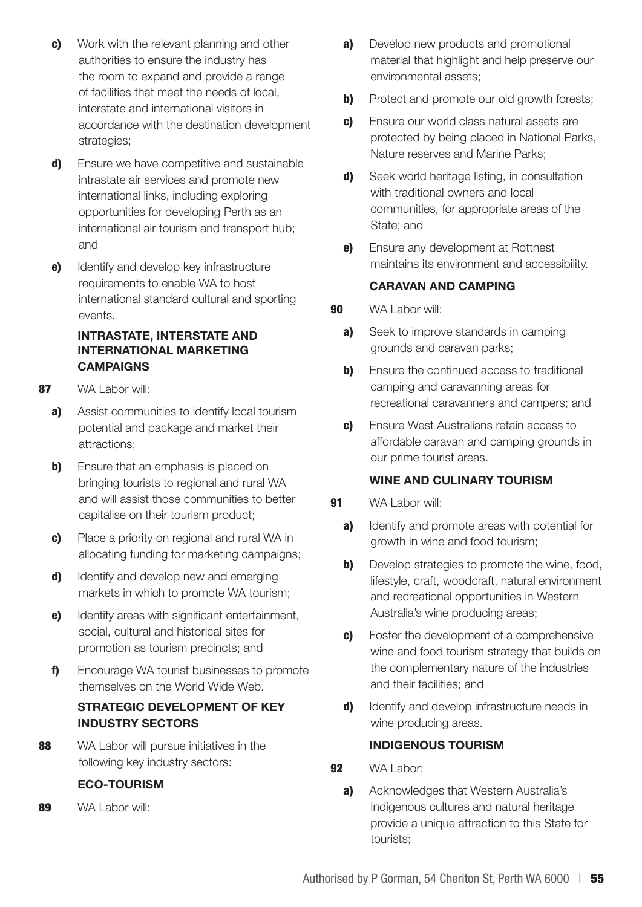c) Work with the relevant planning and other authorities to ensure the industry has the room to expand and provide a range of facilities that meet the needs of local, interstate and international visitors in accordance with the destination development strategies;

d) Ensure we have competitive and sustainable intrastate air services and promote new international links, including exploring opportunities for developing Perth as an international air tourism and transport hub; and

e) Identify and develop key infrastructure requirements to enable WA to host international standard cultural and sporting events.

### INTRASTATE, INTERSTATE AND INTERNATIONAL MARKETING CAMPAIGNS

**87** WA Labor will:

a) Assist communities to identify local tourism potential and package and market their attractions;

b) Ensure that an emphasis is placed on bringing tourists to regional and rural WA and will assist those communities to better capitalise on their tourism product;

c) Place a priority on regional and rural WA in allocating funding for marketing campaigns;

d) Identify and develop new and emerging markets in which to promote WA tourism;

e) Identify areas with significant entertainment, social, cultural and historical sites for promotion as tourism precincts; and

f) Encourage WA tourist businesses to promote themselves on the World Wide Web.

### STRATEGIC DEVELOPMENT OF KEY INDUSTRY SECTORS

**88** WA Labor will pursue initiatives in the following key industry sectors:

### ECO-TOURISM

**89** WA Labor will:

a) Develop new products and promotional material that highlight and help preserve our environmental assets;

b) Protect and promote our old growth forests;

c) Ensure our world class natural assets are protected by being placed in National Parks, Nature reserves and Marine Parks;

d) Seek world heritage listing, in consultation with traditional owners and local communities, for appropriate areas of the State; and

e) Ensure any development at Rottnest maintains its environment and accessibility.

### CARAVAN AND CAMPING

**90** WA Labor will:

a) Seek to improve standards in camping grounds and caravan parks;

b) Ensure the continued access to traditional camping and caravanning areas for recreational caravanners and campers; and

c) Ensure West Australians retain access to affordable caravan and camping grounds in our prime tourist areas.

### WINE AND CULINARY TOURISM

**91** WA Labor will:

a) Identify and promote areas with potential for growth in wine and food tourism;

b) Develop strategies to promote the wine, food, lifestyle, craft, woodcraft, natural environment and recreational opportunities in Western Australia's wine producing areas;

c) Foster the development of a comprehensive wine and food tourism strategy that builds on the complementary nature of the industries and their facilities; and

d) Identify and develop infrastructure needs in wine producing areas.

### INDIGENOUS TOURISM

**92** WA Labor:

a) Acknowledges that Western Australia's Indigenous cultures and natural heritage provide a unique attraction to this State for tourists;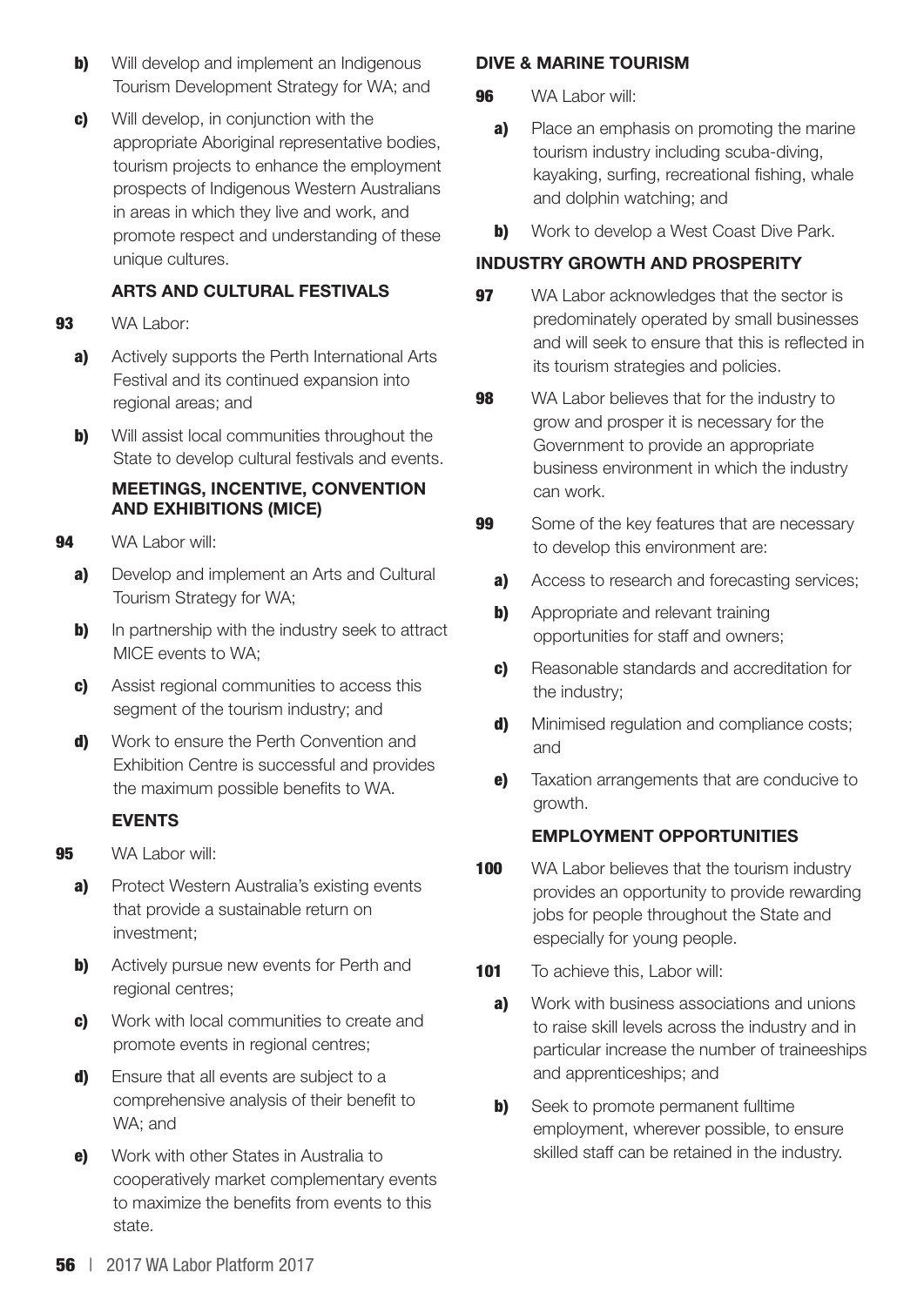**b)** Will develop and implement an Indigenous Tourism Development Strategy for WA; and

**c)** Will develop, in conjunction with the appropriate Aboriginal representative bodies, tourism projects to enhance the employment prospects of Indigenous Western Australians in areas in which they live and work, and promote respect and understanding of these unique cultures.

### ARTS AND CULTURAL FESTIVALS

**93** WA Labor:

**a)** Actively supports the Perth International Arts Festival and its continued expansion into regional areas; and

**b)** Will assist local communities throughout the State to develop cultural festivals and events.

### MEETINGS, INCENTIVE, CONVENTION AND EXHIBITIONS (MICE)

**94** WA Labor will:

**a)** Develop and implement an Arts and Cultural Tourism Strategy for WA;

**b)** In partnership with the industry seek to attract MICE events to WA;

**c)** Assist regional communities to access this segment of the tourism industry; and

**d)** Work to ensure the Perth Convention and Exhibition Centre is successful and provides the maximum possible benefits to WA.

### EVENTS

**95** WA Labor will:

**a)** Protect Western Australia's existing events that provide a sustainable return on investment;

**b)** Actively pursue new events for Perth and regional centres;

**c)** Work with local communities to create and promote events in regional centres;

**d)** Ensure that all events are subject to a comprehensive analysis of their benefit to WA; and

**e)** Work with other States in Australia to cooperatively market complementary events to maximize the benefits from events to this state.

### DIVE & MARINE TOURISM

**96** WA Labor will:

**a)** Place an emphasis on promoting the marine tourism industry including scuba-diving, kayaking, surfing, recreational fishing, whale and dolphin watching; and

**b)** Work to develop a West Coast Dive Park.

### INDUSTRY GROWTH AND PROSPERITY

**97** WA Labor acknowledges that the sector is predominately operated by small businesses and will seek to ensure that this is reflected in its tourism strategies and policies.

**98** WA Labor believes that for the industry to grow and prosper it is necessary for the Government to provide an appropriate business environment in which the industry can work.

**99** Some of the key features that are necessary to develop this environment are:

**a)** Access to research and forecasting services;

**b)** Appropriate and relevant training opportunities for staff and owners;

**c)** Reasonable standards and accreditation for the industry;

**d)** Minimised regulation and compliance costs; and

**e)** Taxation arrangements that are conducive to growth.

### EMPLOYMENT OPPORTUNITIES

**100** WA Labor believes that the tourism industry provides an opportunity to provide rewarding jobs for people throughout the State and especially for young people.

**101** To achieve this, Labor will:

**a)** Work with business associations and unions to raise skill levels across the industry and in particular increase the number of traineeships and apprenticeships; and

**b)** Seek to promote permanent fulltime employment, wherever possible, to ensure skilled staff can be retained in the industry.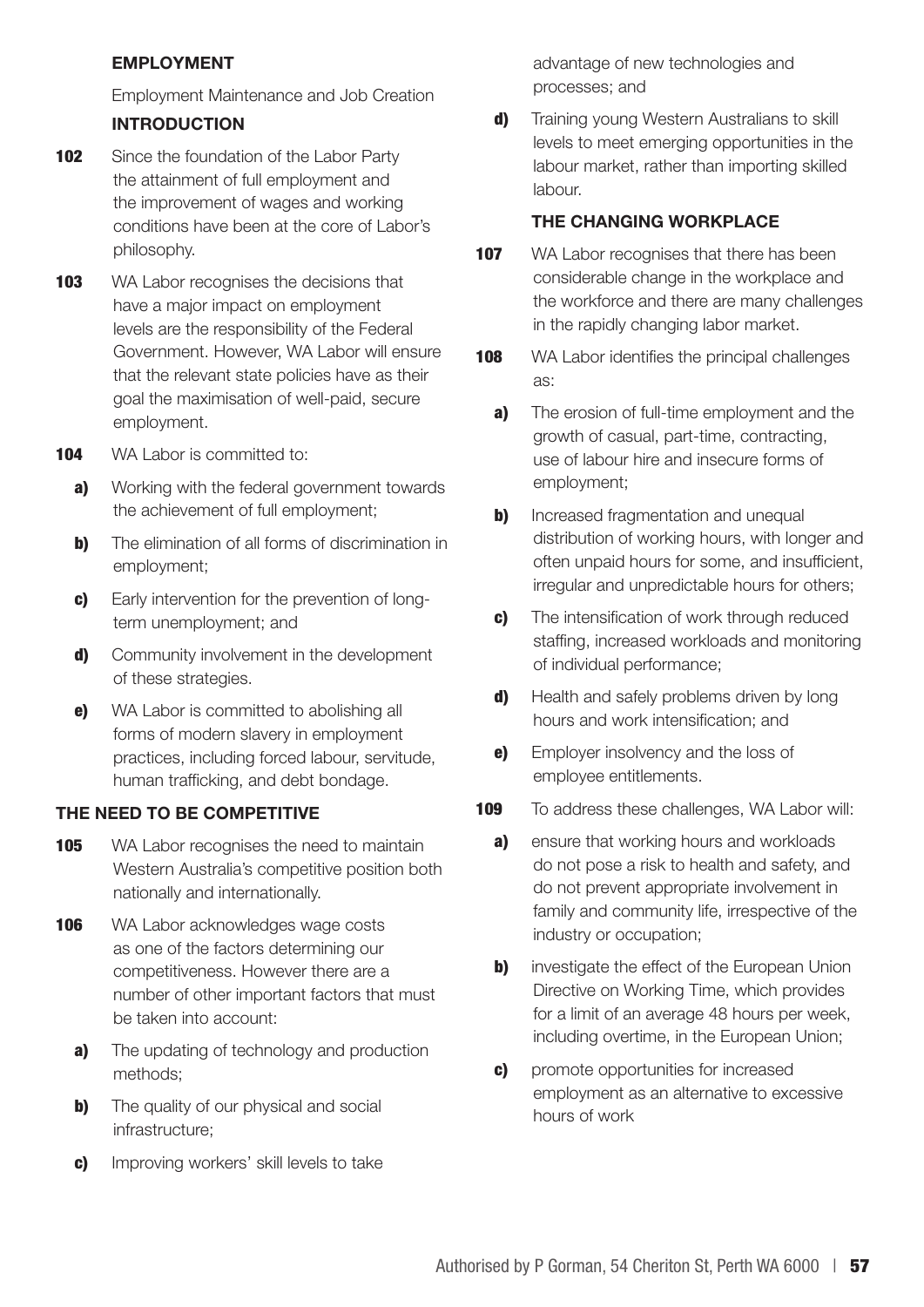## EMPLOYMENT

Employment Maintenance and Job Creation

### INTRODUCTION

**102** Since the foundation of the Labor Party the attainment of full employment and the improvement of wages and working conditions have been at the core of Labor's philosophy.

**103** WA Labor recognises the decisions that have a major impact on employment levels are the responsibility of the Federal Government. However, WA Labor will ensure that the relevant state policies have as their goal the maximisation of well-paid, secure employment.

**104** WA Labor is committed to:

- **a)** Working with the federal government towards the achievement of full employment;
- **b)** The elimination of all forms of discrimination in employment;
- **c)** Early intervention for the prevention of long-term unemployment; and
- **d)** Community involvement in the development of these strategies.
- **e)** WA Labor is committed to abolishing all forms of modern slavery in employment practices, including forced labour, servitude, human trafficking, and debt bondage.

### THE NEED TO BE COMPETITIVE

**105** WA Labor recognises the need to maintain Western Australia's competitive position both nationally and internationally.

**106** WA Labor acknowledges wage costs as one of the factors determining our competitiveness. However there are a number of other important factors that must be taken into account:

- **a)** The updating of technology and production methods;
- **b)** The quality of our physical and social infrastructure;
- **c)** Improving workers' skill levels to take advantage of new technologies and processes; and
- **d)** Training young Western Australians to skill levels to meet emerging opportunities in the labour market, rather than importing skilled labour.

### THE CHANGING WORKPLACE

**107** WA Labor recognises that there has been considerable change in the workplace and the workforce and there are many challenges in the rapidly changing labor market.

**108** WA Labor identifies the principal challenges as:

- **a)** The erosion of full-time employment and the growth of casual, part-time, contracting, use of labour hire and insecure forms of employment;
- **b)** Increased fragmentation and unequal distribution of working hours, with longer and often unpaid hours for some, and insufficient, irregular and unpredictable hours for others;
- **c)** The intensification of work through reduced staffing, increased workloads and monitoring of individual performance;
- **d)** Health and safely problems driven by long hours and work intensification; and
- **e)** Employer insolvency and the loss of employee entitlements.

**109** To address these challenges, WA Labor will:

- **a)** ensure that working hours and workloads do not pose a risk to health and safety, and do not prevent appropriate involvement in family and community life, irrespective of the industry or occupation;
- **b)** investigate the effect of the European Union Directive on Working Time, which provides for a limit of an average 48 hours per week, including overtime, in the European Union;
- **c)** promote opportunities for increased employment as an alternative to excessive hours of work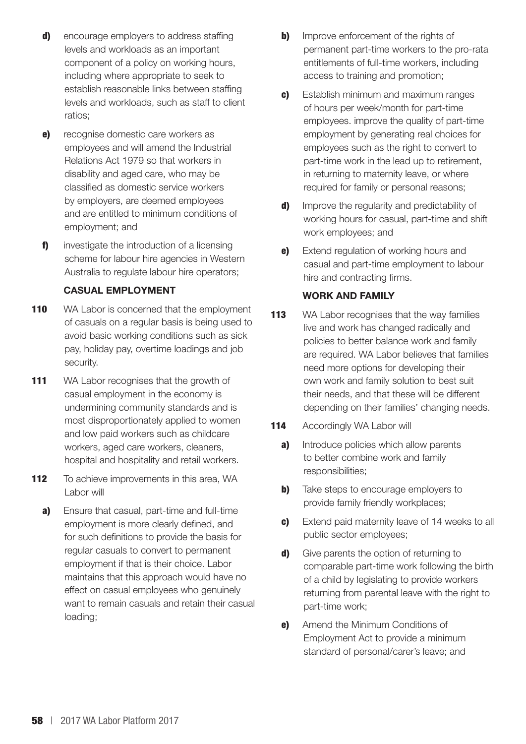- **d)** encourage employers to address staffing levels and workloads as an important component of a policy on working hours, including where appropriate to seek to establish reasonable links between staffing levels and workloads, such as staff to client ratios;
- **e)** recognise domestic care workers as employees and will amend the Industrial Relations Act 1979 so that workers in disability and aged care, who may be classified as domestic service workers by employers, are deemed employees and are entitled to minimum conditions of employment; and
- **f)** investigate the introduction of a licensing scheme for labour hire agencies in Western Australia to regulate labour hire operators;

### CASUAL EMPLOYMENT

**110** WA Labor is concerned that the employment of casuals on a regular basis is being used to avoid basic working conditions such as sick pay, holiday pay, overtime loadings and job security.

**111** WA Labor recognises that the growth of casual employment in the economy is undermining community standards and is most disproportionately applied to women and low paid workers such as childcare workers, aged care workers, cleaners, hospital and hospitality and retail workers.

**112** To achieve improvements in this area, WA Labor will

- **a)** Ensure that casual, part-time and full-time employment is more clearly defined, and for such definitions to provide the basis for regular casuals to convert to permanent employment if that is their choice. Labor maintains that this approach would have no effect on casual employees who genuinely want to remain casuals and retain their casual loading;
- **b)** Improve enforcement of the rights of permanent part-time workers to the pro-rata entitlements of full-time workers, including access to training and promotion;
- **c)** Establish minimum and maximum ranges of hours per week/month for part-time employees. improve the quality of part-time employment by generating real choices for employees such as the right to convert to part-time work in the lead up to retirement, in returning to maternity leave, or where required for family or personal reasons;
- **d)** Improve the regularity and predictability of working hours for casual, part-time and shift work employees; and
- **e)** Extend regulation of working hours and casual and part-time employment to labour hire and contracting firms.

### WORK AND FAMILY

**113** WA Labor recognises that the way families live and work has changed radically and policies to better balance work and family are required. WA Labor believes that families need more options for developing their own work and family solution to best suit their needs, and that these will be different depending on their families' changing needs.

**114** Accordingly WA Labor will

- **a)** Introduce policies which allow parents to better combine work and family responsibilities;
- **b)** Take steps to encourage employers to provide family friendly workplaces;
- **c)** Extend paid maternity leave of 14 weeks to all public sector employees;
- **d)** Give parents the option of returning to comparable part-time work following the birth of a child by legislating to provide workers returning from parental leave with the right to part-time work;
- **e)** Amend the Minimum Conditions of Employment Act to provide a minimum standard of personal/carer's leave; and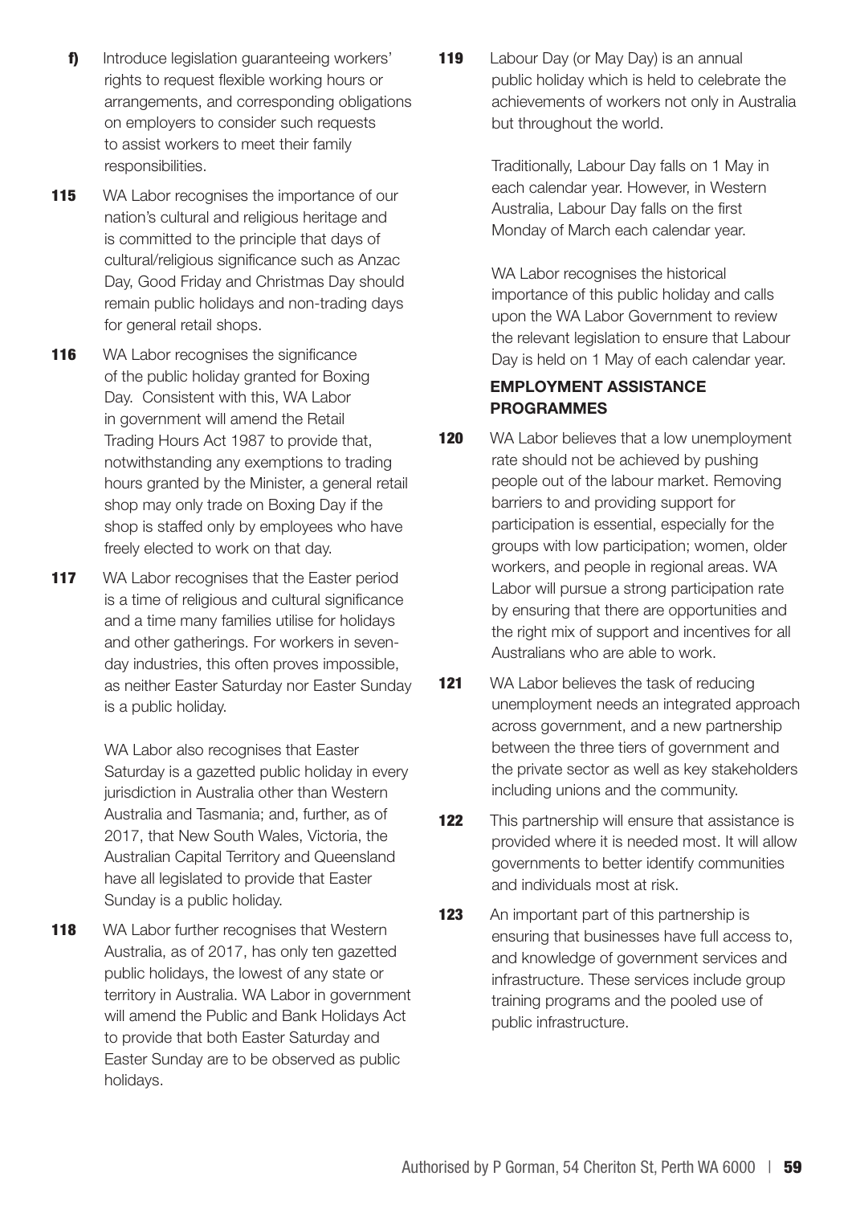**f)** Introduce legislation guaranteeing workers' rights to request flexible working hours or arrangements, and corresponding obligations on employers to consider such requests to assist workers to meet their family responsibilities.

**115** WA Labor recognises the importance of our nation's cultural and religious heritage and is committed to the principle that days of cultural/religious significance such as Anzac Day, Good Friday and Christmas Day should remain public holidays and non-trading days for general retail shops.

**116** WA Labor recognises the significance of the public holiday granted for Boxing Day. Consistent with this, WA Labor in government will amend the Retail Trading Hours Act 1987 to provide that, notwithstanding any exemptions to trading hours granted by the Minister, a general retail shop may only trade on Boxing Day if the shop is staffed only by employees who have freely elected to work on that day.

**117** WA Labor recognises that the Easter period is a time of religious and cultural significance and a time many families utilise for holidays and other gatherings. For workers in seven-day industries, this often proves impossible, as neither Easter Saturday nor Easter Sunday is a public holiday.

WA Labor also recognises that Easter Saturday is a gazetted public holiday in every jurisdiction in Australia other than Western Australia and Tasmania; and, further, as of 2017, that New South Wales, Victoria, the Australian Capital Territory and Queensland have all legislated to provide that Easter Sunday is a public holiday.

**118** WA Labor further recognises that Western Australia, as of 2017, has only ten gazetted public holidays, the lowest of any state or territory in Australia. WA Labor in government will amend the Public and Bank Holidays Act to provide that both Easter Saturday and Easter Sunday are to be observed as public holidays.

**119** Labour Day (or May Day) is an annual public holiday which is held to celebrate the achievements of workers not only in Australia but throughout the world.

Traditionally, Labour Day falls on 1 May in each calendar year. However, in Western Australia, Labour Day falls on the first Monday of March each calendar year.

WA Labor recognises the historical importance of this public holiday and calls upon the WA Labor Government to review the relevant legislation to ensure that Labour Day is held on 1 May of each calendar year.

### EMPLOYMENT ASSISTANCE PROGRAMMES

**120** WA Labor believes that a low unemployment rate should not be achieved by pushing people out of the labour market. Removing barriers to and providing support for participation is essential, especially for the groups with low participation; women, older workers, and people in regional areas. WA Labor will pursue a strong participation rate by ensuring that there are opportunities and the right mix of support and incentives for all Australians who are able to work.

**121** WA Labor believes the task of reducing unemployment needs an integrated approach across government, and a new partnership between the three tiers of government and the private sector as well as key stakeholders including unions and the community.

**122** This partnership will ensure that assistance is provided where it is needed most. It will allow governments to better identify communities and individuals most at risk.

**123** An important part of this partnership is ensuring that businesses have full access to, and knowledge of government services and infrastructure. These services include group training programs and the pooled use of public infrastructure.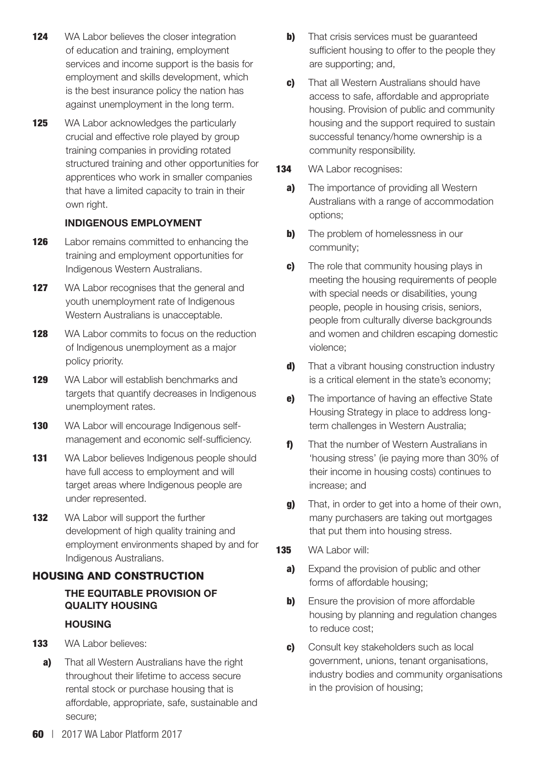**124** WA Labor believes the closer integration of education and training, employment services and income support is the basis for employment and skills development, which is the best insurance policy the nation has against unemployment in the long term.

**125** WA Labor acknowledges the particularly crucial and effective role played by group training companies in providing rotated structured training and other opportunities for apprentices who work in smaller companies that have a limited capacity to train in their own right.

### INDIGENOUS EMPLOYMENT

**126** Labor remains committed to enhancing the training and employment opportunities for Indigenous Western Australians.

**127** WA Labor recognises that the general and youth unemployment rate of Indigenous Western Australians is unacceptable.

**128** WA Labor commits to focus on the reduction of Indigenous unemployment as a major policy priority.

**129** WA Labor will establish benchmarks and targets that quantify decreases in Indigenous unemployment rates.

**130** WA Labor will encourage Indigenous self-management and economic self-sufficiency.

**131** WA Labor believes Indigenous people should have full access to employment and will target areas where Indigenous people are under represented.

**132** WA Labor will support the further development of high quality training and employment environments shaped by and for Indigenous Australians.

## HOUSING AND CONSTRUCTION

### THE EQUITABLE PROVISION OF QUALITY HOUSING

### HOUSING

**133** WA Labor believes:

- **a)** That all Western Australians have the right throughout their lifetime to access secure rental stock or purchase housing that is affordable, appropriate, safe, sustainable and secure;
- **b)** That crisis services must be guaranteed sufficient housing to offer to the people they are supporting; and,
- **c)** That all Western Australians should have access to safe, affordable and appropriate housing. Provision of public and community housing and the support required to sustain successful tenancy/home ownership is a community responsibility.

**134** WA Labor recognises:

- **a)** The importance of providing all Western Australians with a range of accommodation options;
- **b)** The problem of homelessness in our community;
- **c)** The role that community housing plays in meeting the housing requirements of people with special needs or disabilities, young people, people in housing crisis, seniors, people from culturally diverse backgrounds and women and children escaping domestic violence;
- **d)** That a vibrant housing construction industry is a critical element in the state's economy;
- **e)** The importance of having an effective State Housing Strategy in place to address long-term challenges in Western Australia;
- **f)** That the number of Western Australians in 'housing stress' (ie paying more than 30% of their income in housing costs) continues to increase; and
- **g)** That, in order to get into a home of their own, many purchasers are taking out mortgages that put them into housing stress.

**135** WA Labor will:

- **a)** Expand the provision of public and other forms of affordable housing;
- **b)** Ensure the provision of more affordable housing by planning and regulation changes to reduce cost;
- **c)** Consult key stakeholders such as local government, unions, tenant organisations, industry bodies and community organisations in the provision of housing;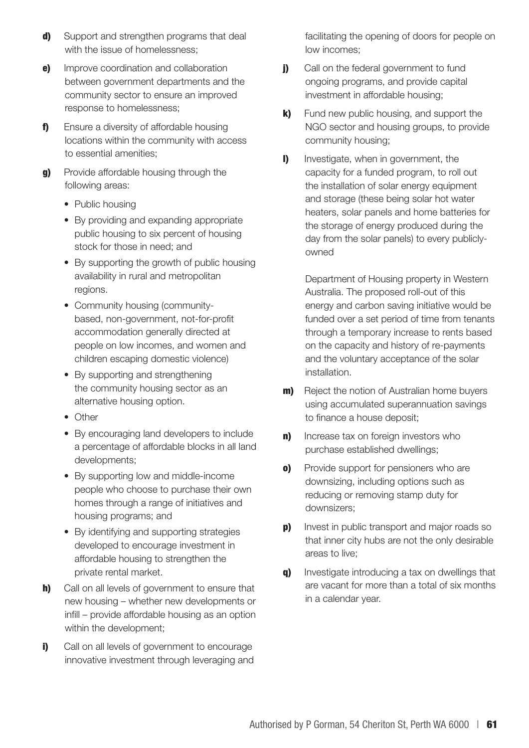**d)** Support and strengthen programs that deal with the issue of homelessness;

**e)** Improve coordination and collaboration between government departments and the community sector to ensure an improved response to homelessness;

**f)** Ensure a diversity of affordable housing locations within the community with access to essential amenities;

**g)** Provide affordable housing through the following areas:

- Public housing
- By providing and expanding appropriate public housing to six percent of housing stock for those in need; and
- By supporting the growth of public housing availability in rural and metropolitan regions.
- Community housing (community-based, non-government, not-for-profit accommodation generally directed at people on low incomes, and women and children escaping domestic violence)
- By supporting and strengthening the community housing sector as an alternative housing option.
- Other
- By encouraging land developers to include a percentage of affordable blocks in all land developments;
- By supporting low and middle-income people who choose to purchase their own homes through a range of initiatives and housing programs; and
- By identifying and supporting strategies developed to encourage investment in affordable housing to strengthen the private rental market.

**h)** Call on all levels of government to ensure that new housing – whether new developments or infill – provide affordable housing as an option within the development;

**i)** Call on all levels of government to encourage innovative investment through leveraging and facilitating the opening of doors for people on low incomes;

**j)** Call on the federal government to fund ongoing programs, and provide capital investment in affordable housing;

**k)** Fund new public housing, and support the NGO sector and housing groups, to provide community housing;

**l)** Investigate, when in government, the capacity for a funded program, to roll out the installation of solar energy equipment and storage (these being solar hot water heaters, solar panels and home batteries for the storage of energy produced during the day from the solar panels) to every publicly-owned

Department of Housing property in Western Australia. The proposed roll-out of this energy and carbon saving initiative would be funded over a set period of time from tenants through a temporary increase to rents based on the capacity and history of re-payments and the voluntary acceptance of the solar installation.

**m)** Reject the notion of Australian home buyers using accumulated superannuation savings to finance a house deposit;

**n)** Increase tax on foreign investors who purchase established dwellings;

**o)** Provide support for pensioners who are downsizing, including options such as reducing or removing stamp duty for downsizers;

**p)** Invest in public transport and major roads so that inner city hubs are not the only desirable areas to live;

**q)** Investigate introducing a tax on dwellings that are vacant for more than a total of six months in a calendar year.

Authorised by P Gorman, 54 Cheriton St, Perth WA 6000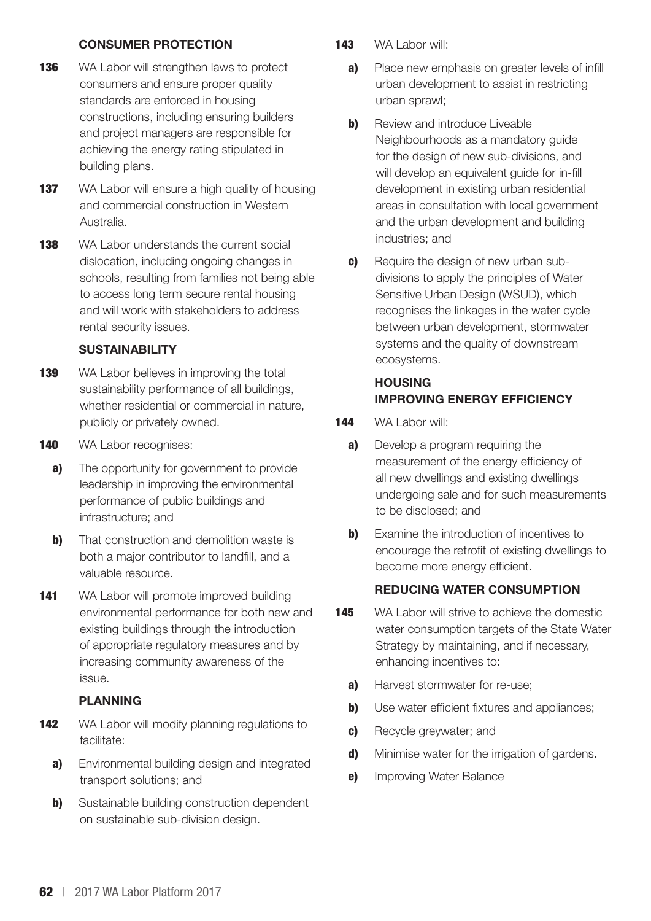### CONSUMER PROTECTION

**136** WA Labor will strengthen laws to protect consumers and ensure proper quality standards are enforced in housing constructions, including ensuring builders and project managers are responsible for achieving the energy rating stipulated in building plans.

**137** WA Labor will ensure a high quality of housing and commercial construction in Western Australia.

**138** WA Labor understands the current social dislocation, including ongoing changes in schools, resulting from families not being able to access long term secure rental housing and will work with stakeholders to address rental security issues.

### SUSTAINABILITY

**139** WA Labor believes in improving the total sustainability performance of all buildings, whether residential or commercial in nature, publicly or privately owned.

**140** WA Labor recognises:

- **a)** The opportunity for government to provide leadership in improving the environmental performance of public buildings and infrastructure; and
- **b)** That construction and demolition waste is both a major contributor to landfill, and a valuable resource.

**141** WA Labor will promote improved building environmental performance for both new and existing buildings through the introduction of appropriate regulatory measures and by increasing community awareness of the issue.

### PLANNING

**142** WA Labor will modify planning regulations to facilitate:

- **a)** Environmental building design and integrated transport solutions; and
- **b)** Sustainable building construction dependent on sustainable sub-division design.

**143** WA Labor will:

- **a)** Place new emphasis on greater levels of infill urban development to assist in restricting urban sprawl;
- **b)** Review and introduce Liveable Neighbourhoods as a mandatory guide for the design of new sub-divisions, and will develop an equivalent guide for in-fill development in existing urban residential areas in consultation with local government and the urban development and building industries; and
- **c)** Require the design of new urban sub-divisions to apply the principles of Water Sensitive Urban Design (WSUD), which recognises the linkages in the water cycle between urban development, stormwater systems and the quality of downstream ecosystems.

### HOUSING
### IMPROVING ENERGY EFFICIENCY

**144** WA Labor will:

- **a)** Develop a program requiring the measurement of the energy efficiency of all new dwellings and existing dwellings undergoing sale and for such measurements to be disclosed; and
- **b)** Examine the introduction of incentives to encourage the retrofit of existing dwellings to become more energy efficient.

### REDUCING WATER CONSUMPTION

**145** WA Labor will strive to achieve the domestic water consumption targets of the State Water Strategy by maintaining, and if necessary, enhancing incentives to:

- **a)** Harvest stormwater for re-use;
- **b)** Use water efficient fixtures and appliances;
- **c)** Recycle greywater; and
- **d)** Minimise water for the irrigation of gardens.
- **e)** Improving Water Balance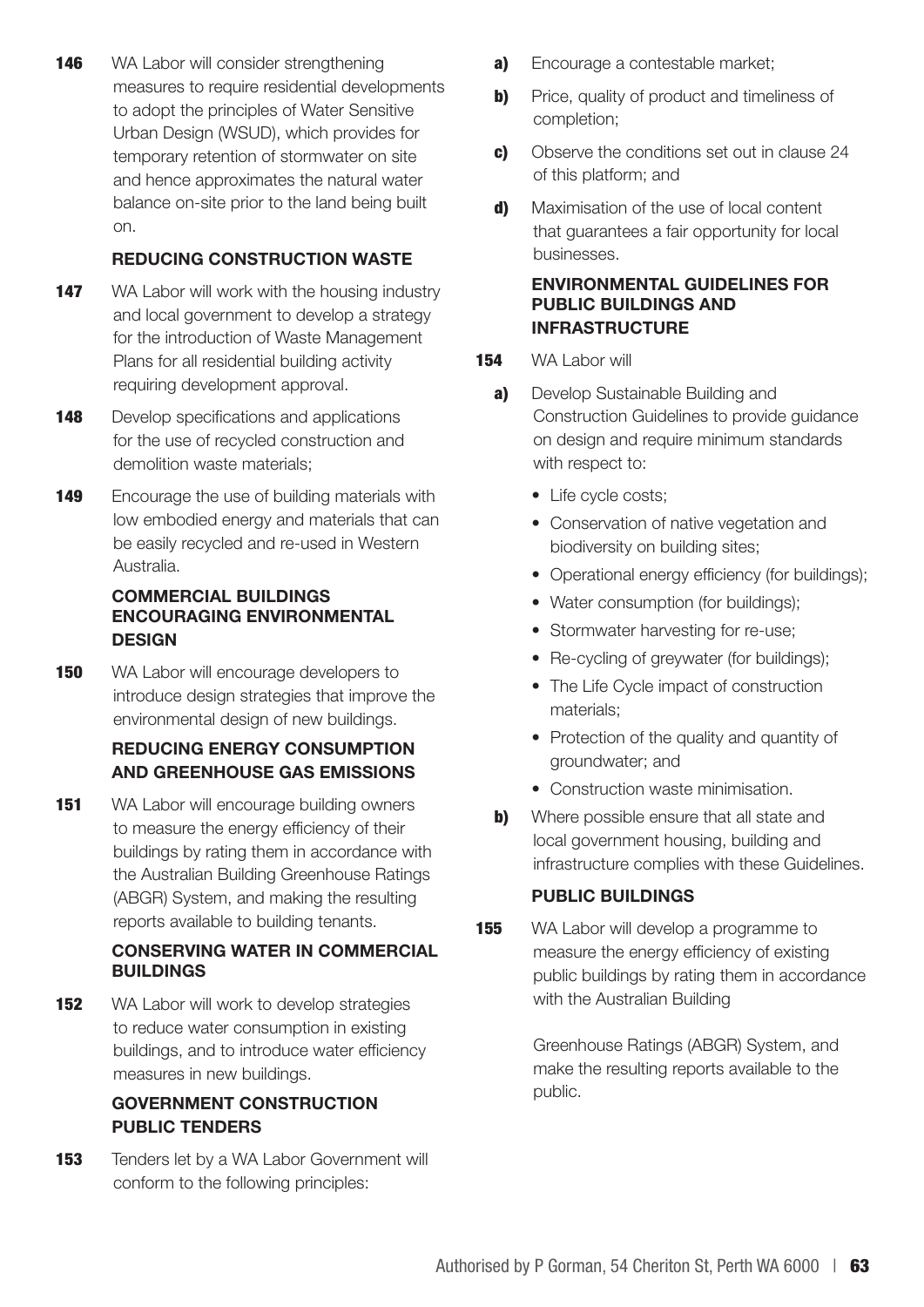**146** WA Labor will consider strengthening measures to require residential developments to adopt the principles of Water Sensitive Urban Design (WSUD), which provides for temporary retention of stormwater on site and hence approximates the natural water balance on-site prior to the land being built on.

### REDUCING CONSTRUCTION WASTE

**147** WA Labor will work with the housing industry and local government to develop a strategy for the introduction of Waste Management Plans for all residential building activity requiring development approval.

**148** Develop specifications and applications for the use of recycled construction and demolition waste materials;

**149** Encourage the use of building materials with low embodied energy and materials that can be easily recycled and re-used in Western Australia.

### COMMERCIAL BUILDINGS ENCOURAGING ENVIRONMENTAL DESIGN

**150** WA Labor will encourage developers to introduce design strategies that improve the environmental design of new buildings.

### REDUCING ENERGY CONSUMPTION AND GREENHOUSE GAS EMISSIONS

**151** WA Labor will encourage building owners to measure the energy efficiency of their buildings by rating them in accordance with the Australian Building Greenhouse Ratings (ABGR) System, and making the resulting reports available to building tenants.

### CONSERVING WATER IN COMMERCIAL BUILDINGS

**152** WA Labor will work to develop strategies to reduce water consumption in existing buildings, and to introduce water efficiency measures in new buildings.

### GOVERNMENT CONSTRUCTION PUBLIC TENDERS

**153** Tenders let by a WA Labor Government will conform to the following principles:

- **a)** Encourage a contestable market;
- **b)** Price, quality of product and timeliness of completion;
- **c)** Observe the conditions set out in clause 24 of this platform; and
- **d)** Maximisation of the use of local content that guarantees a fair opportunity for local businesses.

### ENVIRONMENTAL GUIDELINES FOR PUBLIC BUILDINGS AND INFRASTRUCTURE

**154** WA Labor will

- **a)** Develop Sustainable Building and Construction Guidelines to provide guidance on design and require minimum standards with respect to:
  - Life cycle costs;
  - Conservation of native vegetation and biodiversity on building sites;
  - Operational energy efficiency (for buildings);
  - Water consumption (for buildings);
  - Stormwater harvesting for re-use;
  - Re-cycling of greywater (for buildings);
  - The Life Cycle impact of construction materials;
  - Protection of the quality and quantity of groundwater; and
  - Construction waste minimisation.
- **b)** Where possible ensure that all state and local government housing, building and infrastructure complies with these Guidelines.

### PUBLIC BUILDINGS

**155** WA Labor will develop a programme to measure the energy efficiency of existing public buildings by rating them in accordance with the Australian Building Greenhouse Ratings (ABGR) System, and make the resulting reports available to the public.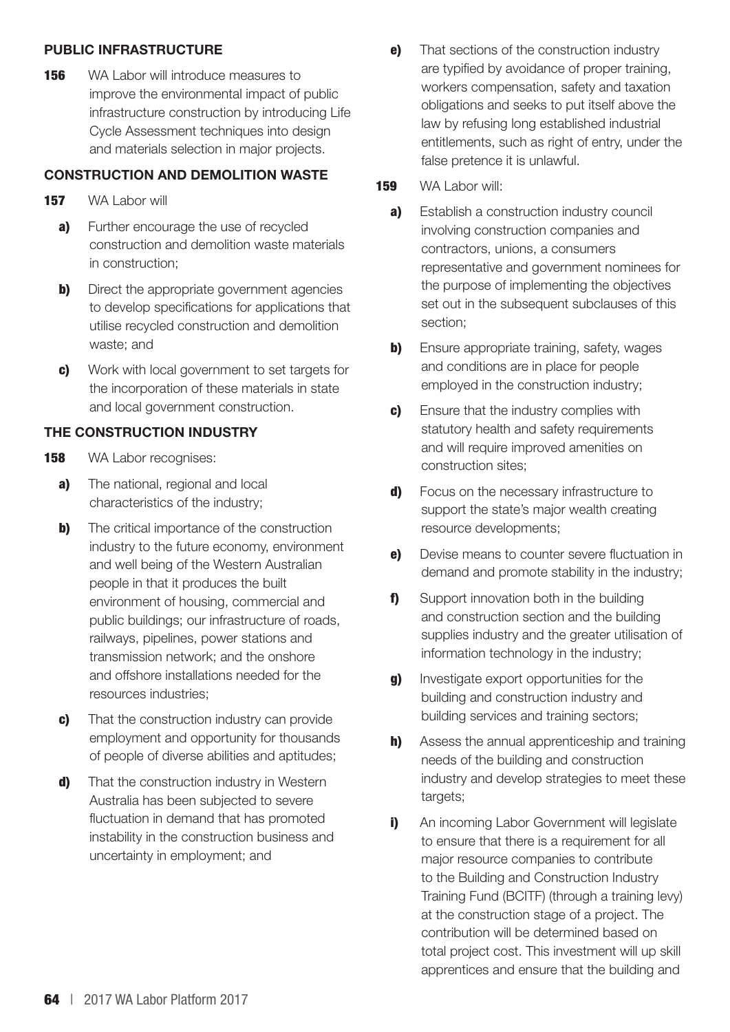## PUBLIC INFRASTRUCTURE

**156** WA Labor will introduce measures to improve the environmental impact of public infrastructure construction by introducing Life Cycle Assessment techniques into design and materials selection in major projects.

## CONSTRUCTION AND DEMOLITION WASTE

**157** WA Labor will

- **a)** Further encourage the use of recycled construction and demolition waste materials in construction;
- **b)** Direct the appropriate government agencies to develop specifications for applications that utilise recycled construction and demolition waste; and
- **c)** Work with local government to set targets for the incorporation of these materials in state and local government construction.

## THE CONSTRUCTION INDUSTRY

**158** WA Labor recognises:

- **a)** The national, regional and local characteristics of the industry;
- **b)** The critical importance of the construction industry to the future economy, environment and well being of the Western Australian people in that it produces the built environment of housing, commercial and public buildings; our infrastructure of roads, railways, pipelines, power stations and transmission network; and the onshore and offshore installations needed for the resources industries;
- **c)** That the construction industry can provide employment and opportunity for thousands of people of diverse abilities and aptitudes;
- **d)** That the construction industry in Western Australia has been subjected to severe fluctuation in demand that has promoted instability in the construction business and uncertainty in employment; and
- **e)** That sections of the construction industry are typified by avoidance of proper training, workers compensation, safety and taxation obligations and seeks to put itself above the law by refusing long established industrial entitlements, such as right of entry, under the false pretence it is unlawful.

**159** WA Labor will:

- **a)** Establish a construction industry council involving construction companies and contractors, unions, a consumers representative and government nominees for the purpose of implementing the objectives set out in the subsequent subclauses of this section;
- **b)** Ensure appropriate training, safety, wages and conditions are in place for people employed in the construction industry;
- **c)** Ensure that the industry complies with statutory health and safety requirements and will require improved amenities on construction sites;
- **d)** Focus on the necessary infrastructure to support the state's major wealth creating resource developments;
- **e)** Devise means to counter severe fluctuation in demand and promote stability in the industry;
- **f)** Support innovation both in the building and construction section and the building supplies industry and the greater utilisation of information technology in the industry;
- **g)** Investigate export opportunities for the building and construction industry and building services and training sectors;
- **h)** Assess the annual apprenticeship and training needs of the building and construction industry and develop strategies to meet these targets;
- **i)** An incoming Labor Government will legislate to ensure that there is a requirement for all major resource companies to contribute to the Building and Construction Industry Training Fund (BCITF) (through a training levy) at the construction stage of a project. The contribution will be determined based on total project cost. This investment will up skill apprentices and ensure that the building and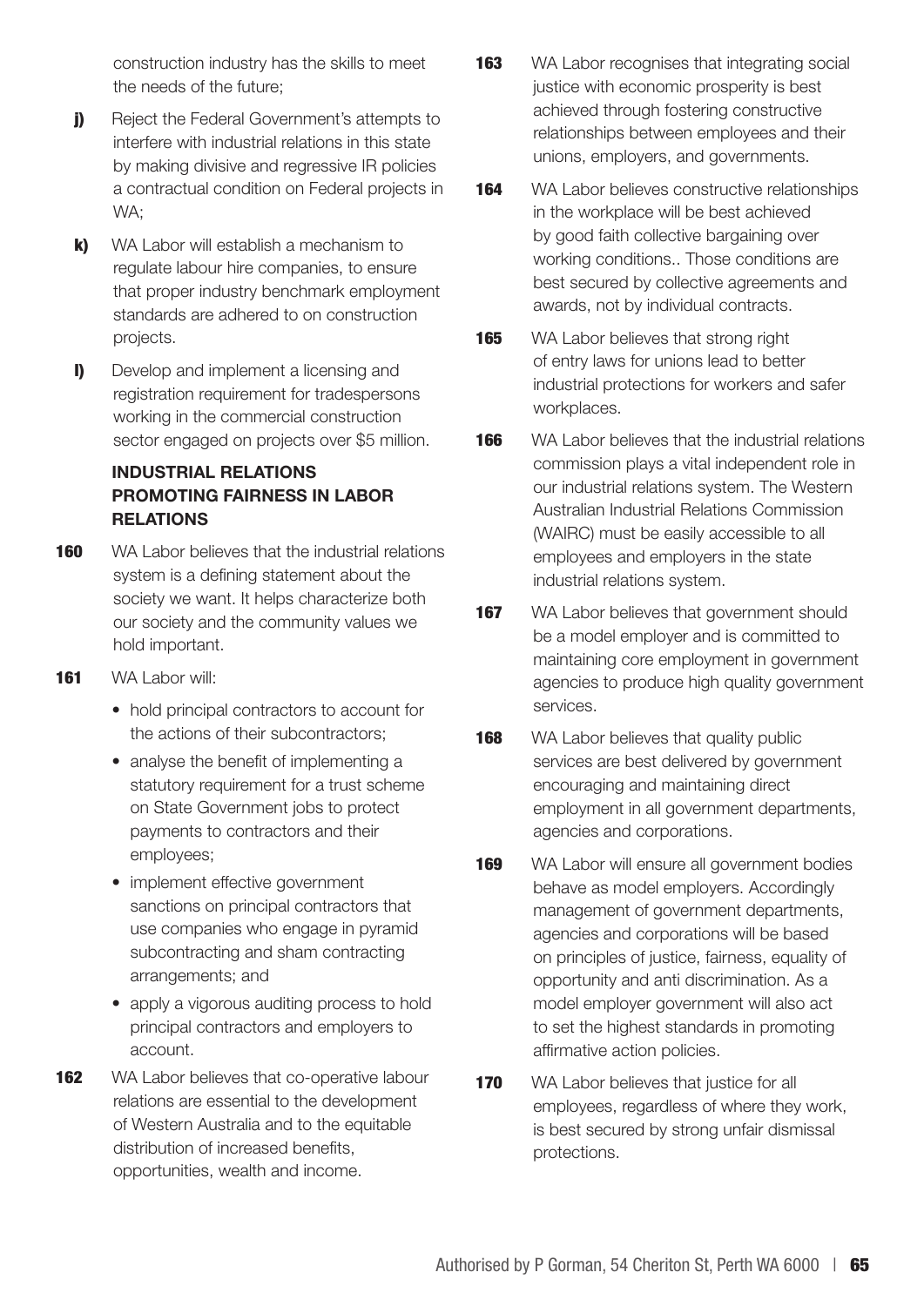construction industry has the skills to meet the needs of the future;

**j)** Reject the Federal Government's attempts to interfere with industrial relations in this state by making divisive and regressive IR policies a contractual condition on Federal projects in WA;

**k)** WA Labor will establish a mechanism to regulate labour hire companies, to ensure that proper industry benchmark employment standards are adhered to on construction projects.

**l)** Develop and implement a licensing and registration requirement for tradespersons working in the commercial construction sector engaged on projects over $5 million.

## INDUSTRIAL RELATIONS PROMOTING FAIRNESS IN LABOR RELATIONS

**160** WA Labor believes that the industrial relations system is a defining statement about the society we want. It helps characterize both our society and the community values we hold important.

**161** WA Labor will:

- hold principal contractors to account for the actions of their subcontractors;
- analyse the benefit of implementing a statutory requirement for a trust scheme on State Government jobs to protect payments to contractors and their employees;
- implement effective government sanctions on principal contractors that use companies who engage in pyramid subcontracting and sham contracting arrangements; and
- apply a vigorous auditing process to hold principal contractors and employers to account.

**162** WA Labor believes that co-operative labour relations are essential to the development of Western Australia and to the equitable distribution of increased benefits, opportunities, wealth and income.

**163** WA Labor recognises that integrating social justice with economic prosperity is best achieved through fostering constructive relationships between employees and their unions, employers, and governments.

**164** WA Labor believes constructive relationships in the workplace will be best achieved by good faith collective bargaining over working conditions.. Those conditions are best secured by collective agreements and awards, not by individual contracts.

**165** WA Labor believes that strong right of entry laws for unions lead to better industrial protections for workers and safer workplaces.

**166** WA Labor believes that the industrial relations commission plays a vital independent role in our industrial relations system. The Western Australian Industrial Relations Commission (WAIRC) must be easily accessible to all employees and employers in the state industrial relations system.

**167** WA Labor believes that government should be a model employer and is committed to maintaining core employment in government agencies to produce high quality government services.

**168** WA Labor believes that quality public services are best delivered by government encouraging and maintaining direct employment in all government departments, agencies and corporations.

**169** WA Labor will ensure all government bodies behave as model employers. Accordingly management of government departments, agencies and corporations will be based on principles of justice, fairness, equality of opportunity and anti discrimination. As a model employer government will also act to set the highest standards in promoting affirmative action policies.

**170** WA Labor believes that justice for all employees, regardless of where they work, is best secured by strong unfair dismissal protections.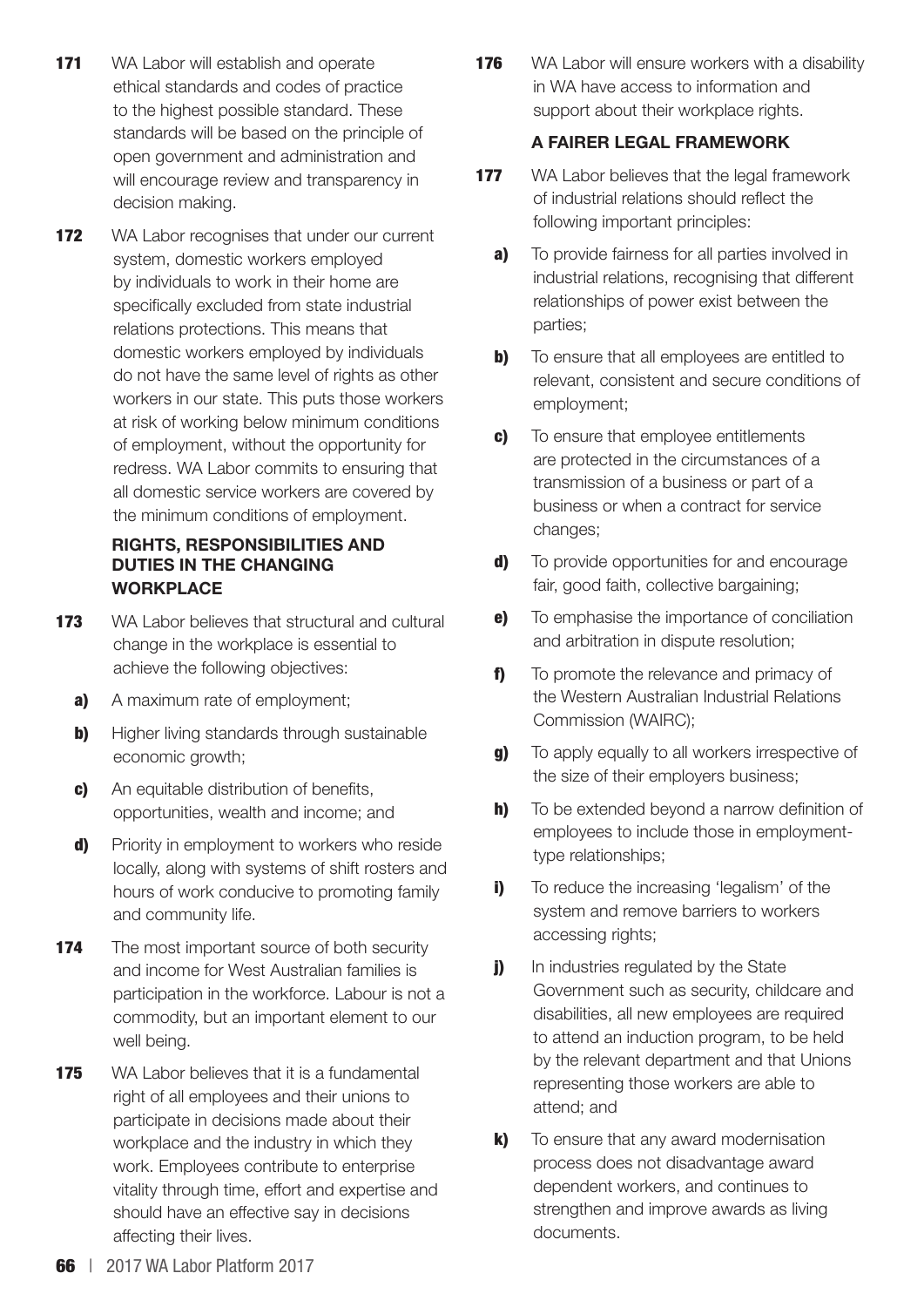**171** WA Labor will establish and operate ethical standards and codes of practice to the highest possible standard. These standards will be based on the principle of open government and administration and will encourage review and transparency in decision making.

**172** WA Labor recognises that under our current system, domestic workers employed by individuals to work in their home are specifically excluded from state industrial relations protections. This means that domestic workers employed by individuals do not have the same level of rights as other workers in our state. This puts those workers at risk of working below minimum conditions of employment, without the opportunity for redress. WA Labor commits to ensuring that all domestic service workers are covered by the minimum conditions of employment.

### RIGHTS, RESPONSIBILITIES AND DUTIES IN THE CHANGING WORKPLACE

**173** WA Labor believes that structural and cultural change in the workplace is essential to achieve the following objectives:

- **a)** A maximum rate of employment;
- **b)** Higher living standards through sustainable economic growth;
- **c)** An equitable distribution of benefits, opportunities, wealth and income; and
- **d)** Priority in employment to workers who reside locally, along with systems of shift rosters and hours of work conducive to promoting family and community life.

**174** The most important source of both security and income for West Australian families is participation in the workforce. Labour is not a commodity, but an important element to our well being.

**175** WA Labor believes that it is a fundamental right of all employees and their unions to participate in decisions made about their workplace and the industry in which they work. Employees contribute to enterprise vitality through time, effort and expertise and should have an effective say in decisions affecting their lives.

**176** WA Labor will ensure workers with a disability in WA have access to information and support about their workplace rights.

### A FAIRER LEGAL FRAMEWORK

**177** WA Labor believes that the legal framework of industrial relations should reflect the following important principles:

- **a)** To provide fairness for all parties involved in industrial relations, recognising that different relationships of power exist between the parties;
- **b)** To ensure that all employees are entitled to relevant, consistent and secure conditions of employment;
- **c)** To ensure that employee entitlements are protected in the circumstances of a transmission of a business or part of a business or when a contract for service changes;
- **d)** To provide opportunities for and encourage fair, good faith, collective bargaining;
- **e)** To emphasise the importance of conciliation and arbitration in dispute resolution;
- **f)** To promote the relevance and primacy of the Western Australian Industrial Relations Commission (WAIRC);
- **g)** To apply equally to all workers irrespective of the size of their employers business;
- **h)** To be extended beyond a narrow definition of employees to include those in employment-type relationships;
- **i)** To reduce the increasing 'legalism' of the system and remove barriers to workers accessing rights;
- **j)** In industries regulated by the State Government such as security, childcare and disabilities, all new employees are required to attend an induction program, to be held by the relevant department and that Unions representing those workers are able to attend; and
- **k)** To ensure that any award modernisation process does not disadvantage award dependent workers, and continues to strengthen and improve awards as living documents.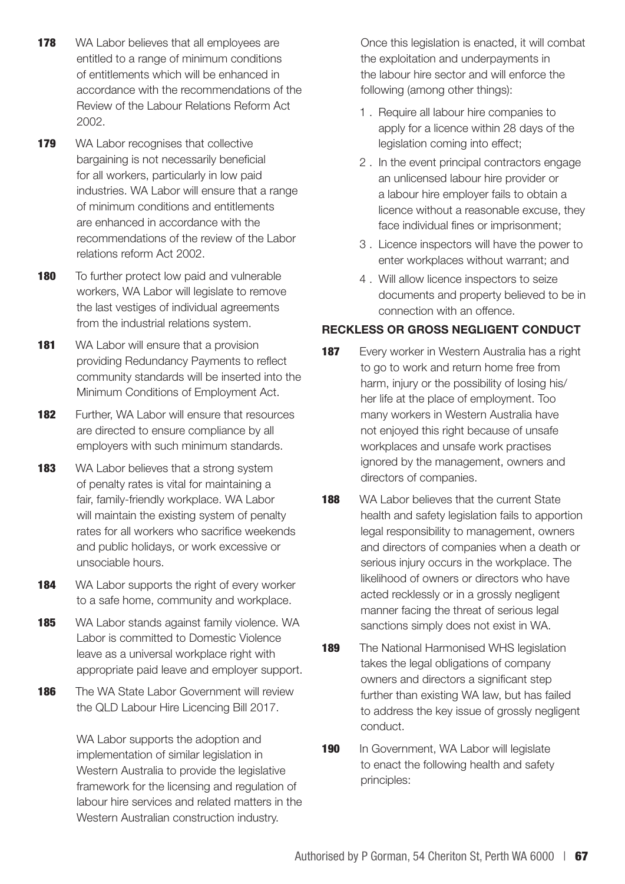**178** WA Labor believes that all employees are entitled to a range of minimum conditions of entitlements which will be enhanced in accordance with the recommendations of the Review of the Labour Relations Reform Act 2002.

**179** WA Labor recognises that collective bargaining is not necessarily beneficial for all workers, particularly in low paid industries. WA Labor will ensure that a range of minimum conditions and entitlements are enhanced in accordance with the recommendations of the review of the Labor relations reform Act 2002.

**180** To further protect low paid and vulnerable workers, WA Labor will legislate to remove the last vestiges of individual agreements from the industrial relations system.

**181** WA Labor will ensure that a provision providing Redundancy Payments to reflect community standards will be inserted into the Minimum Conditions of Employment Act.

**182** Further, WA Labor will ensure that resources are directed to ensure compliance by all employers with such minimum standards.

**183** WA Labor believes that a strong system of penalty rates is vital for maintaining a fair, family-friendly workplace. WA Labor will maintain the existing system of penalty rates for all workers who sacrifice weekends and public holidays, or work excessive or unsociable hours.

**184** WA Labor supports the right of every worker to a safe home, community and workplace.

**185** WA Labor stands against family violence. WA Labor is committed to Domestic Violence leave as a universal workplace right with appropriate paid leave and employer support.

**186** The WA State Labor Government will review the QLD Labour Hire Licencing Bill 2017.

WA Labor supports the adoption and implementation of similar legislation in Western Australia to provide the legislative framework for the licensing and regulation of labour hire services and related matters in the Western Australian construction industry.

Once this legislation is enacted, it will combat the exploitation and underpayments in the labour hire sector and will enforce the following (among other things):

1. Require all labour hire companies to apply for a licence within 28 days of the legislation coming into effect;
2. In the event principal contractors engage an unlicensed labour hire provider or a labour hire employer fails to obtain a licence without a reasonable excuse, they face individual fines or imprisonment;
3. Licence inspectors will have the power to enter workplaces without warrant; and
4. Will allow licence inspectors to seize documents and property believed to be in connection with an offence.

### RECKLESS OR GROSS NEGLIGENT CONDUCT

**187** Every worker in Western Australia has a right to go to work and return home free from harm, injury or the possibility of losing his/her life at the place of employment. Too many workers in Western Australia have not enjoyed this right because of unsafe workplaces and unsafe work practises ignored by the management, owners and directors of companies.

**188** WA Labor believes that the current State health and safety legislation fails to apportion legal responsibility to management, owners and directors of companies when a death or serious injury occurs in the workplace. The likelihood of owners or directors who have acted recklessly or in a grossly negligent manner facing the threat of serious legal sanctions simply does not exist in WA.

**189** The National Harmonised WHS legislation takes the legal obligations of company owners and directors a significant step further than existing WA law, but has failed to address the key issue of grossly negligent conduct.

**190** In Government, WA Labor will legislate to enact the following health and safety principles: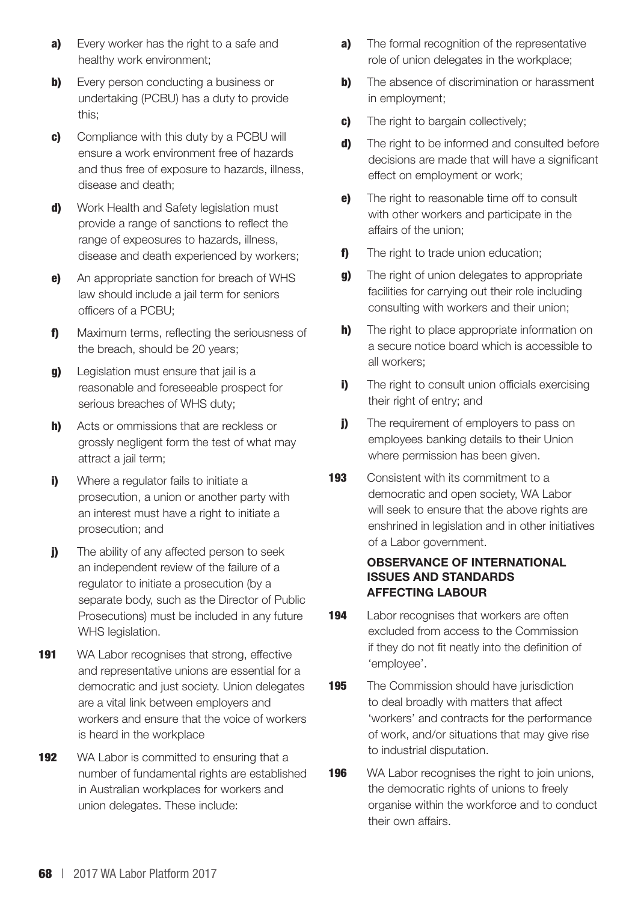**a)** Every worker has the right to a safe and healthy work environment;

**b)** Every person conducting a business or undertaking (PCBU) has a duty to provide this;

**c)** Compliance with this duty by a PCBU will ensure a work environment free of hazards and thus free of exposure to hazards, illness, disease and death;

**d)** Work Health and Safety legislation must provide a range of sanctions to reflect the range of expeosures to hazards, illness, disease and death experienced by workers;

**e)** An appropriate sanction for breach of WHS law should include a jail term for seniors officers of a PCBU;

**f)** Maximum terms, reflecting the seriousness of the breach, should be 20 years;

**g)** Legislation must ensure that jail is a reasonable and foreseeable prospect for serious breaches of WHS duty;

**h)** Acts or ommissions that are reckless or grossly negligent form the test of what may attract a jail term;

**i)** Where a regulator fails to initiate a prosecution, a union or another party with an interest must have a right to initiate a prosecution; and

**j)** The ability of any affected person to seek an independent review of the failure of a regulator to initiate a prosecution (by a separate body, such as the Director of Public Prosecutions) must be included in any future WHS legislation.

**191** WA Labor recognises that strong, effective and representative unions are essential for a democratic and just society. Union delegates are a vital link between employers and workers and ensure that the voice of workers is heard in the workplace

**192** WA Labor is committed to ensuring that a number of fundamental rights are established in Australian workplaces for workers and union delegates. These include:

**a)** The formal recognition of the representative role of union delegates in the workplace;

**b)** The absence of discrimination or harassment in employment;

**c)** The right to bargain collectively;

**d)** The right to be informed and consulted before decisions are made that will have a significant effect on employment or work;

**e)** The right to reasonable time off to consult with other workers and participate in the affairs of the union;

**f)** The right to trade union education;

**g)** The right of union delegates to appropriate facilities for carrying out their role including consulting with workers and their union;

**h)** The right to place appropriate information on a secure notice board which is accessible to all workers;

**i)** The right to consult union officials exercising their right of entry; and

**j)** The requirement of employers to pass on employees banking details to their Union where permission has been given.

**193** Consistent with its commitment to a democratic and open society, WA Labor will seek to ensure that the above rights are enshrined in legislation and in other initiatives of a Labor government.

### OBSERVANCE OF INTERNATIONAL ISSUES AND STANDARDS AFFECTING LABOUR

**194** Labor recognises that workers are often excluded from access to the Commission if they do not fit neatly into the definition of 'employee'.

**195** The Commission should have jurisdiction to deal broadly with matters that affect 'workers' and contracts for the performance of work, and/or situations that may give rise to industrial disputation.

**196** WA Labor recognises the right to join unions, the democratic rights of unions to freely organise within the workforce and to conduct their own affairs.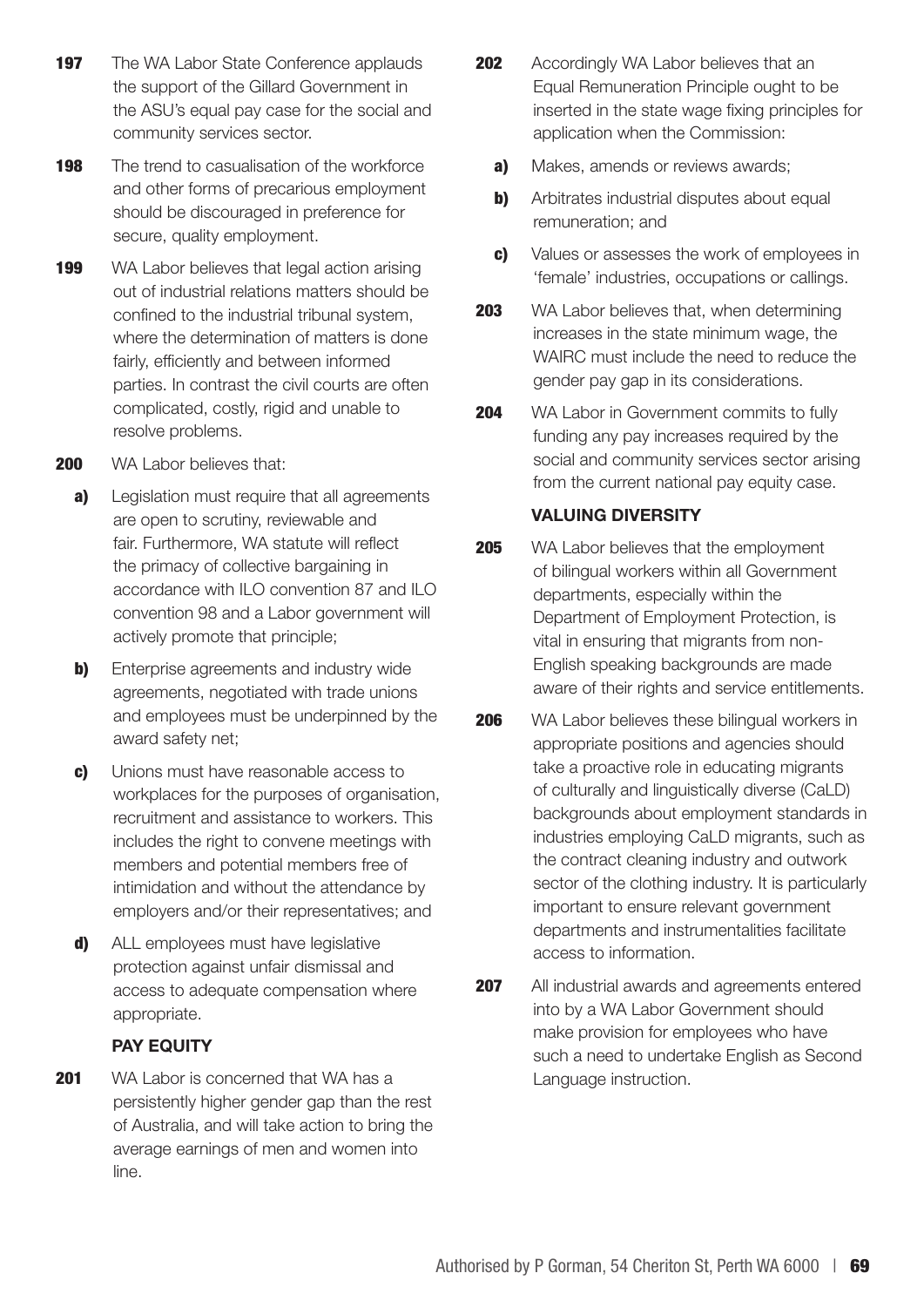**197** The WA Labor State Conference applauds the support of the Gillard Government in the ASU's equal pay case for the social and community services sector.

**198** The trend to casualisation of the workforce and other forms of precarious employment should be discouraged in preference for secure, quality employment.

**199** WA Labor believes that legal action arising out of industrial relations matters should be confined to the industrial tribunal system, where the determination of matters is done fairly, efficiently and between informed parties. In contrast the civil courts are often complicated, costly, rigid and unable to resolve problems.

**200** WA Labor believes that:

**a)** Legislation must require that all agreements are open to scrutiny, reviewable and fair. Furthermore, WA statute will reflect the primacy of collective bargaining in accordance with ILO convention 87 and ILO convention 98 and a Labor government will actively promote that principle;

**b)** Enterprise agreements and industry wide agreements, negotiated with trade unions and employees must be underpinned by the award safety net;

**c)** Unions must have reasonable access to workplaces for the purposes of organisation, recruitment and assistance to workers. This includes the right to convene meetings with members and potential members free of intimidation and without the attendance by employers and/or their representatives; and

**d)** ALL employees must have legislative protection against unfair dismissal and access to adequate compensation where appropriate.

### PAY EQUITY

**201** WA Labor is concerned that WA has a persistently higher gender gap than the rest of Australia, and will take action to bring the average earnings of men and women into line.

**202** Accordingly WA Labor believes that an Equal Remuneration Principle ought to be inserted in the state wage fixing principles for application when the Commission:

**a)** Makes, amends or reviews awards;

**b)** Arbitrates industrial disputes about equal remuneration; and

**c)** Values or assesses the work of employees in 'female' industries, occupations or callings.

**203** WA Labor believes that, when determining increases in the state minimum wage, the WAIRC must include the need to reduce the gender pay gap in its considerations.

**204** WA Labor in Government commits to fully funding any pay increases required by the social and community services sector arising from the current national pay equity case.

### VALUING DIVERSITY

**205** WA Labor believes that the employment of bilingual workers within all Government departments, especially within the Department of Employment Protection, is vital in ensuring that migrants from non-English speaking backgrounds are made aware of their rights and service entitlements.

**206** WA Labor believes these bilingual workers in appropriate positions and agencies should take a proactive role in educating migrants of culturally and linguistically diverse (CaLD) backgrounds about employment standards in industries employing CaLD migrants, such as the contract cleaning industry and outwork sector of the clothing industry. It is particularly important to ensure relevant government departments and instrumentalities facilitate access to information.

**207** All industrial awards and agreements entered into by a WA Labor Government should make provision for employees who have such a need to undertake English as Second Language instruction.

Authorised by P Gorman, 54 Cheriton St, Perth WA 6000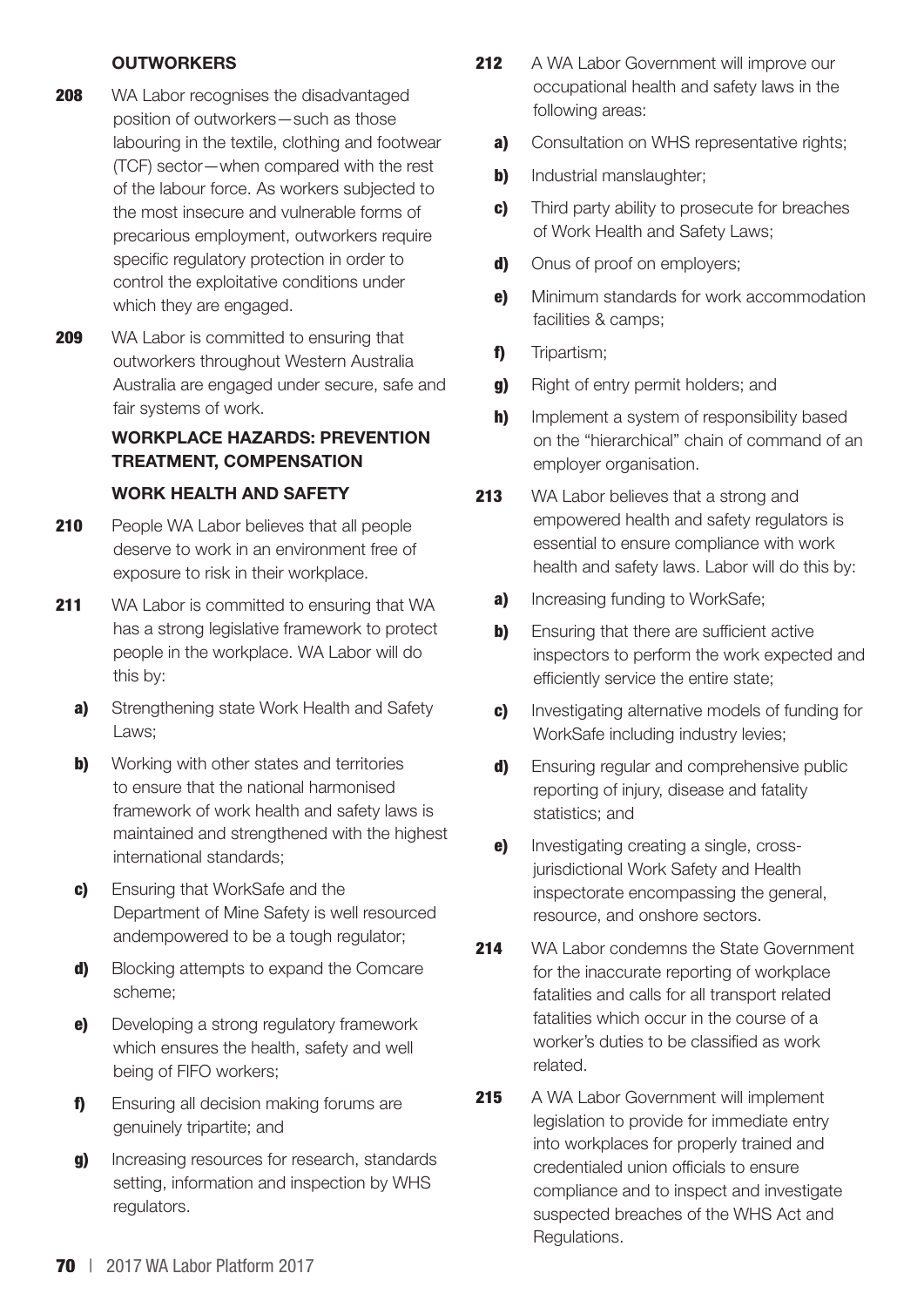### OUTWORKERS

**208** WA Labor recognises the disadvantaged position of outworkers—such as those labouring in the textile, clothing and footwear (TCF) sector—when compared with the rest of the labour force. As workers subjected to the most insecure and vulnerable forms of precarious employment, outworkers require specific regulatory protection in order to control the exploitative conditions under which they are engaged.

**209** WA Labor is committed to ensuring that outworkers throughout Western Australia Australia are engaged under secure, safe and fair systems of work.

### WORKPLACE HAZARDS: PREVENTION TREATMENT, COMPENSATION

### WORK HEALTH AND SAFETY

**210** People WA Labor believes that all people deserve to work in an environment free of exposure to risk in their workplace.

**211** WA Labor is committed to ensuring that WA has a strong legislative framework to protect people in the workplace. WA Labor will do this by:

- **a)** Strengthening state Work Health and Safety Laws;
- **b)** Working with other states and territories to ensure that the national harmonised framework of work health and safety laws is maintained and strengthened with the highest international standards;
- **c)** Ensuring that WorkSafe and the Department of Mine Safety is well resourced andempowered to be a tough regulator;
- **d)** Blocking attempts to expand the Comcare scheme;
- **e)** Developing a strong regulatory framework which ensures the health, safety and well being of FIFO workers;
- **f)** Ensuring all decision making forums are genuinely tripartite; and
- **g)** Increasing resources for research, standards setting, information and inspection by WHS regulators.

**212** A WA Labor Government will improve our occupational health and safety laws in the following areas:

- **a)** Consultation on WHS representative rights;
- **b)** Industrial manslaughter;
- **c)** Third party ability to prosecute for breaches of Work Health and Safety Laws;
- **d)** Onus of proof on employers;
- **e)** Minimum standards for work accommodation facilities & camps;
- **f)** Tripartism;
- **g)** Right of entry permit holders; and
- **h)** Implement a system of responsibility based on the "hierarchical" chain of command of an employer organisation.

**213** WA Labor believes that a strong and empowered health and safety regulators is essential to ensure compliance with work health and safety laws. Labor will do this by:

- **a)** Increasing funding to WorkSafe;
- **b)** Ensuring that there are sufficient active inspectors to perform the work expected and efficiently service the entire state;
- **c)** Investigating alternative models of funding for WorkSafe including industry levies;
- **d)** Ensuring regular and comprehensive public reporting of injury, disease and fatality statistics; and
- **e)** Investigating creating a single, cross-jurisdictional Work Safety and Health inspectorate encompassing the general, resource, and onshore sectors.

**214** WA Labor condemns the State Government for the inaccurate reporting of workplace fatalities and calls for all transport related fatalities which occur in the course of a worker's duties to be classified as work related.

**215** A WA Labor Government will implement legislation to provide for immediate entry into workplaces for properly trained and credentialed union officials to ensure compliance and to inspect and investigate suspected breaches of the WHS Act and Regulations.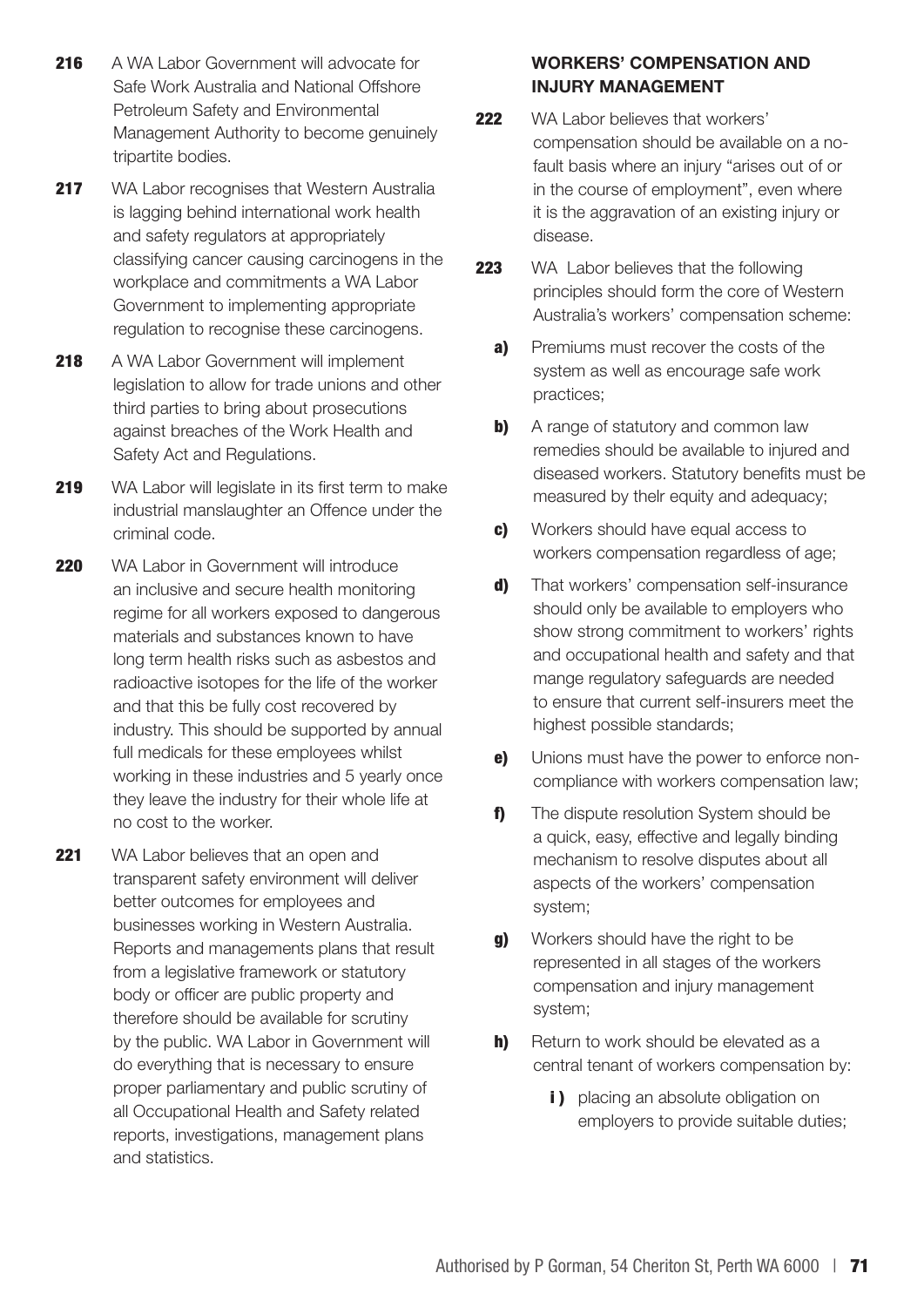**216** A WA Labor Government will advocate for Safe Work Australia and National Offshore Petroleum Safety and Environmental Management Authority to become genuinely tripartite bodies.

**217** WA Labor recognises that Western Australia is lagging behind international work health and safety regulators at appropriately classifying cancer causing carcinogens in the workplace and commitments a WA Labor Government to implementing appropriate regulation to recognise these carcinogens.

**218** A WA Labor Government will implement legislation to allow for trade unions and other third parties to bring about prosecutions against breaches of the Work Health and Safety Act and Regulations.

**219** WA Labor will legislate in its first term to make industrial manslaughter an Offence under the criminal code.

**220** WA Labor in Government will introduce an inclusive and secure health monitoring regime for all workers exposed to dangerous materials and substances known to have long term health risks such as asbestos and radioactive isotopes for the life of the worker and that this be fully cost recovered by industry. This should be supported by annual full medicals for these employees whilst working in these industries and 5 yearly once they leave the industry for their whole life at no cost to the worker.

**221** WA Labor believes that an open and transparent safety environment will deliver better outcomes for employees and businesses working in Western Australia. Reports and managements plans that result from a legislative framework or statutory body or officer are public property and therefore should be available for scrutiny by the public. WA Labor in Government will do everything that is necessary to ensure proper parliamentary and public scrutiny of all Occupational Health and Safety related reports, investigations, management plans and statistics.

### WORKERS' COMPENSATION AND INJURY MANAGEMENT

**222** WA Labor believes that workers' compensation should be available on a no-fault basis where an injury "arises out of or in the course of employment", even where it is the aggravation of an existing injury or disease.

**223** WA Labor believes that the following principles should form the core of Western Australia's workers' compensation scheme:

- **a)** Premiums must recover the costs of the system as well as encourage safe work practices;
- **b)** A range of statutory and common law remedies should be available to injured and diseased workers. Statutory benefits must be measured by thelr equity and adequacy;
- **c)** Workers should have equal access to workers compensation regardless of age;
- **d)** That workers' compensation self-insurance should only be available to employers who show strong commitment to workers' rights and occupational health and safety and that mange regulatory safeguards are needed to ensure that current self-insurers meet the highest possible standards;
- **e)** Unions must have the power to enforce non-compliance with workers compensation law;
- **f)** The dispute resolution System should be a quick, easy, effective and legally binding mechanism to resolve disputes about all aspects of the workers' compensation system;
- **g)** Workers should have the right to be represented in all stages of the workers compensation and injury management system;
- **h)** Return to work should be elevated as a central tenant of workers compensation by:
  - **i)** placing an absolute obligation on employers to provide suitable duties;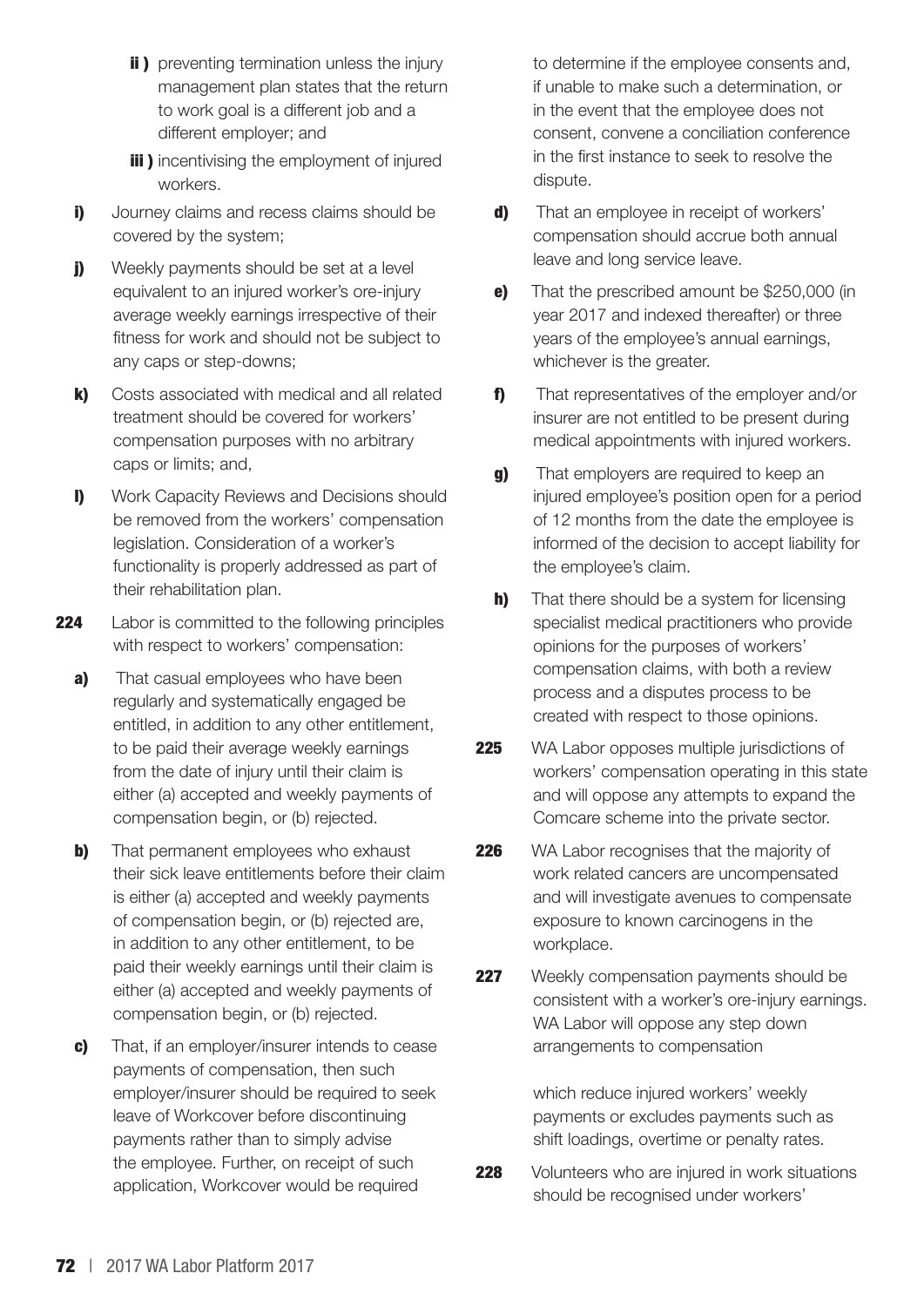- **ii )** preventing termination unless the injury management plan states that the return to work goal is a different job and a different employer; and
- **iii )** incentivising the employment of injured workers.

**i)** Journey claims and recess claims should be covered by the system;

**j)** Weekly payments should be set at a level equivalent to an injured worker's ore-injury average weekly earnings irrespective of their fitness for work and should not be subject to any caps or step-downs;

**k)** Costs associated with medical and all related treatment should be covered for workers' compensation purposes with no arbitrary caps or limits; and,

**l)** Work Capacity Reviews and Decisions should be removed from the workers' compensation legislation. Consideration of a worker's functionality is properly addressed as part of their rehabilitation plan.

**224** Labor is committed to the following principles with respect to workers' compensation:

**a)** That casual employees who have been regularly and systematically engaged be entitled, in addition to any other entitlement, to be paid their average weekly earnings from the date of injury until their claim is either (a) accepted and weekly payments of compensation begin, or (b) rejected.

**b)** That permanent employees who exhaust their sick leave entitlements before their claim is either (a) accepted and weekly payments of compensation begin, or (b) rejected are, in addition to any other entitlement, to be paid their weekly earnings until their claim is either (a) accepted and weekly payments of compensation begin, or (b) rejected.

**c)** That, if an employer/insurer intends to cease payments of compensation, then such employer/insurer should be required to seek leave of Workcover before discontinuing payments rather than to simply advise the employee. Further, on receipt of such application, Workcover would be required to determine if the employee consents and, if unable to make such a determination, or in the event that the employee does not consent, convene a conciliation conference in the first instance to seek to resolve the dispute.

**d)** That an employee in receipt of workers' compensation should accrue both annual leave and long service leave.

**e)** That the prescribed amount be $250,000 (in year 2017 and indexed thereafter) or three years of the employee's annual earnings, whichever is the greater.

**f)** That representatives of the employer and/or insurer are not entitled to be present during medical appointments with injured workers.

**g)** That employers are required to keep an injured employee's position open for a period of 12 months from the date the employee is informed of the decision to accept liability for the employee's claim.

**h)** That there should be a system for licensing specialist medical practitioners who provide opinions for the purposes of workers' compensation claims, with both a review process and a disputes process to be created with respect to those opinions.

**225** WA Labor opposes multiple jurisdictions of workers' compensation operating in this state and will oppose any attempts to expand the Comcare scheme into the private sector.

**226** WA Labor recognises that the majority of work related cancers are uncompensated and will investigate avenues to compensate exposure to known carcinogens in the workplace.

**227** Weekly compensation payments should be consistent with a worker's ore-injury earnings. WA Labor will oppose any step down arrangements to compensation

which reduce injured workers' weekly payments or excludes payments such as shift loadings, overtime or penalty rates.

**228** Volunteers who are injured in work situations should be recognised under workers'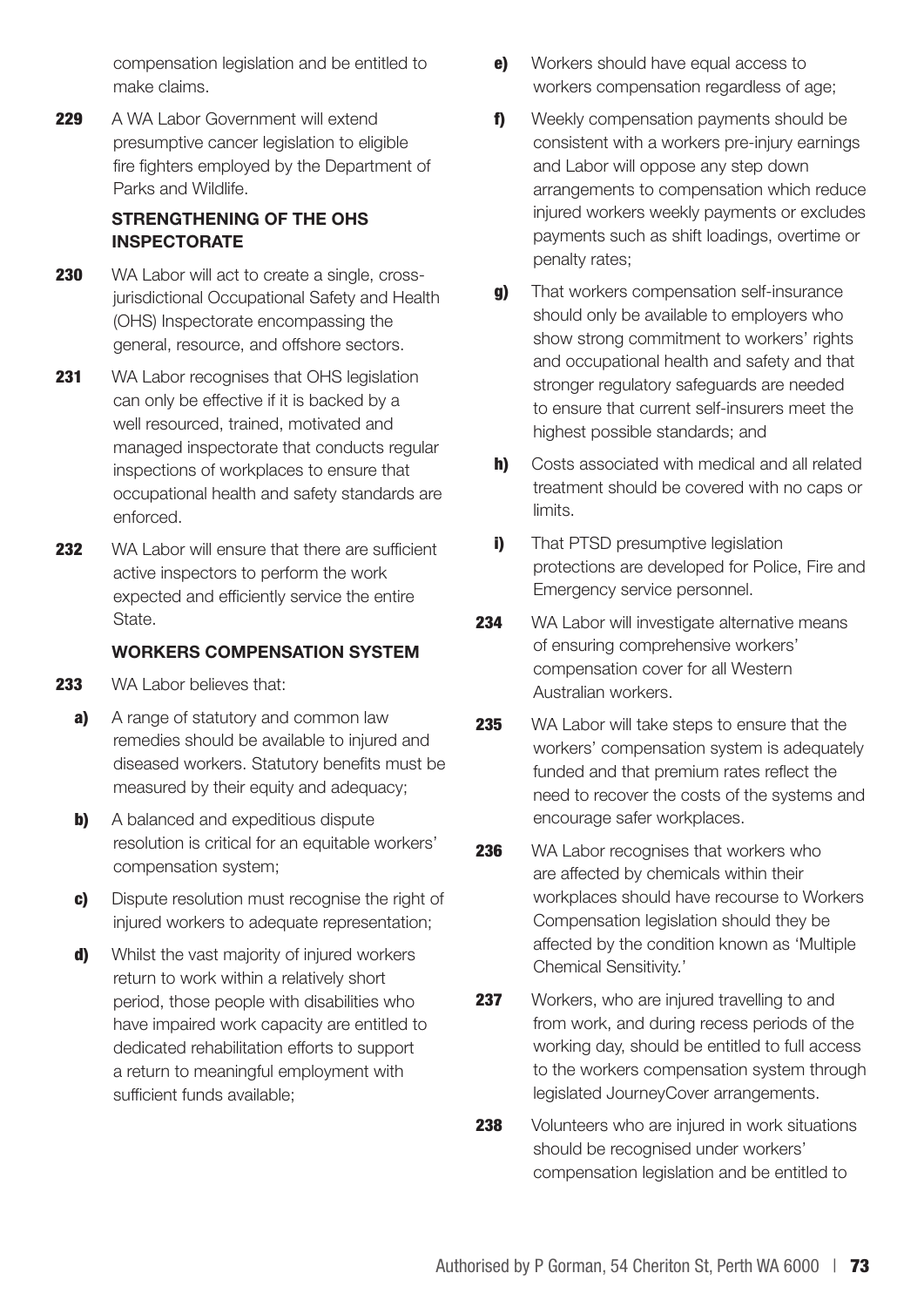compensation legislation and be entitled to make claims.

**229** A WA Labor Government will extend presumptive cancer legislation to eligible fire fighters employed by the Department of Parks and Wildlife.

### STRENGTHENING OF THE OHS INSPECTORATE

**230** WA Labor will act to create a single, cross-jurisdictional Occupational Safety and Health (OHS) Inspectorate encompassing the general, resource, and offshore sectors.

**231** WA Labor recognises that OHS legislation can only be effective if it is backed by a well resourced, trained, motivated and managed inspectorate that conducts regular inspections of workplaces to ensure that occupational health and safety standards are enforced.

**232** WA Labor will ensure that there are sufficient active inspectors to perform the work expected and efficiently service the entire State.

### WORKERS COMPENSATION SYSTEM

**233** WA Labor believes that:

- **a)** A range of statutory and common law remedies should be available to injured and diseased workers. Statutory benefits must be measured by their equity and adequacy;
- **b)** A balanced and expeditious dispute resolution is critical for an equitable workers' compensation system;
- **c)** Dispute resolution must recognise the right of injured workers to adequate representation;
- **d)** Whilst the vast majority of injured workers return to work within a relatively short period, those people with disabilities who have impaired work capacity are entitled to dedicated rehabilitation efforts to support a return to meaningful employment with sufficient funds available;
- **e)** Workers should have equal access to workers compensation regardless of age;
- **f)** Weekly compensation payments should be consistent with a workers pre-injury earnings and Labor will oppose any step down arrangements to compensation which reduce injured workers weekly payments or excludes payments such as shift loadings, overtime or penalty rates;
- **g)** That workers compensation self-insurance should only be available to employers who show strong commitment to workers' rights and occupational health and safety and that stronger regulatory safeguards are needed to ensure that current self-insurers meet the highest possible standards; and
- **h)** Costs associated with medical and all related treatment should be covered with no caps or limits.
- **i)** That PTSD presumptive legislation protections are developed for Police, Fire and Emergency service personnel.

**234** WA Labor will investigate alternative means of ensuring comprehensive workers' compensation cover for all Western Australian workers.

**235** WA Labor will take steps to ensure that the workers' compensation system is adequately funded and that premium rates reflect the need to recover the costs of the systems and encourage safer workplaces.

**236** WA Labor recognises that workers who are affected by chemicals within their workplaces should have recourse to Workers Compensation legislation should they be affected by the condition known as 'Multiple Chemical Sensitivity.'

**237** Workers, who are injured travelling to and from work, and during recess periods of the working day, should be entitled to full access to the workers compensation system through legislated JourneyCover arrangements.

**238** Volunteers who are injured in work situations should be recognised under workers' compensation legislation and be entitled to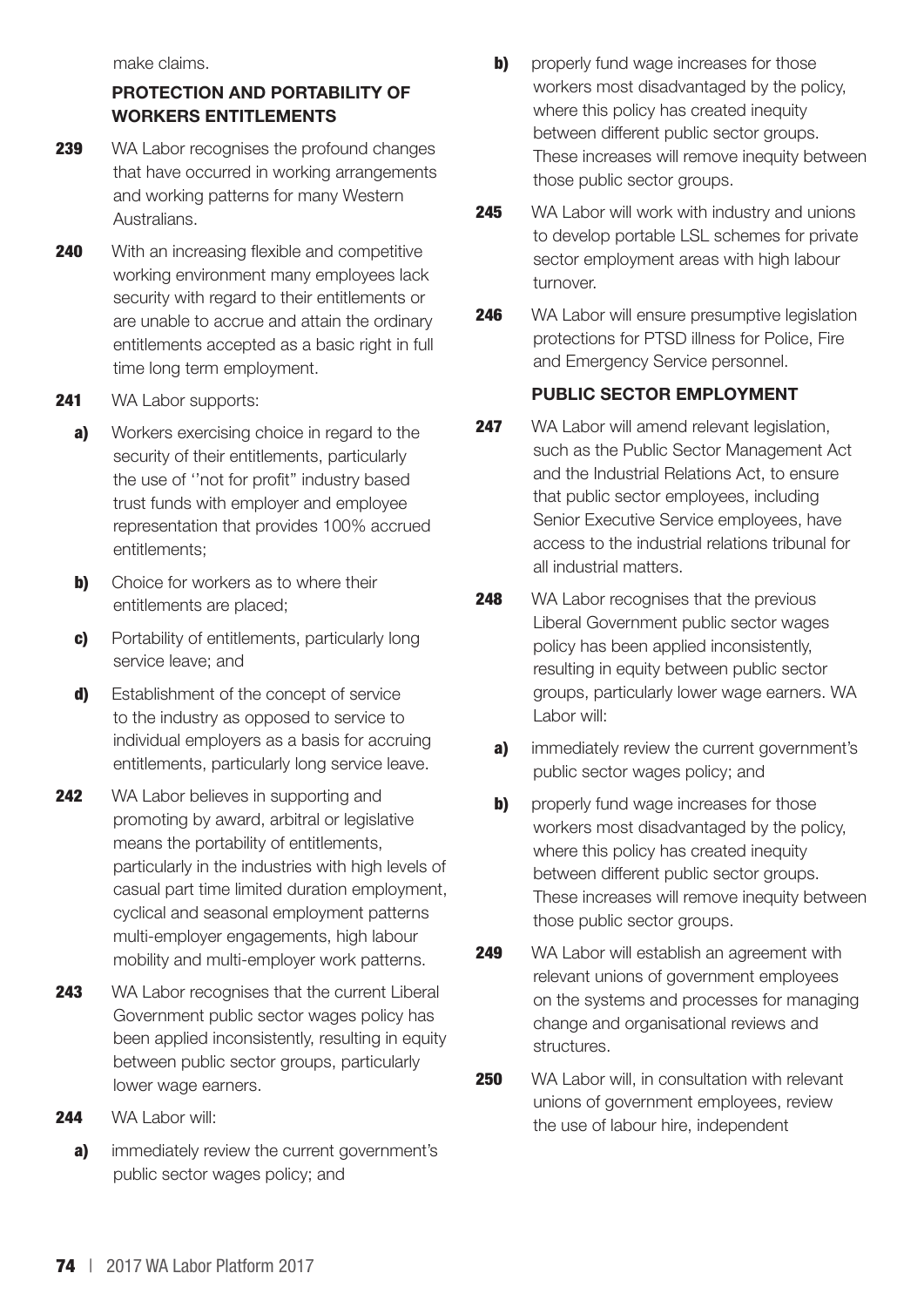make claims.

### PROTECTION AND PORTABILITY OF WORKERS ENTITLEMENTS

**239** WA Labor recognises the profound changes that have occurred in working arrangements and working patterns for many Western Australians.

**240** With an increasing flexible and competitive working environment many employees lack security with regard to their entitlements or are unable to accrue and attain the ordinary entitlements accepted as a basic right in full time long term employment.

**241** WA Labor supports:

- **a)** Workers exercising choice in regard to the security of their entitlements, particularly the use of ''not for profit" industry based trust funds with employer and employee representation that provides 100% accrued entitlements;
- **b)** Choice for workers as to where their entitlements are placed;
- **c)** Portability of entitlements, particularly long service leave; and
- **d)** Establishment of the concept of service to the industry as opposed to service to individual employers as a basis for accruing entitlements, particularly long service leave.

**242** WA Labor believes in supporting and promoting by award, arbitral or legislative means the portability of entitlements, particularly in the industries with high levels of casual part time limited duration employment, cyclical and seasonal employment patterns multi-employer engagements, high labour mobility and multi-employer work patterns.

**243** WA Labor recognises that the current Liberal Government public sector wages policy has been applied inconsistently, resulting in equity between public sector groups, particularly lower wage earners.

**244** WA Labor will:

- **a)** immediately review the current government's public sector wages policy; and
- **b)** properly fund wage increases for those workers most disadvantaged by the policy, where this policy has created inequity between different public sector groups. These increases will remove inequity between those public sector groups.

**245** WA Labor will work with industry and unions to develop portable LSL schemes for private sector employment areas with high labour turnover.

**246** WA Labor will ensure presumptive legislation protections for PTSD illness for Police, Fire and Emergency Service personnel.

### PUBLIC SECTOR EMPLOYMENT

**247** WA Labor will amend relevant legislation, such as the Public Sector Management Act and the Industrial Relations Act, to ensure that public sector employees, including Senior Executive Service employees, have access to the industrial relations tribunal for all industrial matters.

**248** WA Labor recognises that the previous Liberal Government public sector wages policy has been applied inconsistently, resulting in equity between public sector groups, particularly lower wage earners. WA Labor will:

- **a)** immediately review the current government's public sector wages policy; and
- **b)** properly fund wage increases for those workers most disadvantaged by the policy, where this policy has created inequity between different public sector groups. These increases will remove inequity between those public sector groups.

**249** WA Labor will establish an agreement with relevant unions of government employees on the systems and processes for managing change and organisational reviews and structures.

**250** WA Labor will, in consultation with relevant unions of government employees, review the use of labour hire, independent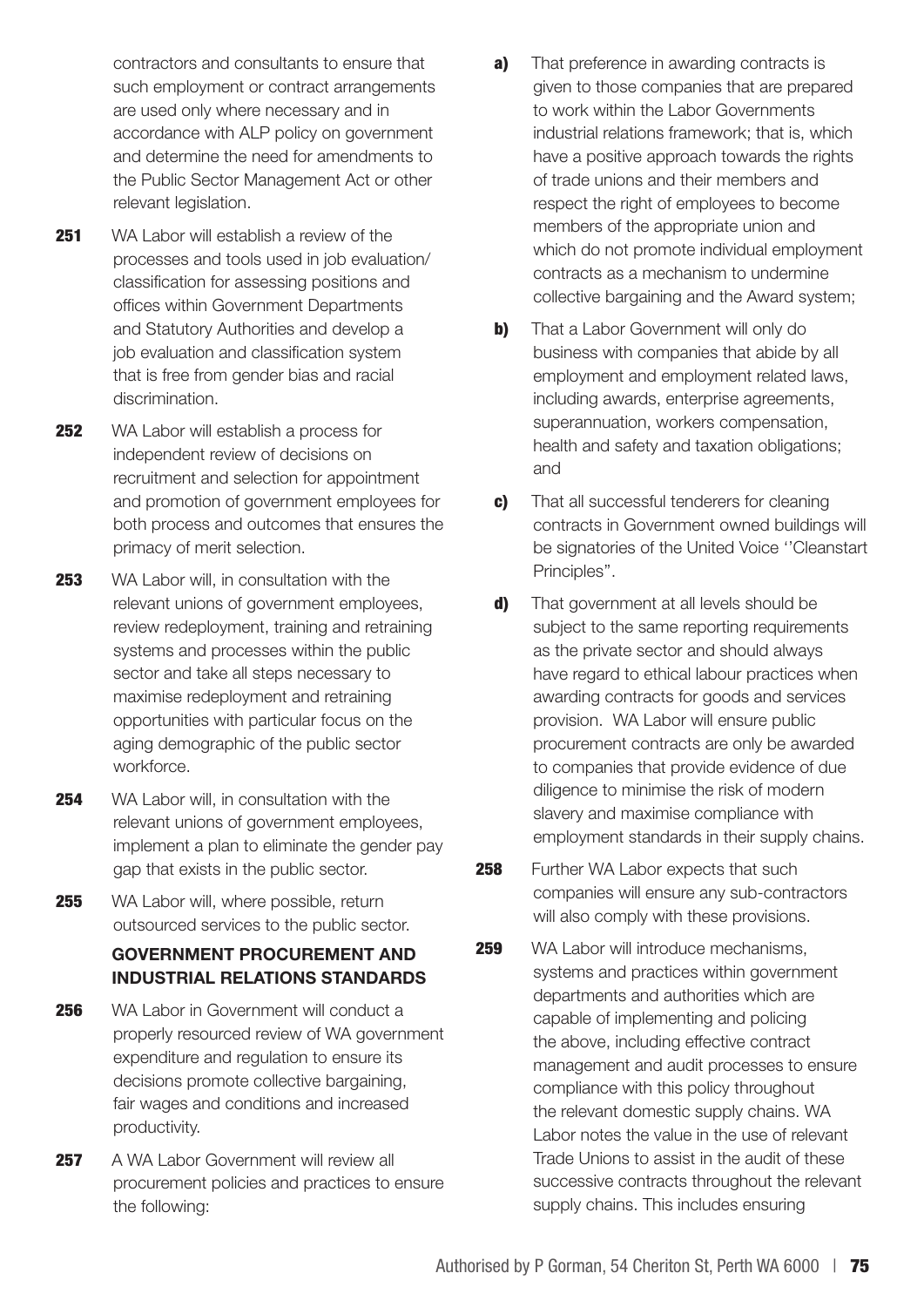contractors and consultants to ensure that such employment or contract arrangements are used only where necessary and in accordance with ALP policy on government and determine the need for amendments to the Public Sector Management Act or other relevant legislation.

**251** WA Labor will establish a review of the processes and tools used in job evaluation/classification for assessing positions and offices within Government Departments and Statutory Authorities and develop a job evaluation and classification system that is free from gender bias and racial discrimination.

**252** WA Labor will establish a process for independent review of decisions on recruitment and selection for appointment and promotion of government employees for both process and outcomes that ensures the primacy of merit selection.

**253** WA Labor will, in consultation with the relevant unions of government employees, review redeployment, training and retraining systems and processes within the public sector and take all steps necessary to maximise redeployment and retraining opportunities with particular focus on the aging demographic of the public sector workforce.

**254** WA Labor will, in consultation with the relevant unions of government employees, implement a plan to eliminate the gender pay gap that exists in the public sector.

**255** WA Labor will, where possible, return outsourced services to the public sector.

### GOVERNMENT PROCUREMENT AND INDUSTRIAL RELATIONS STANDARDS

**256** WA Labor in Government will conduct a properly resourced review of WA government expenditure and regulation to ensure its decisions promote collective bargaining, fair wages and conditions and increased productivity.

**257** A WA Labor Government will review all procurement policies and practices to ensure the following:

**a)** That preference in awarding contracts is given to those companies that are prepared to work within the Labor Governments industrial relations framework; that is, which have a positive approach towards the rights of trade unions and their members and respect the right of employees to become members of the appropriate union and which do not promote individual employment contracts as a mechanism to undermine collective bargaining and the Award system;

**b)** That a Labor Government will only do business with companies that abide by all employment and employment related laws, including awards, enterprise agreements, superannuation, workers compensation, health and safety and taxation obligations; and

**c)** That all successful tenderers for cleaning contracts in Government owned buildings will be signatories of the United Voice ''Cleanstart Principles".

**d)** That government at all levels should be subject to the same reporting requirements as the private sector and should always have regard to ethical labour practices when awarding contracts for goods and services provision. WA Labor will ensure public procurement contracts are only be awarded to companies that provide evidence of due diligence to minimise the risk of modern slavery and maximise compliance with employment standards in their supply chains.

**258** Further WA Labor expects that such companies will ensure any sub-contractors will also comply with these provisions.

**259** WA Labor will introduce mechanisms, systems and practices within government departments and authorities which are capable of implementing and policing the above, including effective contract management and audit processes to ensure compliance with this policy throughout the relevant domestic supply chains. WA Labor notes the value in the use of relevant Trade Unions to assist in the audit of these successive contracts throughout the relevant supply chains. This includes ensuring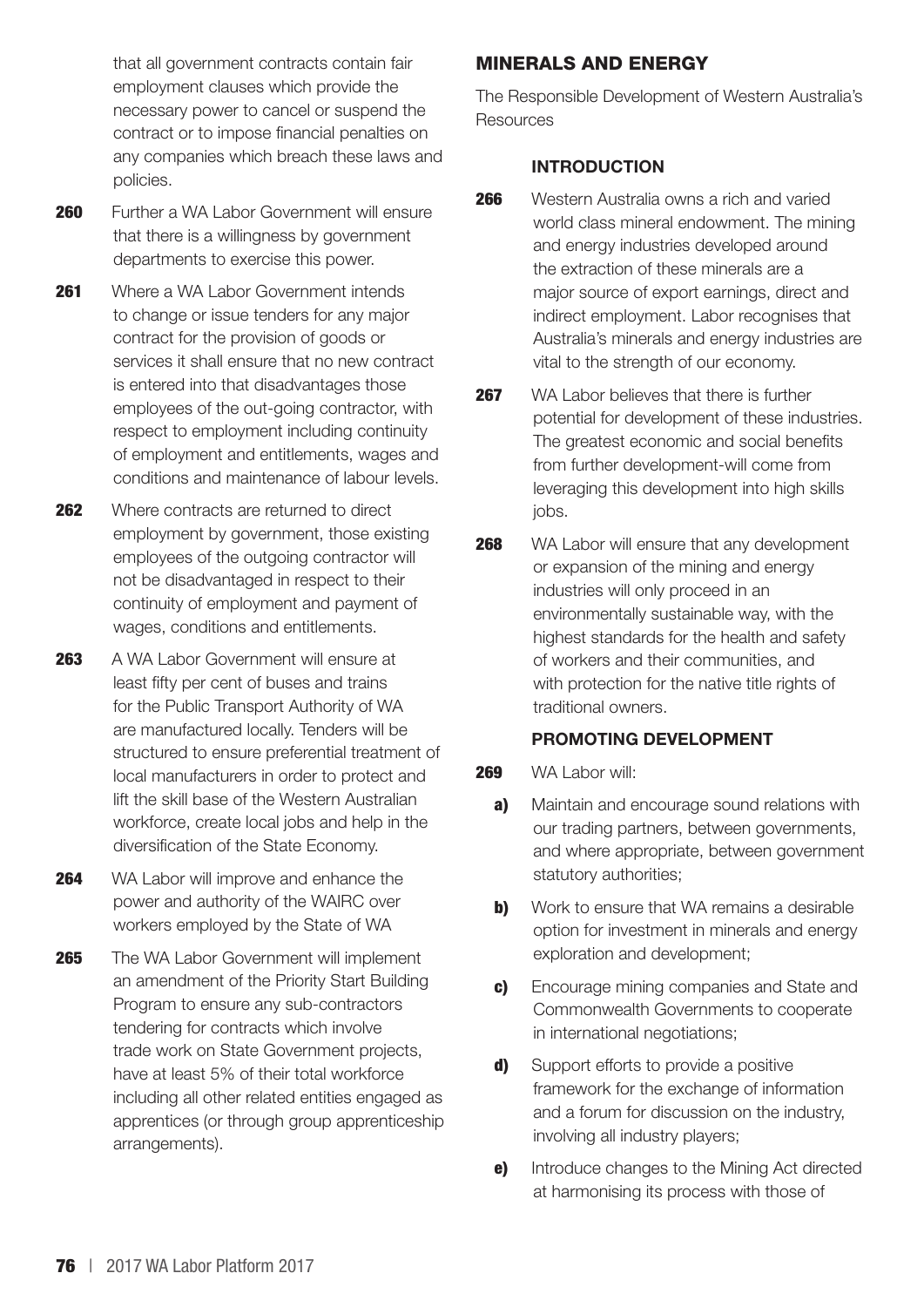that all government contracts contain fair employment clauses which provide the necessary power to cancel or suspend the contract or to impose financial penalties on any companies which breach these laws and policies.

**260** Further a WA Labor Government will ensure that there is a willingness by government departments to exercise this power.

**261** Where a WA Labor Government intends to change or issue tenders for any major contract for the provision of goods or services it shall ensure that no new contract is entered into that disadvantages those employees of the out-going contractor, with respect to employment including continuity of employment and entitlements, wages and conditions and maintenance of labour levels.

**262** Where contracts are returned to direct employment by government, those existing employees of the outgoing contractor will not be disadvantaged in respect to their continuity of employment and payment of wages, conditions and entitlements.

**263** A WA Labor Government will ensure at least fifty per cent of buses and trains for the Public Transport Authority of WA are manufactured locally. Tenders will be structured to ensure preferential treatment of local manufacturers in order to protect and lift the skill base of the Western Australian workforce, create local jobs and help in the diversification of the State Economy.

**264** WA Labor will improve and enhance the power and authority of the WAIRC over workers employed by the State of WA

**265** The WA Labor Government will implement an amendment of the Priority Start Building Program to ensure any sub-contractors tendering for contracts which involve trade work on State Government projects, have at least 5% of their total workforce including all other related entities engaged as apprentices (or through group apprenticeship arrangements).

## MINERALS AND ENERGY

The Responsible Development of Western Australia's Resources

### INTRODUCTION

**266** Western Australia owns a rich and varied world class mineral endowment. The mining and energy industries developed around the extraction of these minerals are a major source of export earnings, direct and indirect employment. Labor recognises that Australia's minerals and energy industries are vital to the strength of our economy.

**267** WA Labor believes that there is further potential for development of these industries. The greatest economic and social benefits from further development-will come from leveraging this development into high skills jobs.

**268** WA Labor will ensure that any development or expansion of the mining and energy industries will only proceed in an environmentally sustainable way, with the highest standards for the health and safety of workers and their communities, and with protection for the native title rights of traditional owners.

### PROMOTING DEVELOPMENT

**269** WA Labor will:

- **a)** Maintain and encourage sound relations with our trading partners, between governments, and where appropriate, between government statutory authorities;
- **b)** Work to ensure that WA remains a desirable option for investment in minerals and energy exploration and development;
- **c)** Encourage mining companies and State and Commonwealth Governments to cooperate in international negotiations;
- **d)** Support efforts to provide a positive framework for the exchange of information and a forum for discussion on the industry, involving all industry players;
- **e)** Introduce changes to the Mining Act directed at harmonising its process with those of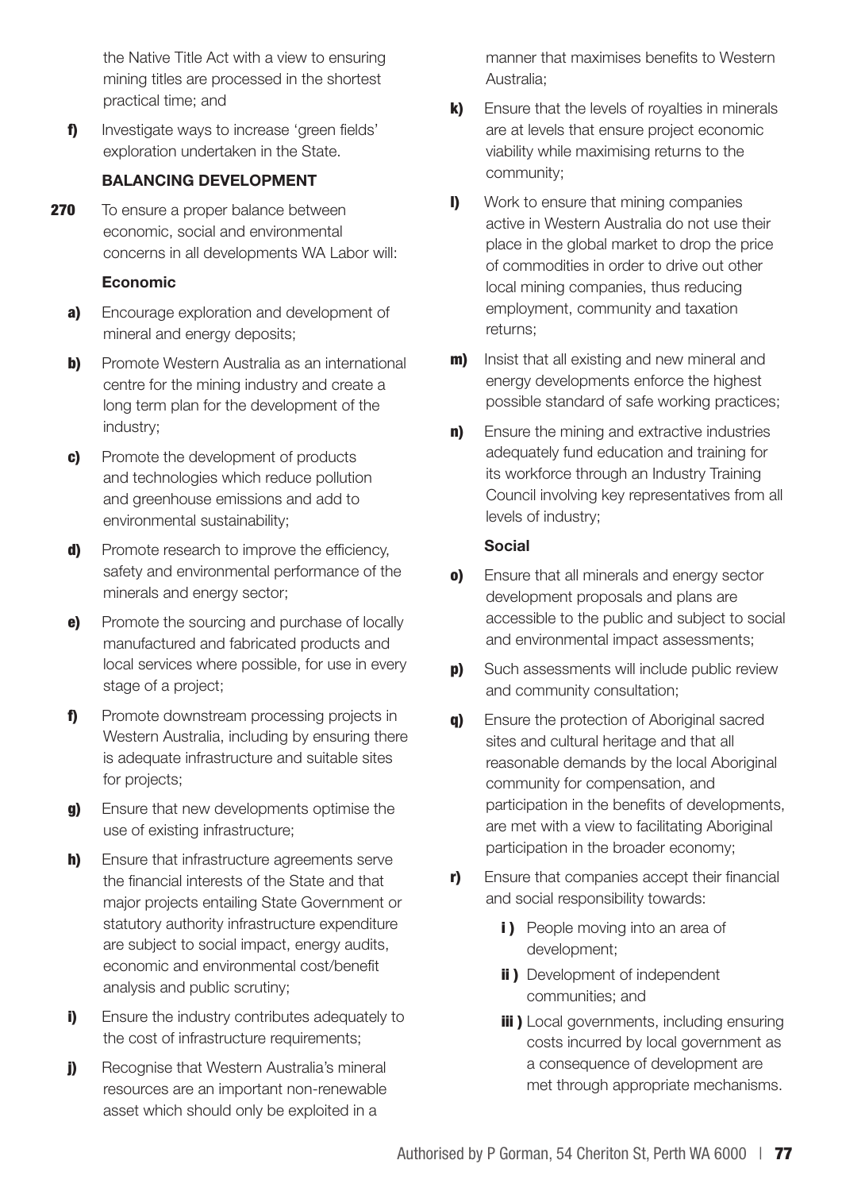the Native Title Act with a view to ensuring mining titles are processed in the shortest practical time; and

**f)** Investigate ways to increase 'green fields' exploration undertaken in the State.

### BALANCING DEVELOPMENT

**270** To ensure a proper balance between economic, social and environmental concerns in all developments WA Labor will:

#### Economic

**a)** Encourage exploration and development of mineral and energy deposits;

**b)** Promote Western Australia as an international centre for the mining industry and create a long term plan for the development of the industry;

**c)** Promote the development of products and technologies which reduce pollution and greenhouse emissions and add to environmental sustainability;

**d)** Promote research to improve the efficiency, safety and environmental performance of the minerals and energy sector;

**e)** Promote the sourcing and purchase of locally manufactured and fabricated products and local services where possible, for use in every stage of a project;

**f)** Promote downstream processing projects in Western Australia, including by ensuring there is adequate infrastructure and suitable sites for projects;

**g)** Ensure that new developments optimise the use of existing infrastructure;

**h)** Ensure that infrastructure agreements serve the financial interests of the State and that major projects entailing State Government or statutory authority infrastructure expenditure are subject to social impact, energy audits, economic and environmental cost/benefit analysis and public scrutiny;

**i)** Ensure the industry contributes adequately to the cost of infrastructure requirements;

**j)** Recognise that Western Australia's mineral resources are an important non-renewable asset which should only be exploited in a manner that maximises benefits to Western Australia;

**k)** Ensure that the levels of royalties in minerals are at levels that ensure project economic viability while maximising returns to the community;

**l)** Work to ensure that mining companies active in Western Australia do not use their place in the global market to drop the price of commodities in order to drive out other local mining companies, thus reducing employment, community and taxation returns;

**m)** Insist that all existing and new mineral and energy developments enforce the highest possible standard of safe working practices;

**n)** Ensure the mining and extractive industries adequately fund education and training for its workforce through an Industry Training Council involving key representatives from all levels of industry;

#### Social

**o)** Ensure that all minerals and energy sector development proposals and plans are accessible to the public and subject to social and environmental impact assessments;

**p)** Such assessments will include public review and community consultation;

**q)** Ensure the protection of Aboriginal sacred sites and cultural heritage and that all reasonable demands by the local Aboriginal community for compensation, and participation in the benefits of developments, are met with a view to facilitating Aboriginal participation in the broader economy;

**r)** Ensure that companies accept their financial and social responsibility towards:

- **i)** People moving into an area of development;
- **ii)** Development of independent communities; and
- **iii)** Local governments, including ensuring costs incurred by local government as a consequence of development are met through appropriate mechanisms.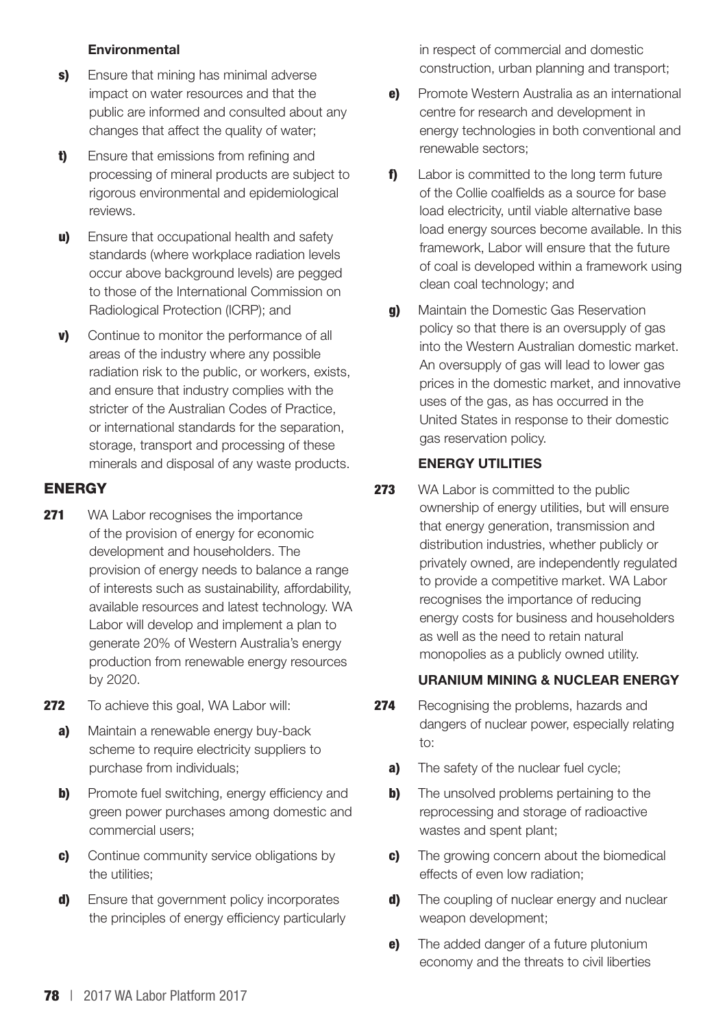#### Environmental

**s)** Ensure that mining has minimal adverse impact on water resources and that the public are informed and consulted about any changes that affect the quality of water;

**t)** Ensure that emissions from refining and processing of mineral products are subject to rigorous environmental and epidemiological reviews.

**u)** Ensure that occupational health and safety standards (where workplace radiation levels occur above background levels) are pegged to those of the International Commission on Radiological Protection (ICRP); and

**v)** Continue to monitor the performance of all areas of the industry where any possible radiation risk to the public, or workers, exists, and ensure that industry complies with the stricter of the Australian Codes of Practice, or international standards for the separation, storage, transport and processing of these minerals and disposal of any waste products.

## ENERGY

**271** WA Labor recognises the importance of the provision of energy for economic development and householders. The provision of energy needs to balance a range of interests such as sustainability, affordability, available resources and latest technology. WA Labor will develop and implement a plan to generate 20% of Western Australia's energy production from renewable energy resources by 2020.

**272** To achieve this goal, WA Labor will:

**a)** Maintain a renewable energy buy-back scheme to require electricity suppliers to purchase from individuals;

**b)** Promote fuel switching, energy efficiency and green power purchases among domestic and commercial users;

**c)** Continue community service obligations by the utilities;

**d)** Ensure that government policy incorporates the principles of energy efficiency particularly in respect of commercial and domestic construction, urban planning and transport;

**e)** Promote Western Australia as an international centre for research and development in energy technologies in both conventional and renewable sectors;

**f)** Labor is committed to the long term future of the Collie coalfields as a source for base load electricity, until viable alternative base load energy sources become available. In this framework, Labor will ensure that the future of coal is developed within a framework using clean coal technology; and

**g)** Maintain the Domestic Gas Reservation policy so that there is an oversupply of gas into the Western Australian domestic market. An oversupply of gas will lead to lower gas prices in the domestic market, and innovative uses of the gas, as has occurred in the United States in response to their domestic gas reservation policy.

### ENERGY UTILITIES

**273** WA Labor is committed to the public ownership of energy utilities, but will ensure that energy generation, transmission and distribution industries, whether publicly or privately owned, are independently regulated to provide a competitive market. WA Labor recognises the importance of reducing energy costs for business and householders as well as the need to retain natural monopolies as a publicly owned utility.

### URANIUM MINING & NUCLEAR ENERGY

**274** Recognising the problems, hazards and dangers of nuclear power, especially relating to:

**a)** The safety of the nuclear fuel cycle;

**b)** The unsolved problems pertaining to the reprocessing and storage of radioactive wastes and spent plant;

**c)** The growing concern about the biomedical effects of even low radiation;

**d)** The coupling of nuclear energy and nuclear weapon development;

**e)** The added danger of a future plutonium economy and the threats to civil liberties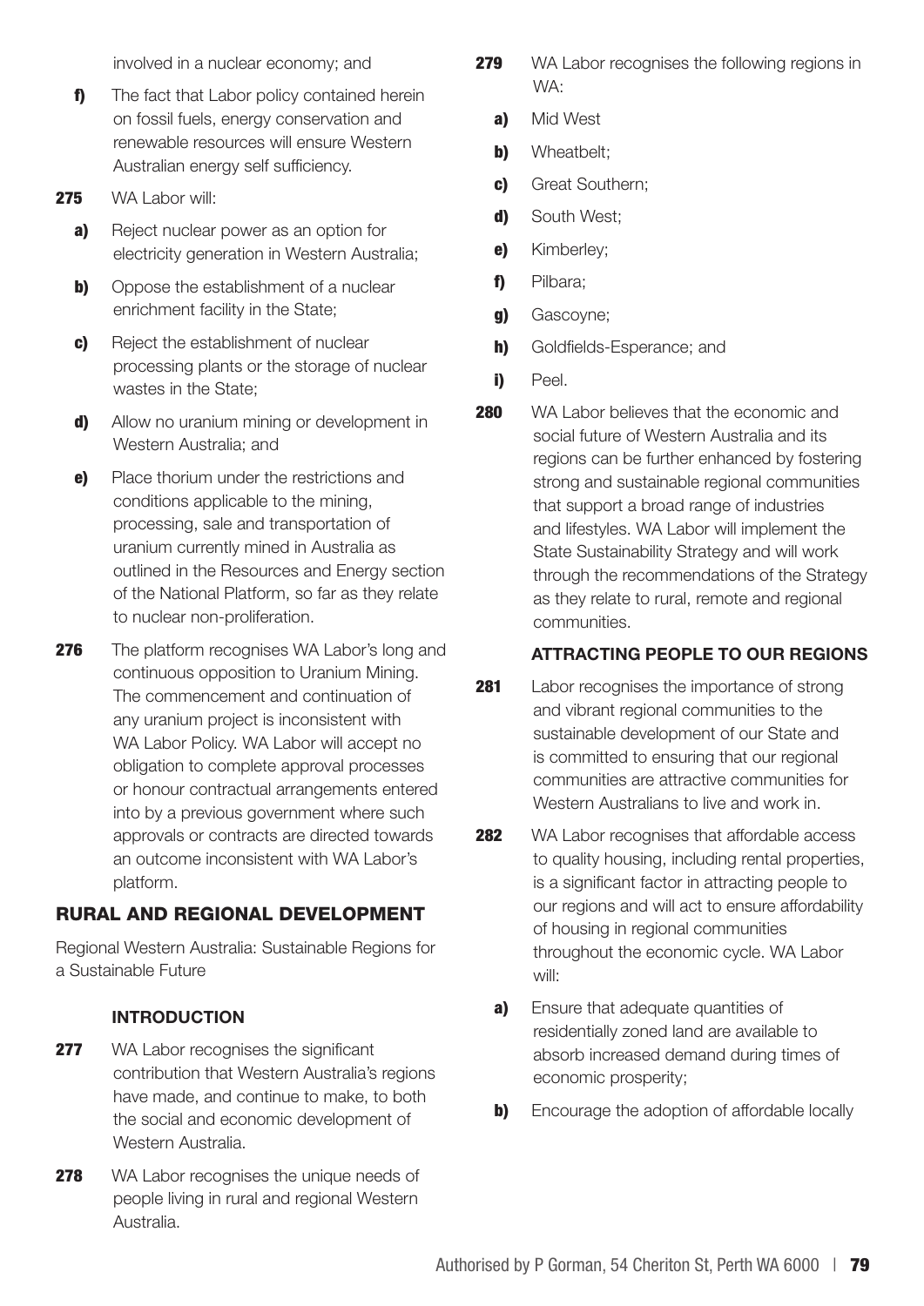involved in a nuclear economy; and

**f)** The fact that Labor policy contained herein on fossil fuels, energy conservation and renewable resources will ensure Western Australian energy self sufficiency.

**275** WA Labor will:

**a)** Reject nuclear power as an option for electricity generation in Western Australia;

**b)** Oppose the establishment of a nuclear enrichment facility in the State;

**c)** Reject the establishment of nuclear processing plants or the storage of nuclear wastes in the State;

**d)** Allow no uranium mining or development in Western Australia; and

**e)** Place thorium under the restrictions and conditions applicable to the mining, processing, sale and transportation of uranium currently mined in Australia as outlined in the Resources and Energy section of the National Platform, so far as they relate to nuclear non-proliferation.

**276** The platform recognises WA Labor's long and continuous opposition to Uranium Mining. The commencement and continuation of any uranium project is inconsistent with WA Labor Policy. WA Labor will accept no obligation to complete approval processes or honour contractual arrangements entered into by a previous government where such approvals or contracts are directed towards an outcome inconsistent with WA Labor's platform.

## RURAL AND REGIONAL DEVELOPMENT

Regional Western Australia: Sustainable Regions for a Sustainable Future

### INTRODUCTION

**277** WA Labor recognises the significant contribution that Western Australia's regions have made, and continue to make, to both the social and economic development of Western Australia.

**278** WA Labor recognises the unique needs of people living in rural and regional Western Australia.

**279** WA Labor recognises the following regions in WA:

**a)** Mid West

**b)** Wheatbelt;

**c)** Great Southern;

**d)** South West;

**e)** Kimberley;

**f)** Pilbara;

**g)** Gascoyne;

**h)** Goldfields-Esperance; and

**i)** Peel.

**280** WA Labor believes that the economic and social future of Western Australia and its regions can be further enhanced by fostering strong and sustainable regional communities that support a broad range of industries and lifestyles. WA Labor will implement the State Sustainability Strategy and will work through the recommendations of the Strategy as they relate to rural, remote and regional communities.

### ATTRACTING PEOPLE TO OUR REGIONS

**281** Labor recognises the importance of strong and vibrant regional communities to the sustainable development of our State and is committed to ensuring that our regional communities are attractive communities for Western Australians to live and work in.

**282** WA Labor recognises that affordable access to quality housing, including rental properties, is a significant factor in attracting people to our regions and will act to ensure affordability of housing in regional communities throughout the economic cycle. WA Labor will:

**a)** Ensure that adequate quantities of residentially zoned land are available to absorb increased demand during times of economic prosperity;

**b)** Encourage the adoption of affordable locally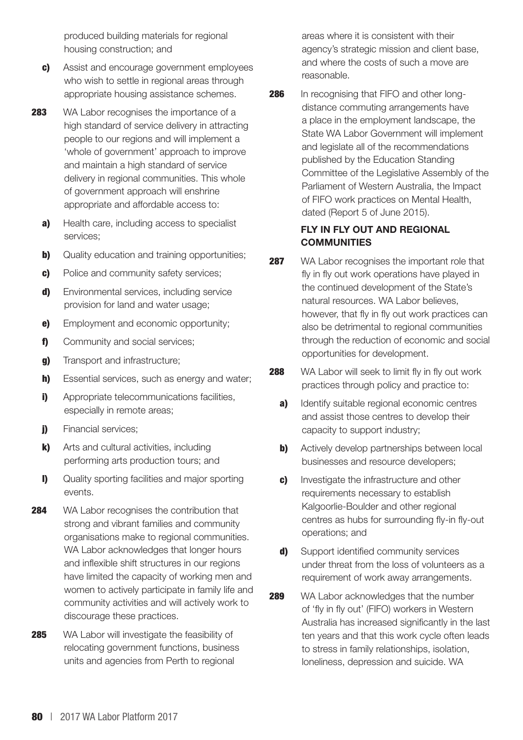produced building materials for regional housing construction; and

**c)** Assist and encourage government employees who wish to settle in regional areas through appropriate housing assistance schemes.

**283** WA Labor recognises the importance of a high standard of service delivery in attracting people to our regions and will implement a 'whole of government' approach to improve and maintain a high standard of service delivery in regional communities. This whole of government approach will enshrine appropriate and affordable access to:

**a)** Health care, including access to specialist services;

**b)** Quality education and training opportunities;

**c)** Police and community safety services;

**d)** Environmental services, including service provision for land and water usage;

**e)** Employment and economic opportunity;

**f)** Community and social services;

**g)** Transport and infrastructure;

**h)** Essential services, such as energy and water;

**i)** Appropriate telecommunications facilities, especially in remote areas;

**j)** Financial services;

**k)** Arts and cultural activities, including performing arts production tours; and

**l)** Quality sporting facilities and major sporting events.

**284** WA Labor recognises the contribution that strong and vibrant families and community organisations make to regional communities. WA Labor acknowledges that longer hours and inflexible shift structures in our regions have limited the capacity of working men and women to actively participate in family life and community activities and will actively work to discourage these practices.

**285** WA Labor will investigate the feasibility of relocating government functions, business units and agencies from Perth to regional areas where it is consistent with their agency's strategic mission and client base, and where the costs of such a move are reasonable.

**286** In recognising that FIFO and other long-distance commuting arrangements have a place in the employment landscape, the State WA Labor Government will implement and legislate all of the recommendations published by the Education Standing Committee of the Legislative Assembly of the Parliament of Western Australia, the Impact of FIFO work practices on Mental Health, dated (Report 5 of June 2015).

### FLY IN FLY OUT AND REGIONAL COMMUNITIES

**287** WA Labor recognises the important role that fly in fly out work operations have played in the continued development of the State's natural resources. WA Labor believes, however, that fly in fly out work practices can also be detrimental to regional communities through the reduction of economic and social opportunities for development.

**288** WA Labor will seek to limit fly in fly out work practices through policy and practice to:

**a)** Identify suitable regional economic centres and assist those centres to develop their capacity to support industry;

**b)** Actively develop partnerships between local businesses and resource developers;

**c)** Investigate the infrastructure and other requirements necessary to establish Kalgoorlie-Boulder and other regional centres as hubs for surrounding fly-in fly-out operations; and

**d)** Support identified community services under threat from the loss of volunteers as a requirement of work away arrangements.

**289** WA Labor acknowledges that the number of 'fly in fly out' (FIFO) workers in Western Australia has increased significantly in the last ten years and that this work cycle often leads to stress in family relationships, isolation, loneliness, depression and suicide. WA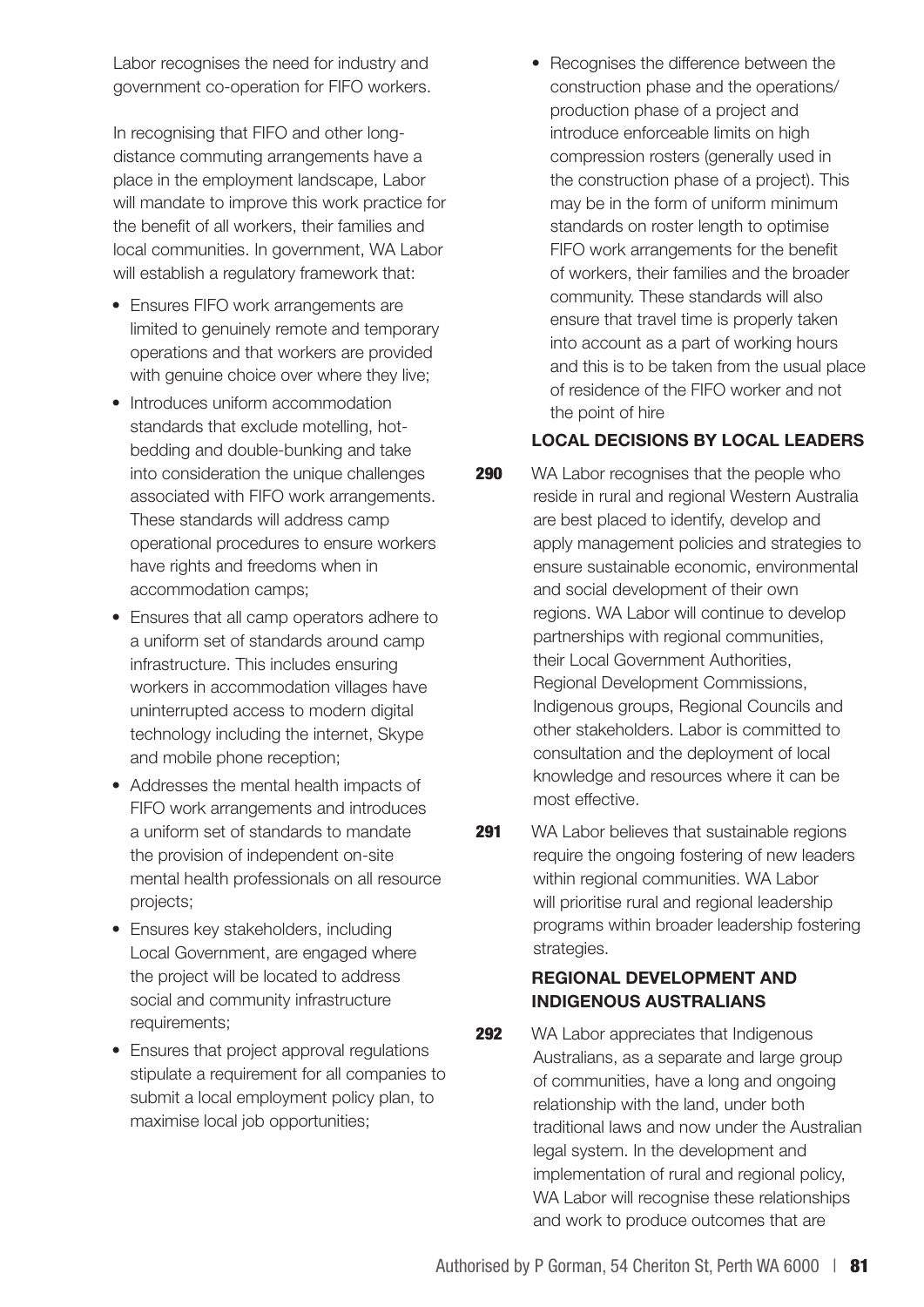Labor recognises the need for industry and government co-operation for FIFO workers.

In recognising that FIFO and other long-distance commuting arrangements have a place in the employment landscape, Labor will mandate to improve this work practice for the benefit of all workers, their families and local communities. In government, WA Labor will establish a regulatory framework that:

- Ensures FIFO work arrangements are limited to genuinely remote and temporary operations and that workers are provided with genuine choice over where they live;
- Introduces uniform accommodation standards that exclude motelling, hot-bedding and double-bunking and take into consideration the unique challenges associated with FIFO work arrangements. These standards will address camp operational procedures to ensure workers have rights and freedoms when in accommodation camps;
- Ensures that all camp operators adhere to a uniform set of standards around camp infrastructure. This includes ensuring workers in accommodation villages have uninterrupted access to modern digital technology including the internet, Skype and mobile phone reception;
- Addresses the mental health impacts of FIFO work arrangements and introduces a uniform set of standards to mandate the provision of independent on-site mental health professionals on all resource projects;
- Ensures key stakeholders, including Local Government, are engaged where the project will be located to address social and community infrastructure requirements;
- Ensures that project approval regulations stipulate a requirement for all companies to submit a local employment policy plan, to maximise local job opportunities;
- Recognises the difference between the construction phase and the operations/ production phase of a project and introduce enforceable limits on high compression rosters (generally used in the construction phase of a project). This may be in the form of uniform minimum standards on roster length to optimise FIFO work arrangements for the benefit of workers, their families and the broader community. These standards will also ensure that travel time is properly taken into account as a part of working hours and this is to be taken from the usual place of residence of the FIFO worker and not the point of hire

### LOCAL DECISIONS BY LOCAL LEADERS

**290** WA Labor recognises that the people who reside in rural and regional Western Australia are best placed to identify, develop and apply management policies and strategies to ensure sustainable economic, environmental and social development of their own regions. WA Labor will continue to develop partnerships with regional communities, their Local Government Authorities, Regional Development Commissions, Indigenous groups, Regional Councils and other stakeholders. Labor is committed to consultation and the deployment of local knowledge and resources where it can be most effective.

**291** WA Labor believes that sustainable regions require the ongoing fostering of new leaders within regional communities. WA Labor will prioritise rural and regional leadership programs within broader leadership fostering strategies.

### REGIONAL DEVELOPMENT AND INDIGENOUS AUSTRALIANS

**292** WA Labor appreciates that Indigenous Australians, as a separate and large group of communities, have a long and ongoing relationship with the land, under both traditional laws and now under the Australian legal system. In the development and implementation of rural and regional policy, WA Labor will recognise these relationships and work to produce outcomes that are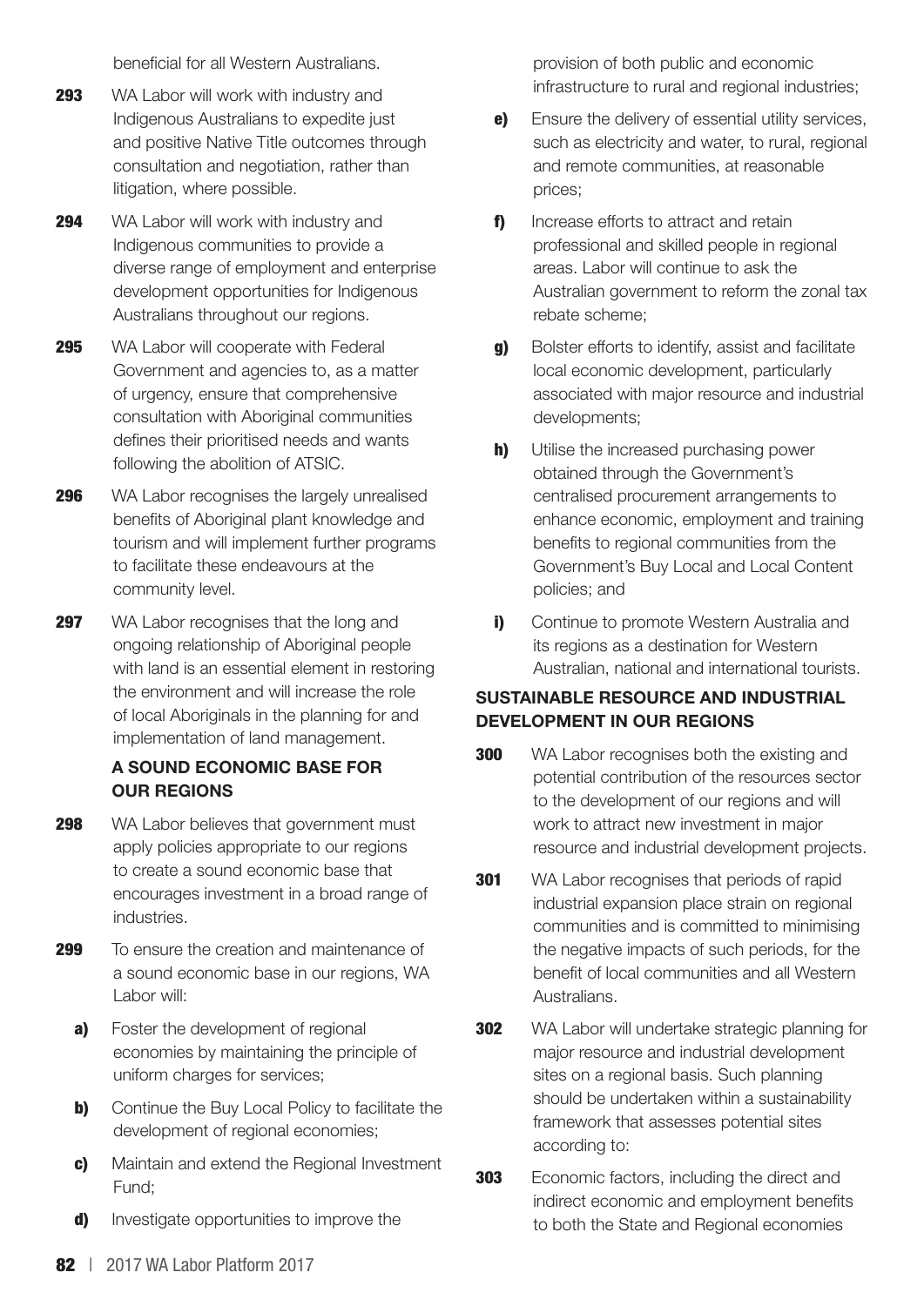beneficial for all Western Australians.

**293** WA Labor will work with industry and Indigenous Australians to expedite just and positive Native Title outcomes through consultation and negotiation, rather than litigation, where possible.

**294** WA Labor will work with industry and Indigenous communities to provide a diverse range of employment and enterprise development opportunities for Indigenous Australians throughout our regions.

**295** WA Labor will cooperate with Federal Government and agencies to, as a matter of urgency, ensure that comprehensive consultation with Aboriginal communities defines their prioritised needs and wants following the abolition of ATSIC.

**296** WA Labor recognises the largely unrealised benefits of Aboriginal plant knowledge and tourism and will implement further programs to facilitate these endeavours at the community level.

**297** WA Labor recognises that the long and ongoing relationship of Aboriginal people with land is an essential element in restoring the environment and will increase the role of local Aboriginals in the planning for and implementation of land management.

### A SOUND ECONOMIC BASE FOR OUR REGIONS

**298** WA Labor believes that government must apply policies appropriate to our regions to create a sound economic base that encourages investment in a broad range of industries.

**299** To ensure the creation and maintenance of a sound economic base in our regions, WA Labor will:

- **a)** Foster the development of regional economies by maintaining the principle of uniform charges for services;
- **b)** Continue the Buy Local Policy to facilitate the development of regional economies;
- **c)** Maintain and extend the Regional Investment Fund;
- **d)** Investigate opportunities to improve the provision of both public and economic infrastructure to rural and regional industries;
- **e)** Ensure the delivery of essential utility services, such as electricity and water, to rural, regional and remote communities, at reasonable prices;
- **f)** Increase efforts to attract and retain professional and skilled people in regional areas. Labor will continue to ask the Australian government to reform the zonal tax rebate scheme;
- **g)** Bolster efforts to identify, assist and facilitate local economic development, particularly associated with major resource and industrial developments;
- **h)** Utilise the increased purchasing power obtained through the Government's centralised procurement arrangements to enhance economic, employment and training benefits to regional communities from the Government's Buy Local and Local Content policies; and
- **i)** Continue to promote Western Australia and its regions as a destination for Western Australian, national and international tourists.

### SUSTAINABLE RESOURCE AND INDUSTRIAL DEVELOPMENT IN OUR REGIONS

**300** WA Labor recognises both the existing and potential contribution of the resources sector to the development of our regions and will work to attract new investment in major resource and industrial development projects.

**301** WA Labor recognises that periods of rapid industrial expansion place strain on regional communities and is committed to minimising the negative impacts of such periods, for the benefit of local communities and all Western Australians.

**302** WA Labor will undertake strategic planning for major resource and industrial development sites on a regional basis. Such planning should be undertaken within a sustainability framework that assesses potential sites according to:

**303** Economic factors, including the direct and indirect economic and employment benefits to both the State and Regional economies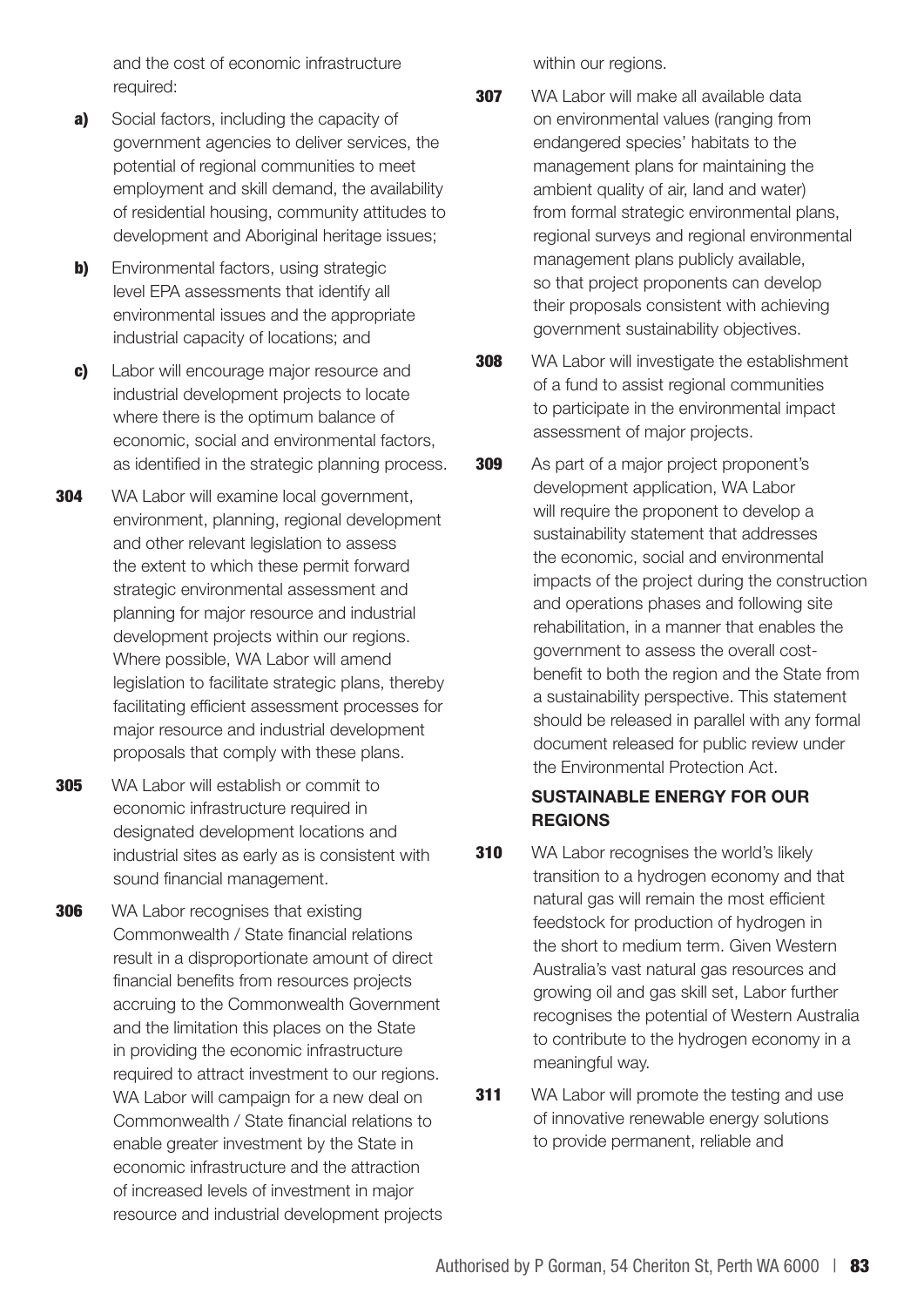and the cost of economic infrastructure required:

**a)** Social factors, including the capacity of government agencies to deliver services, the potential of regional communities to meet employment and skill demand, the availability of residential housing, community attitudes to development and Aboriginal heritage issues;

**b)** Environmental factors, using strategic level EPA assessments that identify all environmental issues and the appropriate industrial capacity of locations; and

**c)** Labor will encourage major resource and industrial development projects to locate where there is the optimum balance of economic, social and environmental factors, as identified in the strategic planning process.

**304** WA Labor will examine local government, environment, planning, regional development and other relevant legislation to assess the extent to which these permit forward strategic environmental assessment and planning for major resource and industrial development projects within our regions. Where possible, WA Labor will amend legislation to facilitate strategic plans, thereby facilitating efficient assessment processes for major resource and industrial development proposals that comply with these plans.

**305** WA Labor will establish or commit to economic infrastructure required in designated development locations and industrial sites as early as is consistent with sound financial management.

**306** WA Labor recognises that existing Commonwealth / State financial relations result in a disproportionate amount of direct financial benefits from resources projects accruing to the Commonwealth Government and the limitation this places on the State in providing the economic infrastructure required to attract investment to our regions. WA Labor will campaign for a new deal on Commonwealth / State financial relations to enable greater investment by the State in economic infrastructure and the attraction of increased levels of investment in major resource and industrial development projects within our regions.

**307** WA Labor will make all available data on environmental values (ranging from endangered species' habitats to the management plans for maintaining the ambient quality of air, land and water) from formal strategic environmental plans, regional surveys and regional environmental management plans publicly available, so that project proponents can develop their proposals consistent with achieving government sustainability objectives.

**308** WA Labor will investigate the establishment of a fund to assist regional communities to participate in the environmental impact assessment of major projects.

**309** As part of a major project proponent's development application, WA Labor will require the proponent to develop a sustainability statement that addresses the economic, social and environmental impacts of the project during the construction and operations phases and following site rehabilitation, in a manner that enables the government to assess the overall cost-benefit to both the region and the State from a sustainability perspective. This statement should be released in parallel with any formal document released for public review under the Environmental Protection Act.

### SUSTAINABLE ENERGY FOR OUR REGIONS

**310** WA Labor recognises the world's likely transition to a hydrogen economy and that natural gas will remain the most efficient feedstock for production of hydrogen in the short to medium term. Given Western Australia's vast natural gas resources and growing oil and gas skill set, Labor further recognises the potential of Western Australia to contribute to the hydrogen economy in a meaningful way.

**311** WA Labor will promote the testing and use of innovative renewable energy solutions to provide permanent, reliable and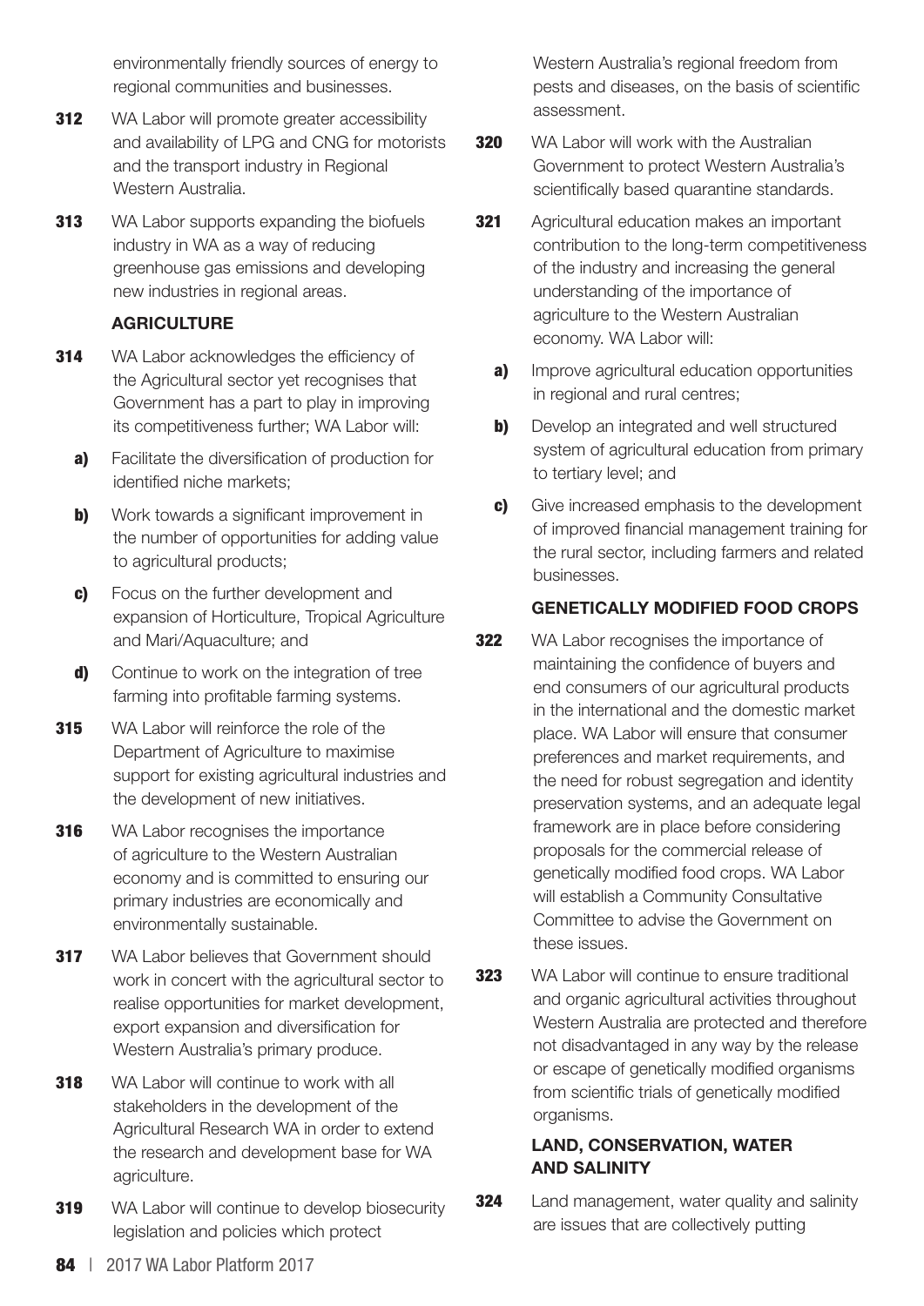environmentally friendly sources of energy to regional communities and businesses.

**312** WA Labor will promote greater accessibility and availability of LPG and CNG for motorists and the transport industry in Regional Western Australia.

**313** WA Labor supports expanding the biofuels industry in WA as a way of reducing greenhouse gas emissions and developing new industries in regional areas.

### AGRICULTURE

**314** WA Labor acknowledges the efficiency of the Agricultural sector yet recognises that Government has a part to play in improving its competitiveness further; WA Labor will:

- **a)** Facilitate the diversification of production for identified niche markets;
- **b)** Work towards a significant improvement in the number of opportunities for adding value to agricultural products;
- **c)** Focus on the further development and expansion of Horticulture, Tropical Agriculture and Mari/Aquaculture; and
- **d)** Continue to work on the integration of tree farming into profitable farming systems.

**315** WA Labor will reinforce the role of the Department of Agriculture to maximise support for existing agricultural industries and the development of new initiatives.

**316** WA Labor recognises the importance of agriculture to the Western Australian economy and is committed to ensuring our primary industries are economically and environmentally sustainable.

**317** WA Labor believes that Government should work in concert with the agricultural sector to realise opportunities for market development, export expansion and diversification for Western Australia's primary produce.

**318** WA Labor will continue to work with all stakeholders in the development of the Agricultural Research WA in order to extend the research and development base for WA agriculture.

**319** WA Labor will continue to develop biosecurity legislation and policies which protect Western Australia's regional freedom from pests and diseases, on the basis of scientific assessment.

**320** WA Labor will work with the Australian Government to protect Western Australia's scientifically based quarantine standards.

**321** Agricultural education makes an important contribution to the long-term competitiveness of the industry and increasing the general understanding of the importance of agriculture to the Western Australian economy. WA Labor will:

- **a)** Improve agricultural education opportunities in regional and rural centres;
- **b)** Develop an integrated and well structured system of agricultural education from primary to tertiary level; and
- **c)** Give increased emphasis to the development of improved financial management training for the rural sector, including farmers and related businesses.

### GENETICALLY MODIFIED FOOD CROPS

**322** WA Labor recognises the importance of maintaining the confidence of buyers and end consumers of our agricultural products in the international and the domestic market place. WA Labor will ensure that consumer preferences and market requirements, and the need for robust segregation and identity preservation systems, and an adequate legal framework are in place before considering proposals for the commercial release of genetically modified food crops. WA Labor will establish a Community Consultative Committee to advise the Government on these issues.

**323** WA Labor will continue to ensure traditional and organic agricultural activities throughout Western Australia are protected and therefore not disadvantaged in any way by the release or escape of genetically modified organisms from scientific trials of genetically modified organisms.

### LAND, CONSERVATION, WATER AND SALINITY

**324** Land management, water quality and salinity are issues that are collectively putting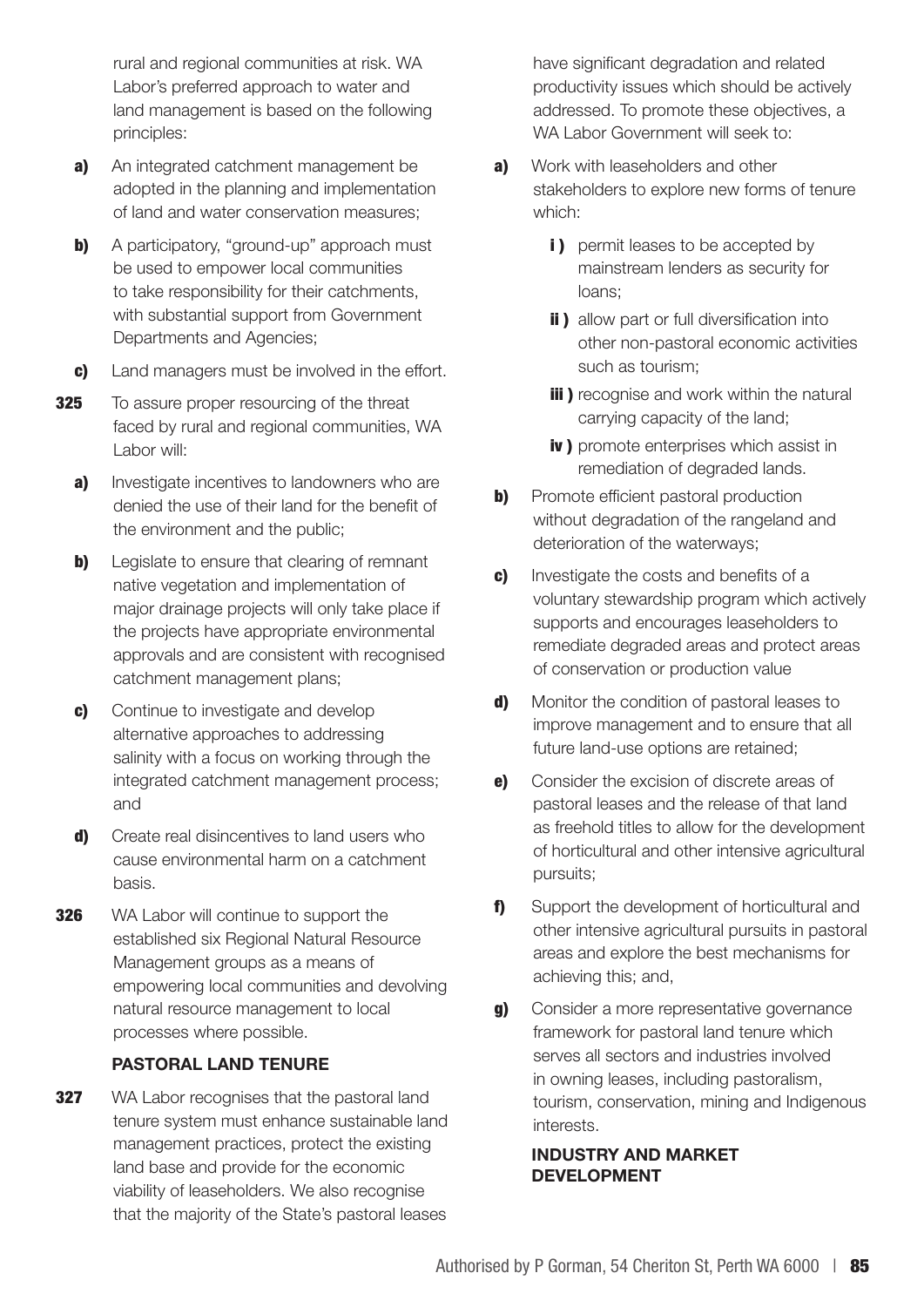rural and regional communities at risk. WA Labor's preferred approach to water and land management is based on the following principles:

- **a)** An integrated catchment management be adopted in the planning and implementation of land and water conservation measures;
- **b)** A participatory, "ground-up" approach must be used to empower local communities to take responsibility for their catchments, with substantial support from Government Departments and Agencies;
- **c)** Land managers must be involved in the effort.

**325** To assure proper resourcing of the threat faced by rural and regional communities, WA Labor will:

- **a)** Investigate incentives to landowners who are denied the use of their land for the benefit of the environment and the public;
- **b)** Legislate to ensure that clearing of remnant native vegetation and implementation of major drainage projects will only take place if the projects have appropriate environmental approvals and are consistent with recognised catchment management plans;
- **c)** Continue to investigate and develop alternative approaches to addressing salinity with a focus on working through the integrated catchment management process; and
- **d)** Create real disincentives to land users who cause environmental harm on a catchment basis.

**326** WA Labor will continue to support the established six Regional Natural Resource Management groups as a means of empowering local communities and devolving natural resource management to local processes where possible.

### PASTORAL LAND TENURE

**327** WA Labor recognises that the pastoral land tenure system must enhance sustainable land management practices, protect the existing land base and provide for the economic viability of leaseholders. We also recognise that the majority of the State's pastoral leases have significant degradation and related productivity issues which should be actively addressed. To promote these objectives, a WA Labor Government will seek to:

- **a)** Work with leaseholders and other stakeholders to explore new forms of tenure which:
  - **i )** permit leases to be accepted by mainstream lenders as security for loans;
  - **ii )** allow part or full diversification into other non-pastoral economic activities such as tourism;
  - **iii )** recognise and work within the natural carrying capacity of the land;
  - **iv )** promote enterprises which assist in remediation of degraded lands.
- **b)** Promote efficient pastoral production without degradation of the rangeland and deterioration of the waterways;
- **c)** Investigate the costs and benefits of a voluntary stewardship program which actively supports and encourages leaseholders to remediate degraded areas and protect areas of conservation or production value
- **d)** Monitor the condition of pastoral leases to improve management and to ensure that all future land-use options are retained;
- **e)** Consider the excision of discrete areas of pastoral leases and the release of that land as freehold titles to allow for the development of horticultural and other intensive agricultural pursuits;
- **f)** Support the development of horticultural and other intensive agricultural pursuits in pastoral areas and explore the best mechanisms for achieving this; and,
- **g)** Consider a more representative governance framework for pastoral land tenure which serves all sectors and industries involved in owning leases, including pastoralism, tourism, conservation, mining and Indigenous interests.

### INDUSTRY AND MARKET DEVELOPMENT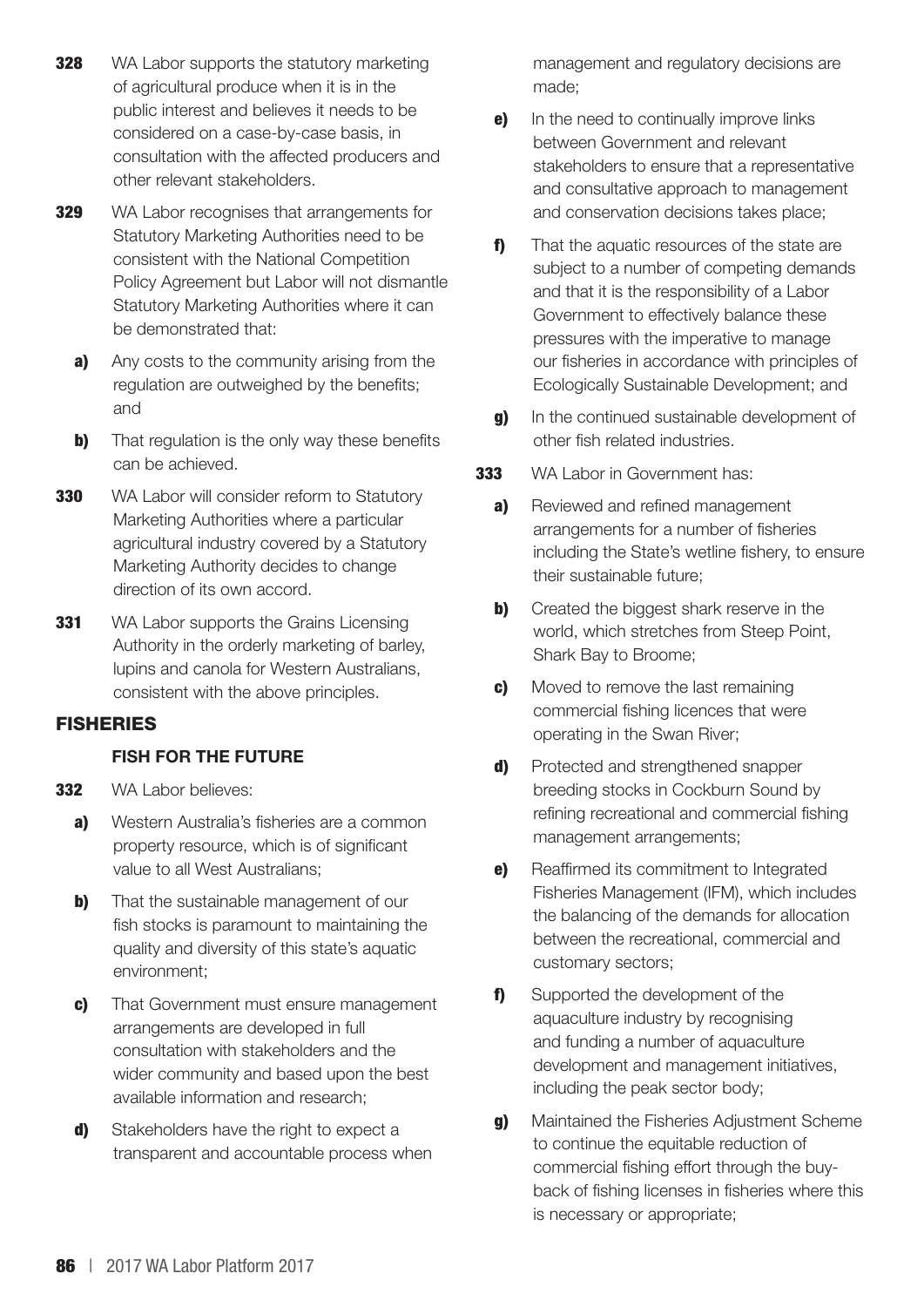**328** WA Labor supports the statutory marketing of agricultural produce when it is in the public interest and believes it needs to be considered on a case-by-case basis, in consultation with the affected producers and other relevant stakeholders.

**329** WA Labor recognises that arrangements for Statutory Marketing Authorities need to be consistent with the National Competition Policy Agreement but Labor will not dismantle Statutory Marketing Authorities where it can be demonstrated that:

- **a)** Any costs to the community arising from the regulation are outweighed by the benefits; and
- **b)** That regulation is the only way these benefits can be achieved.

**330** WA Labor will consider reform to Statutory Marketing Authorities where a particular agricultural industry covered by a Statutory Marketing Authority decides to change direction of its own accord.

**331** WA Labor supports the Grains Licensing Authority in the orderly marketing of barley, lupins and canola for Western Australians, consistent with the above principles.

## FISHERIES

### FISH FOR THE FUTURE

**332** WA Labor believes:

- **a)** Western Australia's fisheries are a common property resource, which is of significant value to all West Australians;
- **b)** That the sustainable management of our fish stocks is paramount to maintaining the quality and diversity of this state's aquatic environment;
- **c)** That Government must ensure management arrangements are developed in full consultation with stakeholders and the wider community and based upon the best available information and research;
- **d)** Stakeholders have the right to expect a transparent and accountable process when management and regulatory decisions are made;
- **e)** In the need to continually improve links between Government and relevant stakeholders to ensure that a representative and consultative approach to management and conservation decisions takes place;
- **f)** That the aquatic resources of the state are subject to a number of competing demands and that it is the responsibility of a Labor Government to effectively balance these pressures with the imperative to manage our fisheries in accordance with principles of Ecologically Sustainable Development; and
- **g)** In the continued sustainable development of other fish related industries.

**333** WA Labor in Government has:

- **a)** Reviewed and refined management arrangements for a number of fisheries including the State's wetline fishery, to ensure their sustainable future;
- **b)** Created the biggest shark reserve in the world, which stretches from Steep Point, Shark Bay to Broome;
- **c)** Moved to remove the last remaining commercial fishing licences that were operating in the Swan River;
- **d)** Protected and strengthened snapper breeding stocks in Cockburn Sound by refining recreational and commercial fishing management arrangements;
- **e)** Reaffirmed its commitment to Integrated Fisheries Management (IFM), which includes the balancing of the demands for allocation between the recreational, commercial and customary sectors;
- **f)** Supported the development of the aquaculture industry by recognising and funding a number of aquaculture development and management initiatives, including the peak sector body;
- **g)** Maintained the Fisheries Adjustment Scheme to continue the equitable reduction of commercial fishing effort through the buy-back of fishing licenses in fisheries where this is necessary or appropriate;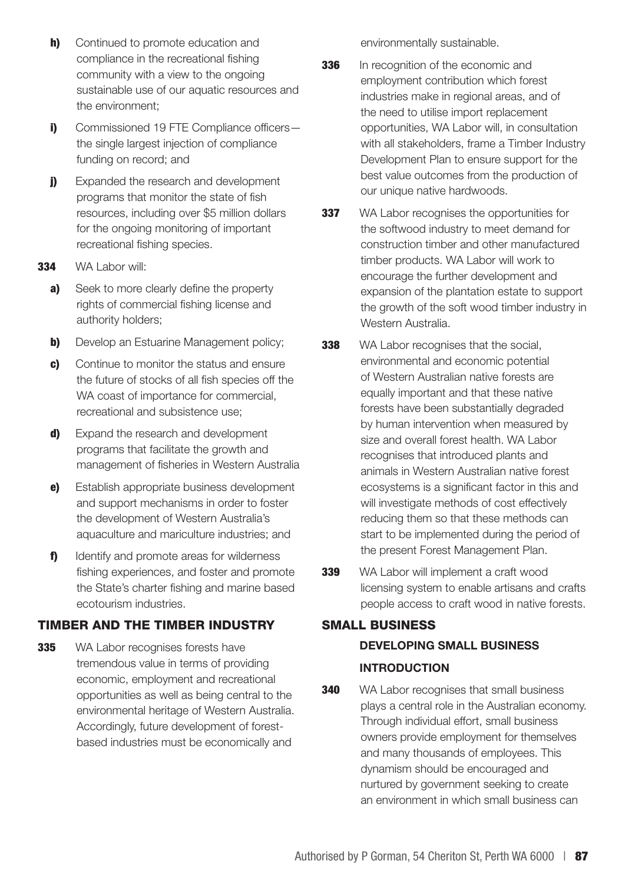**h)** Continued to promote education and compliance in the recreational fishing community with a view to the ongoing sustainable use of our aquatic resources and the environment;

**i)** Commissioned 19 FTE Compliance officers—the single largest injection of compliance funding on record; and

**j)** Expanded the research and development programs that monitor the state of fish resources, including over $5 million dollars for the ongoing monitoring of important recreational fishing species.

**334** WA Labor will:

**a)** Seek to more clearly define the property rights of commercial fishing license and authority holders;

**b)** Develop an Estuarine Management policy;

**c)** Continue to monitor the status and ensure the future of stocks of all fish species off the WA coast of importance for commercial, recreational and subsistence use;

**d)** Expand the research and development programs that facilitate the growth and management of fisheries in Western Australia

**e)** Establish appropriate business development and support mechanisms in order to foster the development of Western Australia's aquaculture and mariculture industries; and

**f)** Identify and promote areas for wilderness fishing experiences, and foster and promote the State's charter fishing and marine based ecotourism industries.

## TIMBER AND THE TIMBER INDUSTRY

**335** WA Labor recognises forests have tremendous value in terms of providing economic, employment and recreational opportunities as well as being central to the environmental heritage of Western Australia. Accordingly, future development of forest-based industries must be economically and environmentally sustainable.

**336** In recognition of the economic and employment contribution which forest industries make in regional areas, and of the need to utilise import replacement opportunities, WA Labor will, in consultation with all stakeholders, frame a Timber Industry Development Plan to ensure support for the best value outcomes from the production of our unique native hardwoods.

**337** WA Labor recognises the opportunities for the softwood industry to meet demand for construction timber and other manufactured timber products. WA Labor will work to encourage the further development and expansion of the plantation estate to support the growth of the soft wood timber industry in Western Australia.

**338** WA Labor recognises that the social, environmental and economic potential of Western Australian native forests are equally important and that these native forests have been substantially degraded by human intervention when measured by size and overall forest health. WA Labor recognises that introduced plants and animals in Western Australian native forest ecosystems is a significant factor in this and will investigate methods of cost effectively reducing them so that these methods can start to be implemented during the period of the present Forest Management Plan.

**339** WA Labor will implement a craft wood licensing system to enable artisans and crafts people access to craft wood in native forests.

## SMALL BUSINESS

### DEVELOPING SMALL BUSINESS

### INTRODUCTION

**340** WA Labor recognises that small business plays a central role in the Australian economy. Through individual effort, small business owners provide employment for themselves and many thousands of employees. This dynamism should be encouraged and nurtured by government seeking to create an environment in which small business can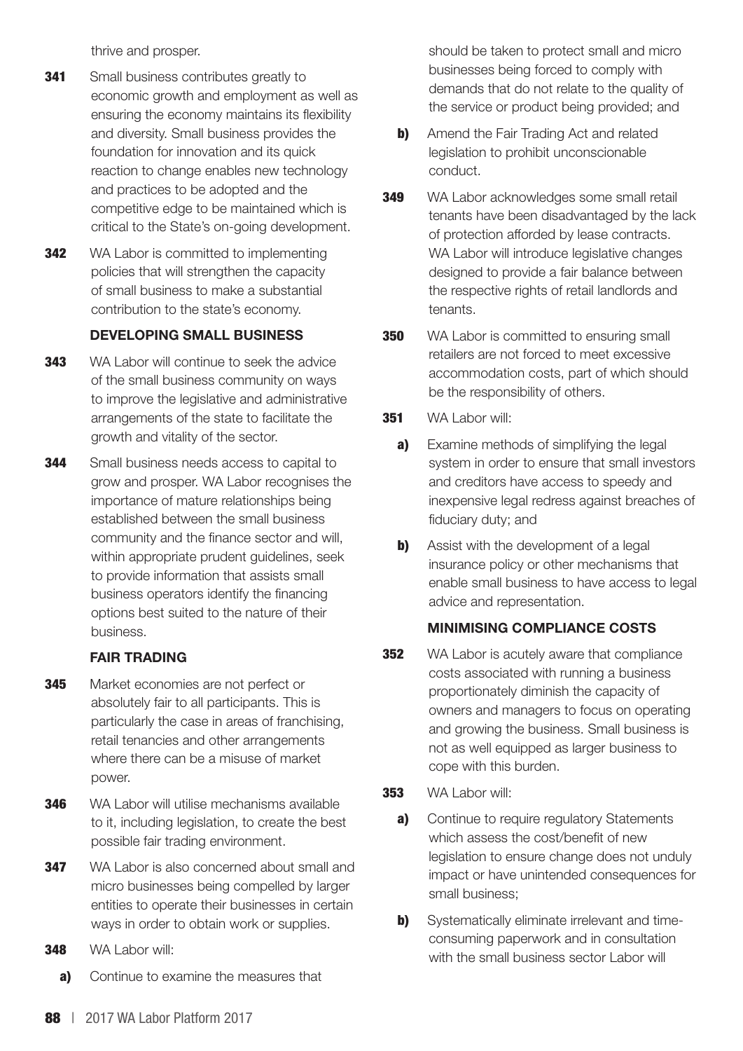thrive and prosper.

**341** Small business contributes greatly to economic growth and employment as well as ensuring the economy maintains its flexibility and diversity. Small business provides the foundation for innovation and its quick reaction to change enables new technology and practices to be adopted and the competitive edge to be maintained which is critical to the State's on-going development.

**342** WA Labor is committed to implementing policies that will strengthen the capacity of small business to make a substantial contribution to the state's economy.

### DEVELOPING SMALL BUSINESS

**343** WA Labor will continue to seek the advice of the small business community on ways to improve the legislative and administrative arrangements of the state to facilitate the growth and vitality of the sector.

**344** Small business needs access to capital to grow and prosper. WA Labor recognises the importance of mature relationships being established between the small business community and the finance sector and will, within appropriate prudent guidelines, seek to provide information that assists small business operators identify the financing options best suited to the nature of their business.

### FAIR TRADING

**345** Market economies are not perfect or absolutely fair to all participants. This is particularly the case in areas of franchising, retail tenancies and other arrangements where there can be a misuse of market power.

**346** WA Labor will utilise mechanisms available to it, including legislation, to create the best possible fair trading environment.

**347** WA Labor is also concerned about small and micro businesses being compelled by larger entities to operate their businesses in certain ways in order to obtain work or supplies.

**348** WA Labor will:

- **a)** Continue to examine the measures that should be taken to protect small and micro businesses being forced to comply with demands that do not relate to the quality of the service or product being provided; and
- **b)** Amend the Fair Trading Act and related legislation to prohibit unconscionable conduct.

**349** WA Labor acknowledges some small retail tenants have been disadvantaged by the lack of protection afforded by lease contracts. WA Labor will introduce legislative changes designed to provide a fair balance between the respective rights of retail landlords and tenants.

**350** WA Labor is committed to ensuring small retailers are not forced to meet excessive accommodation costs, part of which should be the responsibility of others.

**351** WA Labor will:

- **a)** Examine methods of simplifying the legal system in order to ensure that small investors and creditors have access to speedy and inexpensive legal redress against breaches of fiduciary duty; and
- **b)** Assist with the development of a legal insurance policy or other mechanisms that enable small business to have access to legal advice and representation.

### MINIMISING COMPLIANCE COSTS

**352** WA Labor is acutely aware that compliance costs associated with running a business proportionately diminish the capacity of owners and managers to focus on operating and growing the business. Small business is not as well equipped as larger business to cope with this burden.

**353** WA Labor will:

- **a)** Continue to require regulatory Statements which assess the cost/benefit of new legislation to ensure change does not unduly impact or have unintended consequences for small business;
- **b)** Systematically eliminate irrelevant and time-consuming paperwork and in consultation with the small business sector Labor will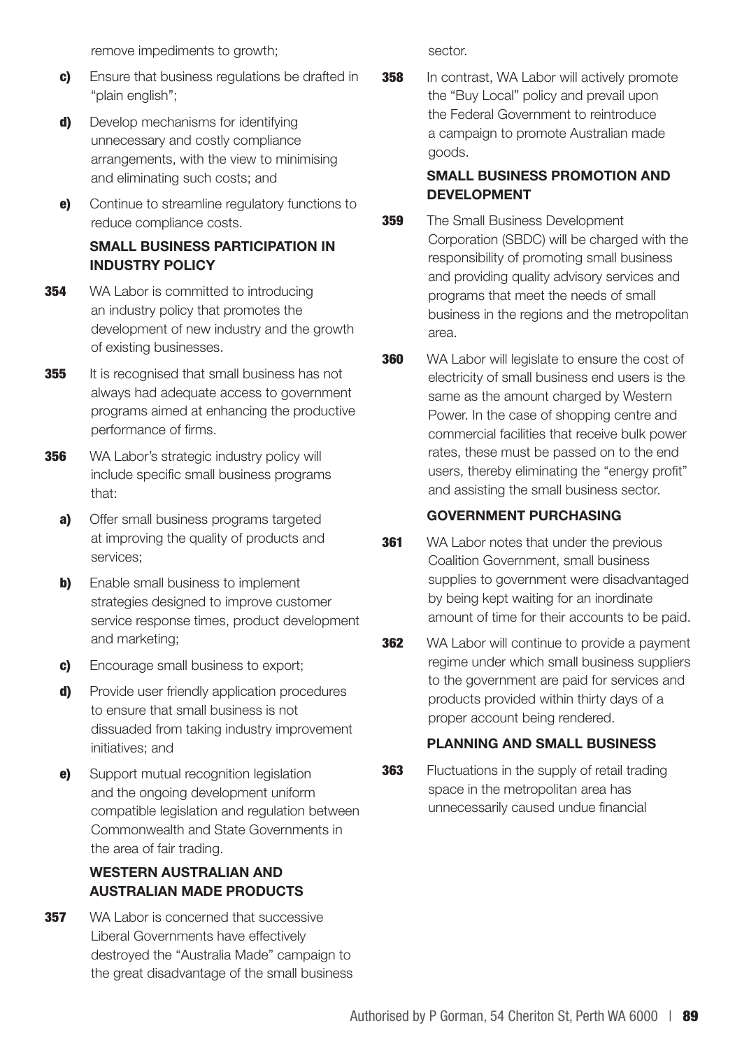remove impediments to growth;

**c)** Ensure that business regulations be drafted in "plain english";

**d)** Develop mechanisms for identifying unnecessary and costly compliance arrangements, with the view to minimising and eliminating such costs; and

**e)** Continue to streamline regulatory functions to reduce compliance costs.

### SMALL BUSINESS PARTICIPATION IN INDUSTRY POLICY

**354** WA Labor is committed to introducing an industry policy that promotes the development of new industry and the growth of existing businesses.

**355** It is recognised that small business has not always had adequate access to government programs aimed at enhancing the productive performance of firms.

**356** WA Labor's strategic industry policy will include specific small business programs that:

**a)** Offer small business programs targeted at improving the quality of products and services;

**b)** Enable small business to implement strategies designed to improve customer service response times, product development and marketing;

**c)** Encourage small business to export;

**d)** Provide user friendly application procedures to ensure that small business is not dissuaded from taking industry improvement initiatives; and

**e)** Support mutual recognition legislation and the ongoing development uniform compatible legislation and regulation between Commonwealth and State Governments in the area of fair trading.

### WESTERN AUSTRALIAN AND AUSTRALIAN MADE PRODUCTS

**357** WA Labor is concerned that successive Liberal Governments have effectively destroyed the "Australia Made" campaign to the great disadvantage of the small business sector.

**358** In contrast, WA Labor will actively promote the "Buy Local" policy and prevail upon the Federal Government to reintroduce a campaign to promote Australian made goods.

### SMALL BUSINESS PROMOTION AND DEVELOPMENT

**359** The Small Business Development Corporation (SBDC) will be charged with the responsibility of promoting small business and providing quality advisory services and programs that meet the needs of small business in the regions and the metropolitan area.

**360** WA Labor will legislate to ensure the cost of electricity of small business end users is the same as the amount charged by Western Power. In the case of shopping centre and commercial facilities that receive bulk power rates, these must be passed on to the end users, thereby eliminating the "energy profit" and assisting the small business sector.

### GOVERNMENT PURCHASING

**361** WA Labor notes that under the previous Coalition Government, small business supplies to government were disadvantaged by being kept waiting for an inordinate amount of time for their accounts to be paid.

**362** WA Labor will continue to provide a payment regime under which small business suppliers to the government are paid for services and products provided within thirty days of a proper account being rendered.

### PLANNING AND SMALL BUSINESS

**363** Fluctuations in the supply of retail trading space in the metropolitan area has unnecessarily caused undue financial

Authorised by P Gorman, 54 Cheriton St, Perth WA 6000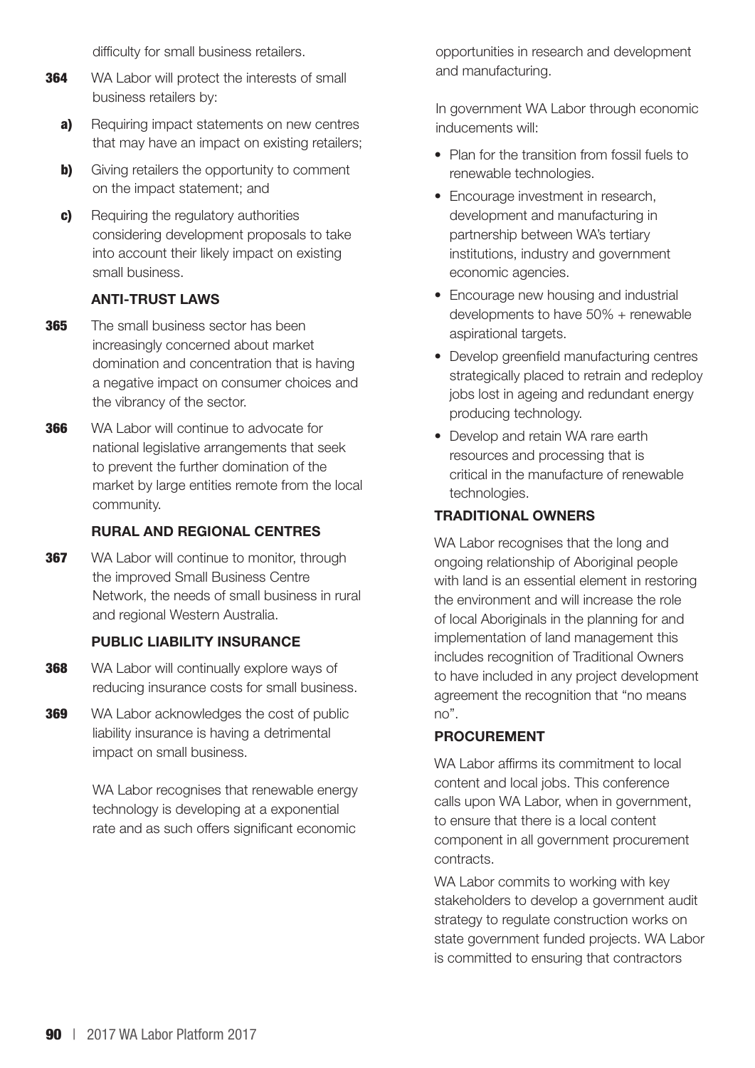difficulty for small business retailers.

**364** WA Labor will protect the interests of small business retailers by:

**a)** Requiring impact statements on new centres that may have an impact on existing retailers;

**b)** Giving retailers the opportunity to comment on the impact statement; and

**c)** Requiring the regulatory authorities considering development proposals to take into account their likely impact on existing small business.

### ANTI-TRUST LAWS

**365** The small business sector has been increasingly concerned about market domination and concentration that is having a negative impact on consumer choices and the vibrancy of the sector.

**366** WA Labor will continue to advocate for national legislative arrangements that seek to prevent the further domination of the market by large entities remote from the local community.

### RURAL AND REGIONAL CENTRES

**367** WA Labor will continue to monitor, through the improved Small Business Centre Network, the needs of small business in rural and regional Western Australia.

### PUBLIC LIABILITY INSURANCE

**368** WA Labor will continually explore ways of reducing insurance costs for small business.

**369** WA Labor acknowledges the cost of public liability insurance is having a detrimental impact on small business.

WA Labor recognises that renewable energy technology is developing at a exponential rate and as such offers significant economic opportunities in research and development and manufacturing.

In government WA Labor through economic inducements will:

- Plan for the transition from fossil fuels to renewable technologies.
- Encourage investment in research, development and manufacturing in partnership between WA's tertiary institutions, industry and government economic agencies.
- Encourage new housing and industrial developments to have 50% + renewable aspirational targets.
- Develop greenfield manufacturing centres strategically placed to retrain and redeploy jobs lost in ageing and redundant energy producing technology.
- Develop and retain WA rare earth resources and processing that is critical in the manufacture of renewable technologies.

### TRADITIONAL OWNERS

WA Labor recognises that the long and ongoing relationship of Aboriginal people with land is an essential element in restoring the environment and will increase the role of local Aboriginals in the planning for and implementation of land management this includes recognition of Traditional Owners to have included in any project development agreement the recognition that "no means no".

### PROCUREMENT

WA Labor affirms its commitment to local content and local jobs. This conference calls upon WA Labor, when in government, to ensure that there is a local content component in all government procurement contracts.

WA Labor commits to working with key stakeholders to develop a government audit strategy to regulate construction works on state government funded projects. WA Labor is committed to ensuring that contractors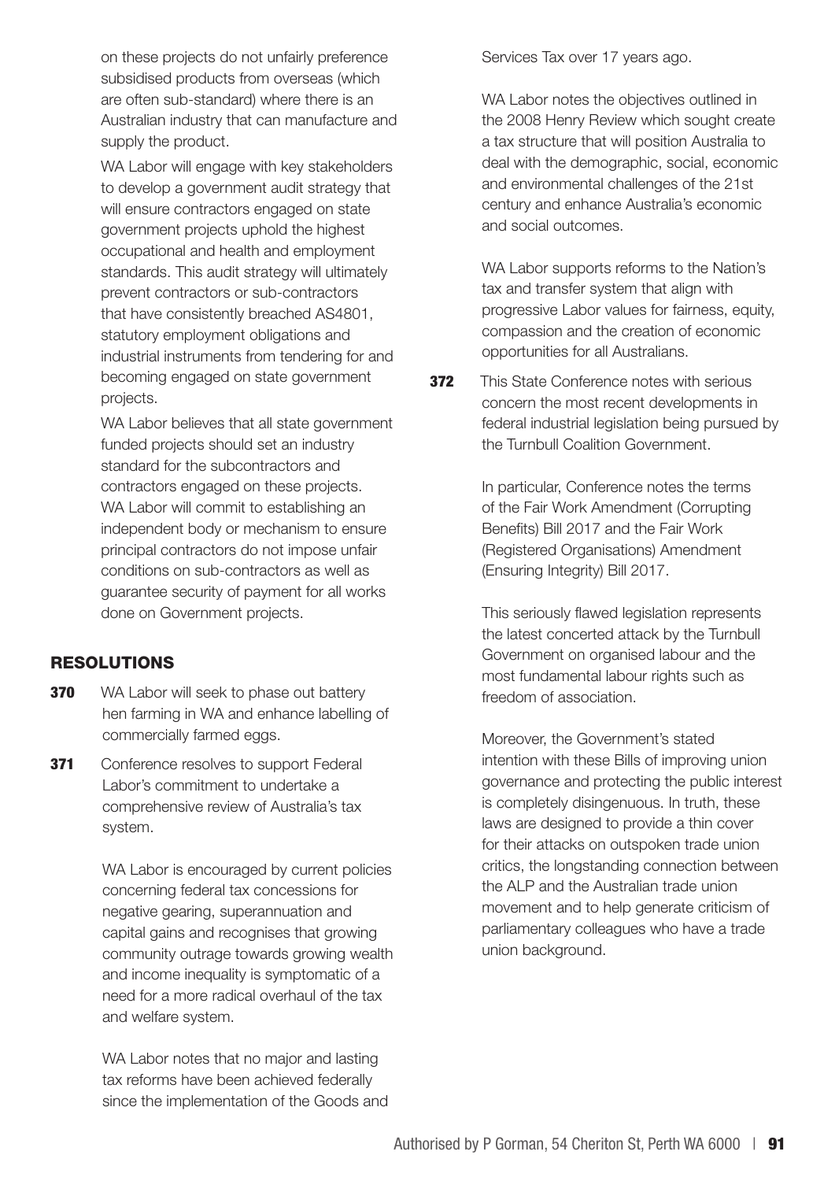on these projects do not unfairly preference subsidised products from overseas (which are often sub-standard) where there is an Australian industry that can manufacture and supply the product.

WA Labor will engage with key stakeholders to develop a government audit strategy that will ensure contractors engaged on state government projects uphold the highest occupational and health and employment standards. This audit strategy will ultimately prevent contractors or sub-contractors that have consistently breached AS4801, statutory employment obligations and industrial instruments from tendering for and becoming engaged on state government projects.

WA Labor believes that all state government funded projects should set an industry standard for the subcontractors and contractors engaged on these projects. WA Labor will commit to establishing an independent body or mechanism to ensure principal contractors do not impose unfair conditions on sub-contractors as well as guarantee security of payment for all works done on Government projects.

## RESOLUTIONS

**370** WA Labor will seek to phase out battery hen farming in WA and enhance labelling of commercially farmed eggs.

**371** Conference resolves to support Federal Labor's commitment to undertake a comprehensive review of Australia's tax system.

WA Labor is encouraged by current policies concerning federal tax concessions for negative gearing, superannuation and capital gains and recognises that growing community outrage towards growing wealth and income inequality is symptomatic of a need for a more radical overhaul of the tax and welfare system.

WA Labor notes that no major and lasting tax reforms have been achieved federally since the implementation of the Goods and Services Tax over 17 years ago.

WA Labor notes the objectives outlined in the 2008 Henry Review which sought create a tax structure that will position Australia to deal with the demographic, social, economic and environmental challenges of the 21st century and enhance Australia's economic and social outcomes.

WA Labor supports reforms to the Nation's tax and transfer system that align with progressive Labor values for fairness, equity, compassion and the creation of economic opportunities for all Australians.

**372** This State Conference notes with serious concern the most recent developments in federal industrial legislation being pursued by the Turnbull Coalition Government.

In particular, Conference notes the terms of the Fair Work Amendment (Corrupting Benefits) Bill 2017 and the Fair Work (Registered Organisations) Amendment (Ensuring Integrity) Bill 2017.

This seriously flawed legislation represents the latest concerted attack by the Turnbull Government on organised labour and the most fundamental labour rights such as freedom of association.

Moreover, the Government's stated intention with these Bills of improving union governance and protecting the public interest is completely disingenuous. In truth, these laws are designed to provide a thin cover for their attacks on outspoken trade union critics, the longstanding connection between the ALP and the Australian trade union movement and to help generate criticism of parliamentary colleagues who have a trade union background.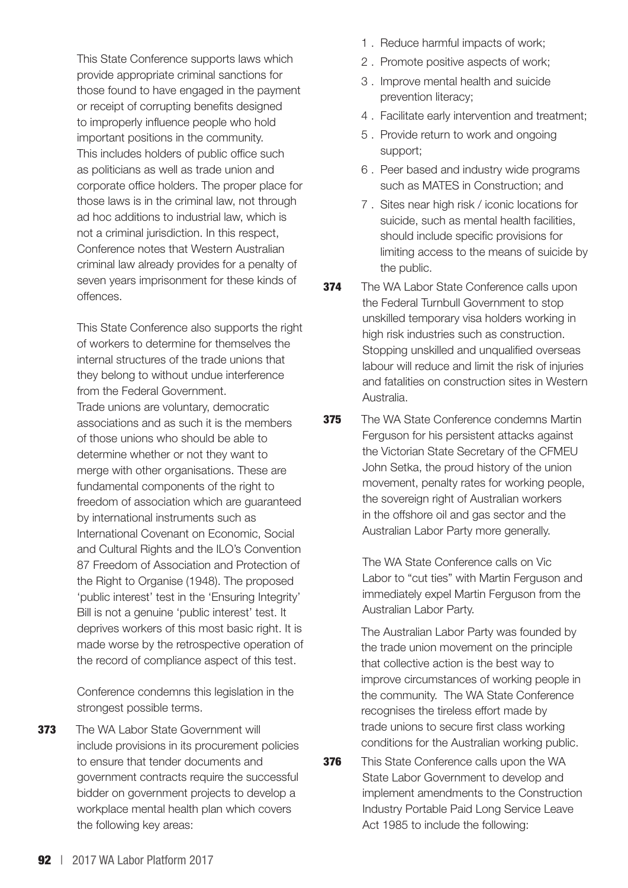This State Conference supports laws which provide appropriate criminal sanctions for those found to have engaged in the payment or receipt of corrupting benefits designed to improperly influence people who hold important positions in the community. This includes holders of public office such as politicians as well as trade union and corporate office holders. The proper place for those laws is in the criminal law, not through ad hoc additions to industrial law, which is not a criminal jurisdiction. In this respect, Conference notes that Western Australian criminal law already provides for a penalty of seven years imprisonment for these kinds of offences.

This State Conference also supports the right of workers to determine for themselves the internal structures of the trade unions that they belong to without undue interference from the Federal Government.
Trade unions are voluntary, democratic associations and as such it is the members of those unions who should be able to determine whether or not they want to merge with other organisations. These are fundamental components of the right to freedom of association which are guaranteed by international instruments such as International Covenant on Economic, Social and Cultural Rights and the ILO's Convention 87 Freedom of Association and Protection of the Right to Organise (1948). The proposed 'public interest' test in the 'Ensuring Integrity' Bill is not a genuine 'public interest' test. It deprives workers of this most basic right. It is made worse by the retrospective operation of the record of compliance aspect of this test.

Conference condemns this legislation in the strongest possible terms.

**373** The WA Labor State Government will include provisions in its procurement policies to ensure that tender documents and government contracts require the successful bidder on government projects to develop a workplace mental health plan which covers the following key areas:

1. Reduce harmful impacts of work;
2. Promote positive aspects of work;
3. Improve mental health and suicide prevention literacy;
4. Facilitate early intervention and treatment;
5. Provide return to work and ongoing support;
6. Peer based and industry wide programs such as MATES in Construction; and
7. Sites near high risk / iconic locations for suicide, such as mental health facilities, should include specific provisions for limiting access to the means of suicide by the public.

**374** The WA Labor State Conference calls upon the Federal Turnbull Government to stop unskilled temporary visa holders working in high risk industries such as construction. Stopping unskilled and unqualified overseas labour will reduce and limit the risk of injuries and fatalities on construction sites in Western Australia.

**375** The WA State Conference condemns Martin Ferguson for his persistent attacks against the Victorian State Secretary of the CFMEU John Setka, the proud history of the union movement, penalty rates for working people, the sovereign right of Australian workers in the offshore oil and gas sector and the Australian Labor Party more generally.

The WA State Conference calls on Vic Labor to "cut ties" with Martin Ferguson and immediately expel Martin Ferguson from the Australian Labor Party.

The Australian Labor Party was founded by the trade union movement on the principle that collective action is the best way to improve circumstances of working people in the community. The WA State Conference recognises the tireless effort made by trade unions to secure first class working conditions for the Australian working public.

**376** This State Conference calls upon the WA State Labor Government to develop and implement amendments to the Construction Industry Portable Paid Long Service Leave Act 1985 to include the following: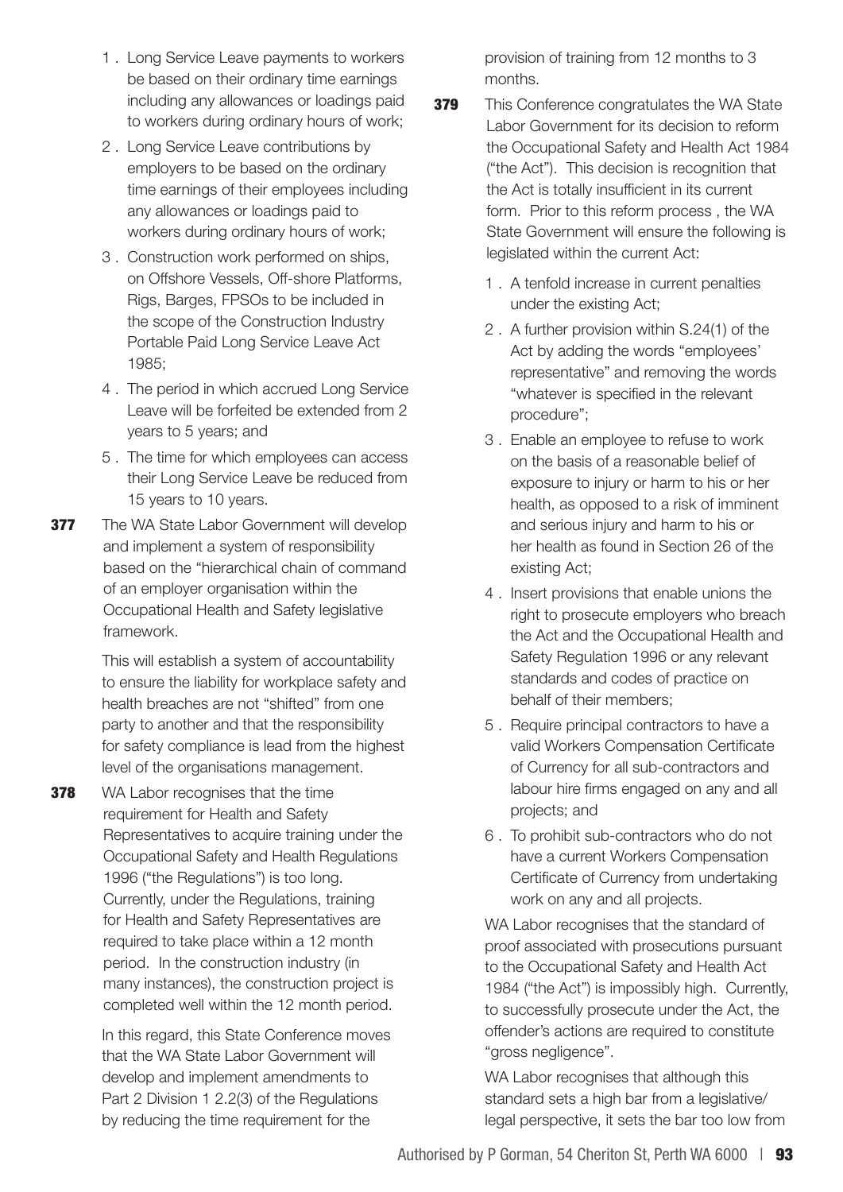1 . Long Service Leave payments to workers be based on their ordinary time earnings including any allowances or loadings paid to workers during ordinary hours of work;

2 . Long Service Leave contributions by employers to be based on the ordinary time earnings of their employees including any allowances or loadings paid to workers during ordinary hours of work;

3 . Construction work performed on ships, on Offshore Vessels, Off-shore Platforms, Rigs, Barges, FPSOs to be included in the scope of the Construction Industry Portable Paid Long Service Leave Act 1985;

4 . The period in which accrued Long Service Leave will be forfeited be extended from 2 years to 5 years; and

5 . The time for which employees can access their Long Service Leave be reduced from 15 years to 10 years.

**377** The WA State Labor Government will develop and implement a system of responsibility based on the "hierarchical chain of command of an employer organisation within the Occupational Health and Safety legislative framework.

This will establish a system of accountability to ensure the liability for workplace safety and health breaches are not "shifted" from one party to another and that the responsibility for safety compliance is lead from the highest level of the organisations management.

**378** WA Labor recognises that the time requirement for Health and Safety Representatives to acquire training under the Occupational Safety and Health Regulations 1996 ("the Regulations") is too long. Currently, under the Regulations, training for Health and Safety Representatives are required to take place within a 12 month period. In the construction industry (in many instances), the construction project is completed well within the 12 month period.

In this regard, this State Conference moves that the WA State Labor Government will develop and implement amendments to Part 2 Division 1 2.2(3) of the Regulations by reducing the time requirement for the provision of training from 12 months to 3 months.

**379** This Conference congratulates the WA State Labor Government for its decision to reform the Occupational Safety and Health Act 1984 ("the Act"). This decision is recognition that the Act is totally insufficient in its current form. Prior to this reform process , the WA State Government will ensure the following is legislated within the current Act:

1 . A tenfold increase in current penalties under the existing Act;

2 . A further provision within S.24(1) of the Act by adding the words "employees' representative" and removing the words "whatever is specified in the relevant procedure";

3 . Enable an employee to refuse to work on the basis of a reasonable belief of exposure to injury or harm to his or her health, as opposed to a risk of imminent and serious injury and harm to his or her health as found in Section 26 of the existing Act;

4 . Insert provisions that enable unions the right to prosecute employers who breach the Act and the Occupational Health and Safety Regulation 1996 or any relevant standards and codes of practice on behalf of their members;

5 . Require principal contractors to have a valid Workers Compensation Certificate of Currency for all sub-contractors and labour hire firms engaged on any and all projects; and

6 . To prohibit sub-contractors who do not have a current Workers Compensation Certificate of Currency from undertaking work on any and all projects.

WA Labor recognises that the standard of proof associated with prosecutions pursuant to the Occupational Safety and Health Act 1984 ("the Act") is impossibly high. Currently, to successfully prosecute under the Act, the offender's actions are required to constitute "gross negligence".

WA Labor recognises that although this standard sets a high bar from a legislative/ legal perspective, it sets the bar too low from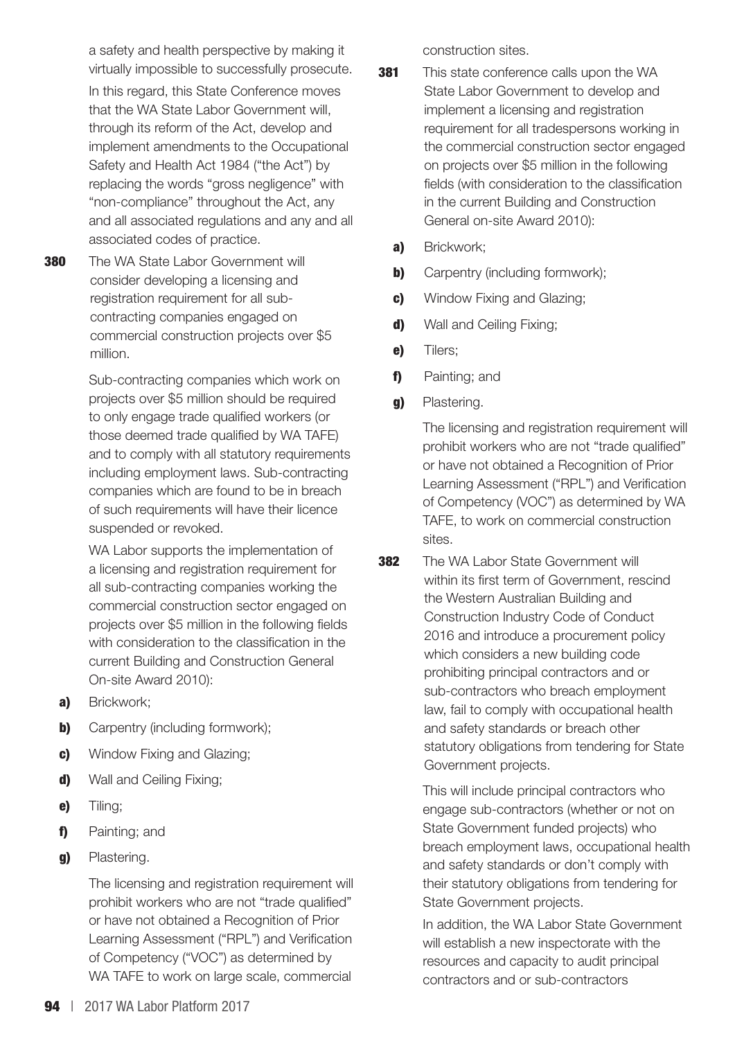a safety and health perspective by making it virtually impossible to successfully prosecute.

In this regard, this State Conference moves that the WA State Labor Government will, through its reform of the Act, develop and implement amendments to the Occupational Safety and Health Act 1984 ("the Act") by replacing the words "gross negligence" with "non-compliance" throughout the Act, any and all associated regulations and any and all associated codes of practice.

**380** The WA State Labor Government will consider developing a licensing and registration requirement for all sub-contracting companies engaged on commercial construction projects over $5 million.

Sub-contracting companies which work on projects over $5 million should be required to only engage trade qualified workers (or those deemed trade qualified by WA TAFE) and to comply with all statutory requirements including employment laws. Sub-contracting companies which are found to be in breach of such requirements will have their licence suspended or revoked.

WA Labor supports the implementation of a licensing and registration requirement for all sub-contracting companies working the commercial construction sector engaged on projects over $5 million in the following fields with consideration to the classification in the current Building and Construction General On-site Award 2010):

- **a)** Brickwork;
- **b)** Carpentry (including formwork);
- **c)** Window Fixing and Glazing;
- **d)** Wall and Ceiling Fixing;
- **e)** Tiling;
- **f)** Painting; and
- **g)** Plastering.

The licensing and registration requirement will prohibit workers who are not "trade qualified" or have not obtained a Recognition of Prior Learning Assessment ("RPL") and Verification of Competency ("VOC") as determined by WA TAFE to work on large scale, commercial construction sites.

**381** This state conference calls upon the WA State Labor Government to develop and implement a licensing and registration requirement for all tradespersons working in the commercial construction sector engaged on projects over $5 million in the following fields (with consideration to the classification in the current Building and Construction General on-site Award 2010):

- **a)** Brickwork;
- **b)** Carpentry (including formwork);
- **c)** Window Fixing and Glazing;
- **d)** Wall and Ceiling Fixing;
- **e)** Tilers;
- **f)** Painting; and
- **g)** Plastering.

The licensing and registration requirement will prohibit workers who are not "trade qualified" or have not obtained a Recognition of Prior Learning Assessment ("RPL") and Verification of Competency (VOC") as determined by WA TAFE, to work on commercial construction sites.

**382** The WA Labor State Government will within its first term of Government, rescind the Western Australian Building and Construction Industry Code of Conduct 2016 and introduce a procurement policy which considers a new building code prohibiting principal contractors and or sub-contractors who breach employment law, fail to comply with occupational health and safety standards or breach other statutory obligations from tendering for State Government projects.

This will include principal contractors who engage sub-contractors (whether or not on State Government funded projects) who breach employment laws, occupational health and safety standards or don't comply with their statutory obligations from tendering for State Government projects.

In addition, the WA Labor State Government will establish a new inspectorate with the resources and capacity to audit principal contractors and or sub-contractors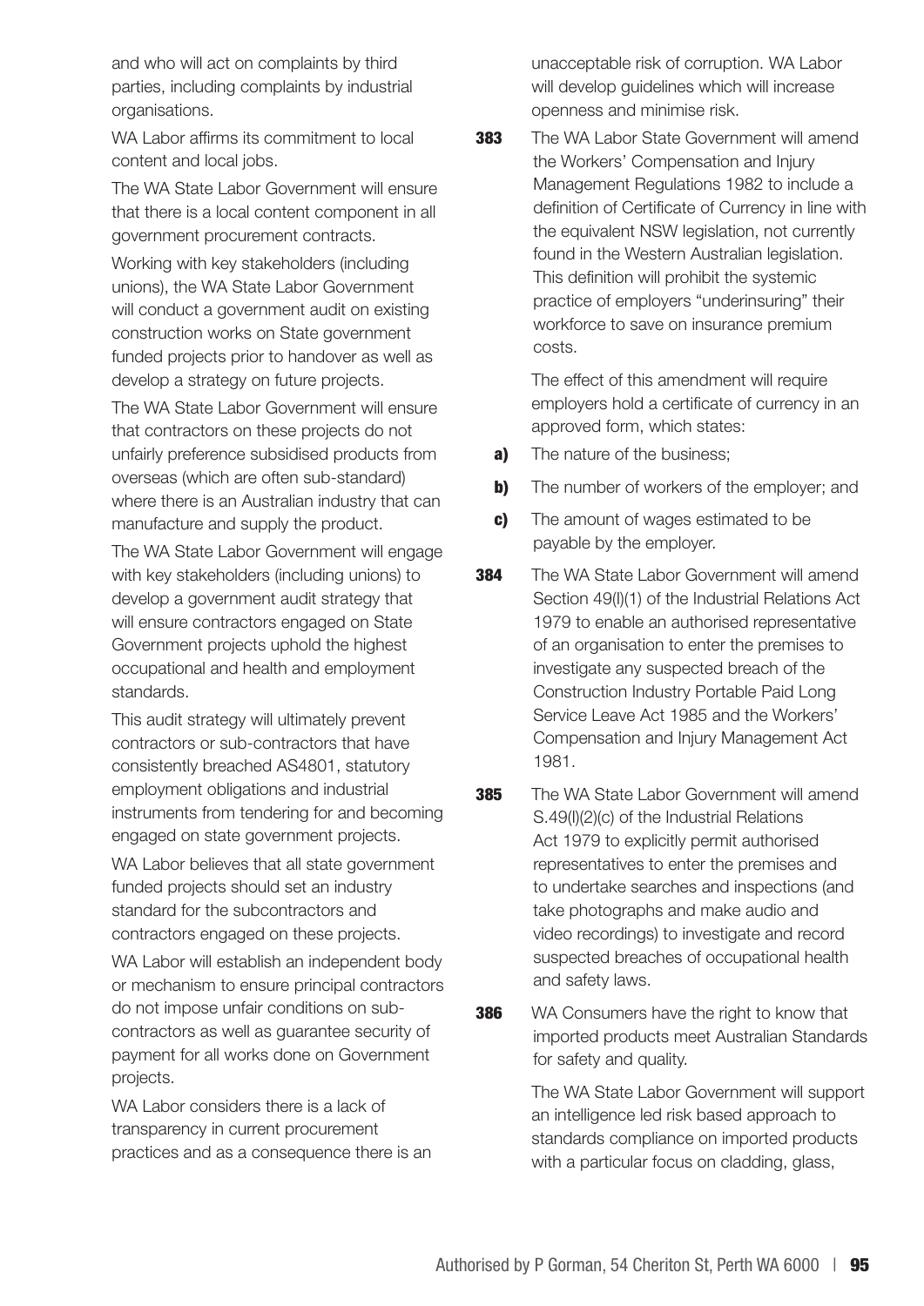and who will act on complaints by third parties, including complaints by industrial organisations.

WA Labor affirms its commitment to local content and local jobs.

The WA State Labor Government will ensure that there is a local content component in all government procurement contracts.

Working with key stakeholders (including unions), the WA State Labor Government will conduct a government audit on existing construction works on State government funded projects prior to handover as well as develop a strategy on future projects.

The WA State Labor Government will ensure that contractors on these projects do not unfairly preference subsidised products from overseas (which are often sub-standard) where there is an Australian industry that can manufacture and supply the product.

The WA State Labor Government will engage with key stakeholders (including unions) to develop a government audit strategy that will ensure contractors engaged on State Government projects uphold the highest occupational and health and employment standards.

This audit strategy will ultimately prevent contractors or sub-contractors that have consistently breached AS4801, statutory employment obligations and industrial instruments from tendering for and becoming engaged on state government projects.

WA Labor believes that all state government funded projects should set an industry standard for the subcontractors and contractors engaged on these projects.

WA Labor will establish an independent body or mechanism to ensure principal contractors do not impose unfair conditions on sub-contractors as well as guarantee security of payment for all works done on Government projects.

WA Labor considers there is a lack of transparency in current procurement practices and as a consequence there is an unacceptable risk of corruption. WA Labor will develop guidelines which will increase openness and minimise risk.

**383** The WA Labor State Government will amend the Workers' Compensation and Injury Management Regulations 1982 to include a definition of Certificate of Currency in line with the equivalent NSW legislation, not currently found in the Western Australian legislation. This definition will prohibit the systemic practice of employers "underinsuring" their workforce to save on insurance premium costs.

The effect of this amendment will require employers hold a certificate of currency in an approved form, which states:

**a)** The nature of the business;

**b)** The number of workers of the employer; and

**c)** The amount of wages estimated to be payable by the employer.

**384** The WA State Labor Government will amend Section 49(I)(1) of the Industrial Relations Act 1979 to enable an authorised representative of an organisation to enter the premises to investigate any suspected breach of the Construction Industry Portable Paid Long Service Leave Act 1985 and the Workers' Compensation and Injury Management Act 1981.

**385** The WA State Labor Government will amend S.49(I)(2)(c) of the Industrial Relations Act 1979 to explicitly permit authorised representatives to enter the premises and to undertake searches and inspections (and take photographs and make audio and video recordings) to investigate and record suspected breaches of occupational health and safety laws.

**386** WA Consumers have the right to know that imported products meet Australian Standards for safety and quality.

The WA State Labor Government will support an intelligence led risk based approach to standards compliance on imported products with a particular focus on cladding, glass,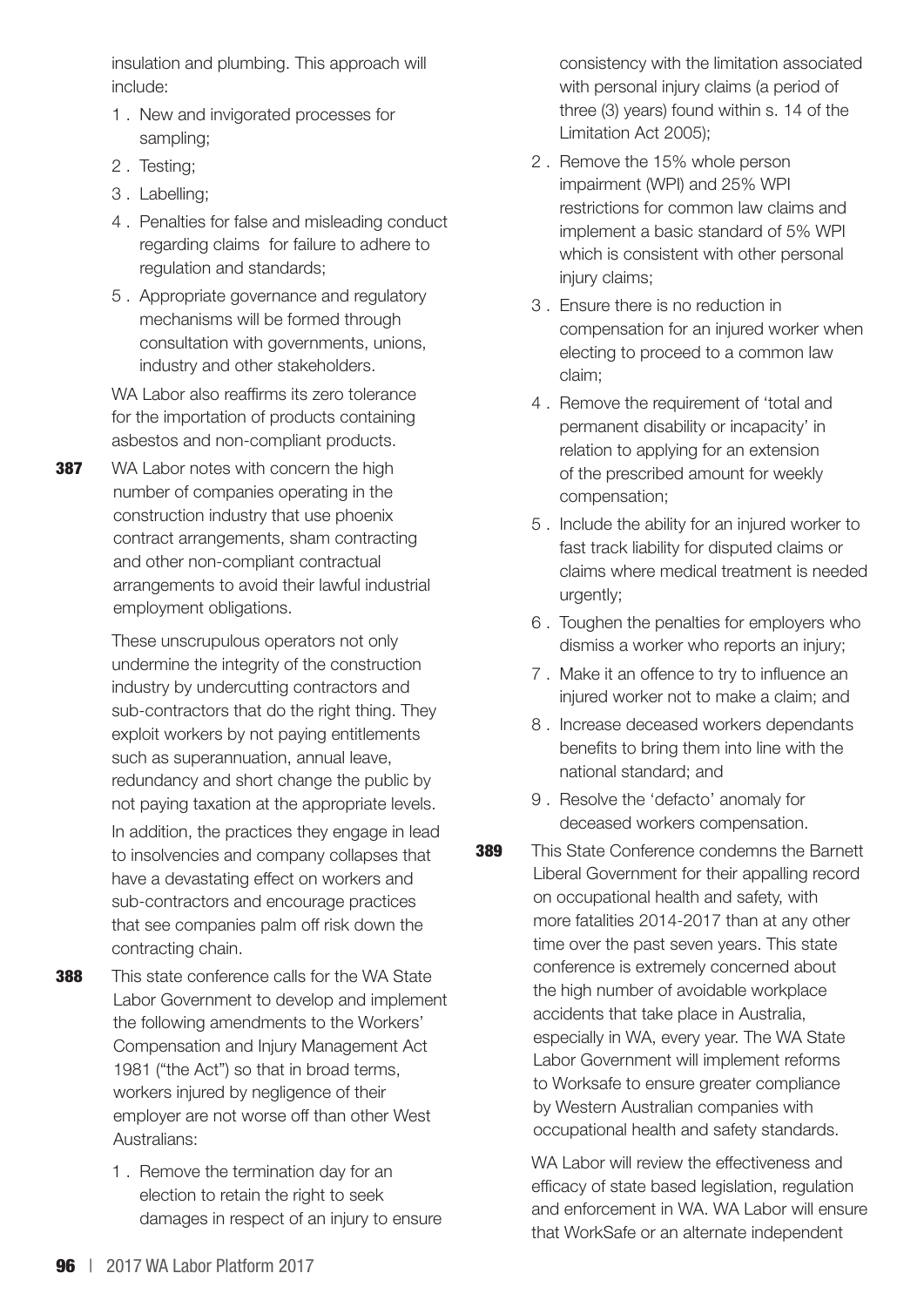insulation and plumbing. This approach will include:

1. New and invigorated processes for sampling;
2. Testing;
3. Labelling;
4. Penalties for false and misleading conduct regarding claims for failure to adhere to regulation and standards;
5. Appropriate governance and regulatory mechanisms will be formed through consultation with governments, unions, industry and other stakeholders.

WA Labor also reaffirms its zero tolerance for the importation of products containing asbestos and non-compliant products.

**387** WA Labor notes with concern the high number of companies operating in the construction industry that use phoenix contract arrangements, sham contracting and other non-compliant contractual arrangements to avoid their lawful industrial employment obligations.

These unscrupulous operators not only undermine the integrity of the construction industry by undercutting contractors and sub-contractors that do the right thing. They exploit workers by not paying entitlements such as superannuation, annual leave, redundancy and short change the public by not paying taxation at the appropriate levels.

In addition, the practices they engage in lead to insolvencies and company collapses that have a devastating effect on workers and sub-contractors and encourage practices that see companies palm off risk down the contracting chain.

**388** This state conference calls for the WA State Labor Government to develop and implement the following amendments to the Workers' Compensation and Injury Management Act 1981 ("the Act") so that in broad terms, workers injured by negligence of their employer are not worse off than other West Australians:

1. Remove the termination day for an election to retain the right to seek damages in respect of an injury to ensure consistency with the limitation associated with personal injury claims (a period of three (3) years) found within s. 14 of the Limitation Act 2005);
2. Remove the 15% whole person impairment (WPI) and 25% WPI restrictions for common law claims and implement a basic standard of 5% WPI which is consistent with other personal injury claims;
3. Ensure there is no reduction in compensation for an injured worker when electing to proceed to a common law claim;
4. Remove the requirement of 'total and permanent disability or incapacity' in relation to applying for an extension of the prescribed amount for weekly compensation;
5. Include the ability for an injured worker to fast track liability for disputed claims or claims where medical treatment is needed urgently;
6. Toughen the penalties for employers who dismiss a worker who reports an injury;
7. Make it an offence to try to influence an injured worker not to make a claim; and
8. Increase deceased workers dependants benefits to bring them into line with the national standard; and
9. Resolve the 'defacto' anomaly for deceased workers compensation.

**389** This State Conference condemns the Barnett Liberal Government for their appalling record on occupational health and safety, with more fatalities 2014-2017 than at any other time over the past seven years. This state conference is extremely concerned about the high number of avoidable workplace accidents that take place in Australia, especially in WA, every year. The WA State Labor Government will implement reforms to Worksafe to ensure greater compliance by Western Australian companies with occupational health and safety standards.

WA Labor will review the effectiveness and efficacy of state based legislation, regulation and enforcement in WA. WA Labor will ensure that WorkSafe or an alternate independent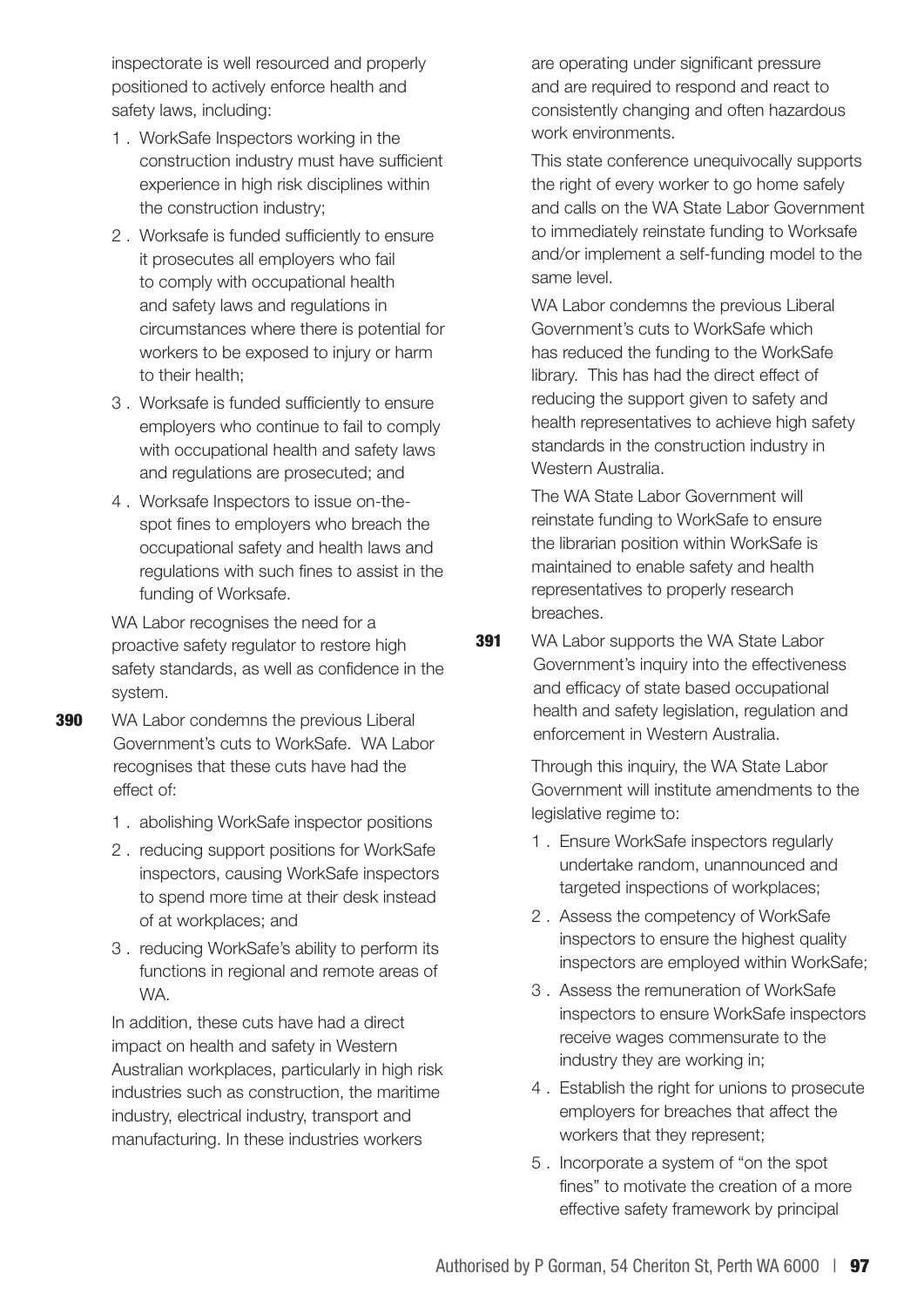inspectorate is well resourced and properly positioned to actively enforce health and safety laws, including:

1. WorkSafe Inspectors working in the construction industry must have sufficient experience in high risk disciplines within the construction industry;
2. Worksafe is funded sufficiently to ensure it prosecutes all employers who fail to comply with occupational health and safety laws and regulations in circumstances where there is potential for workers to be exposed to injury or harm to their health;
3. Worksafe is funded sufficiently to ensure employers who continue to fail to comply with occupational health and safety laws and regulations are prosecuted; and
4. Worksafe Inspectors to issue on-the-spot fines to employers who breach the occupational safety and health laws and regulations with such fines to assist in the funding of Worksafe.

WA Labor recognises the need for a proactive safety regulator to restore high safety standards, as well as confidence in the system.

**390** WA Labor condemns the previous Liberal Government's cuts to WorkSafe. WA Labor recognises that these cuts have had the effect of:

1. abolishing WorkSafe inspector positions
2. reducing support positions for WorkSafe inspectors, causing WorkSafe inspectors to spend more time at their desk instead of at workplaces; and
3. reducing WorkSafe's ability to perform its functions in regional and remote areas of WA.

In addition, these cuts have had a direct impact on health and safety in Western Australian workplaces, particularly in high risk industries such as construction, the maritime industry, electrical industry, transport and manufacturing. In these industries workers are operating under significant pressure and are required to respond and react to consistently changing and often hazardous work environments.

This state conference unequivocally supports the right of every worker to go home safely and calls on the WA State Labor Government to immediately reinstate funding to Worksafe and/or implement a self-funding model to the same level.

WA Labor condemns the previous Liberal Government's cuts to WorkSafe which has reduced the funding to the WorkSafe library. This has had the direct effect of reducing the support given to safety and health representatives to achieve high safety standards in the construction industry in Western Australia.

The WA State Labor Government will reinstate funding to WorkSafe to ensure the librarian position within WorkSafe is maintained to enable safety and health representatives to properly research breaches.

**391** WA Labor supports the WA State Labor Government's inquiry into the effectiveness and efficacy of state based occupational health and safety legislation, regulation and enforcement in Western Australia.

Through this inquiry, the WA State Labor Government will institute amendments to the legislative regime to:

1. Ensure WorkSafe inspectors regularly undertake random, unannounced and targeted inspections of workplaces;
2. Assess the competency of WorkSafe inspectors to ensure the highest quality inspectors are employed within WorkSafe;
3. Assess the remuneration of WorkSafe inspectors to ensure WorkSafe inspectors receive wages commensurate to the industry they are working in;
4. Establish the right for unions to prosecute employers for breaches that affect the workers that they represent;
5. Incorporate a system of "on the spot fines" to motivate the creation of a more effective safety framework by principal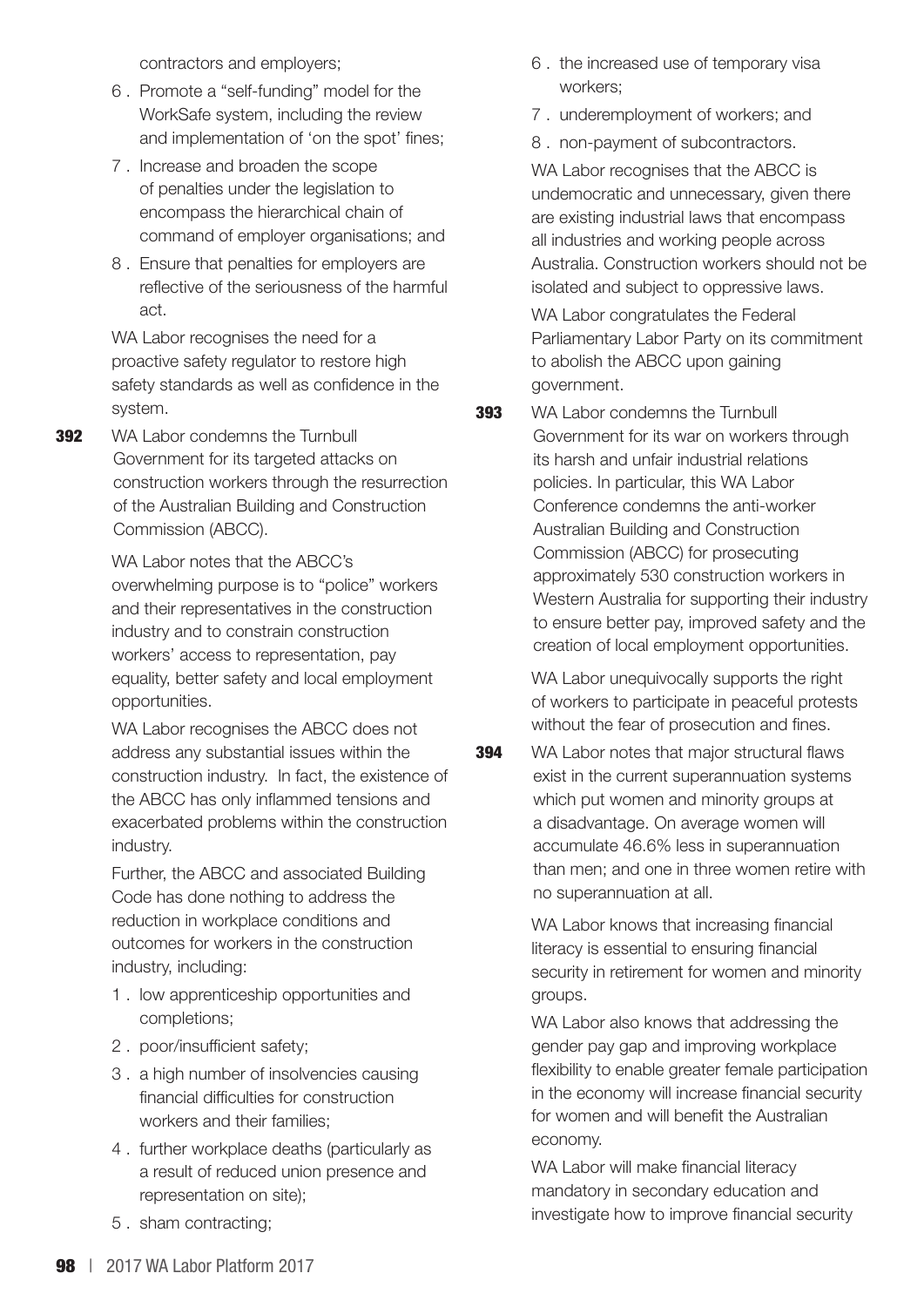contractors and employers;

6. Promote a "self-funding" model for the WorkSafe system, including the review and implementation of 'on the spot' fines;
7. Increase and broaden the scope of penalties under the legislation to encompass the hierarchical chain of command of employer organisations; and
8. Ensure that penalties for employers are reflective of the seriousness of the harmful act.

WA Labor recognises the need for a proactive safety regulator to restore high safety standards as well as confidence in the system.

**392** WA Labor condemns the Turnbull Government for its targeted attacks on construction workers through the resurrection of the Australian Building and Construction Commission (ABCC).

WA Labor notes that the ABCC's overwhelming purpose is to "police" workers and their representatives in the construction industry and to constrain construction workers' access to representation, pay equality, better safety and local employment opportunities.

WA Labor recognises the ABCC does not address any substantial issues within the construction industry. In fact, the existence of the ABCC has only inflammed tensions and exacerbated problems within the construction industry.

Further, the ABCC and associated Building Code has done nothing to address the reduction in workplace conditions and outcomes for workers in the construction industry, including:

1. low apprenticeship opportunities and completions;
2. poor/insufficient safety;
3. a high number of insolvencies causing financial difficulties for construction workers and their families;
4. further workplace deaths (particularly as a result of reduced union presence and representation on site);
5. sham contracting;
6. the increased use of temporary visa workers;
7. underemployment of workers; and
8. non-payment of subcontractors.

WA Labor recognises that the ABCC is undemocratic and unnecessary, given there are existing industrial laws that encompass all industries and working people across Australia. Construction workers should not be isolated and subject to oppressive laws.

WA Labor congratulates the Federal Parliamentary Labor Party on its commitment to abolish the ABCC upon gaining government.

**393** WA Labor condemns the Turnbull Government for its war on workers through its harsh and unfair industrial relations policies. In particular, this WA Labor Conference condemns the anti-worker Australian Building and Construction Commission (ABCC) for prosecuting approximately 530 construction workers in Western Australia for supporting their industry to ensure better pay, improved safety and the creation of local employment opportunities.

WA Labor unequivocally supports the right of workers to participate in peaceful protests without the fear of prosecution and fines.

**394** WA Labor notes that major structural flaws exist in the current superannuation systems which put women and minority groups at a disadvantage. On average women will accumulate 46.6% less in superannuation than men; and one in three women retire with no superannuation at all.

WA Labor knows that increasing financial literacy is essential to ensuring financial security in retirement for women and minority groups.

WA Labor also knows that addressing the gender pay gap and improving workplace flexibility to enable greater female participation in the economy will increase financial security for women and will benefit the Australian economy.

WA Labor will make financial literacy mandatory in secondary education and investigate how to improve financial security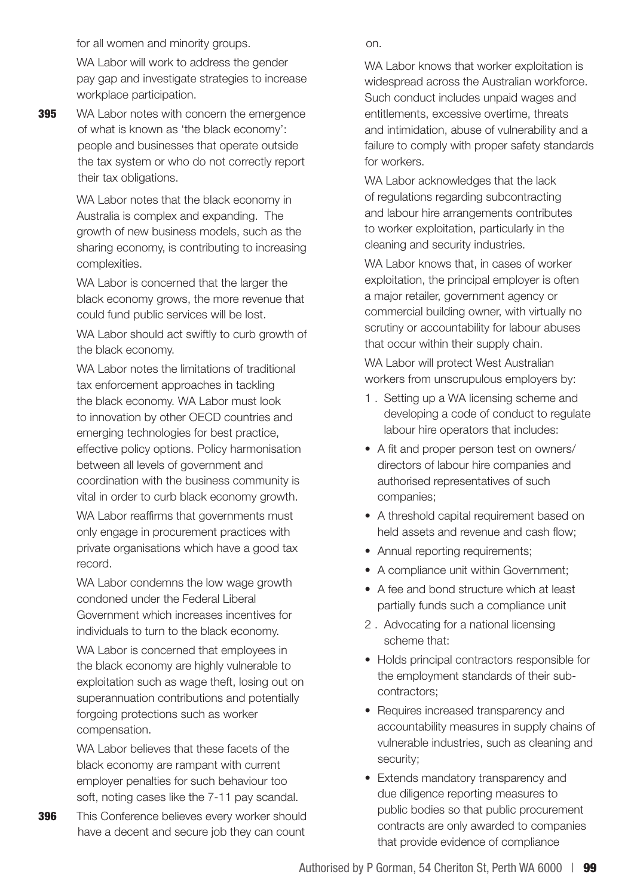for all women and minority groups.

WA Labor will work to address the gender pay gap and investigate strategies to increase workplace participation.

**395** WA Labor notes with concern the emergence of what is known as 'the black economy': people and businesses that operate outside the tax system or who do not correctly report their tax obligations.

WA Labor notes that the black economy in Australia is complex and expanding. The growth of new business models, such as the sharing economy, is contributing to increasing complexities.

WA Labor is concerned that the larger the black economy grows, the more revenue that could fund public services will be lost.

WA Labor should act swiftly to curb growth of the black economy.

WA Labor notes the limitations of traditional tax enforcement approaches in tackling the black economy. WA Labor must look to innovation by other OECD countries and emerging technologies for best practice, effective policy options. Policy harmonisation between all levels of government and coordination with the business community is vital in order to curb black economy growth.

WA Labor reaffirms that governments must only engage in procurement practices with private organisations which have a good tax record.

WA Labor condemns the low wage growth condoned under the Federal Liberal Government which increases incentives for individuals to turn to the black economy.

WA Labor is concerned that employees in the black economy are highly vulnerable to exploitation such as wage theft, losing out on superannuation contributions and potentially forgoing protections such as worker compensation.

WA Labor believes that these facets of the black economy are rampant with current employer penalties for such behaviour too soft, noting cases like the 7-11 pay scandal.

**396** This Conference believes every worker should have a decent and secure job they can count on.

WA Labor knows that worker exploitation is widespread across the Australian workforce. Such conduct includes unpaid wages and entitlements, excessive overtime, threats and intimidation, abuse of vulnerability and a failure to comply with proper safety standards for workers.

WA Labor acknowledges that the lack of regulations regarding subcontracting and labour hire arrangements contributes to worker exploitation, particularly in the cleaning and security industries.

WA Labor knows that, in cases of worker exploitation, the principal employer is often a major retailer, government agency or commercial building owner, with virtually no scrutiny or accountability for labour abuses that occur within their supply chain.

WA Labor will protect West Australian workers from unscrupulous employers by:

1. Setting up a WA licensing scheme and developing a code of conduct to regulate labour hire operators that includes:

- A fit and proper person test on owners/directors of labour hire companies and authorised representatives of such companies;
- A threshold capital requirement based on held assets and revenue and cash flow;
- Annual reporting requirements;
- A compliance unit within Government;
- A fee and bond structure which at least partially funds such a compliance unit

2. Advocating for a national licensing scheme that:

- Holds principal contractors responsible for the employment standards of their sub-contractors;
- Requires increased transparency and accountability measures in supply chains of vulnerable industries, such as cleaning and security;
- Extends mandatory transparency and due diligence reporting measures to public bodies so that public procurement contracts are only awarded to companies that provide evidence of compliance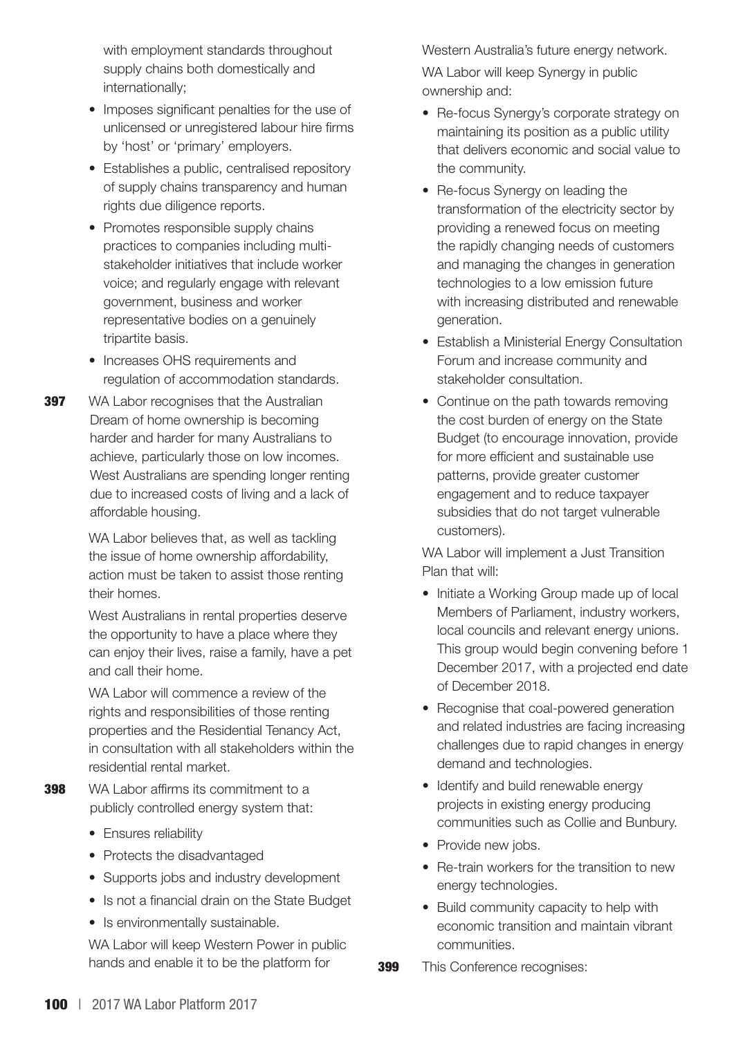with employment standards throughout supply chains both domestically and internationally;

- Imposes significant penalties for the use of unlicensed or unregistered labour hire firms by 'host' or 'primary' employers.
- Establishes a public, centralised repository of supply chains transparency and human rights due diligence reports.
- Promotes responsible supply chains practices to companies including multi-stakeholder initiatives that include worker voice; and regularly engage with relevant government, business and worker representative bodies on a genuinely tripartite basis.
- Increases OHS requirements and regulation of accommodation standards.

**397** WA Labor recognises that the Australian Dream of home ownership is becoming harder and harder for many Australians to achieve, particularly those on low incomes. West Australians are spending longer renting due to increased costs of living and a lack of affordable housing.

WA Labor believes that, as well as tackling the issue of home ownership affordability, action must be taken to assist those renting their homes.

West Australians in rental properties deserve the opportunity to have a place where they can enjoy their lives, raise a family, have a pet and call their home.

WA Labor will commence a review of the rights and responsibilities of those renting properties and the Residential Tenancy Act, in consultation with all stakeholders within the residential rental market.

**398** WA Labor affirms its commitment to a publicly controlled energy system that:

- Ensures reliability
- Protects the disadvantaged
- Supports jobs and industry development
- Is not a financial drain on the State Budget
- Is environmentally sustainable.

WA Labor will keep Western Power in public hands and enable it to be the platform for Western Australia's future energy network.

WA Labor will keep Synergy in public ownership and:

- Re-focus Synergy's corporate strategy on maintaining its position as a public utility that delivers economic and social value to the community.
- Re-focus Synergy on leading the transformation of the electricity sector by providing a renewed focus on meeting the rapidly changing needs of customers and managing the changes in generation technologies to a low emission future with increasing distributed and renewable generation.
- Establish a Ministerial Energy Consultation Forum and increase community and stakeholder consultation.
- Continue on the path towards removing the cost burden of energy on the State Budget (to encourage innovation, provide for more efficient and sustainable use patterns, provide greater customer engagement and to reduce taxpayer subsidies that do not target vulnerable customers).

WA Labor will implement a Just Transition Plan that will:

- Initiate a Working Group made up of local Members of Parliament, industry workers, local councils and relevant energy unions. This group would begin convening before 1 December 2017, with a projected end date of December 2018.
- Recognise that coal-powered generation and related industries are facing increasing challenges due to rapid changes in energy demand and technologies.
- Identify and build renewable energy projects in existing energy producing communities such as Collie and Bunbury.
- Provide new jobs.
- Re-train workers for the transition to new energy technologies.
- Build community capacity to help with economic transition and maintain vibrant communities.

**399** This Conference recognises: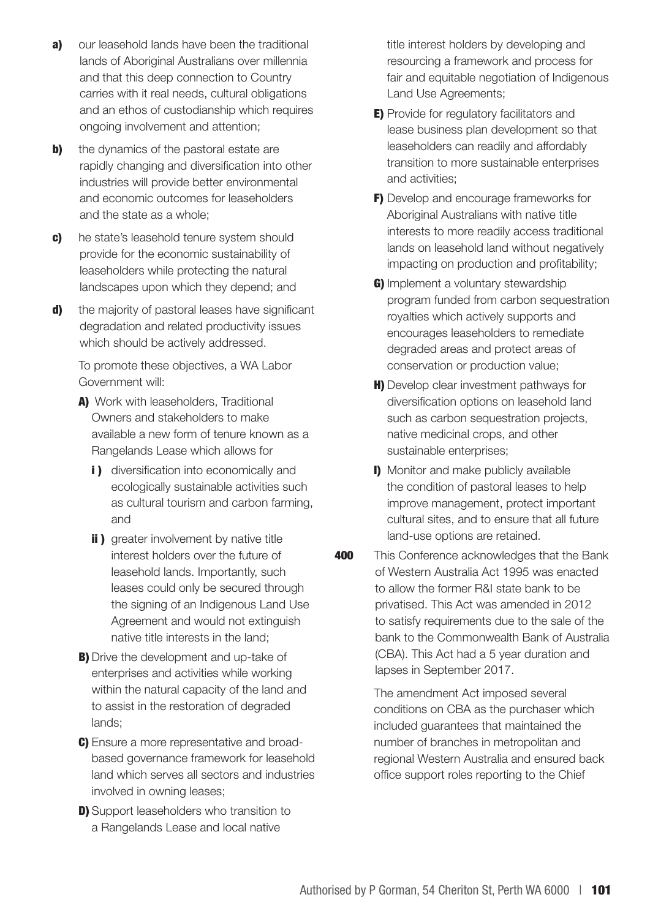**a)** our leasehold lands have been the traditional lands of Aboriginal Australians over millennia and that this deep connection to Country carries with it real needs, cultural obligations and an ethos of custodianship which requires ongoing involvement and attention;

**b)** the dynamics of the pastoral estate are rapidly changing and diversification into other industries will provide better environmental and economic outcomes for leaseholders and the state as a whole;

**c)** he state's leasehold tenure system should provide for the economic sustainability of leaseholders while protecting the natural landscapes upon which they depend; and

**d)** the majority of pastoral leases have significant degradation and related productivity issues which should be actively addressed.

To promote these objectives, a WA Labor Government will:

**A)** Work with leaseholders, Traditional Owners and stakeholders to make available a new form of tenure known as a Rangelands Lease which allows for

**i )** diversification into economically and ecologically sustainable activities such as cultural tourism and carbon farming, and

**ii )** greater involvement by native title interest holders over the future of leasehold lands. Importantly, such leases could only be secured through the signing of an Indigenous Land Use Agreement and would not extinguish native title interests in the land;

**B)** Drive the development and up-take of enterprises and activities while working within the natural capacity of the land and to assist in the restoration of degraded lands;

**C)** Ensure a more representative and broad-based governance framework for leasehold land which serves all sectors and industries involved in owning leases;

**D)** Support leaseholders who transition to a Rangelands Lease and local native title interest holders by developing and resourcing a framework and process for fair and equitable negotiation of Indigenous Land Use Agreements;

**E)** Provide for regulatory facilitators and lease business plan development so that leaseholders can readily and affordably transition to more sustainable enterprises and activities;

**F)** Develop and encourage frameworks for Aboriginal Australians with native title interests to more readily access traditional lands on leasehold land without negatively impacting on production and profitability;

**G)** Implement a voluntary stewardship program funded from carbon sequestration royalties which actively supports and encourages leaseholders to remediate degraded areas and protect areas of conservation or production value;

**H)** Develop clear investment pathways for diversification options on leasehold land such as carbon sequestration projects, native medicinal crops, and other sustainable enterprises;

**I)** Monitor and make publicly available the condition of pastoral leases to help improve management, protect important cultural sites, and to ensure that all future land-use options are retained.

**400** This Conference acknowledges that the Bank of Western Australia Act 1995 was enacted to allow the former R&I state bank to be privatised. This Act was amended in 2012 to satisfy requirements due to the sale of the bank to the Commonwealth Bank of Australia (CBA). This Act had a 5 year duration and lapses in September 2017.

The amendment Act imposed several conditions on CBA as the purchaser which included guarantees that maintained the number of branches in metropolitan and regional Western Australia and ensured back office support roles reporting to the Chief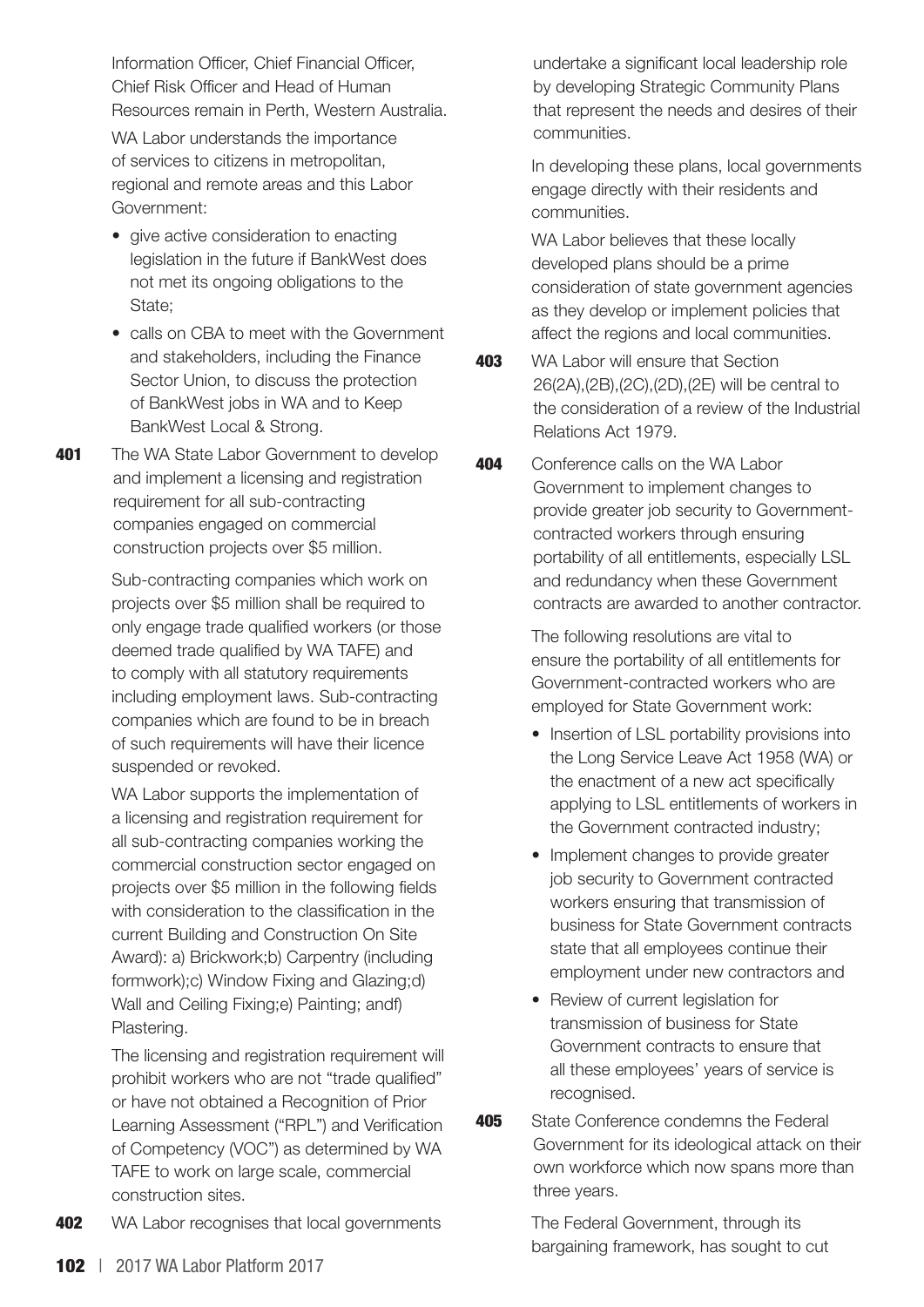Information Officer, Chief Financial Officer, Chief Risk Officer and Head of Human Resources remain in Perth, Western Australia.

WA Labor understands the importance of services to citizens in metropolitan, regional and remote areas and this Labor Government:

- give active consideration to enacting legislation in the future if BankWest does not met its ongoing obligations to the State;
- calls on CBA to meet with the Government and stakeholders, including the Finance Sector Union, to discuss the protection of BankWest jobs in WA and to Keep BankWest Local & Strong.

**401** The WA State Labor Government to develop and implement a licensing and registration requirement for all sub-contracting companies engaged on commercial construction projects over $5 million.

Sub-contracting companies which work on projects over $5 million shall be required to only engage trade qualified workers (or those deemed trade qualified by WA TAFE) and to comply with all statutory requirements including employment laws. Sub-contracting companies which are found to be in breach of such requirements will have their licence suspended or revoked.

WA Labor supports the implementation of a licensing and registration requirement for all sub-contracting companies working the commercial construction sector engaged on projects over $5 million in the following fields with consideration to the classification in the current Building and Construction On Site Award): a) Brickwork;b) Carpentry (including formwork);c) Window Fixing and Glazing;d) Wall and Ceiling Fixing;e) Painting; andf) Plastering.

The licensing and registration requirement will prohibit workers who are not "trade qualified" or have not obtained a Recognition of Prior Learning Assessment ("RPL") and Verification of Competency (VOC") as determined by WA TAFE to work on large scale, commercial construction sites.

**402** WA Labor recognises that local governments undertake a significant local leadership role by developing Strategic Community Plans that represent the needs and desires of their communities.

In developing these plans, local governments engage directly with their residents and communities.

WA Labor believes that these locally developed plans should be a prime consideration of state government agencies as they develop or implement policies that affect the regions and local communities.

**403** WA Labor will ensure that Section 26(2A),(2B),(2C),(2D),(2E) will be central to the consideration of a review of the Industrial Relations Act 1979.

**404** Conference calls on the WA Labor Government to implement changes to provide greater job security to Government-contracted workers through ensuring portability of all entitlements, especially LSL and redundancy when these Government contracts are awarded to another contractor.

The following resolutions are vital to ensure the portability of all entitlements for Government-contracted workers who are employed for State Government work:

- Insertion of LSL portability provisions into the Long Service Leave Act 1958 (WA) or the enactment of a new act specifically applying to LSL entitlements of workers in the Government contracted industry;
- Implement changes to provide greater job security to Government contracted workers ensuring that transmission of business for State Government contracts state that all employees continue their employment under new contractors and
- Review of current legislation for transmission of business for State Government contracts to ensure that all these employees' years of service is recognised.

**405** State Conference condemns the Federal Government for its ideological attack on their own workforce which now spans more than three years.

The Federal Government, through its bargaining framework, has sought to cut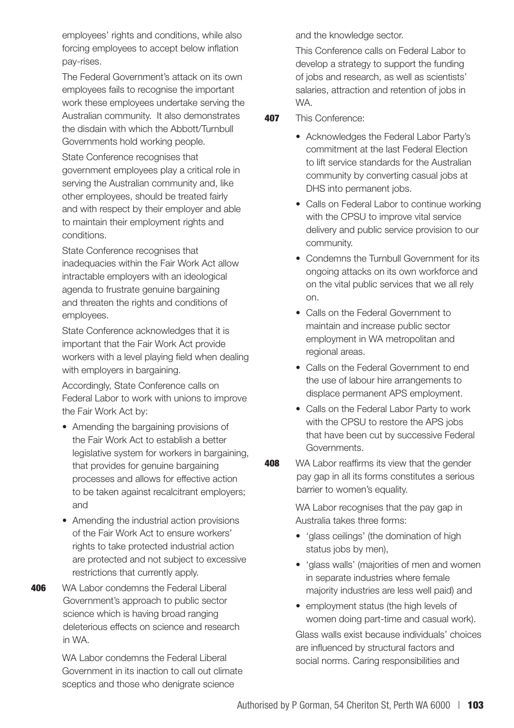employees' rights and conditions, while also forcing employees to accept below inflation pay-rises.

The Federal Government's attack on its own employees fails to recognise the important work these employees undertake serving the Australian community. It also demonstrates the disdain with which the Abbott/Turnbull Governments hold working people.

State Conference recognises that government employees play a critical role in serving the Australian community and, like other employees, should be treated fairly and with respect by their employer and able to maintain their employment rights and conditions.

State Conference recognises that inadequacies within the Fair Work Act allow intractable employers with an ideological agenda to frustrate genuine bargaining and threaten the rights and conditions of employees.

State Conference acknowledges that it is important that the Fair Work Act provide workers with a level playing field when dealing with employers in bargaining.

Accordingly, State Conference calls on Federal Labor to work with unions to improve the Fair Work Act by:

- Amending the bargaining provisions of the Fair Work Act to establish a better legislative system for workers in bargaining, that provides for genuine bargaining processes and allows for effective action to be taken against recalcitrant employers; and
- Amending the industrial action provisions of the Fair Work Act to ensure workers' rights to take protected industrial action are protected and not subject to excessive restrictions that currently apply.

**406** WA Labor condemns the Federal Liberal Government's approach to public sector science which is having broad ranging deleterious effects on science and research in WA.

WA Labor condemns the Federal Liberal Government in its inaction to call out climate sceptics and those who denigrate science and the knowledge sector.

This Conference calls on Federal Labor to develop a strategy to support the funding of jobs and research, as well as scientists' salaries, attraction and retention of jobs in WA.

**407** This Conference:

- Acknowledges the Federal Labor Party's commitment at the last Federal Election to lift service standards for the Australian community by converting casual jobs at DHS into permanent jobs.
- Calls on Federal Labor to continue working with the CPSU to improve vital service delivery and public service provision to our community.
- Condemns the Turnbull Government for its ongoing attacks on its own workforce and on the vital public services that we all rely on.
- Calls on the Federal Government to maintain and increase public sector employment in WA metropolitan and regional areas.
- Calls on the Federal Government to end the use of labour hire arrangements to displace permanent APS employment.
- Calls on the Federal Labor Party to work with the CPSU to restore the APS jobs that have been cut by successive Federal Governments.

**408** WA Labor reaffirms its view that the gender pay gap in all its forms constitutes a serious barrier to women's equality.

WA Labor recognises that the pay gap in Australia takes three forms:

- 'glass ceilings' (the domination of high status jobs by men),
- 'glass walls' (majorities of men and women in separate industries where female majority industries are less well paid) and
- employment status (the high levels of women doing part-time and casual work).

Glass walls exist because individuals' choices are influenced by structural factors and social norms. Caring responsibilities and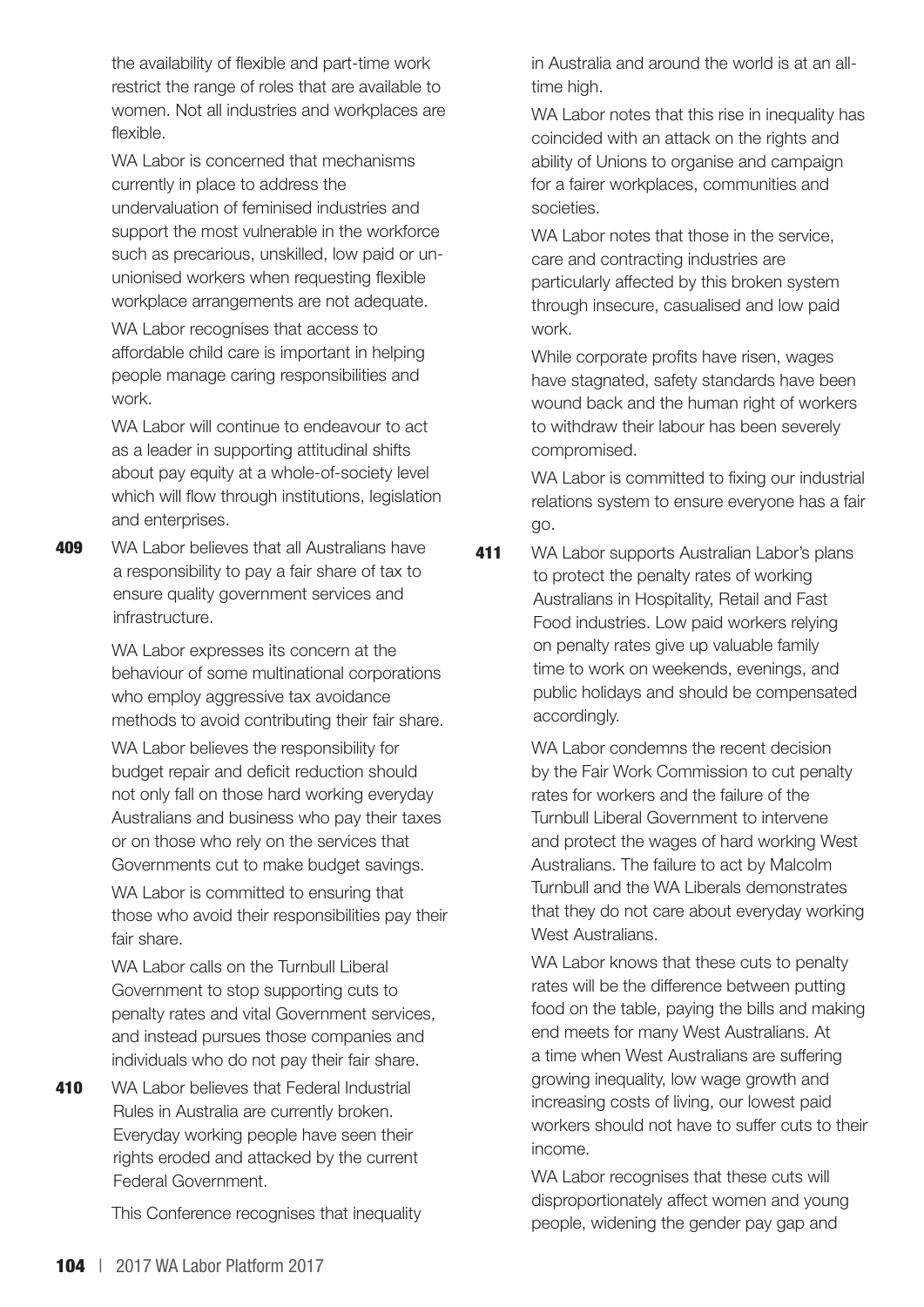the availability of flexible and part-time work restrict the range of roles that are available to women. Not all industries and workplaces are flexible.

WA Labor is concerned that mechanisms currently in place to address the undervaluation of feminised industries and support the most vulnerable in the workforce such as precarious, unskilled, low paid or un-unionised workers when requesting flexible workplace arrangements are not adequate.

WA Labor recognises that access to affordable child care is important in helping people manage caring responsibilities and work.

WA Labor will continue to endeavour to act as a leader in supporting attitudinal shifts about pay equity at a whole-of-society level which will flow through institutions, legislation and enterprises.

**409** WA Labor believes that all Australians have a responsibility to pay a fair share of tax to ensure quality government services and infrastructure.

WA Labor expresses its concern at the behaviour of some multinational corporations who employ aggressive tax avoidance methods to avoid contributing their fair share.

WA Labor believes the responsibility for budget repair and deficit reduction should not only fall on those hard working everyday Australians and business who pay their taxes or on those who rely on the services that Governments cut to make budget savings.

WA Labor is committed to ensuring that those who avoid their responsibilities pay their fair share.

WA Labor calls on the Turnbull Liberal Government to stop supporting cuts to penalty rates and vital Government services, and instead pursues those companies and individuals who do not pay their fair share.

**410** WA Labor believes that Federal Industrial Rules in Australia are currently broken. Everyday working people have seen their rights eroded and attacked by the current Federal Government.

This Conference recognises that inequality in Australia and around the world is at an all-time high.

WA Labor notes that this rise in inequality has coincided with an attack on the rights and ability of Unions to organise and campaign for a fairer workplaces, communities and societies.

WA Labor notes that those in the service, care and contracting industries are particularly affected by this broken system through insecure, casualised and low paid work.

While corporate profits have risen, wages have stagnated, safety standards have been wound back and the human right of workers to withdraw their labour has been severely compromised.

WA Labor is committed to fixing our industrial relations system to ensure everyone has a fair go.

**411** WA Labor supports Australian Labor's plans to protect the penalty rates of working Australians in Hospitality, Retail and Fast Food industries. Low paid workers relying on penalty rates give up valuable family time to work on weekends, evenings, and public holidays and should be compensated accordingly.

WA Labor condemns the recent decision by the Fair Work Commission to cut penalty rates for workers and the failure of the Turnbull Liberal Government to intervene and protect the wages of hard working West Australians. The failure to act by Malcolm Turnbull and the WA Liberals demonstrates that they do not care about everyday working West Australians.

WA Labor knows that these cuts to penalty rates will be the difference between putting food on the table, paying the bills and making end meets for many West Australians. At a time when West Australians are suffering growing inequality, low wage growth and increasing costs of living, our lowest paid workers should not have to suffer cuts to their income.

WA Labor recognises that these cuts will disproportionately affect women and young people, widening the gender pay gap and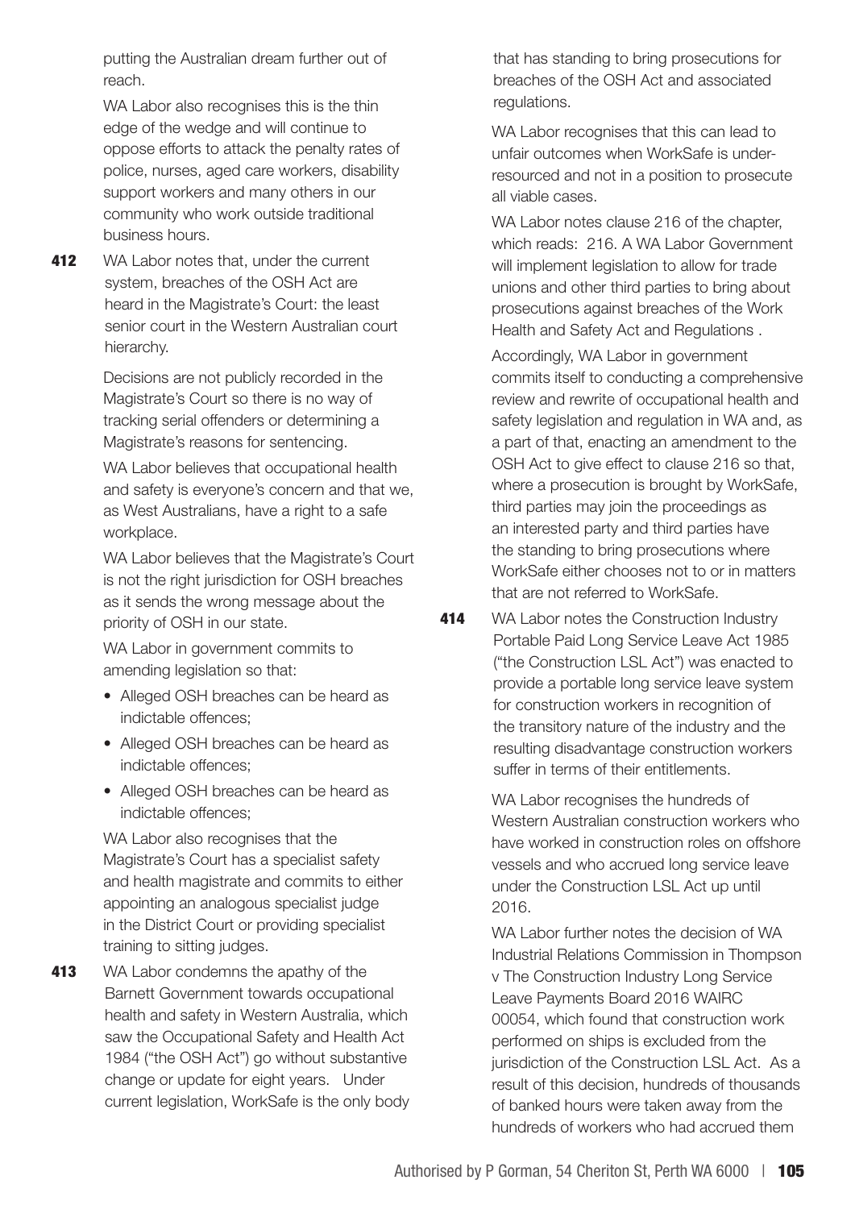putting the Australian dream further out of reach.

WA Labor also recognises this is the thin edge of the wedge and will continue to oppose efforts to attack the penalty rates of police, nurses, aged care workers, disability support workers and many others in our community who work outside traditional business hours.

**412** WA Labor notes that, under the current system, breaches of the OSH Act are heard in the Magistrate's Court: the least senior court in the Western Australian court hierarchy.

Decisions are not publicly recorded in the Magistrate's Court so there is no way of tracking serial offenders or determining a Magistrate's reasons for sentencing.

WA Labor believes that occupational health and safety is everyone's concern and that we, as West Australians, have a right to a safe workplace.

WA Labor believes that the Magistrate's Court is not the right jurisdiction for OSH breaches as it sends the wrong message about the priority of OSH in our state.

WA Labor in government commits to amending legislation so that:

- Alleged OSH breaches can be heard as indictable offences;
- Alleged OSH breaches can be heard as indictable offences;
- Alleged OSH breaches can be heard as indictable offences;

WA Labor also recognises that the Magistrate's Court has a specialist safety and health magistrate and commits to either appointing an analogous specialist judge in the District Court or providing specialist training to sitting judges.

**413** WA Labor condemns the apathy of the Barnett Government towards occupational health and safety in Western Australia, which saw the Occupational Safety and Health Act 1984 ("the OSH Act") go without substantive change or update for eight years. Under current legislation, WorkSafe is the only body that has standing to bring prosecutions for breaches of the OSH Act and associated regulations.

WA Labor recognises that this can lead to unfair outcomes when WorkSafe is under-resourced and not in a position to prosecute all viable cases.

WA Labor notes clause 216 of the chapter, which reads: 216. A WA Labor Government will implement legislation to allow for trade unions and other third parties to bring about prosecutions against breaches of the Work Health and Safety Act and Regulations .

Accordingly, WA Labor in government commits itself to conducting a comprehensive review and rewrite of occupational health and safety legislation and regulation in WA and, as a part of that, enacting an amendment to the OSH Act to give effect to clause 216 so that, where a prosecution is brought by WorkSafe, third parties may join the proceedings as an interested party and third parties have the standing to bring prosecutions where WorkSafe either chooses not to or in matters that are not referred to WorkSafe.

**414** WA Labor notes the Construction Industry Portable Paid Long Service Leave Act 1985 ("the Construction LSL Act") was enacted to provide a portable long service leave system for construction workers in recognition of the transitory nature of the industry and the resulting disadvantage construction workers suffer in terms of their entitlements.

WA Labor recognises the hundreds of Western Australian construction workers who have worked in construction roles on offshore vessels and who accrued long service leave under the Construction LSL Act up until 2016.

WA Labor further notes the decision of WA Industrial Relations Commission in Thompson v The Construction Industry Long Service Leave Payments Board 2016 WAIRC 00054, which found that construction work performed on ships is excluded from the jurisdiction of the Construction LSL Act. As a result of this decision, hundreds of thousands of banked hours were taken away from the hundreds of workers who had accrued them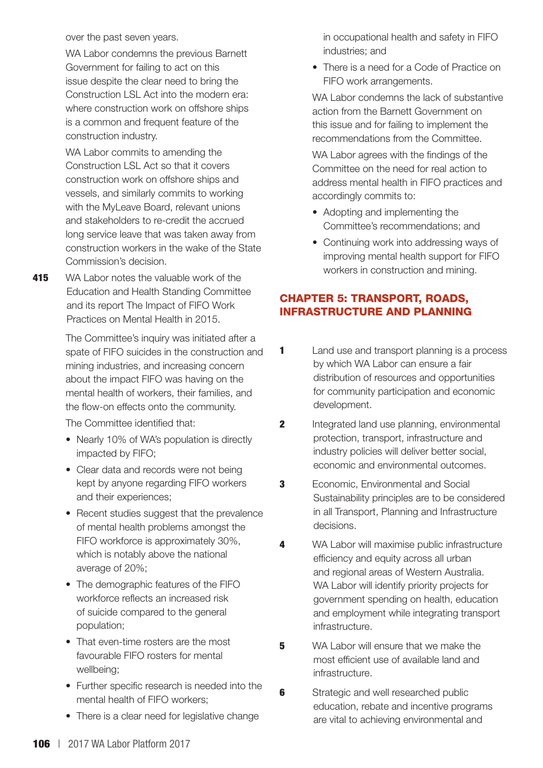over the past seven years.

WA Labor condemns the previous Barnett Government for failing to act on this issue despite the clear need to bring the Construction LSL Act into the modern era: where construction work on offshore ships is a common and frequent feature of the construction industry.

WA Labor commits to amending the Construction LSL Act so that it covers construction work on offshore ships and vessels, and similarly commits to working with the MyLeave Board, relevant unions and stakeholders to re-credit the accrued long service leave that was taken away from construction workers in the wake of the State Commission's decision.

**415** WA Labor notes the valuable work of the Education and Health Standing Committee and its report The Impact of FIFO Work Practices on Mental Health in 2015.

The Committee's inquiry was initiated after a spate of FIFO suicides in the construction and mining industries, and increasing concern about the impact FIFO was having on the mental health of workers, their families, and the flow-on effects onto the community.

The Committee identified that:

- Nearly 10% of WA's population is directly impacted by FIFO;
- Clear data and records were not being kept by anyone regarding FIFO workers and their experiences;
- Recent studies suggest that the prevalence of mental health problems amongst the FIFO workforce is approximately 30%, which is notably above the national average of 20%;
- The demographic features of the FIFO workforce reflects an increased risk of suicide compared to the general population;
- That even-time rosters are the most favourable FIFO rosters for mental wellbeing;
- Further specific research is needed into the mental health of FIFO workers;
- There is a clear need for legislative change in occupational health and safety in FIFO industries; and
- There is a need for a Code of Practice on FIFO work arrangements.

WA Labor condemns the lack of substantive action from the Barnett Government on this issue and for failing to implement the recommendations from the Committee.

WA Labor agrees with the findings of the Committee on the need for real action to address mental health in FIFO practices and accordingly commits to:

- Adopting and implementing the Committee's recommendations; and
- Continuing work into addressing ways of improving mental health support for FIFO workers in construction and mining.

## CHAPTER 5: TRANSPORT, ROADS, INFRASTRUCTURE AND PLANNING

**1** Land use and transport planning is a process by which WA Labor can ensure a fair distribution of resources and opportunities for community participation and economic development.

**2** Integrated land use planning, environmental protection, transport, infrastructure and industry policies will deliver better social, economic and environmental outcomes.

**3** Economic, Environmental and Social Sustainability principles are to be considered in all Transport, Planning and Infrastructure decisions.

**4** WA Labor will maximise public infrastructure efficiency and equity across all urban and regional areas of Western Australia. WA Labor will identify priority projects for government spending on health, education and employment while integrating transport infrastructure.

**5** WA Labor will ensure that we make the most efficient use of available land and infrastructure.

**6** Strategic and well researched public education, rebate and incentive programs are vital to achieving environmental and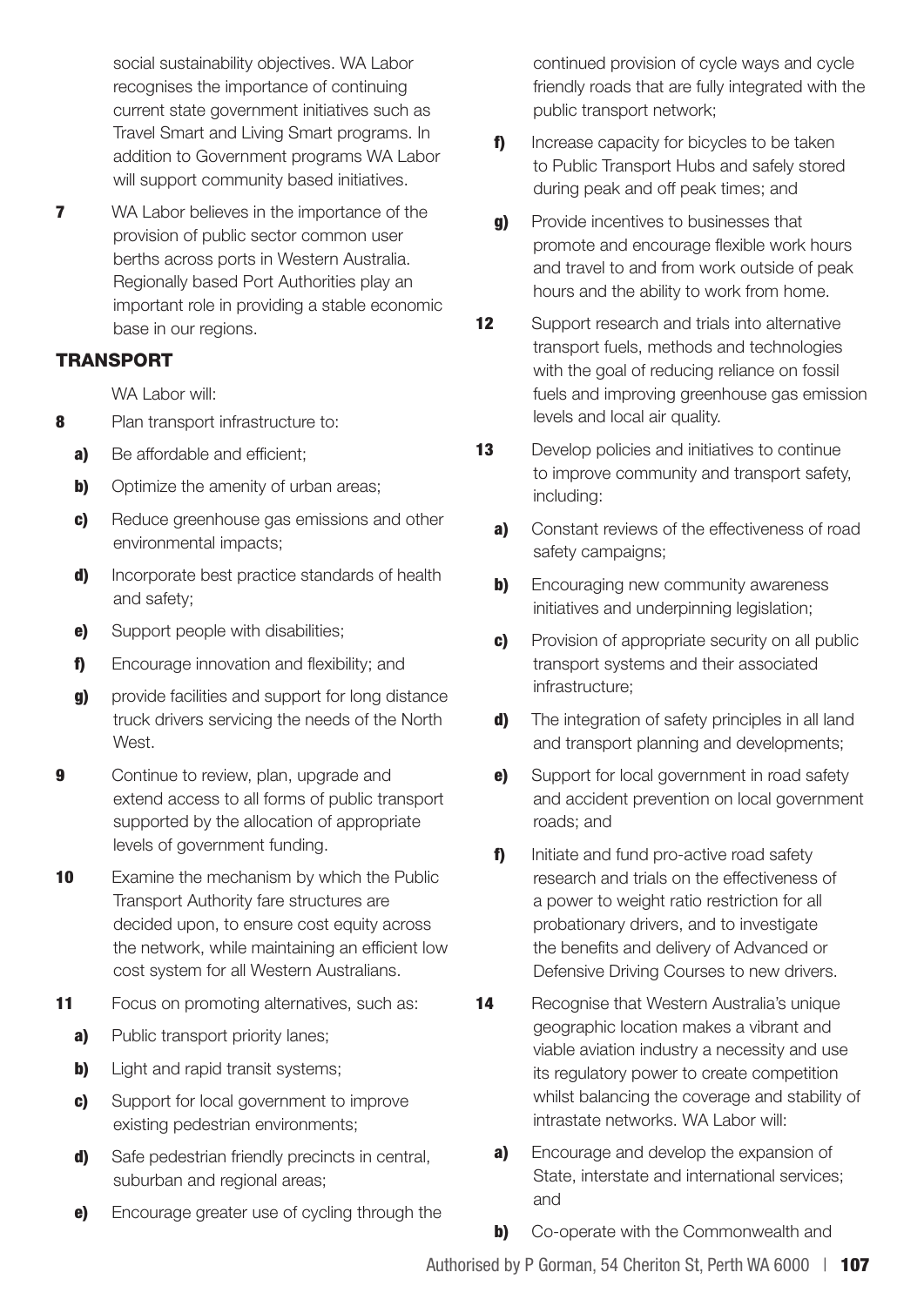social sustainability objectives. WA Labor recognises the importance of continuing current state government initiatives such as Travel Smart and Living Smart programs. In addition to Government programs WA Labor will support community based initiatives.

**7** WA Labor believes in the importance of the provision of public sector common user berths across ports in Western Australia. Regionally based Port Authorities play an important role in providing a stable economic base in our regions.

## TRANSPORT

WA Labor will:

**8** Plan transport infrastructure to:

- **a)** Be affordable and efficient;
- **b)** Optimize the amenity of urban areas;
- **c)** Reduce greenhouse gas emissions and other environmental impacts;
- **d)** Incorporate best practice standards of health and safety;
- **e)** Support people with disabilities;
- **f)** Encourage innovation and flexibility; and
- **g)** provide facilities and support for long distance truck drivers servicing the needs of the North West.

**9** Continue to review, plan, upgrade and extend access to all forms of public transport supported by the allocation of appropriate levels of government funding.

**10** Examine the mechanism by which the Public Transport Authority fare structures are decided upon, to ensure cost equity across the network, while maintaining an efficient low cost system for all Western Australians.

**11** Focus on promoting alternatives, such as:

- **a)** Public transport priority lanes;
- **b)** Light and rapid transit systems;
- **c)** Support for local government to improve existing pedestrian environments;
- **d)** Safe pedestrian friendly precincts in central, suburban and regional areas;
- **e)** Encourage greater use of cycling through the continued provision of cycle ways and cycle friendly roads that are fully integrated with the public transport network;
- **f)** Increase capacity for bicycles to be taken to Public Transport Hubs and safely stored during peak and off peak times; and
- **g)** Provide incentives to businesses that promote and encourage flexible work hours and travel to and from work outside of peak hours and the ability to work from home.

**12** Support research and trials into alternative transport fuels, methods and technologies with the goal of reducing reliance on fossil fuels and improving greenhouse gas emission levels and local air quality.

**13** Develop policies and initiatives to continue to improve community and transport safety, including:

- **a)** Constant reviews of the effectiveness of road safety campaigns;
- **b)** Encouraging new community awareness initiatives and underpinning legislation;
- **c)** Provision of appropriate security on all public transport systems and their associated infrastructure;
- **d)** The integration of safety principles in all land and transport planning and developments;
- **e)** Support for local government in road safety and accident prevention on local government roads; and
- **f)** Initiate and fund pro-active road safety research and trials on the effectiveness of a power to weight ratio restriction for all probationary drivers, and to investigate the benefits and delivery of Advanced or Defensive Driving Courses to new drivers.

**14** Recognise that Western Australia's unique geographic location makes a vibrant and viable aviation industry a necessity and use its regulatory power to create competition whilst balancing the coverage and stability of intrastate networks. WA Labor will:

- **a)** Encourage and develop the expansion of State, interstate and international services; and
- **b)** Co-operate with the Commonwealth and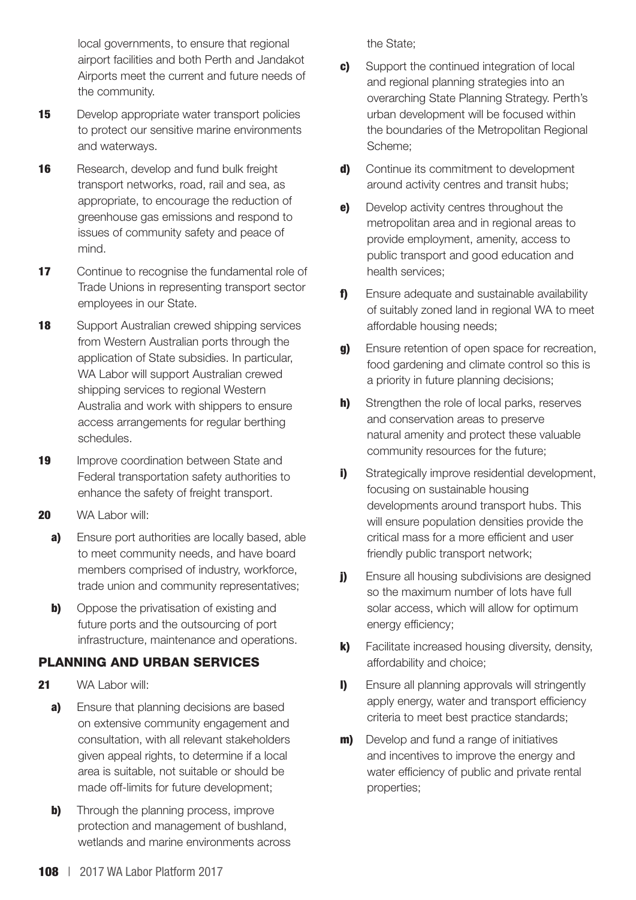local governments, to ensure that regional airport facilities and both Perth and Jandakot Airports meet the current and future needs of the community.

**15** Develop appropriate water transport policies to protect our sensitive marine environments and waterways.

**16** Research, develop and fund bulk freight transport networks, road, rail and sea, as appropriate, to encourage the reduction of greenhouse gas emissions and respond to issues of community safety and peace of mind.

**17** Continue to recognise the fundamental role of Trade Unions in representing transport sector employees in our State.

**18** Support Australian crewed shipping services from Western Australian ports through the application of State subsidies. In particular, WA Labor will support Australian crewed shipping services to regional Western Australia and work with shippers to ensure access arrangements for regular berthing schedules.

**19** Improve coordination between State and Federal transportation safety authorities to enhance the safety of freight transport.

**20** WA Labor will:

- **a)** Ensure port authorities are locally based, able to meet community needs, and have board members comprised of industry, workforce, trade union and community representatives;
- **b)** Oppose the privatisation of existing and future ports and the outsourcing of port infrastructure, maintenance and operations.

## PLANNING AND URBAN SERVICES

**21** WA Labor will:

- **a)** Ensure that planning decisions are based on extensive community engagement and consultation, with all relevant stakeholders given appeal rights, to determine if a local area is suitable, not suitable or should be made off-limits for future development;
- **b)** Through the planning process, improve protection and management of bushland, wetlands and marine environments across the State;
- **c)** Support the continued integration of local and regional planning strategies into an overarching State Planning Strategy. Perth's urban development will be focused within the boundaries of the Metropolitan Regional Scheme;
- **d)** Continue its commitment to development around activity centres and transit hubs;
- **e)** Develop activity centres throughout the metropolitan area and in regional areas to provide employment, amenity, access to public transport and good education and health services;
- **f)** Ensure adequate and sustainable availability of suitably zoned land in regional WA to meet affordable housing needs;
- **g)** Ensure retention of open space for recreation, food gardening and climate control so this is a priority in future planning decisions;
- **h)** Strengthen the role of local parks, reserves and conservation areas to preserve natural amenity and protect these valuable community resources for the future;
- **i)** Strategically improve residential development, focusing on sustainable housing developments around transport hubs. This will ensure population densities provide the critical mass for a more efficient and user friendly public transport network;
- **j)** Ensure all housing subdivisions are designed so the maximum number of lots have full solar access, which will allow for optimum energy efficiency;
- **k)** Facilitate increased housing diversity, density, affordability and choice;
- **l)** Ensure all planning approvals will stringently apply energy, water and transport efficiency criteria to meet best practice standards;
- **m)** Develop and fund a range of initiatives and incentives to improve the energy and water efficiency of public and private rental properties;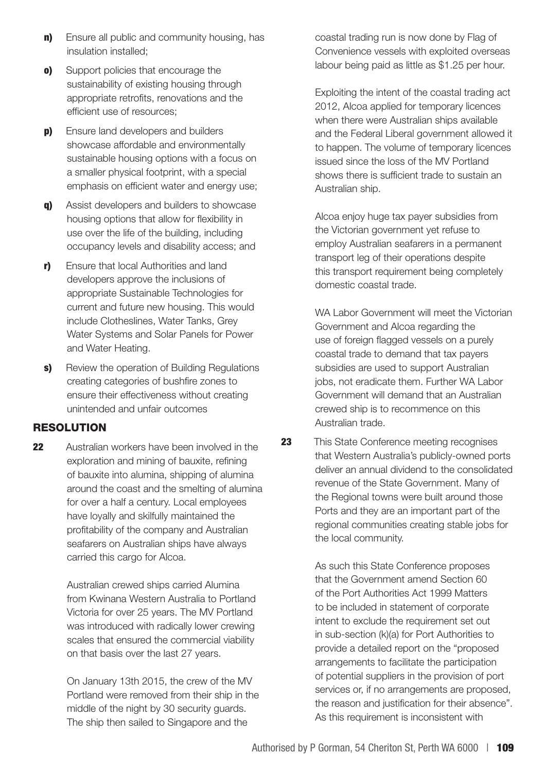**n)** Ensure all public and community housing, has insulation installed;

**o)** Support policies that encourage the sustainability of existing housing through appropriate retrofits, renovations and the efficient use of resources;

**p)** Ensure land developers and builders showcase affordable and environmentally sustainable housing options with a focus on a smaller physical footprint, with a special emphasis on efficient water and energy use;

**q)** Assist developers and builders to showcase housing options that allow for flexibility in use over the life of the building, including occupancy levels and disability access; and

**r)** Ensure that local Authorities and land developers approve the inclusions of appropriate Sustainable Technologies for current and future new housing. This would include Clotheslines, Water Tanks, Grey Water Systems and Solar Panels for Power and Water Heating.

**s)** Review the operation of Building Regulations creating categories of bushfire zones to ensure their effectiveness without creating unintended and unfair outcomes

## RESOLUTION

**22** Australian workers have been involved in the exploration and mining of bauxite, refining of bauxite into alumina, shipping of alumina around the coast and the smelting of alumina for over a half a century. Local employees have loyally and skilfully maintained the profitability of the company and Australian seafarers on Australian ships have always carried this cargo for Alcoa.

Australian crewed ships carried Alumina from Kwinana Western Australia to Portland Victoria for over 25 years. The MV Portland was introduced with radically lower crewing scales that ensured the commercial viability on that basis over the last 27 years.

On January 13th 2015, the crew of the MV Portland were removed from their ship in the middle of the night by 30 security guards. The ship then sailed to Singapore and the coastal trading run is now done by Flag of Convenience vessels with exploited overseas labour being paid as little as $1.25 per hour.

Exploiting the intent of the coastal trading act 2012, Alcoa applied for temporary licences when there were Australian ships available and the Federal Liberal government allowed it to happen. The volume of temporary licences issued since the loss of the MV Portland shows there is sufficient trade to sustain an Australian ship.

Alcoa enjoy huge tax payer subsidies from the Victorian government yet refuse to employ Australian seafarers in a permanent transport leg of their operations despite this transport requirement being completely domestic coastal trade.

WA Labor Government will meet the Victorian Government and Alcoa regarding the use of foreign flagged vessels on a purely coastal trade to demand that tax payers subsidies are used to support Australian jobs, not eradicate them. Further WA Labor Government will demand that an Australian crewed ship is to recommence on this Australian trade.

**23** This State Conference meeting recognises that Western Australia's publicly-owned ports deliver an annual dividend to the consolidated revenue of the State Government. Many of the Regional towns were built around those Ports and they are an important part of the regional communities creating stable jobs for the local community.

As such this State Conference proposes that the Government amend Section 60 of the Port Authorities Act 1999 Matters to be included in statement of corporate intent to exclude the requirement set out in sub-section (k)(a) for Port Authorities to provide a detailed report on the "proposed arrangements to facilitate the participation of potential suppliers in the provision of port services or, if no arrangements are proposed, the reason and justification for their absence". As this requirement is inconsistent with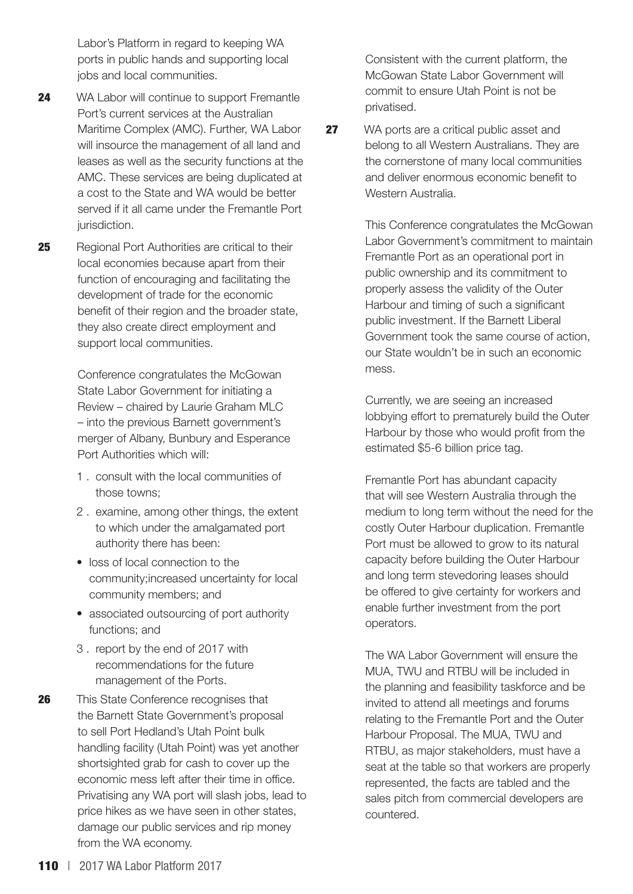Labor's Platform in regard to keeping WA ports in public hands and supporting local jobs and local communities.

**24** WA Labor will continue to support Fremantle Port's current services at the Australian Maritime Complex (AMC). Further, WA Labor will insource the management of all land and leases as well as the security functions at the AMC. These services are being duplicated at a cost to the State and WA would be better served if it all came under the Fremantle Port jurisdiction.

**25** Regional Port Authorities are critical to their local economies because apart from their function of encouraging and facilitating the development of trade for the economic benefit of their region and the broader state, they also create direct employment and support local communities.

Conference congratulates the McGowan State Labor Government for initiating a Review – chaired by Laurie Graham MLC – into the previous Barnett government's merger of Albany, Bunbury and Esperance Port Authorities which will:

1. consult with the local communities of those towns;
2. examine, among other things, the extent to which under the amalgamated port authority there has been:
   - loss of local connection to the community;increased uncertainty for local community members; and
   - associated outsourcing of port authority functions; and
3. report by the end of 2017 with recommendations for the future management of the Ports.

**26** This State Conference recognises that the Barnett State Government's proposal to sell Port Hedland's Utah Point bulk handling facility (Utah Point) was yet another shortsighted grab for cash to cover up the economic mess left after their time in office. Privatising any WA port will slash jobs, lead to price hikes as we have seen in other states, damage our public services and rip money from the WA economy.

Consistent with the current platform, the McGowan State Labor Government will commit to ensure Utah Point is not be privatised.

**27** WA ports are a critical public asset and belong to all Western Australians. They are the cornerstone of many local communities and deliver enormous economic benefit to Western Australia.

This Conference congratulates the McGowan Labor Government's commitment to maintain Fremantle Port as an operational port in public ownership and its commitment to properly assess the validity of the Outer Harbour and timing of such a significant public investment. If the Barnett Liberal Government took the same course of action, our State wouldn't be in such an economic mess.

Currently, we are seeing an increased lobbying effort to prematurely build the Outer Harbour by those who would profit from the estimated $5-6 billion price tag.

Fremantle Port has abundant capacity that will see Western Australia through the medium to long term without the need for the costly Outer Harbour duplication. Fremantle Port must be allowed to grow to its natural capacity before building the Outer Harbour and long term stevedoring leases should be offered to give certainty for workers and enable further investment from the port operators.

The WA Labor Government will ensure the MUA, TWU and RTBU will be included in the planning and feasibility taskforce and be invited to attend all meetings and forums relating to the Fremantle Port and the Outer Harbour Proposal. The MUA, TWU and RTBU, as major stakeholders, must have a seat at the table so that workers are properly represented, the facts are tabled and the sales pitch from commercial developers are countered.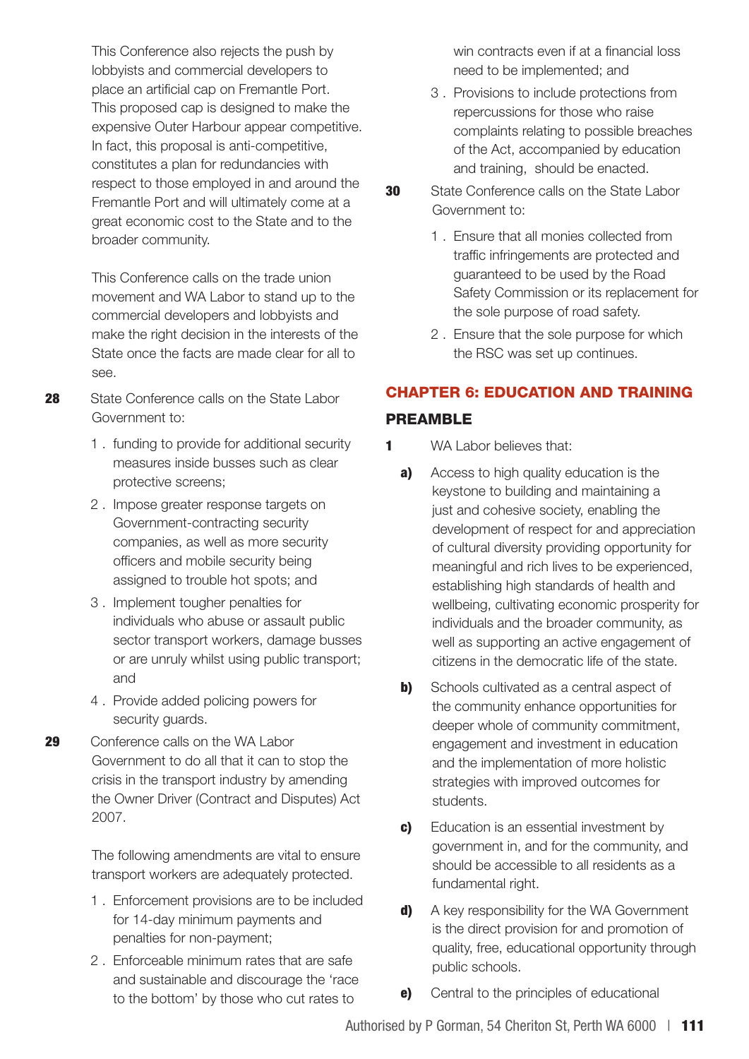This Conference also rejects the push by lobbyists and commercial developers to place an artificial cap on Fremantle Port. This proposed cap is designed to make the expensive Outer Harbour appear competitive. In fact, this proposal is anti-competitive, constitutes a plan for redundancies with respect to those employed in and around the Fremantle Port and will ultimately come at a great economic cost to the State and to the broader community.

This Conference calls on the trade union movement and WA Labor to stand up to the commercial developers and lobbyists and make the right decision in the interests of the State once the facts are made clear for all to see.

**28** State Conference calls on the State Labor Government to:

1. funding to provide for additional security measures inside busses such as clear protective screens;
2. Impose greater response targets on Government-contracting security companies, as well as more security officers and mobile security being assigned to trouble hot spots; and
3. Implement tougher penalties for individuals who abuse or assault public sector transport workers, damage busses or are unruly whilst using public transport; and
4. Provide added policing powers for security guards.

**29** Conference calls on the WA Labor Government to do all that it can to stop the crisis in the transport industry by amending the Owner Driver (Contract and Disputes) Act 2007.

The following amendments are vital to ensure transport workers are adequately protected.

1. Enforcement provisions are to be included for 14-day minimum payments and penalties for non-payment;
2. Enforceable minimum rates that are safe and sustainable and discourage the 'race to the bottom' by those who cut rates to win contracts even if at a financial loss need to be implemented; and
3. Provisions to include protections from repercussions for those who raise complaints relating to possible breaches of the Act, accompanied by education and training, should be enacted.

**30** State Conference calls on the State Labor Government to:

1. Ensure that all monies collected from traffic infringements are protected and guaranteed to be used by the Road Safety Commission or its replacement for the sole purpose of road safety.
2. Ensure that the sole purpose for which the RSC was set up continues.

## CHAPTER 6: EDUCATION AND TRAINING

### PREAMBLE

**1** WA Labor believes that:

**a)** Access to high quality education is the keystone to building and maintaining a just and cohesive society, enabling the development of respect for and appreciation of cultural diversity providing opportunity for meaningful and rich lives to be experienced, establishing high standards of health and wellbeing, cultivating economic prosperity for individuals and the broader community, as well as supporting an active engagement of citizens in the democratic life of the state.

**b)** Schools cultivated as a central aspect of the community enhance opportunities for deeper whole of community commitment, engagement and investment in education and the implementation of more holistic strategies with improved outcomes for students.

**c)** Education is an essential investment by government in, and for the community, and should be accessible to all residents as a fundamental right.

**d)** A key responsibility for the WA Government is the direct provision for and promotion of quality, free, educational opportunity through public schools.

**e)** Central to the principles of educational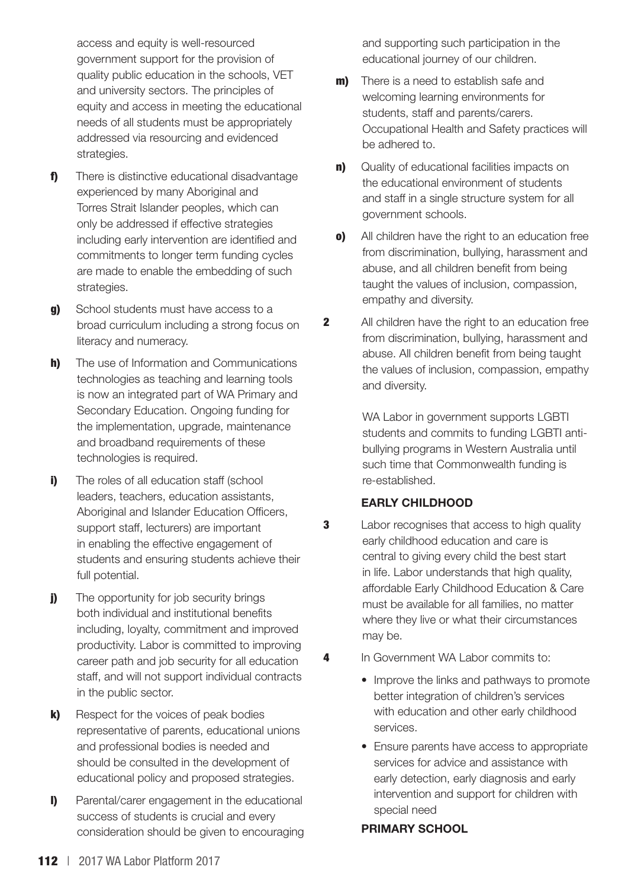access and equity is well-resourced government support for the provision of quality public education in the schools, VET and university sectors. The principles of equity and access in meeting the educational needs of all students must be appropriately addressed via resourcing and evidenced strategies.

**f)** There is distinctive educational disadvantage experienced by many Aboriginal and Torres Strait Islander peoples, which can only be addressed if effective strategies including early intervention are identified and commitments to longer term funding cycles are made to enable the embedding of such strategies.

**g)** School students must have access to a broad curriculum including a strong focus on literacy and numeracy.

**h)** The use of Information and Communications technologies as teaching and learning tools is now an integrated part of WA Primary and Secondary Education. Ongoing funding for the implementation, upgrade, maintenance and broadband requirements of these technologies is required.

**i)** The roles of all education staff (school leaders, teachers, education assistants, Aboriginal and Islander Education Officers, support staff, lecturers) are important in enabling the effective engagement of students and ensuring students achieve their full potential.

**j)** The opportunity for job security brings both individual and institutional benefits including, loyalty, commitment and improved productivity. Labor is committed to improving career path and job security for all education staff, and will not support individual contracts in the public sector.

**k)** Respect for the voices of peak bodies representative of parents, educational unions and professional bodies is needed and should be consulted in the development of educational policy and proposed strategies.

**l)** Parental/carer engagement in the educational success of students is crucial and every consideration should be given to encouraging and supporting such participation in the educational journey of our children.

**m)** There is a need to establish safe and welcoming learning environments for students, staff and parents/carers. Occupational Health and Safety practices will be adhered to.

**n)** Quality of educational facilities impacts on the educational environment of students and staff in a single structure system for all government schools.

**o)** All children have the right to an education free from discrimination, bullying, harassment and abuse, and all children benefit from being taught the values of inclusion, compassion, empathy and diversity.

**2** All children have the right to an education free from discrimination, bullying, harassment and abuse. All children benefit from being taught the values of inclusion, compassion, empathy and diversity.

WA Labor in government supports LGBTI students and commits to funding LGBTI anti-bullying programs in Western Australia until such time that Commonwealth funding is re-established.

### EARLY CHILDHOOD

**3** Labor recognises that access to high quality early childhood education and care is central to giving every child the best start in life. Labor understands that high quality, affordable Early Childhood Education & Care must be available for all families, no matter where they live or what their circumstances may be.

**4** In Government WA Labor commits to:

- Improve the links and pathways to promote better integration of children's services with education and other early childhood services.
- Ensure parents have access to appropriate services for advice and assistance with early detection, early diagnosis and early intervention and support for children with special need

### PRIMARY SCHOOL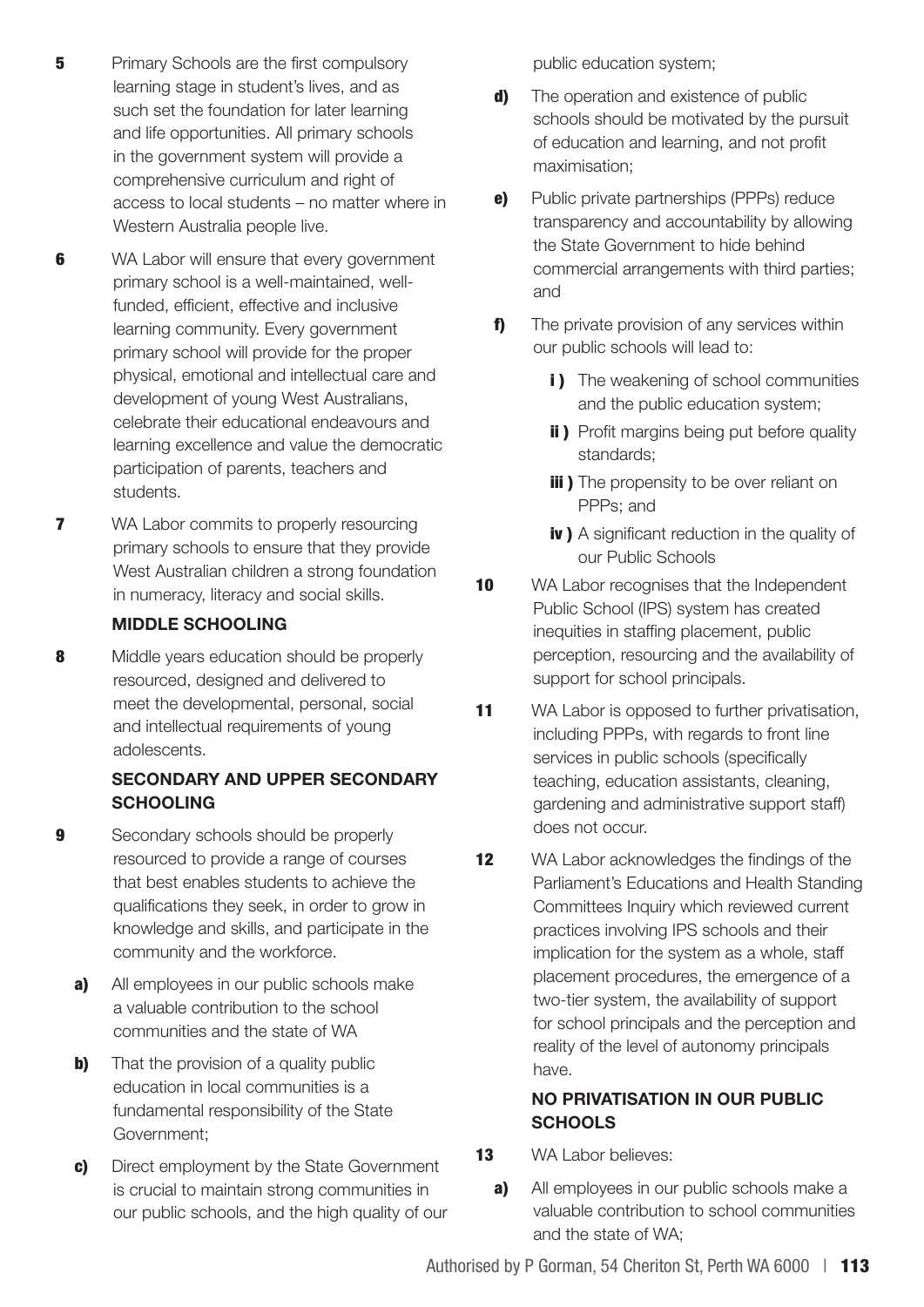**5** Primary Schools are the first compulsory learning stage in student's lives, and as such set the foundation for later learning and life opportunities. All primary schools in the government system will provide a comprehensive curriculum and right of access to local students – no matter where in Western Australia people live.

**6** WA Labor will ensure that every government primary school is a well-maintained, well-funded, efficient, effective and inclusive learning community. Every government primary school will provide for the proper physical, emotional and intellectual care and development of young West Australians, celebrate their educational endeavours and learning excellence and value the democratic participation of parents, teachers and students.

**7** WA Labor commits to properly resourcing primary schools to ensure that they provide West Australian children a strong foundation in numeracy, literacy and social skills.

### MIDDLE SCHOOLING

**8** Middle years education should be properly resourced, designed and delivered to meet the developmental, personal, social and intellectual requirements of young adolescents.

### SECONDARY AND UPPER SECONDARY SCHOOLING

**9** Secondary schools should be properly resourced to provide a range of courses that best enables students to achieve the qualifications they seek, in order to grow in knowledge and skills, and participate in the community and the workforce.

- **a)** All employees in our public schools make a valuable contribution to the school communities and the state of WA
- **b)** That the provision of a quality public education in local communities is a fundamental responsibility of the State Government;
- **c)** Direct employment by the State Government is crucial to maintain strong communities in our public schools, and the high quality of our public education system;
- **d)** The operation and existence of public schools should be motivated by the pursuit of education and learning, and not profit maximisation;
- **e)** Public private partnerships (PPPs) reduce transparency and accountability by allowing the State Government to hide behind commercial arrangements with third parties; and
- **f)** The private provision of any services within our public schools will lead to:
  - **i )** The weakening of school communities and the public education system;
  - **ii )** Profit margins being put before quality standards;
  - **iii )** The propensity to be over reliant on PPPs; and
  - **iv )** A significant reduction in the quality of our Public Schools

**10** WA Labor recognises that the Independent Public School (IPS) system has created inequities in staffing placement, public perception, resourcing and the availability of support for school principals.

**11** WA Labor is opposed to further privatisation, including PPPs, with regards to front line services in public schools (specifically teaching, education assistants, cleaning, gardening and administrative support staff) does not occur.

**12** WA Labor acknowledges the findings of the Parliament's Educations and Health Standing Committees Inquiry which reviewed current practices involving IPS schools and their implication for the system as a whole, staff placement procedures, the emergence of a two-tier system, the availability of support for school principals and the perception and reality of the level of autonomy principals have.

### NO PRIVATISATION IN OUR PUBLIC SCHOOLS

**13** WA Labor believes:

- **a)** All employees in our public schools make a valuable contribution to school communities and the state of WA;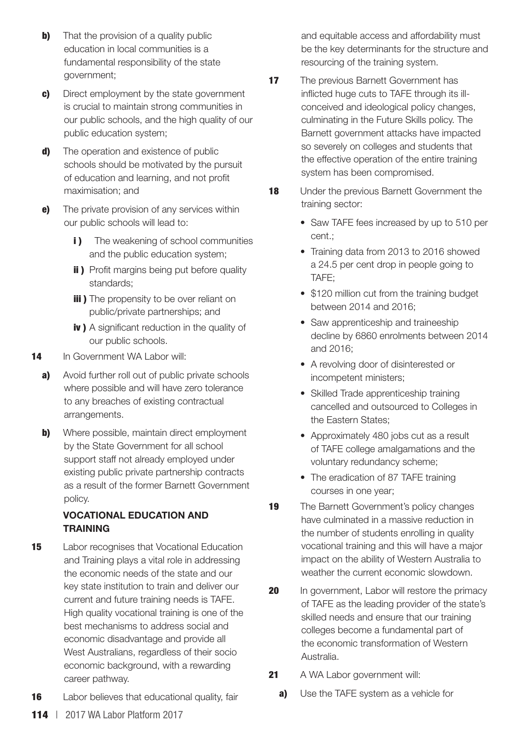**b)** That the provision of a quality public education in local communities is a fundamental responsibility of the state government;

**c)** Direct employment by the state government is crucial to maintain strong communities in our public schools, and the high quality of our public education system;

**d)** The operation and existence of public schools should be motivated by the pursuit of education and learning, and not profit maximisation; and

**e)** The private provision of any services within our public schools will lead to:

- **i )** The weakening of school communities and the public education system;
- **ii )** Profit margins being put before quality standards;
- **iii )** The propensity to be over reliant on public/private partnerships; and
- **iv )** A significant reduction in the quality of our public schools.

**14** In Government WA Labor will:

**a)** Avoid further roll out of public private schools where possible and will have zero tolerance to any breaches of existing contractual arrangements.

**b)** Where possible, maintain direct employment by the State Government for all school support staff not already employed under existing public private partnership contracts as a result of the former Barnett Government policy.

## VOCATIONAL EDUCATION AND TRAINING

**15** Labor recognises that Vocational Education and Training plays a vital role in addressing the economic needs of the state and our key state institution to train and deliver our current and future training needs is TAFE. High quality vocational training is one of the best mechanisms to address social and economic disadvantage and provide all West Australians, regardless of their socio economic background, with a rewarding career pathway.

**16** Labor believes that educational quality, fair and equitable access and affordability must be the key determinants for the structure and resourcing of the training system.

**17** The previous Barnett Government has inflicted huge cuts to TAFE through its ill-conceived and ideological policy changes, culminating in the Future Skills policy. The Barnett government attacks have impacted so severely on colleges and students that the effective operation of the entire training system has been compromised.

**18** Under the previous Barnett Government the training sector:

- Saw TAFE fees increased by up to 510 per cent.;
- Training data from 2013 to 2016 showed a 24.5 per cent drop in people going to TAFE;
- \$120 million cut from the training budget between 2014 and 2016;
- Saw apprenticeship and traineeship decline by 6860 enrolments between 2014 and 2016;
- A revolving door of disinterested or incompetent ministers;
- Skilled Trade apprenticeship training cancelled and outsourced to Colleges in the Eastern States;
- Approximately 480 jobs cut as a result of TAFE college amalgamations and the voluntary redundancy scheme;
- The eradication of 87 TAFE training courses in one year;

**19** The Barnett Government's policy changes have culminated in a massive reduction in the number of students enrolling in quality vocational training and this will have a major impact on the ability of Western Australia to weather the current economic slowdown.

**20** In government, Labor will restore the primacy of TAFE as the leading provider of the state's skilled needs and ensure that our training colleges become a fundamental part of the economic transformation of Western Australia.

**21** A WA Labor government will:

**a)** Use the TAFE system as a vehicle for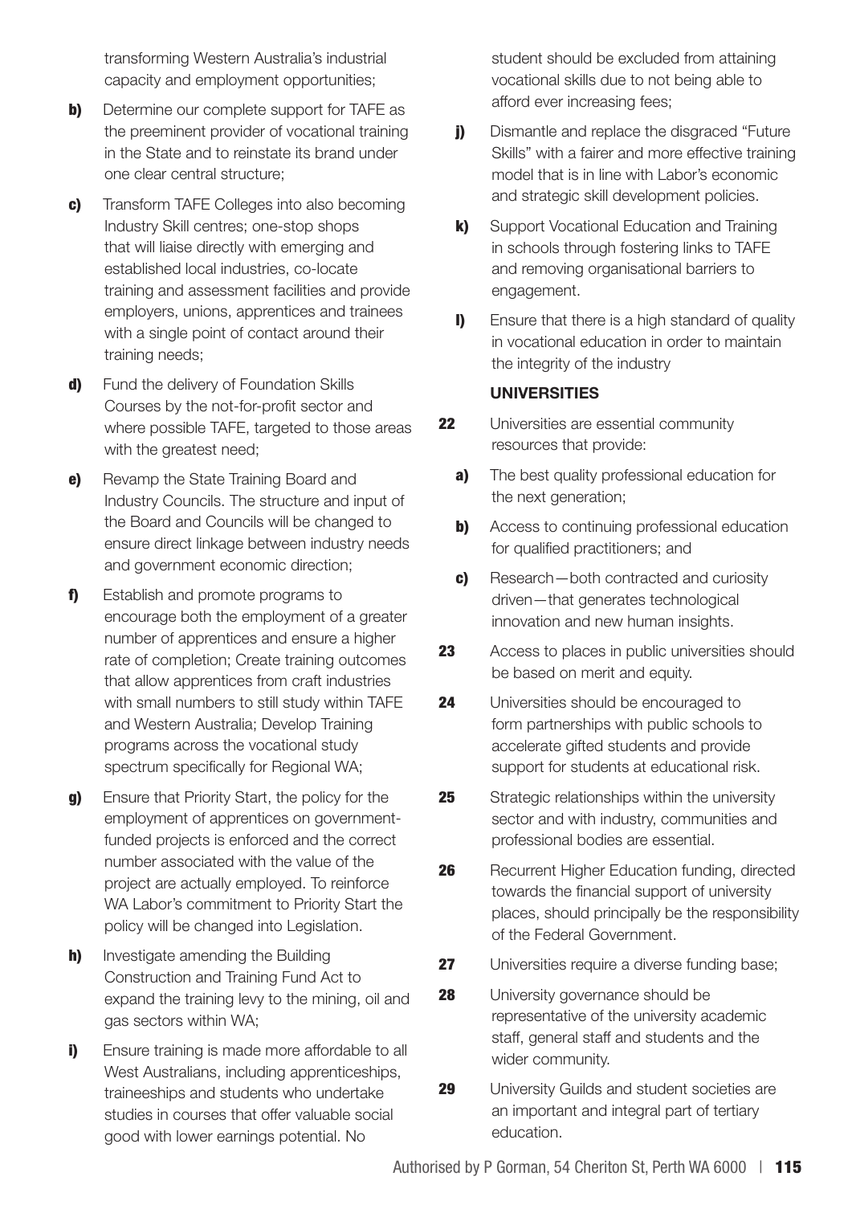transforming Western Australia's industrial capacity and employment opportunities;

**b)** Determine our complete support for TAFE as the preeminent provider of vocational training in the State and to reinstate its brand under one clear central structure;

**c)** Transform TAFE Colleges into also becoming Industry Skill centres; one-stop shops that will liaise directly with emerging and established local industries, co-locate training and assessment facilities and provide employers, unions, apprentices and trainees with a single point of contact around their training needs;

**d)** Fund the delivery of Foundation Skills Courses by the not-for-profit sector and where possible TAFE, targeted to those areas with the greatest need;

**e)** Revamp the State Training Board and Industry Councils. The structure and input of the Board and Councils will be changed to ensure direct linkage between industry needs and government economic direction;

**f)** Establish and promote programs to encourage both the employment of a greater number of apprentices and ensure a higher rate of completion; Create training outcomes that allow apprentices from craft industries with small numbers to still study within TAFE and Western Australia; Develop Training programs across the vocational study spectrum specifically for Regional WA;

**g)** Ensure that Priority Start, the policy for the employment of apprentices on government-funded projects is enforced and the correct number associated with the value of the project are actually employed. To reinforce WA Labor's commitment to Priority Start the policy will be changed into Legislation.

**h)** Investigate amending the Building Construction and Training Fund Act to expand the training levy to the mining, oil and gas sectors within WA;

**i)** Ensure training is made more affordable to all West Australians, including apprenticeships, traineeships and students who undertake studies in courses that offer valuable social good with lower earnings potential. No student should be excluded from attaining vocational skills due to not being able to afford ever increasing fees;

**j)** Dismantle and replace the disgraced "Future Skills" with a fairer and more effective training model that is in line with Labor's economic and strategic skill development policies.

**k)** Support Vocational Education and Training in schools through fostering links to TAFE and removing organisational barriers to engagement.

**l)** Ensure that there is a high standard of quality in vocational education in order to maintain the integrity of the industry

### UNIVERSITIES

**22** Universities are essential community resources that provide:

**a)** The best quality professional education for the next generation;

**b)** Access to continuing professional education for qualified practitioners; and

**c)** Research—both contracted and curiosity driven—that generates technological innovation and new human insights.

**23** Access to places in public universities should be based on merit and equity.

**24** Universities should be encouraged to form partnerships with public schools to accelerate gifted students and provide support for students at educational risk.

**25** Strategic relationships within the university sector and with industry, communities and professional bodies are essential.

**26** Recurrent Higher Education funding, directed towards the financial support of university places, should principally be the responsibility of the Federal Government.

**27** Universities require a diverse funding base;

**28** University governance should be representative of the university academic staff, general staff and students and the wider community.

**29** University Guilds and student societies are an important and integral part of tertiary education.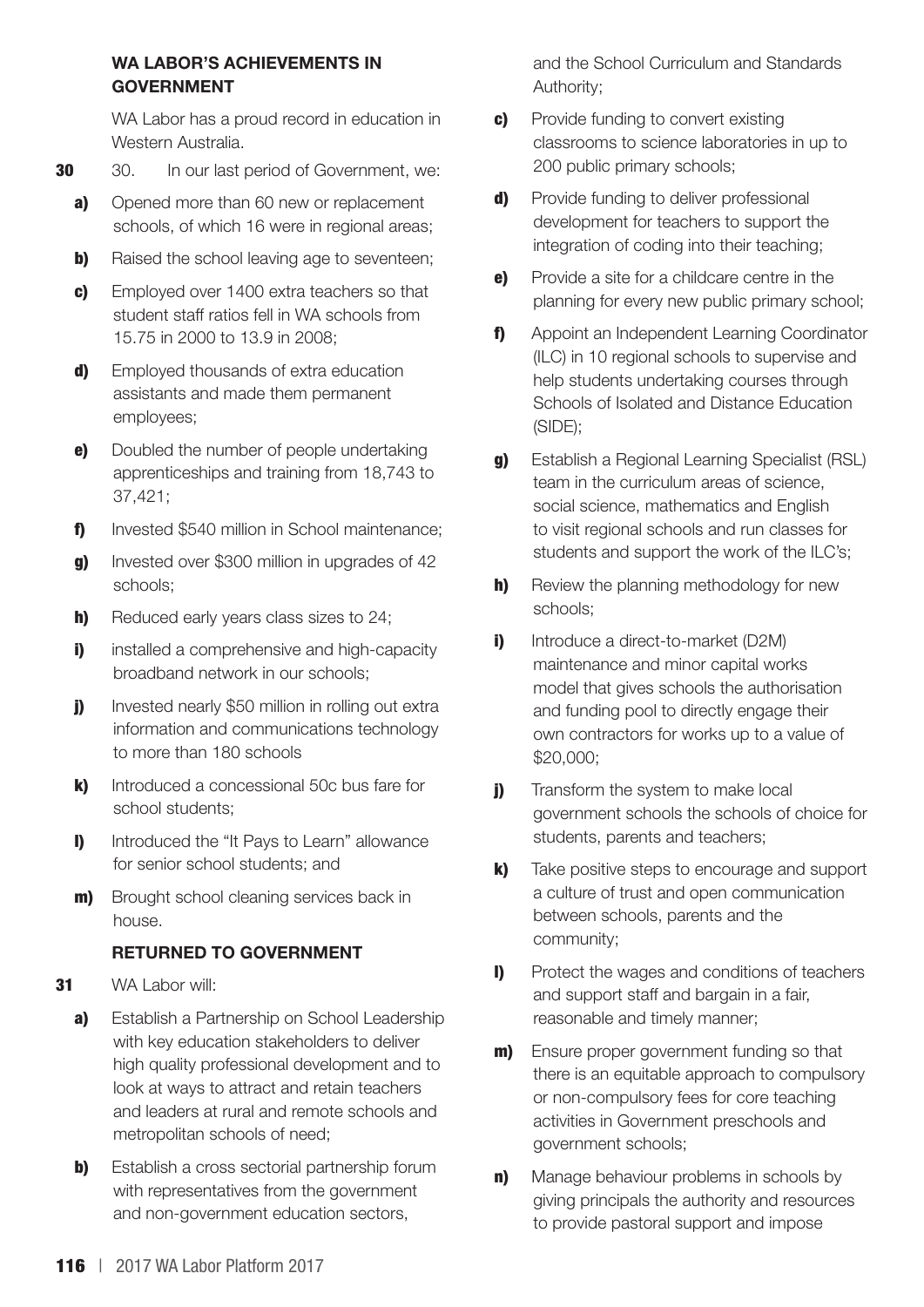### WA LABOR'S ACHIEVEMENTS IN GOVERNMENT

WA Labor has a proud record in education in Western Australia.

**30** 30. In our last period of Government, we:

- **a)** Opened more than 60 new or replacement schools, of which 16 were in regional areas;
- **b)** Raised the school leaving age to seventeen;
- **c)** Employed over 1400 extra teachers so that student staff ratios fell in WA schools from 15.75 in 2000 to 13.9 in 2008;
- **d)** Employed thousands of extra education assistants and made them permanent employees;
- **e)** Doubled the number of people undertaking apprenticeships and training from 18,743 to 37,421;
- **f)** Invested $540 million in School maintenance;
- **g)** Invested over $300 million in upgrades of 42 schools;
- **h)** Reduced early years class sizes to 24;
- **i)** installed a comprehensive and high-capacity broadband network in our schools;
- **j)** Invested nearly $50 million in rolling out extra information and communications technology to more than 180 schools
- **k)** Introduced a concessional 50c bus fare for school students;
- **l)** Introduced the "It Pays to Learn" allowance for senior school students; and
- **m)** Brought school cleaning services back in house.

### RETURNED TO GOVERNMENT

**31** WA Labor will:

- **a)** Establish a Partnership on School Leadership with key education stakeholders to deliver high quality professional development and to look at ways to attract and retain teachers and leaders at rural and remote schools and metropolitan schools of need;
- **b)** Establish a cross sectorial partnership forum with representatives from the government and non-government education sectors, and the School Curriculum and Standards Authority;
- **c)** Provide funding to convert existing classrooms to science laboratories in up to 200 public primary schools;
- **d)** Provide funding to deliver professional development for teachers to support the integration of coding into their teaching;
- **e)** Provide a site for a childcare centre in the planning for every new public primary school;
- **f)** Appoint an Independent Learning Coordinator (ILC) in 10 regional schools to supervise and help students undertaking courses through Schools of Isolated and Distance Education (SIDE);
- **g)** Establish a Regional Learning Specialist (RSL) team in the curriculum areas of science, social science, mathematics and English to visit regional schools and run classes for students and support the work of the ILC's;
- **h)** Review the planning methodology for new schools;
- **i)** Introduce a direct-to-market (D2M) maintenance and minor capital works model that gives schools the authorisation and funding pool to directly engage their own contractors for works up to a value of $20,000;
- **j)** Transform the system to make local government schools the schools of choice for students, parents and teachers;
- **k)** Take positive steps to encourage and support a culture of trust and open communication between schools, parents and the community;
- **l)** Protect the wages and conditions of teachers and support staff and bargain in a fair, reasonable and timely manner;
- **m)** Ensure proper government funding so that there is an equitable approach to compulsory or non-compulsory fees for core teaching activities in Government preschools and government schools;
- **n)** Manage behaviour problems in schools by giving principals the authority and resources to provide pastoral support and impose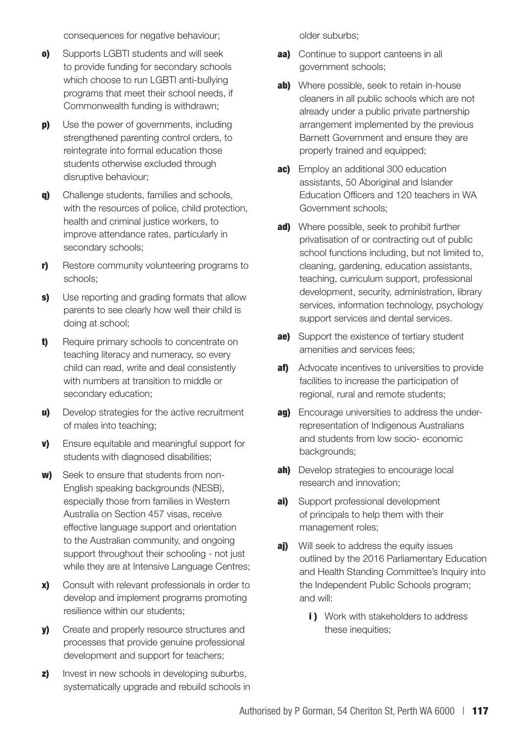consequences for negative behaviour;

- **o)** Supports LGBTI students and will seek to provide funding for secondary schools which choose to run LGBTI anti-bullying programs that meet their school needs, if Commonwealth funding is withdrawn;
- **p)** Use the power of governments, including strengthened parenting control orders, to reintegrate into formal education those students otherwise excluded through disruptive behaviour;
- **q)** Challenge students, families and schools, with the resources of police, child protection, health and criminal justice workers, to improve attendance rates, particularly in secondary schools;
- **r)** Restore community volunteering programs to schools;
- **s)** Use reporting and grading formats that allow parents to see clearly how well their child is doing at school;
- **t)** Require primary schools to concentrate on teaching literacy and numeracy, so every child can read, write and deal consistently with numbers at transition to middle or secondary education;
- **u)** Develop strategies for the active recruitment of males into teaching;
- **v)** Ensure equitable and meaningful support for students with diagnosed disabilities;
- **w)** Seek to ensure that students from non-English speaking backgrounds (NESB), especially those from families in Western Australia on Section 457 visas, receive effective language support and orientation to the Australian community, and ongoing support throughout their schooling - not just while they are at Intensive Language Centres;
- **x)** Consult with relevant professionals in order to develop and implement programs promoting resilience within our students;
- **y)** Create and properly resource structures and processes that provide genuine professional development and support for teachers;
- **z)** Invest in new schools in developing suburbs, systematically upgrade and rebuild schools in older suburbs;
- **aa)** Continue to support canteens in all government schools;
- **ab)** Where possible, seek to retain in-house cleaners in all public schools which are not already under a public private partnership arrangement implemented by the previous Barnett Government and ensure they are properly trained and equipped;
- **ac)** Employ an additional 300 education assistants, 50 Aboriginal and Islander Education Officers and 120 teachers in WA Government schools;
- **ad)** Where possible, seek to prohibit further privatisation of or contracting out of public school functions including, but not limited to, cleaning, gardening, education assistants, teaching, curriculum support, professional development, security, administration, library services, information technology, psychology support services and dental services.
- **ae)** Support the existence of tertiary student amenities and services fees;
- **af)** Advocate incentives to universities to provide facilities to increase the participation of regional, rural and remote students;
- **ag)** Encourage universities to address the under-representation of Indigenous Australians and students from low socio- economic backgrounds;
- **ah)** Develop strategies to encourage local research and innovation;
- **ai)** Support professional development of principals to help them with their management roles;
- **aj)** Will seek to address the equity issues outlined by the 2016 Parliamentary Education and Health Standing Committee's Inquiry into the Independent Public Schools program; and will:
  - **i )** Work with stakeholders to address these inequities;

Authorised by P Gorman, 54 Cheriton St, Perth WA 6000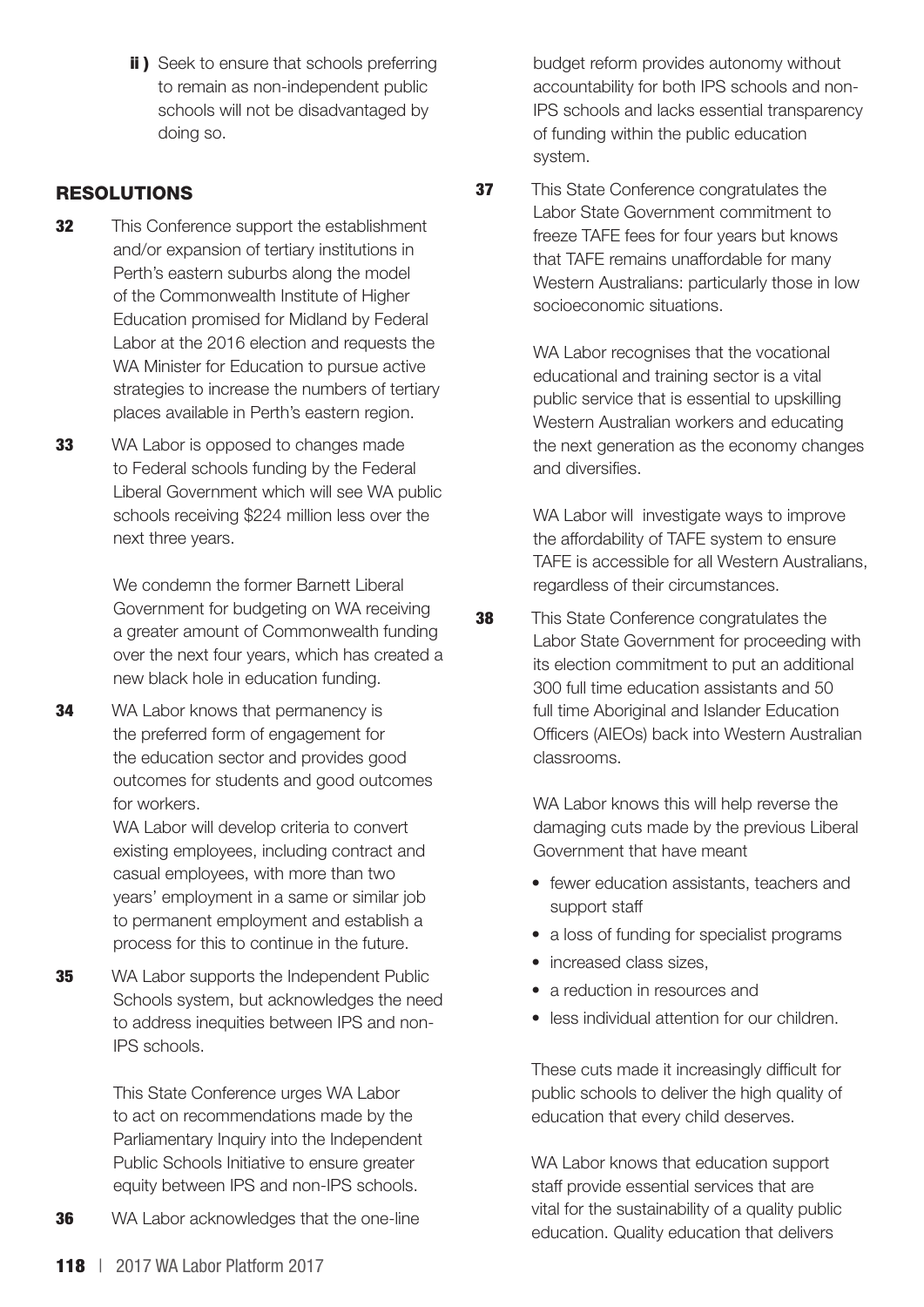ii ) Seek to ensure that schools preferring to remain as non-independent public schools will not be disadvantaged by doing so.

## RESOLUTIONS

**32** This Conference support the establishment and/or expansion of tertiary institutions in Perth's eastern suburbs along the model of the Commonwealth Institute of Higher Education promised for Midland by Federal Labor at the 2016 election and requests the WA Minister for Education to pursue active strategies to increase the numbers of tertiary places available in Perth's eastern region.

**33** WA Labor is opposed to changes made to Federal schools funding by the Federal Liberal Government which will see WA public schools receiving $224 million less over the next three years.

We condemn the former Barnett Liberal Government for budgeting on WA receiving a greater amount of Commonwealth funding over the next four years, which has created a new black hole in education funding.

**34** WA Labor knows that permanency is the preferred form of engagement for the education sector and provides good outcomes for students and good outcomes for workers.

WA Labor will develop criteria to convert existing employees, including contract and casual employees, with more than two years' employment in a same or similar job to permanent employment and establish a process for this to continue in the future.

**35** WA Labor supports the Independent Public Schools system, but acknowledges the need to address inequities between IPS and non-IPS schools.

This State Conference urges WA Labor to act on recommendations made by the Parliamentary Inquiry into the Independent Public Schools Initiative to ensure greater equity between IPS and non-IPS schools.

**36** WA Labor acknowledges that the one-line budget reform provides autonomy without accountability for both IPS schools and non-IPS schools and lacks essential transparency of funding within the public education system.

**37** This State Conference congratulates the Labor State Government commitment to freeze TAFE fees for four years but knows that TAFE remains unaffordable for many Western Australians: particularly those in low socioeconomic situations.

WA Labor recognises that the vocational educational and training sector is a vital public service that is essential to upskilling Western Australian workers and educating the next generation as the economy changes and diversifies.

WA Labor will investigate ways to improve the affordability of TAFE system to ensure TAFE is accessible for all Western Australians, regardless of their circumstances.

**38** This State Conference congratulates the Labor State Government for proceeding with its election commitment to put an additional 300 full time education assistants and 50 full time Aboriginal and Islander Education Officers (AIEOs) back into Western Australian classrooms.

WA Labor knows this will help reverse the damaging cuts made by the previous Liberal Government that have meant

- fewer education assistants, teachers and support staff
- a loss of funding for specialist programs
- increased class sizes,
- a reduction in resources and
- less individual attention for our children.

These cuts made it increasingly difficult for public schools to deliver the high quality of education that every child deserves.

WA Labor knows that education support staff provide essential services that are vital for the sustainability of a quality public education. Quality education that delivers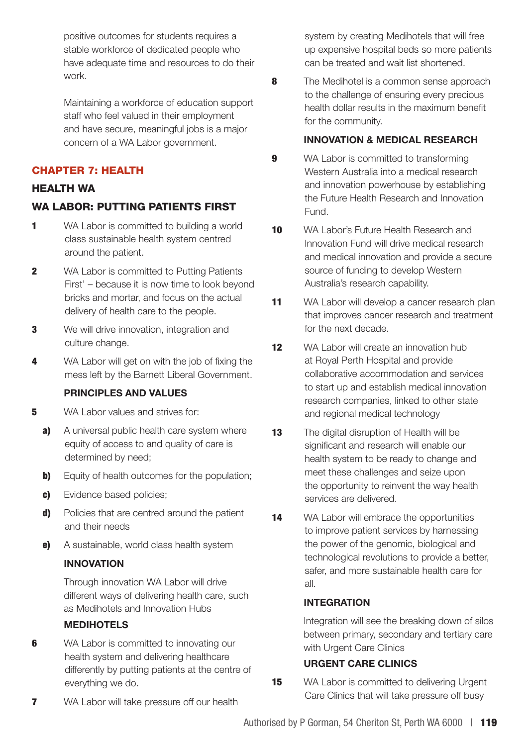positive outcomes for students requires a stable workforce of dedicated people who have adequate time and resources to do their work.

Maintaining a workforce of education support staff who feel valued in their employment and have secure, meaningful jobs is a major concern of a WA Labor government.

## CHAPTER 7: HEALTH

### HEALTH WA

### WA LABOR: PUTTING PATIENTS FIRST

**1** WA Labor is committed to building a world class sustainable health system centred around the patient.

**2** WA Labor is committed to Putting Patients First' – because it is now time to look beyond bricks and mortar, and focus on the actual delivery of health care to the people.

**3** We will drive innovation, integration and culture change.

**4** WA Labor will get on with the job of fixing the mess left by the Barnett Liberal Government.

#### PRINCIPLES AND VALUES

**5** WA Labor values and strives for:

- **a)** A universal public health care system where equity of access to and quality of care is determined by need;
- **b)** Equity of health outcomes for the population;
- **c)** Evidence based policies;
- **d)** Policies that are centred around the patient and their needs
- **e)** A sustainable, world class health system

#### INNOVATION

Through innovation WA Labor will drive different ways of delivering health care, such as Medihotels and Innovation Hubs

#### MEDIHOTELS

**6** WA Labor is committed to innovating our health system and delivering healthcare differently by putting patients at the centre of everything we do.

**7** WA Labor will take pressure off our health system by creating Medihotels that will free up expensive hospital beds so more patients can be treated and wait list shortened.

**8** The Medihotel is a common sense approach to the challenge of ensuring every precious health dollar results in the maximum benefit for the community.

#### INNOVATION & MEDICAL RESEARCH

**9** WA Labor is committed to transforming Western Australia into a medical research and innovation powerhouse by establishing the Future Health Research and Innovation Fund.

**10** WA Labor's Future Health Research and Innovation Fund will drive medical research and medical innovation and provide a secure source of funding to develop Western Australia's research capability.

**11** WA Labor will develop a cancer research plan that improves cancer research and treatment for the next decade.

**12** WA Labor will create an innovation hub at Royal Perth Hospital and provide collaborative accommodation and services to start up and establish medical innovation research companies, linked to other state and regional medical technology

**13** The digital disruption of Health will be significant and research will enable our health system to be ready to change and meet these challenges and seize upon the opportunity to reinvent the way health services are delivered.

**14** WA Labor will embrace the opportunities to improve patient services by harnessing the power of the genomic, biological and technological revolutions to provide a better, safer, and more sustainable health care for all.

#### INTEGRATION

Integration will see the breaking down of silos between primary, secondary and tertiary care with Urgent Care Clinics

#### URGENT CARE CLINICS

**15** WA Labor is committed to delivering Urgent Care Clinics that will take pressure off busy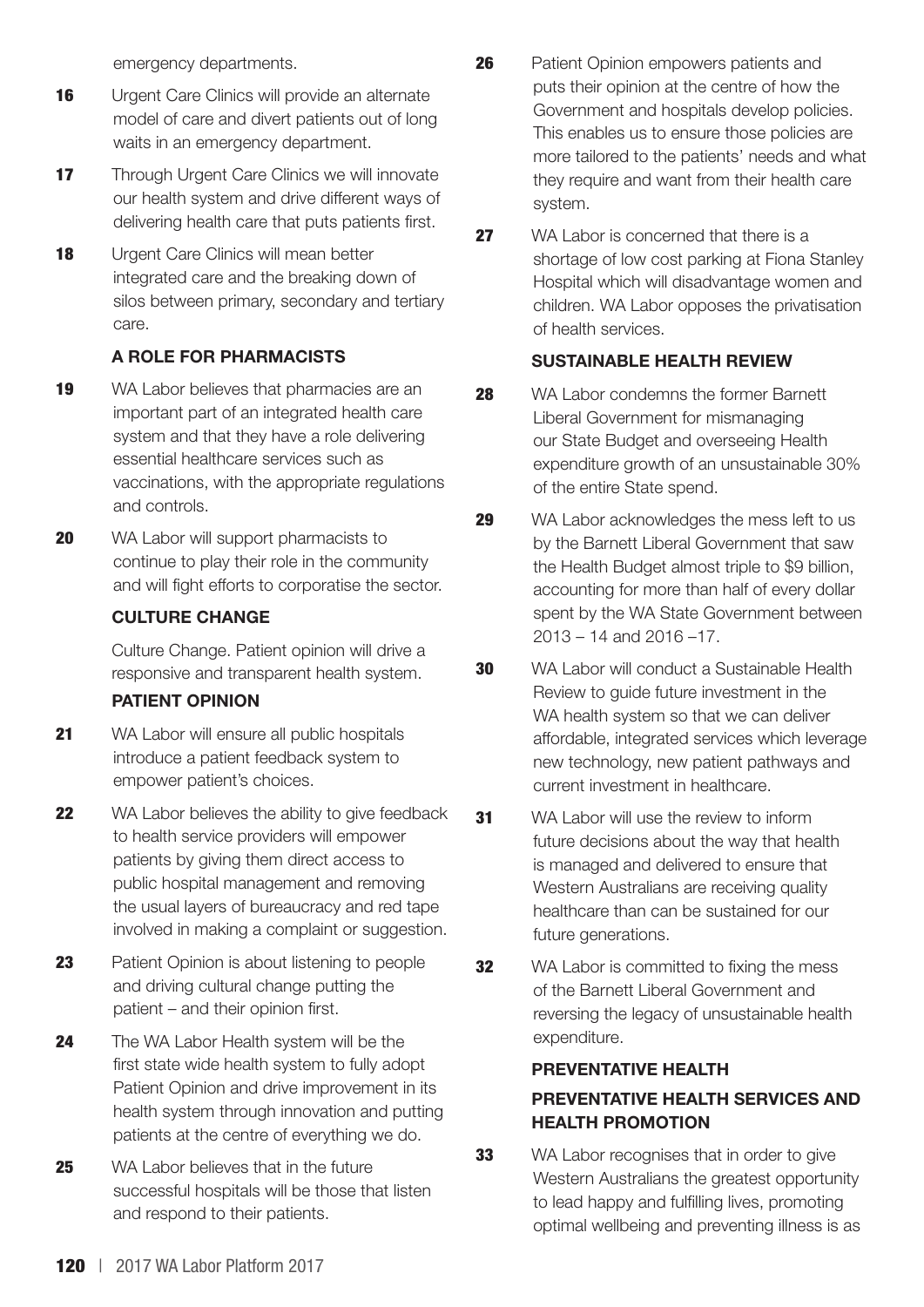emergency departments.

**16** Urgent Care Clinics will provide an alternate model of care and divert patients out of long waits in an emergency department.

**17** Through Urgent Care Clinics we will innovate our health system and drive different ways of delivering health care that puts patients first.

**18** Urgent Care Clinics will mean better integrated care and the breaking down of silos between primary, secondary and tertiary care.

### A ROLE FOR PHARMACISTS

**19** WA Labor believes that pharmacies are an important part of an integrated health care system and that they have a role delivering essential healthcare services such as vaccinations, with the appropriate regulations and controls.

**20** WA Labor will support pharmacists to continue to play their role in the community and will fight efforts to corporatise the sector.

### CULTURE CHANGE

Culture Change. Patient opinion will drive a responsive and transparent health system.

### PATIENT OPINION

**21** WA Labor will ensure all public hospitals introduce a patient feedback system to empower patient's choices.

**22** WA Labor believes the ability to give feedback to health service providers will empower patients by giving them direct access to public hospital management and removing the usual layers of bureaucracy and red tape involved in making a complaint or suggestion.

**23** Patient Opinion is about listening to people and driving cultural change putting the patient – and their opinion first.

**24** The WA Labor Health system will be the first state wide health system to fully adopt Patient Opinion and drive improvement in its health system through innovation and putting patients at the centre of everything we do.

**25** WA Labor believes that in the future successful hospitals will be those that listen and respond to their patients.

**26** Patient Opinion empowers patients and puts their opinion at the centre of how the Government and hospitals develop policies. This enables us to ensure those policies are more tailored to the patients' needs and what they require and want from their health care system.

**27** WA Labor is concerned that there is a shortage of low cost parking at Fiona Stanley Hospital which will disadvantage women and children. WA Labor opposes the privatisation of health services.

### SUSTAINABLE HEALTH REVIEW

**28** WA Labor condemns the former Barnett Liberal Government for mismanaging our State Budget and overseeing Health expenditure growth of an unsustainable 30% of the entire State spend.

**29** WA Labor acknowledges the mess left to us by the Barnett Liberal Government that saw the Health Budget almost triple to $9 billion, accounting for more than half of every dollar spent by the WA State Government between 2013 – 14 and 2016 –17.

**30** WA Labor will conduct a Sustainable Health Review to guide future investment in the WA health system so that we can deliver affordable, integrated services which leverage new technology, new patient pathways and current investment in healthcare.

**31** WA Labor will use the review to inform future decisions about the way that health is managed and delivered to ensure that Western Australians are receiving quality healthcare than can be sustained for our future generations.

**32** WA Labor is committed to fixing the mess of the Barnett Liberal Government and reversing the legacy of unsustainable health expenditure.

### PREVENTATIVE HEALTH

### PREVENTATIVE HEALTH SERVICES AND HEALTH PROMOTION

**33** WA Labor recognises that in order to give Western Australians the greatest opportunity to lead happy and fulfilling lives, promoting optimal wellbeing and preventing illness is as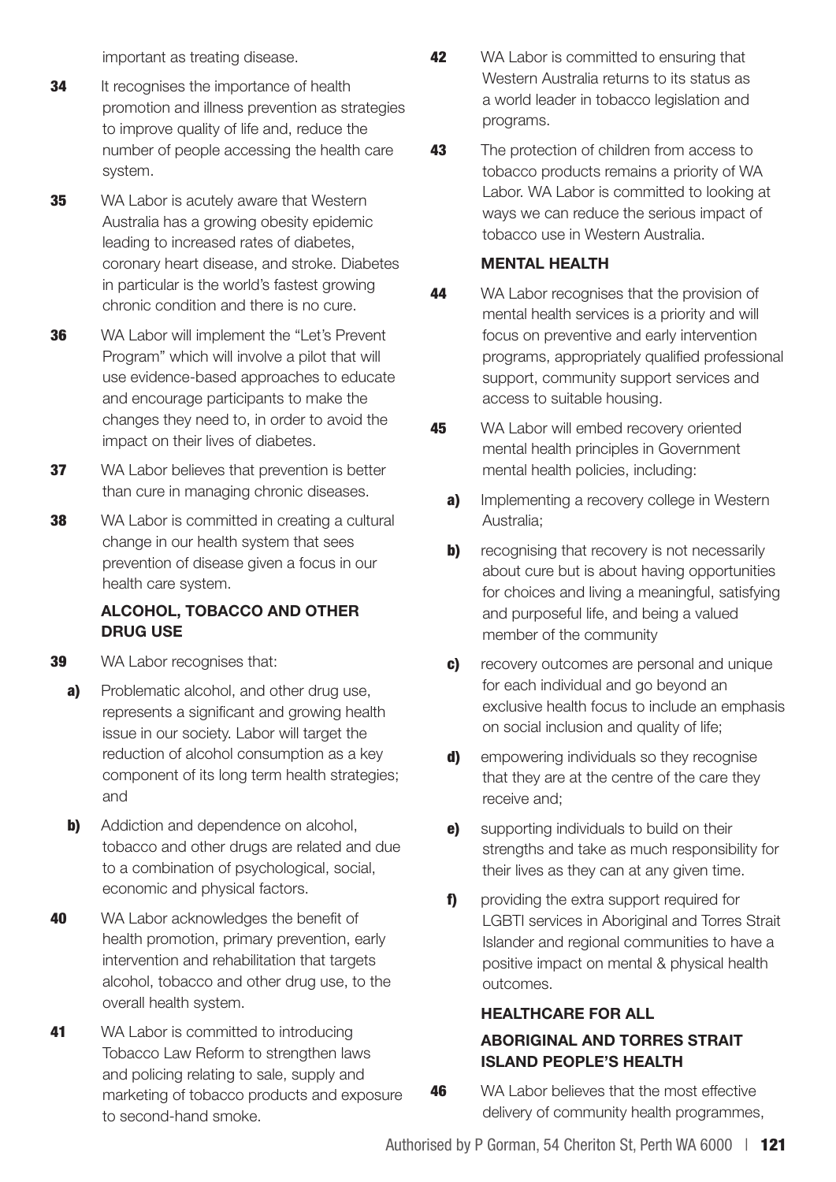important as treating disease.

**34** It recognises the importance of health promotion and illness prevention as strategies to improve quality of life and, reduce the number of people accessing the health care system.

**35** WA Labor is acutely aware that Western Australia has a growing obesity epidemic leading to increased rates of diabetes, coronary heart disease, and stroke. Diabetes in particular is the world's fastest growing chronic condition and there is no cure.

**36** WA Labor will implement the "Let's Prevent Program" which will involve a pilot that will use evidence-based approaches to educate and encourage participants to make the changes they need to, in order to avoid the impact on their lives of diabetes.

**37** WA Labor believes that prevention is better than cure in managing chronic diseases.

**38** WA Labor is committed in creating a cultural change in our health system that sees prevention of disease given a focus in our health care system.

### ALCOHOL, TOBACCO AND OTHER DRUG USE

**39** WA Labor recognises that:

- **a)** Problematic alcohol, and other drug use, represents a significant and growing health issue in our society. Labor will target the reduction of alcohol consumption as a key component of its long term health strategies; and
- **b)** Addiction and dependence on alcohol, tobacco and other drugs are related and due to a combination of psychological, social, economic and physical factors.

**40** WA Labor acknowledges the benefit of health promotion, primary prevention, early intervention and rehabilitation that targets alcohol, tobacco and other drug use, to the overall health system.

**41** WA Labor is committed to introducing Tobacco Law Reform to strengthen laws and policing relating to sale, supply and marketing of tobacco products and exposure to second-hand smoke.

**42** WA Labor is committed to ensuring that Western Australia returns to its status as a world leader in tobacco legislation and programs.

**43** The protection of children from access to tobacco products remains a priority of WA Labor. WA Labor is committed to looking at ways we can reduce the serious impact of tobacco use in Western Australia.

### MENTAL HEALTH

**44** WA Labor recognises that the provision of mental health services is a priority and will focus on preventive and early intervention programs, appropriately qualified professional support, community support services and access to suitable housing.

**45** WA Labor will embed recovery oriented mental health principles in Government mental health policies, including:

- **a)** Implementing a recovery college in Western Australia;
- **b)** recognising that recovery is not necessarily about cure but is about having opportunities for choices and living a meaningful, satisfying and purposeful life, and being a valued member of the community
- **c)** recovery outcomes are personal and unique for each individual and go beyond an exclusive health focus to include an emphasis on social inclusion and quality of life;
- **d)** empowering individuals so they recognise that they are at the centre of the care they receive and;
- **e)** supporting individuals to build on their strengths and take as much responsibility for their lives as they can at any given time.
- **f)** providing the extra support required for LGBTI services in Aboriginal and Torres Strait Islander and regional communities to have a positive impact on mental & physical health outcomes.

### HEALTHCARE FOR ALL

### ABORIGINAL AND TORRES STRAIT ISLAND PEOPLE'S HEALTH

**46** WA Labor believes that the most effective delivery of community health programmes,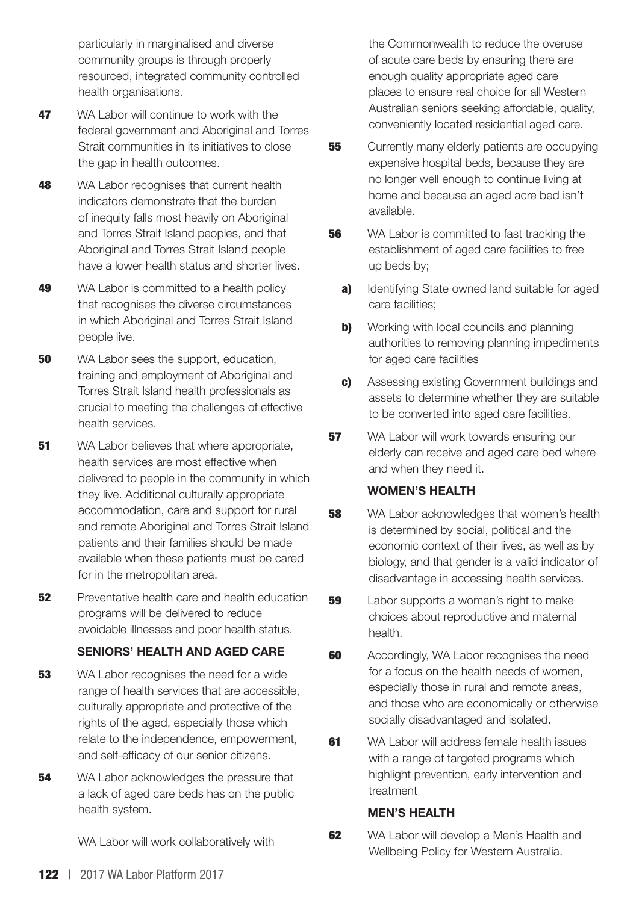particularly in marginalised and diverse community groups is through properly resourced, integrated community controlled health organisations.

**47** WA Labor will continue to work with the federal government and Aboriginal and Torres Strait communities in its initiatives to close the gap in health outcomes.

**48** WA Labor recognises that current health indicators demonstrate that the burden of inequity falls most heavily on Aboriginal and Torres Strait Island peoples, and that Aboriginal and Torres Strait Island people have a lower health status and shorter lives.

**49** WA Labor is committed to a health policy that recognises the diverse circumstances in which Aboriginal and Torres Strait Island people live.

**50** WA Labor sees the support, education, training and employment of Aboriginal and Torres Strait Island health professionals as crucial to meeting the challenges of effective health services.

**51** WA Labor believes that where appropriate, health services are most effective when delivered to people in the community in which they live. Additional culturally appropriate accommodation, care and support for rural and remote Aboriginal and Torres Strait Island patients and their families should be made available when these patients must be cared for in the metropolitan area.

**52** Preventative health care and health education programs will be delivered to reduce avoidable illnesses and poor health status.

### SENIORS' HEALTH AND AGED CARE

**53** WA Labor recognises the need for a wide range of health services that are accessible, culturally appropriate and protective of the rights of the aged, especially those which relate to the independence, empowerment, and self-efficacy of our senior citizens.

**54** WA Labor acknowledges the pressure that a lack of aged care beds has on the public health system.

WA Labor will work collaboratively with the Commonwealth to reduce the overuse of acute care beds by ensuring there are enough quality appropriate aged care places to ensure real choice for all Western Australian seniors seeking affordable, quality, conveniently located residential aged care.

**55** Currently many elderly patients are occupying expensive hospital beds, because they are no longer well enough to continue living at home and because an aged acre bed isn't available.

**56** WA Labor is committed to fast tracking the establishment of aged care facilities to free up beds by;

- **a)** Identifying State owned land suitable for aged care facilities;
- **b)** Working with local councils and planning authorities to removing planning impediments for aged care facilities
- **c)** Assessing existing Government buildings and assets to determine whether they are suitable to be converted into aged care facilities.

**57** WA Labor will work towards ensuring our elderly can receive and aged care bed where and when they need it.

### WOMEN'S HEALTH

**58** WA Labor acknowledges that women's health is determined by social, political and the economic context of their lives, as well as by biology, and that gender is a valid indicator of disadvantage in accessing health services.

**59** Labor supports a woman's right to make choices about reproductive and maternal health.

**60** Accordingly, WA Labor recognises the need for a focus on the health needs of women, especially those in rural and remote areas, and those who are economically or otherwise socially disadvantaged and isolated.

**61** WA Labor will address female health issues with a range of targeted programs which highlight prevention, early intervention and treatment

### MEN'S HEALTH

**62** WA Labor will develop a Men's Health and Wellbeing Policy for Western Australia.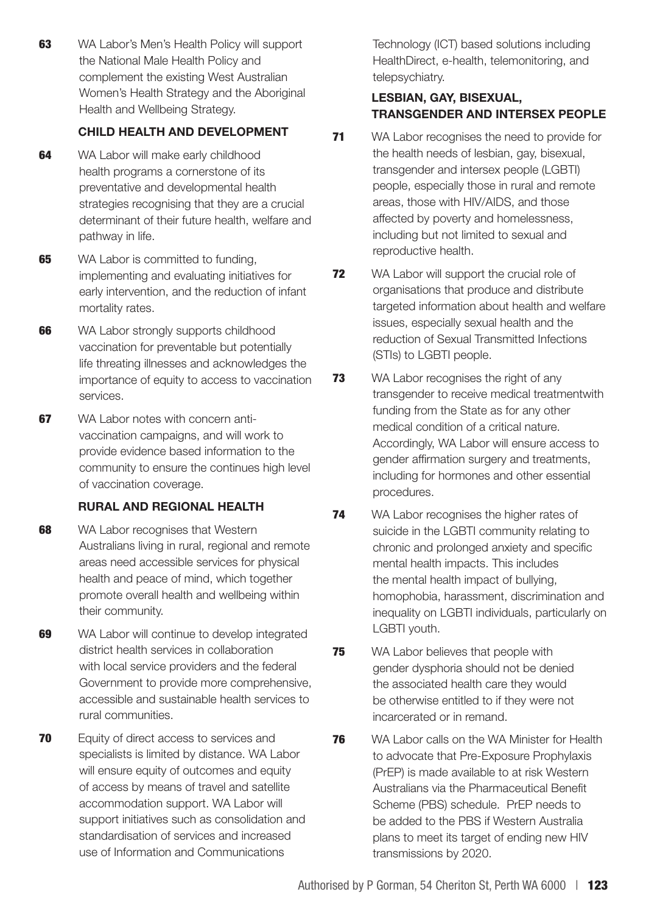**63** WA Labor's Men's Health Policy will support the National Male Health Policy and complement the existing West Australian Women's Health Strategy and the Aboriginal Health and Wellbeing Strategy.

### CHILD HEALTH AND DEVELOPMENT

**64** WA Labor will make early childhood health programs a cornerstone of its preventative and developmental health strategies recognising that they are a crucial determinant of their future health, welfare and pathway in life.

**65** WA Labor is committed to funding, implementing and evaluating initiatives for early intervention, and the reduction of infant mortality rates.

**66** WA Labor strongly supports childhood vaccination for preventable but potentially life threating illnesses and acknowledges the importance of equity to access to vaccination services.

**67** WA Labor notes with concern anti-vaccination campaigns, and will work to provide evidence based information to the community to ensure the continues high level of vaccination coverage.

### RURAL AND REGIONAL HEALTH

**68** WA Labor recognises that Western Australians living in rural, regional and remote areas need accessible services for physical health and peace of mind, which together promote overall health and wellbeing within their community.

**69** WA Labor will continue to develop integrated district health services in collaboration with local service providers and the federal Government to provide more comprehensive, accessible and sustainable health services to rural communities.

**70** Equity of direct access to services and specialists is limited by distance. WA Labor will ensure equity of outcomes and equity of access by means of travel and satellite accommodation support. WA Labor will support initiatives such as consolidation and standardisation of services and increased use of Information and Communications Technology (ICT) based solutions including HealthDirect, e-health, telemonitoring, and telepsychiatry.

### LESBIAN, GAY, BISEXUAL, TRANSGENDER AND INTERSEX PEOPLE

**71** WA Labor recognises the need to provide for the health needs of lesbian, gay, bisexual, transgender and intersex people (LGBTI) people, especially those in rural and remote areas, those with HIV/AIDS, and those affected by poverty and homelessness, including but not limited to sexual and reproductive health.

**72** WA Labor will support the crucial role of organisations that produce and distribute targeted information about health and welfare issues, especially sexual health and the reduction of Sexual Transmitted Infections (STIs) to LGBTI people.

**73** WA Labor recognises the right of any transgender to receive medical treatmentwith funding from the State as for any other medical condition of a critical nature. Accordingly, WA Labor will ensure access to gender affirmation surgery and treatments, including for hormones and other essential procedures.

**74** WA Labor recognises the higher rates of suicide in the LGBTI community relating to chronic and prolonged anxiety and specific mental health impacts. This includes the mental health impact of bullying, homophobia, harassment, discrimination and inequality on LGBTI individuals, particularly on LGBTI youth.

**75** WA Labor believes that people with gender dysphoria should not be denied the associated health care they would be otherwise entitled to if they were not incarcerated or in remand.

**76** WA Labor calls on the WA Minister for Health to advocate that Pre-Exposure Prophylaxis (PrEP) is made available to at risk Western Australians via the Pharmaceutical Benefit Scheme (PBS) schedule. PrEP needs to be added to the PBS if Western Australia plans to meet its target of ending new HIV transmissions by 2020.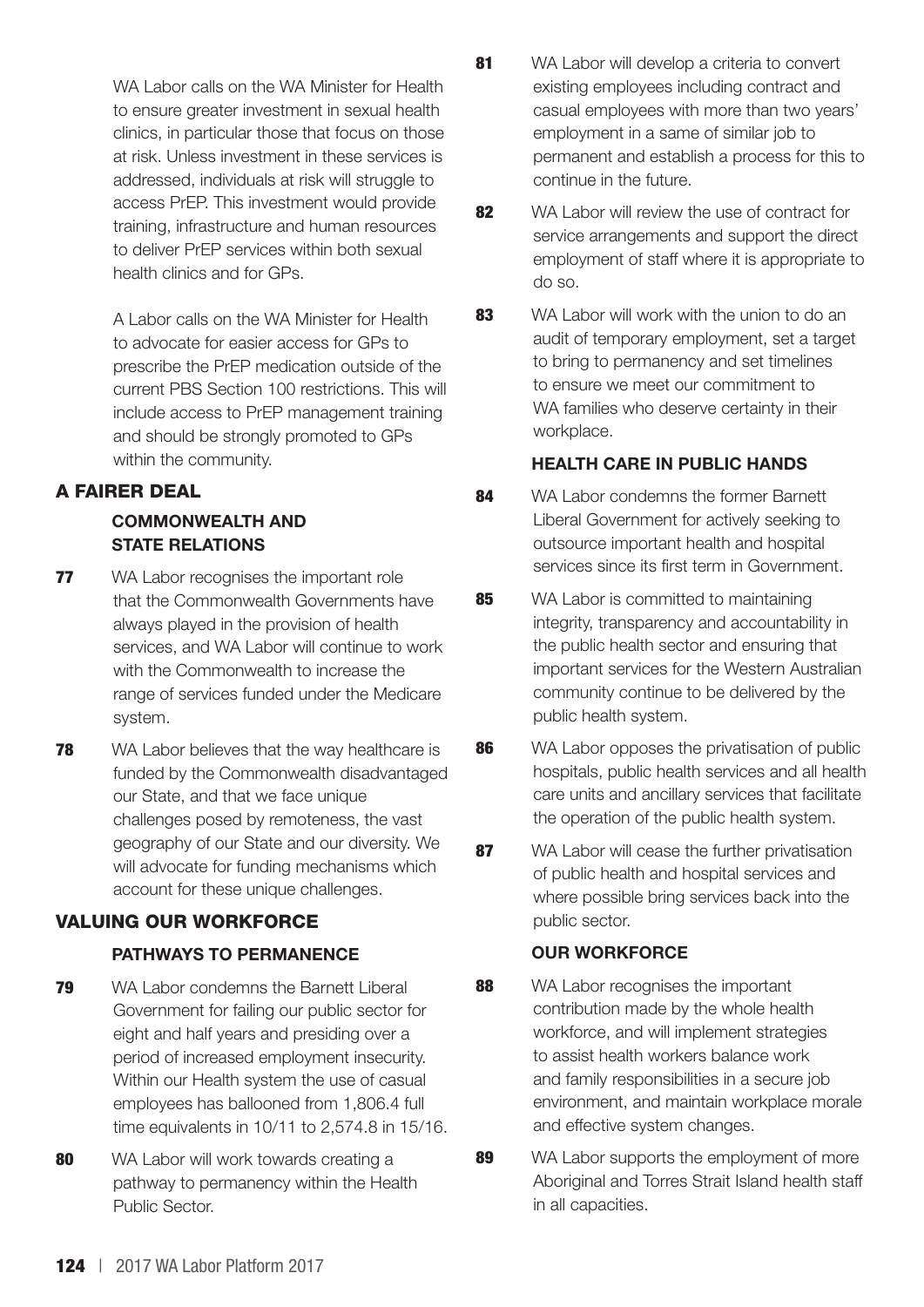WA Labor calls on the WA Minister for Health to ensure greater investment in sexual health clinics, in particular those that focus on those at risk. Unless investment in these services is addressed, individuals at risk will struggle to access PrEP. This investment would provide training, infrastructure and human resources to deliver PrEP services within both sexual health clinics and for GPs.

A Labor calls on the WA Minister for Health to advocate for easier access for GPs to prescribe the PrEP medication outside of the current PBS Section 100 restrictions. This will include access to PrEP management training and should be strongly promoted to GPs within the community.

## A FAIRER DEAL

### COMMONWEALTH AND STATE RELATIONS

**77** WA Labor recognises the important role that the Commonwealth Governments have always played in the provision of health services, and WA Labor will continue to work with the Commonwealth to increase the range of services funded under the Medicare system.

**78** WA Labor believes that the way healthcare is funded by the Commonwealth disadvantaged our State, and that we face unique challenges posed by remoteness, the vast geography of our State and our diversity. We will advocate for funding mechanisms which account for these unique challenges.

## VALUING OUR WORKFORCE

### PATHWAYS TO PERMANENCE

**79** WA Labor condemns the Barnett Liberal Government for failing our public sector for eight and half years and presiding over a period of increased employment insecurity. Within our Health system the use of casual employees has ballooned from 1,806.4 full time equivalents in 10/11 to 2,574.8 in 15/16.

**80** WA Labor will work towards creating a pathway to permanency within the Health Public Sector.

**81** WA Labor will develop a criteria to convert existing employees including contract and casual employees with more than two years' employment in a same of similar job to permanent and establish a process for this to continue in the future.

**82** WA Labor will review the use of contract for service arrangements and support the direct employment of staff where it is appropriate to do so.

**83** WA Labor will work with the union to do an audit of temporary employment, set a target to bring to permanency and set timelines to ensure we meet our commitment to WA families who deserve certainty in their workplace.

### HEALTH CARE IN PUBLIC HANDS

**84** WA Labor condemns the former Barnett Liberal Government for actively seeking to outsource important health and hospital services since its first term in Government.

**85** WA Labor is committed to maintaining integrity, transparency and accountability in the public health sector and ensuring that important services for the Western Australian community continue to be delivered by the public health system.

**86** WA Labor opposes the privatisation of public hospitals, public health services and all health care units and ancillary services that facilitate the operation of the public health system.

**87** WA Labor will cease the further privatisation of public health and hospital services and where possible bring services back into the public sector.

### OUR WORKFORCE

**88** WA Labor recognises the important contribution made by the whole health workforce, and will implement strategies to assist health workers balance work and family responsibilities in a secure job environment, and maintain workplace morale and effective system changes.

**89** WA Labor supports the employment of more Aboriginal and Torres Strait Island health staff in all capacities.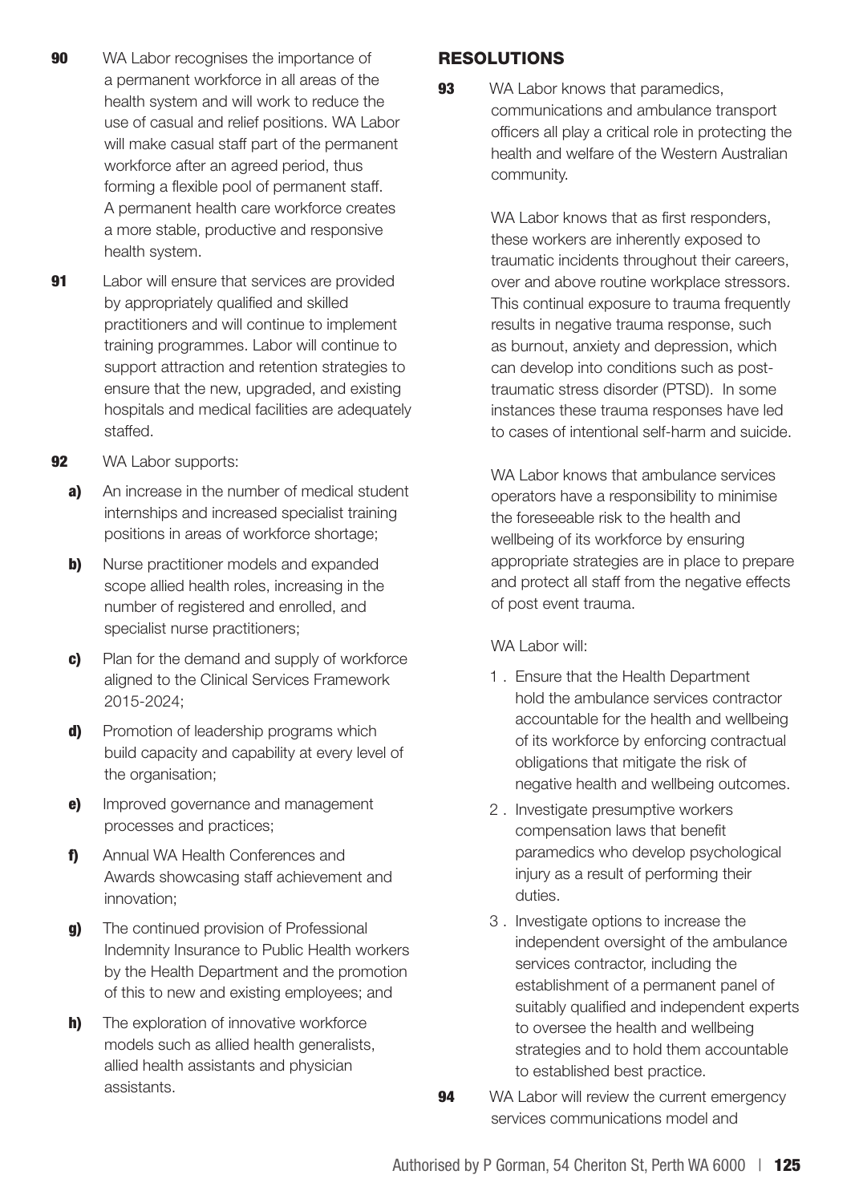**90** WA Labor recognises the importance of a permanent workforce in all areas of the health system and will work to reduce the use of casual and relief positions. WA Labor will make casual staff part of the permanent workforce after an agreed period, thus forming a flexible pool of permanent staff. A permanent health care workforce creates a more stable, productive and responsive health system.

**91** Labor will ensure that services are provided by appropriately qualified and skilled practitioners and will continue to implement training programmes. Labor will continue to support attraction and retention strategies to ensure that the new, upgraded, and existing hospitals and medical facilities are adequately staffed.

**92** WA Labor supports:

- **a)** An increase in the number of medical student internships and increased specialist training positions in areas of workforce shortage;
- **b)** Nurse practitioner models and expanded scope allied health roles, increasing in the number of registered and enrolled, and specialist nurse practitioners;
- **c)** Plan for the demand and supply of workforce aligned to the Clinical Services Framework 2015-2024;
- **d)** Promotion of leadership programs which build capacity and capability at every level of the organisation;
- **e)** Improved governance and management processes and practices;
- **f)** Annual WA Health Conferences and Awards showcasing staff achievement and innovation;
- **g)** The continued provision of Professional Indemnity Insurance to Public Health workers by the Health Department and the promotion of this to new and existing employees; and
- **h)** The exploration of innovative workforce models such as allied health generalists, allied health assistants and physician assistants.

## RESOLUTIONS

**93** WA Labor knows that paramedics, communications and ambulance transport officers all play a critical role in protecting the health and welfare of the Western Australian community.

WA Labor knows that as first responders, these workers are inherently exposed to traumatic incidents throughout their careers, over and above routine workplace stressors. This continual exposure to trauma frequently results in negative trauma response, such as burnout, anxiety and depression, which can develop into conditions such as post-traumatic stress disorder (PTSD). In some instances these trauma responses have led to cases of intentional self-harm and suicide.

WA Labor knows that ambulance services operators have a responsibility to minimise the foreseeable risk to the health and wellbeing of its workforce by ensuring appropriate strategies are in place to prepare and protect all staff from the negative effects of post event trauma.

WA Labor will:

1. Ensure that the Health Department hold the ambulance services contractor accountable for the health and wellbeing of its workforce by enforcing contractual obligations that mitigate the risk of negative health and wellbeing outcomes.
2. Investigate presumptive workers compensation laws that benefit paramedics who develop psychological injury as a result of performing their duties.
3. Investigate options to increase the independent oversight of the ambulance services contractor, including the establishment of a permanent panel of suitably qualified and independent experts to oversee the health and wellbeing strategies and to hold them accountable to established best practice.

**94** WA Labor will review the current emergency services communications model and

Authorised by P Gorman, 54 Cheriton St, Perth WA 6000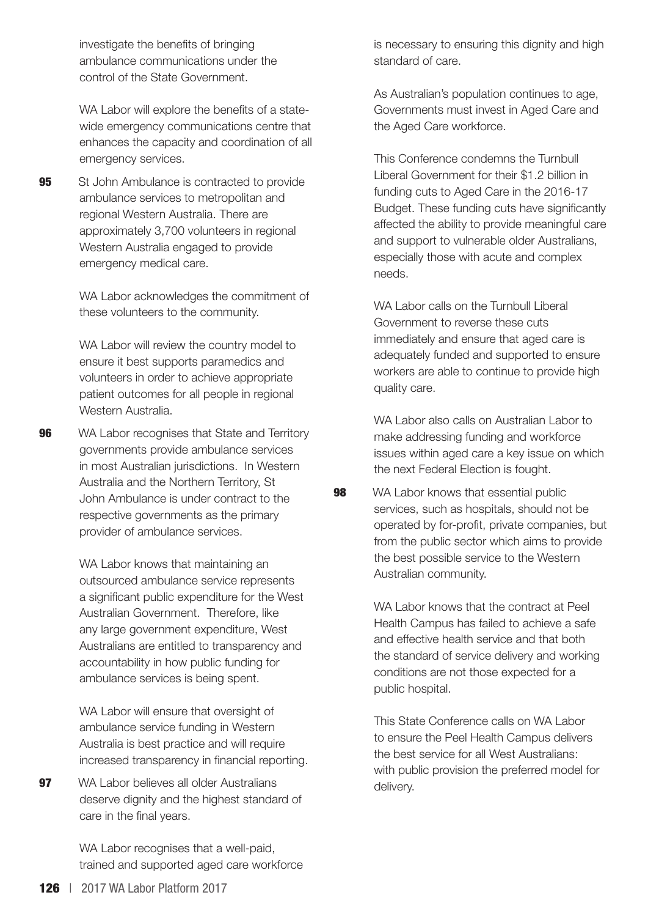investigate the benefits of bringing ambulance communications under the control of the State Government.

WA Labor will explore the benefits of a state-wide emergency communications centre that enhances the capacity and coordination of all emergency services.

**95** St John Ambulance is contracted to provide ambulance services to metropolitan and regional Western Australia. There are approximately 3,700 volunteers in regional Western Australia engaged to provide emergency medical care.

WA Labor acknowledges the commitment of these volunteers to the community.

WA Labor will review the country model to ensure it best supports paramedics and volunteers in order to achieve appropriate patient outcomes for all people in regional Western Australia.

**96** WA Labor recognises that State and Territory governments provide ambulance services in most Australian jurisdictions. In Western Australia and the Northern Territory, St John Ambulance is under contract to the respective governments as the primary provider of ambulance services.

WA Labor knows that maintaining an outsourced ambulance service represents a significant public expenditure for the West Australian Government. Therefore, like any large government expenditure, West Australians are entitled to transparency and accountability in how public funding for ambulance services is being spent.

WA Labor will ensure that oversight of ambulance service funding in Western Australia is best practice and will require increased transparency in financial reporting.

**97** WA Labor believes all older Australians deserve dignity and the highest standard of care in the final years.

WA Labor recognises that a well-paid, trained and supported aged care workforce is necessary to ensuring this dignity and high standard of care.

As Australian's population continues to age, Governments must invest in Aged Care and the Aged Care workforce.

This Conference condemns the Turnbull Liberal Government for their $1.2 billion in funding cuts to Aged Care in the 2016-17 Budget. These funding cuts have significantly affected the ability to provide meaningful care and support to vulnerable older Australians, especially those with acute and complex needs.

WA Labor calls on the Turnbull Liberal Government to reverse these cuts immediately and ensure that aged care is adequately funded and supported to ensure workers are able to continue to provide high quality care.

WA Labor also calls on Australian Labor to make addressing funding and workforce issues within aged care a key issue on which the next Federal Election is fought.

**98** WA Labor knows that essential public services, such as hospitals, should not be operated by for-profit, private companies, but from the public sector which aims to provide the best possible service to the Western Australian community.

WA Labor knows that the contract at Peel Health Campus has failed to achieve a safe and effective health service and that both the standard of service delivery and working conditions are not those expected for a public hospital.

This State Conference calls on WA Labor to ensure the Peel Health Campus delivers the best service for all West Australians: with public provision the preferred model for delivery.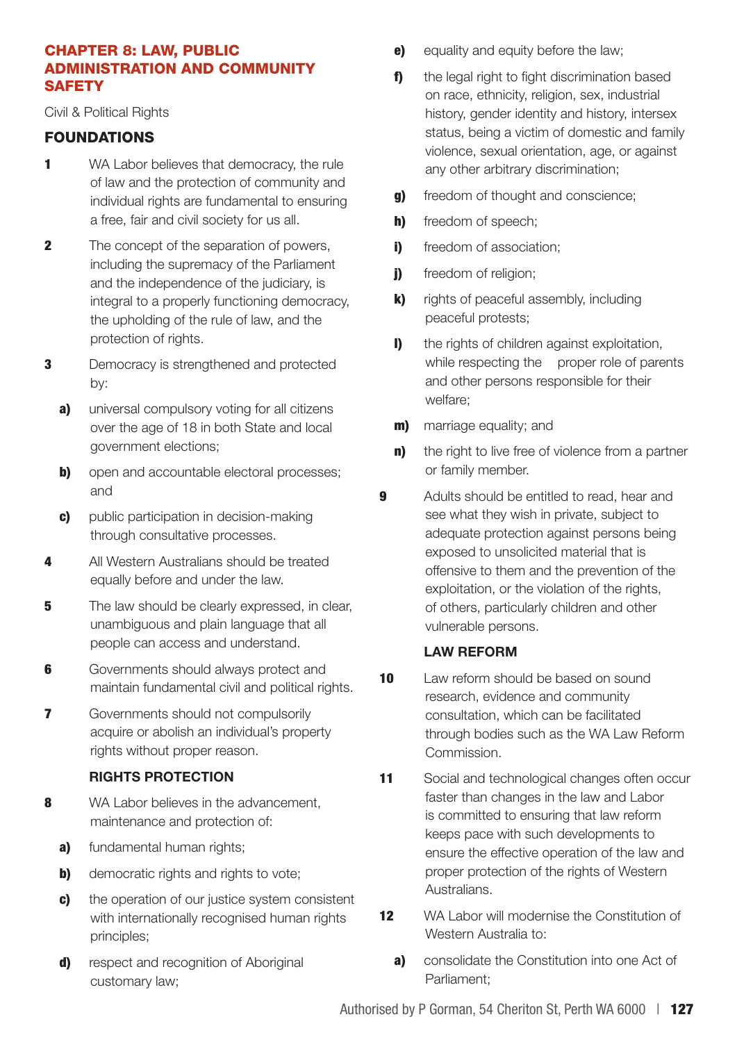## CHAPTER 8: LAW, PUBLIC ADMINISTRATION AND COMMUNITY SAFETY

Civil & Political Rights

### FOUNDATIONS

**1** WA Labor believes that democracy, the rule of law and the protection of community and individual rights are fundamental to ensuring a free, fair and civil society for us all.

**2** The concept of the separation of powers, including the supremacy of the Parliament and the independence of the judiciary, is integral to a properly functioning democracy, the upholding of the rule of law, and the protection of rights.

**3** Democracy is strengthened and protected by:

- **a)** universal compulsory voting for all citizens over the age of 18 in both State and local government elections;
- **b)** open and accountable electoral processes; and
- **c)** public participation in decision-making through consultative processes.

**4** All Western Australians should be treated equally before and under the law.

**5** The law should be clearly expressed, in clear, unambiguous and plain language that all people can access and understand.

**6** Governments should always protect and maintain fundamental civil and political rights.

**7** Governments should not compulsorily acquire or abolish an individual's property rights without proper reason.

### RIGHTS PROTECTION

**8** WA Labor believes in the advancement, maintenance and protection of:

- **a)** fundamental human rights;
- **b)** democratic rights and rights to vote;
- **c)** the operation of our justice system consistent with internationally recognised human rights principles;
- **d)** respect and recognition of Aboriginal customary law;
- **e)** equality and equity before the law;
- **f)** the legal right to fight discrimination based on race, ethnicity, religion, sex, industrial history, gender identity and history, intersex status, being a victim of domestic and family violence, sexual orientation, age, or against any other arbitrary discrimination;
- **g)** freedom of thought and conscience;
- **h)** freedom of speech;
- **i)** freedom of association;
- **j)** freedom of religion;
- **k)** rights of peaceful assembly, including peaceful protests;
- **l)** the rights of children against exploitation, while respecting the proper role of parents and other persons responsible for their welfare;
- **m)** marriage equality; and
- **n)** the right to live free of violence from a partner or family member.

**9** Adults should be entitled to read, hear and see what they wish in private, subject to adequate protection against persons being exposed to unsolicited material that is offensive to them and the prevention of the exploitation, or the violation of the rights, of others, particularly children and other vulnerable persons.

### LAW REFORM

**10** Law reform should be based on sound research, evidence and community consultation, which can be facilitated through bodies such as the WA Law Reform Commission.

**11** Social and technological changes often occur faster than changes in the law and Labor is committed to ensuring that law reform keeps pace with such developments to ensure the effective operation of the law and proper protection of the rights of Western Australians.

**12** WA Labor will modernise the Constitution of Western Australia to:

- **a)** consolidate the Constitution into one Act of Parliament;

Authorised by P Gorman, 54 Cheriton St, Perth WA 6000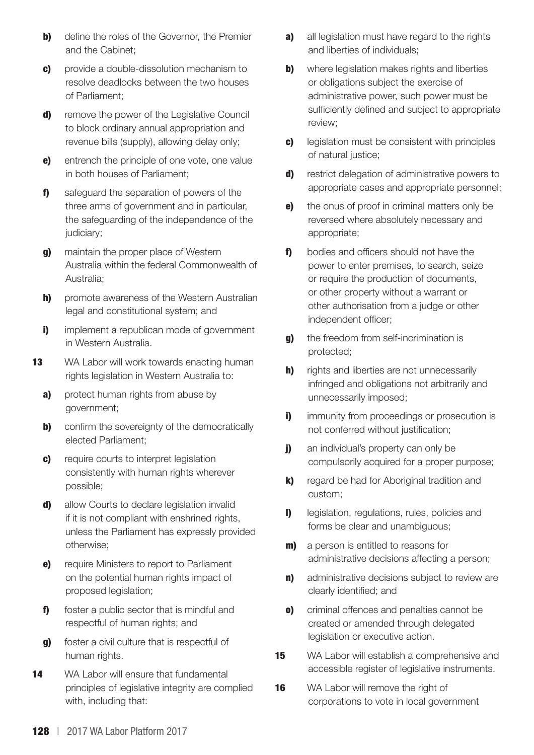**b)** define the roles of the Governor, the Premier and the Cabinet;

**c)** provide a double-dissolution mechanism to resolve deadlocks between the two houses of Parliament;

**d)** remove the power of the Legislative Council to block ordinary annual appropriation and revenue bills (supply), allowing delay only;

**e)** entrench the principle of one vote, one value in both houses of Parliament;

**f)** safeguard the separation of powers of the three arms of government and in particular, the safeguarding of the independence of the judiciary;

**g)** maintain the proper place of Western Australia within the federal Commonwealth of Australia;

**h)** promote awareness of the Western Australian legal and constitutional system; and

**i)** implement a republican mode of government in Western Australia.

**13** WA Labor will work towards enacting human rights legislation in Western Australia to:

**a)** protect human rights from abuse by government;

**b)** confirm the sovereignty of the democratically elected Parliament;

**c)** require courts to interpret legislation consistently with human rights wherever possible;

**d)** allow Courts to declare legislation invalid if it is not compliant with enshrined rights, unless the Parliament has expressly provided otherwise;

**e)** require Ministers to report to Parliament on the potential human rights impact of proposed legislation;

**f)** foster a public sector that is mindful and respectful of human rights; and

**g)** foster a civil culture that is respectful of human rights.

**14** WA Labor will ensure that fundamental principles of legislative integrity are complied with, including that:

**a)** all legislation must have regard to the rights and liberties of individuals;

**b)** where legislation makes rights and liberties or obligations subject the exercise of administrative power, such power must be sufficiently defined and subject to appropriate review;

**c)** legislation must be consistent with principles of natural justice;

**d)** restrict delegation of administrative powers to appropriate cases and appropriate personnel;

**e)** the onus of proof in criminal matters only be reversed where absolutely necessary and appropriate;

**f)** bodies and officers should not have the power to enter premises, to search, seize or require the production of documents, or other property without a warrant or other authorisation from a judge or other independent officer;

**g)** the freedom from self-incrimination is protected;

**h)** rights and liberties are not unnecessarily infringed and obligations not arbitrarily and unnecessarily imposed;

**i)** immunity from proceedings or prosecution is not conferred without justification;

**j)** an individual's property can only be compulsorily acquired for a proper purpose;

**k)** regard be had for Aboriginal tradition and custom;

**l)** legislation, regulations, rules, policies and forms be clear and unambiguous;

**m)** a person is entitled to reasons for administrative decisions affecting a person;

**n)** administrative decisions subject to review are clearly identified; and

**o)** criminal offences and penalties cannot be created or amended through delegated legislation or executive action.

**15** WA Labor will establish a comprehensive and accessible register of legislative instruments.

**16** WA Labor will remove the right of corporations to vote in local government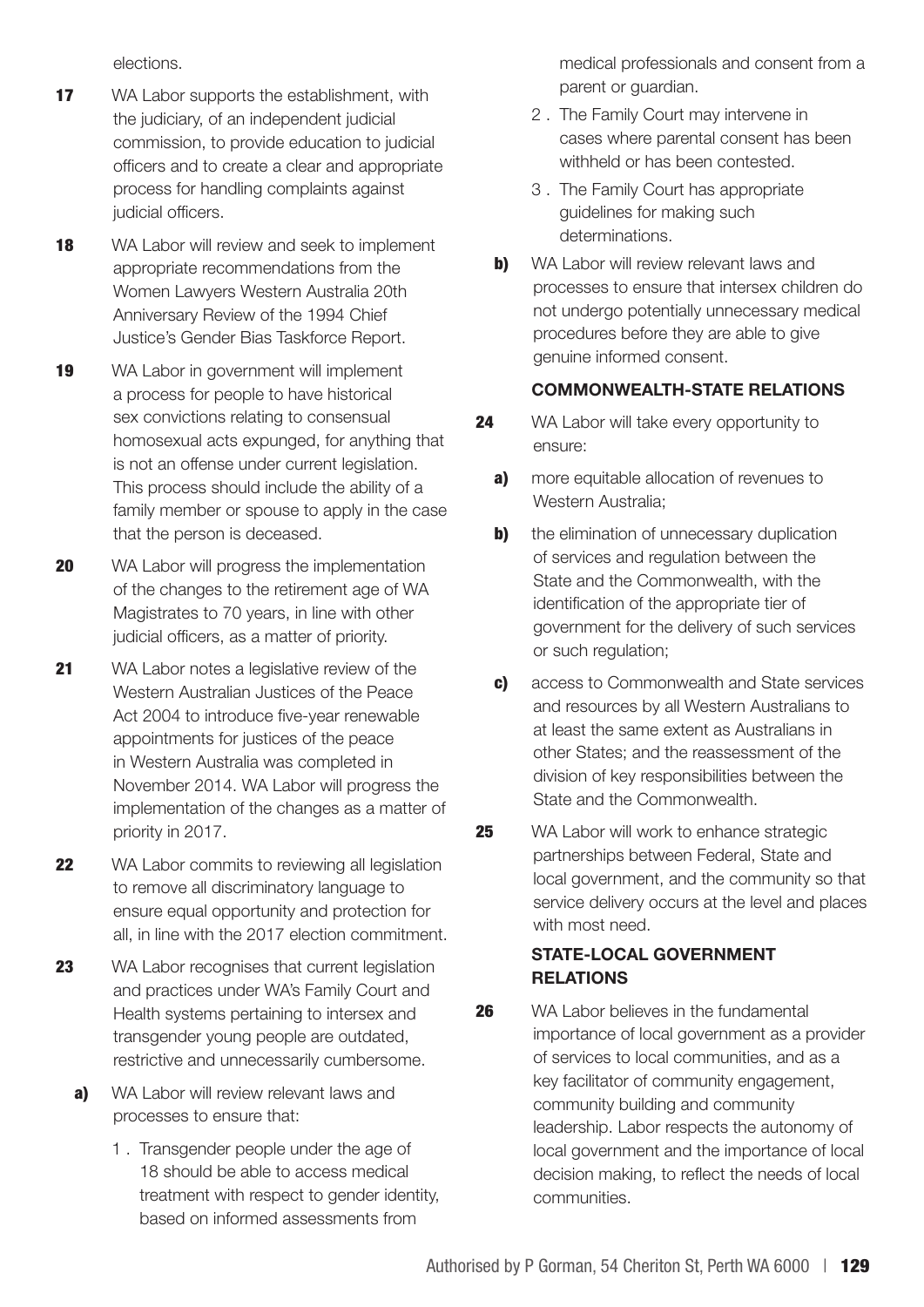elections.

**17** WA Labor supports the establishment, with the judiciary, of an independent judicial commission, to provide education to judicial officers and to create a clear and appropriate process for handling complaints against judicial officers.

**18** WA Labor will review and seek to implement appropriate recommendations from the Women Lawyers Western Australia 20th Anniversary Review of the 1994 Chief Justice's Gender Bias Taskforce Report.

**19** WA Labor in government will implement a process for people to have historical sex convictions relating to consensual homosexual acts expunged, for anything that is not an offense under current legislation. This process should include the ability of a family member or spouse to apply in the case that the person is deceased.

**20** WA Labor will progress the implementation of the changes to the retirement age of WA Magistrates to 70 years, in line with other judicial officers, as a matter of priority.

**21** WA Labor notes a legislative review of the Western Australian Justices of the Peace Act 2004 to introduce five-year renewable appointments for justices of the peace in Western Australia was completed in November 2014. WA Labor will progress the implementation of the changes as a matter of priority in 2017.

**22** WA Labor commits to reviewing all legislation to remove all discriminatory language to ensure equal opportunity and protection for all, in line with the 2017 election commitment.

**23** WA Labor recognises that current legislation and practices under WA's Family Court and Health systems pertaining to intersex and transgender young people are outdated, restrictive and unnecessarily cumbersome.

**a)** WA Labor will review relevant laws and processes to ensure that:

1. Transgender people under the age of 18 should be able to access medical treatment with respect to gender identity, based on informed assessments from medical professionals and consent from a parent or guardian.
2. The Family Court may intervene in cases where parental consent has been withheld or has been contested.
3. The Family Court has appropriate guidelines for making such determinations.

**b)** WA Labor will review relevant laws and processes to ensure that intersex children do not undergo potentially unnecessary medical procedures before they are able to give genuine informed consent.

### COMMONWEALTH-STATE RELATIONS

**24** WA Labor will take every opportunity to ensure:

**a)** more equitable allocation of revenues to Western Australia;

**b)** the elimination of unnecessary duplication of services and regulation between the State and the Commonwealth, with the identification of the appropriate tier of government for the delivery of such services or such regulation;

**c)** access to Commonwealth and State services and resources by all Western Australians to at least the same extent as Australians in other States; and the reassessment of the division of key responsibilities between the State and the Commonwealth.

**25** WA Labor will work to enhance strategic partnerships between Federal, State and local government, and the community so that service delivery occurs at the level and places with most need.

### STATE-LOCAL GOVERNMENT RELATIONS

**26** WA Labor believes in the fundamental importance of local government as a provider of services to local communities, and as a key facilitator of community engagement, community building and community leadership. Labor respects the autonomy of local government and the importance of local decision making, to reflect the needs of local communities.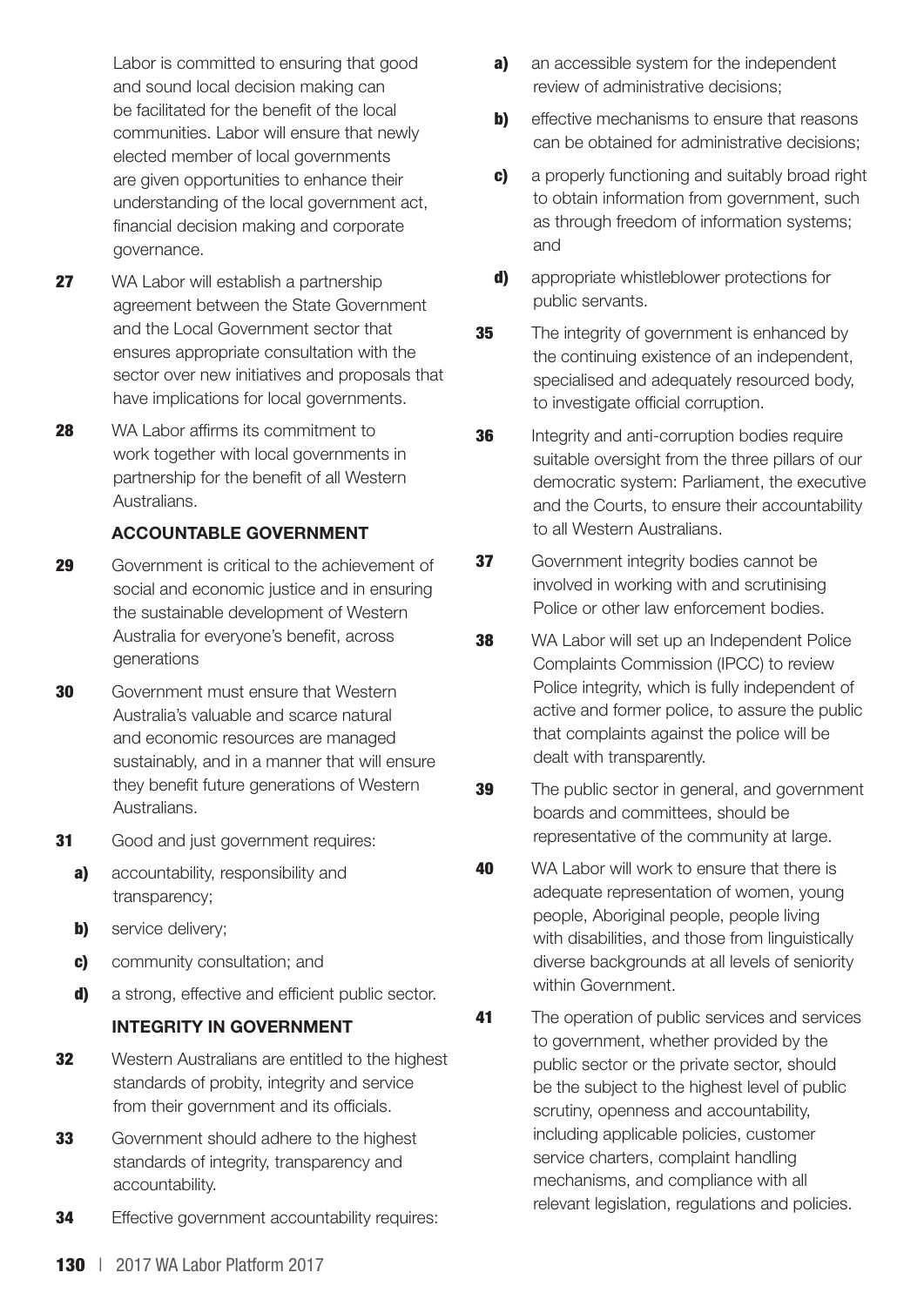Labor is committed to ensuring that good and sound local decision making can be facilitated for the benefit of the local communities. Labor will ensure that newly elected member of local governments are given opportunities to enhance their understanding of the local government act, financial decision making and corporate governance.

**27** WA Labor will establish a partnership agreement between the State Government and the Local Government sector that ensures appropriate consultation with the sector over new initiatives and proposals that have implications for local governments.

**28** WA Labor affirms its commitment to work together with local governments in partnership for the benefit of all Western Australians.

## ACCOUNTABLE GOVERNMENT

**29** Government is critical to the achievement of social and economic justice and in ensuring the sustainable development of Western Australia for everyone's benefit, across generations

**30** Government must ensure that Western Australia's valuable and scarce natural and economic resources are managed sustainably, and in a manner that will ensure they benefit future generations of Western Australians.

**31** Good and just government requires:

- **a)** accountability, responsibility and transparency;
- **b)** service delivery;
- **c)** community consultation; and
- **d)** a strong, effective and efficient public sector.

## INTEGRITY IN GOVERNMENT

**32** Western Australians are entitled to the highest standards of probity, integrity and service from their government and its officials.

**33** Government should adhere to the highest standards of integrity, transparency and accountability.

**34** Effective government accountability requires:

- **a)** an accessible system for the independent review of administrative decisions;
- **b)** effective mechanisms to ensure that reasons can be obtained for administrative decisions;
- **c)** a properly functioning and suitably broad right to obtain information from government, such as through freedom of information systems; and
- **d)** appropriate whistleblower protections for public servants.

**35** The integrity of government is enhanced by the continuing existence of an independent, specialised and adequately resourced body, to investigate official corruption.

**36** Integrity and anti-corruption bodies require suitable oversight from the three pillars of our democratic system: Parliament, the executive and the Courts, to ensure their accountability to all Western Australians.

**37** Government integrity bodies cannot be involved in working with and scrutinising Police or other law enforcement bodies.

**38** WA Labor will set up an Independent Police Complaints Commission (IPCC) to review Police integrity, which is fully independent of active and former police, to assure the public that complaints against the police will be dealt with transparently.

**39** The public sector in general, and government boards and committees, should be representative of the community at large.

**40** WA Labor will work to ensure that there is adequate representation of women, young people, Aboriginal people, people living with disabilities, and those from linguistically diverse backgrounds at all levels of seniority within Government.

**41** The operation of public services and services to government, whether provided by the public sector or the private sector, should be the subject to the highest level of public scrutiny, openness and accountability, including applicable policies, customer service charters, complaint handling mechanisms, and compliance with all relevant legislation, regulations and policies.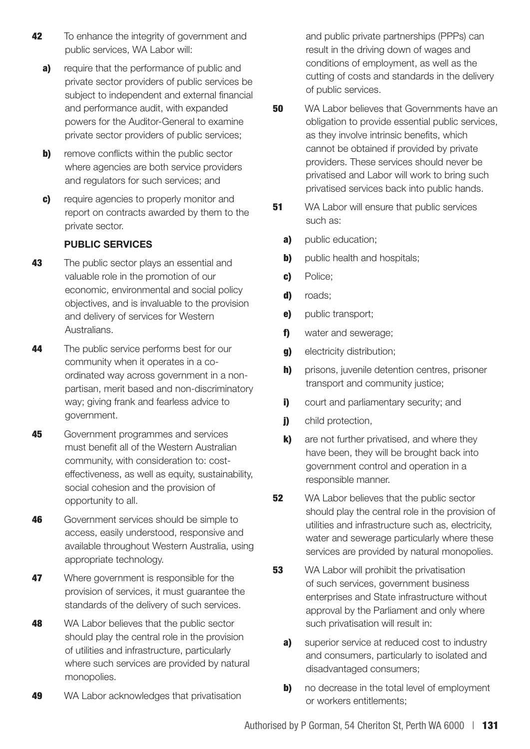**42** To enhance the integrity of government and public services, WA Labor will:

- **a)** require that the performance of public and private sector providers of public services be subject to independent and external financial and performance audit, with expanded powers for the Auditor-General to examine private sector providers of public services;
- **b)** remove conflicts within the public sector where agencies are both service providers and regulators for such services; and
- **c)** require agencies to properly monitor and report on contracts awarded by them to the private sector.

### PUBLIC SERVICES

**43** The public sector plays an essential and valuable role in the promotion of our economic, environmental and social policy objectives, and is invaluable to the provision and delivery of services for Western Australians.

**44** The public service performs best for our community when it operates in a co-ordinated way across government in a non-partisan, merit based and non-discriminatory way; giving frank and fearless advice to government.

**45** Government programmes and services must benefit all of the Western Australian community, with consideration to: cost-effectiveness, as well as equity, sustainability, social cohesion and the provision of opportunity to all.

**46** Government services should be simple to access, easily understood, responsive and available throughout Western Australia, using appropriate technology.

**47** Where government is responsible for the provision of services, it must guarantee the standards of the delivery of such services.

**48** WA Labor believes that the public sector should play the central role in the provision of utilities and infrastructure, particularly where such services are provided by natural monopolies.

**49** WA Labor acknowledges that privatisation and public private partnerships (PPPs) can result in the driving down of wages and conditions of employment, as well as the cutting of costs and standards in the delivery of public services.

**50** WA Labor believes that Governments have an obligation to provide essential public services, as they involve intrinsic benefits, which cannot be obtained if provided by private providers. These services should never be privatised and Labor will work to bring such privatised services back into public hands.

**51** WA Labor will ensure that public services such as:

- **a)** public education;
- **b)** public health and hospitals;
- **c)** Police;
- **d)** roads;
- **e)** public transport;
- **f)** water and sewerage;
- **g)** electricity distribution;
- **h)** prisons, juvenile detention centres, prisoner transport and community justice;
- **i)** court and parliamentary security; and
- **j)** child protection,
- **k)** are not further privatised, and where they have been, they will be brought back into government control and operation in a responsible manner.

**52** WA Labor believes that the public sector should play the central role in the provision of utilities and infrastructure such as, electricity, water and sewerage particularly where these services are provided by natural monopolies.

**53** WA Labor will prohibit the privatisation of such services, government business enterprises and State infrastructure without approval by the Parliament and only where such privatisation will result in:

- **a)** superior service at reduced cost to industry and consumers, particularly to isolated and disadvantaged consumers;
- **b)** no decrease in the total level of employment or workers entitlements;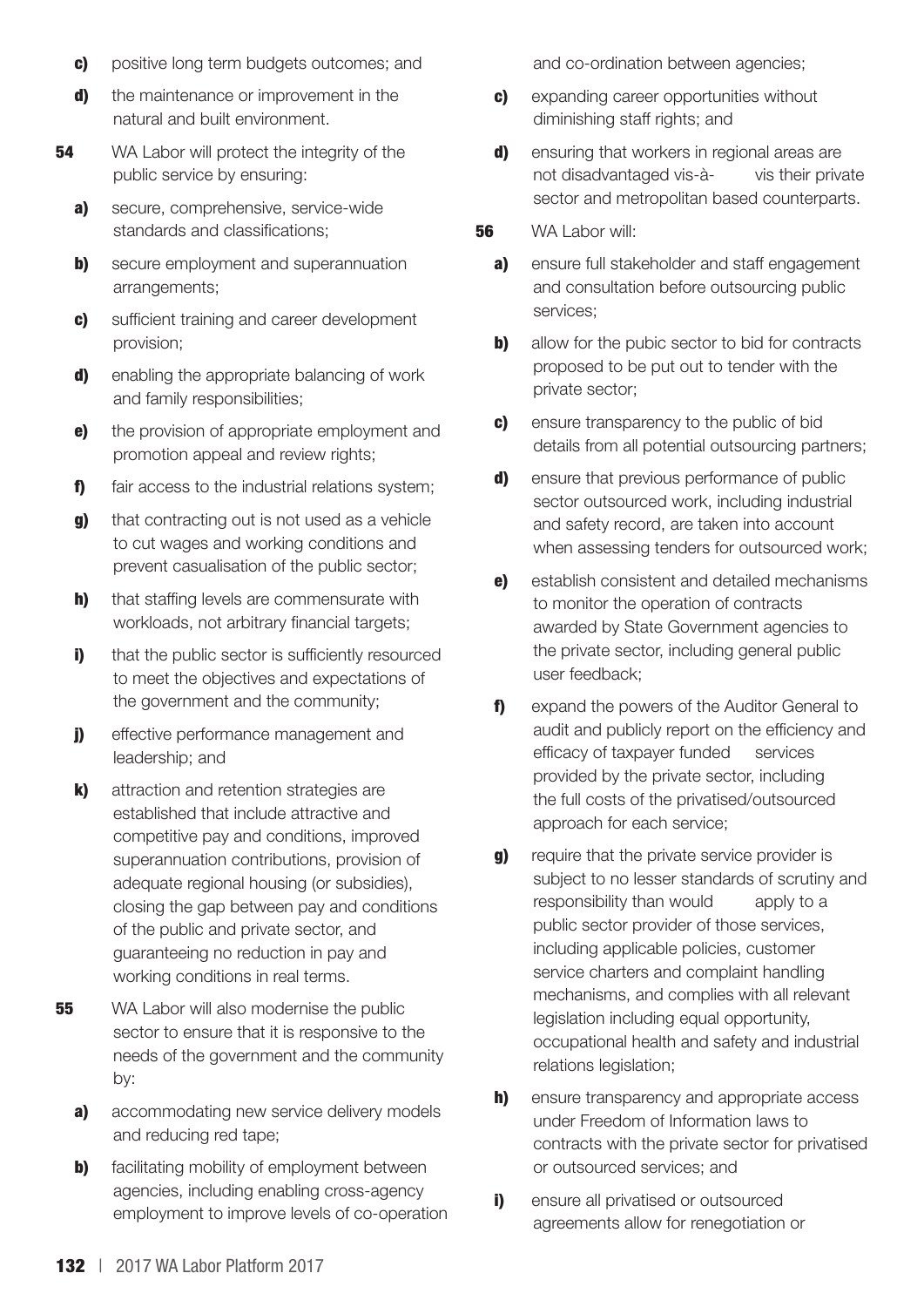**c)** positive long term budgets outcomes; and

**d)** the maintenance or improvement in the natural and built environment.

**54** WA Labor will protect the integrity of the public service by ensuring:

**a)** secure, comprehensive, service-wide standards and classifications;

**b)** secure employment and superannuation arrangements;

**c)** sufficient training and career development provision;

**d)** enabling the appropriate balancing of work and family responsibilities;

**e)** the provision of appropriate employment and promotion appeal and review rights;

**f)** fair access to the industrial relations system;

**g)** that contracting out is not used as a vehicle to cut wages and working conditions and prevent casualisation of the public sector;

**h)** that staffing levels are commensurate with workloads, not arbitrary financial targets;

**i)** that the public sector is sufficiently resourced to meet the objectives and expectations of the government and the community;

**j)** effective performance management and leadership; and

**k)** attraction and retention strategies are established that include attractive and competitive pay and conditions, improved superannuation contributions, provision of adequate regional housing (or subsidies), closing the gap between pay and conditions of the public and private sector, and guaranteeing no reduction in pay and working conditions in real terms.

**55** WA Labor will also modernise the public sector to ensure that it is responsive to the needs of the government and the community by:

**a)** accommodating new service delivery models and reducing red tape;

**b)** facilitating mobility of employment between agencies, including enabling cross-agency employment to improve levels of co-operation and co-ordination between agencies;

**c)** expanding career opportunities without diminishing staff rights; and

**d)** ensuring that workers in regional areas are not disadvantaged vis-à- vis their private sector and metropolitan based counterparts.

**56** WA Labor will:

**a)** ensure full stakeholder and staff engagement and consultation before outsourcing public services;

**b)** allow for the pubic sector to bid for contracts proposed to be put out to tender with the private sector;

**c)** ensure transparency to the public of bid details from all potential outsourcing partners;

**d)** ensure that previous performance of public sector outsourced work, including industrial and safety record, are taken into account when assessing tenders for outsourced work;

**e)** establish consistent and detailed mechanisms to monitor the operation of contracts awarded by State Government agencies to the private sector, including general public user feedback;

**f)** expand the powers of the Auditor General to audit and publicly report on the efficiency and efficacy of taxpayer funded services provided by the private sector, including the full costs of the privatised/outsourced approach for each service;

**g)** require that the private service provider is subject to no lesser standards of scrutiny and responsibility than would apply to a public sector provider of those services, including applicable policies, customer service charters and complaint handling mechanisms, and complies with all relevant legislation including equal opportunity, occupational health and safety and industrial relations legislation;

**h)** ensure transparency and appropriate access under Freedom of Information laws to contracts with the private sector for privatised or outsourced services; and

**i)** ensure all privatised or outsourced agreements allow for renegotiation or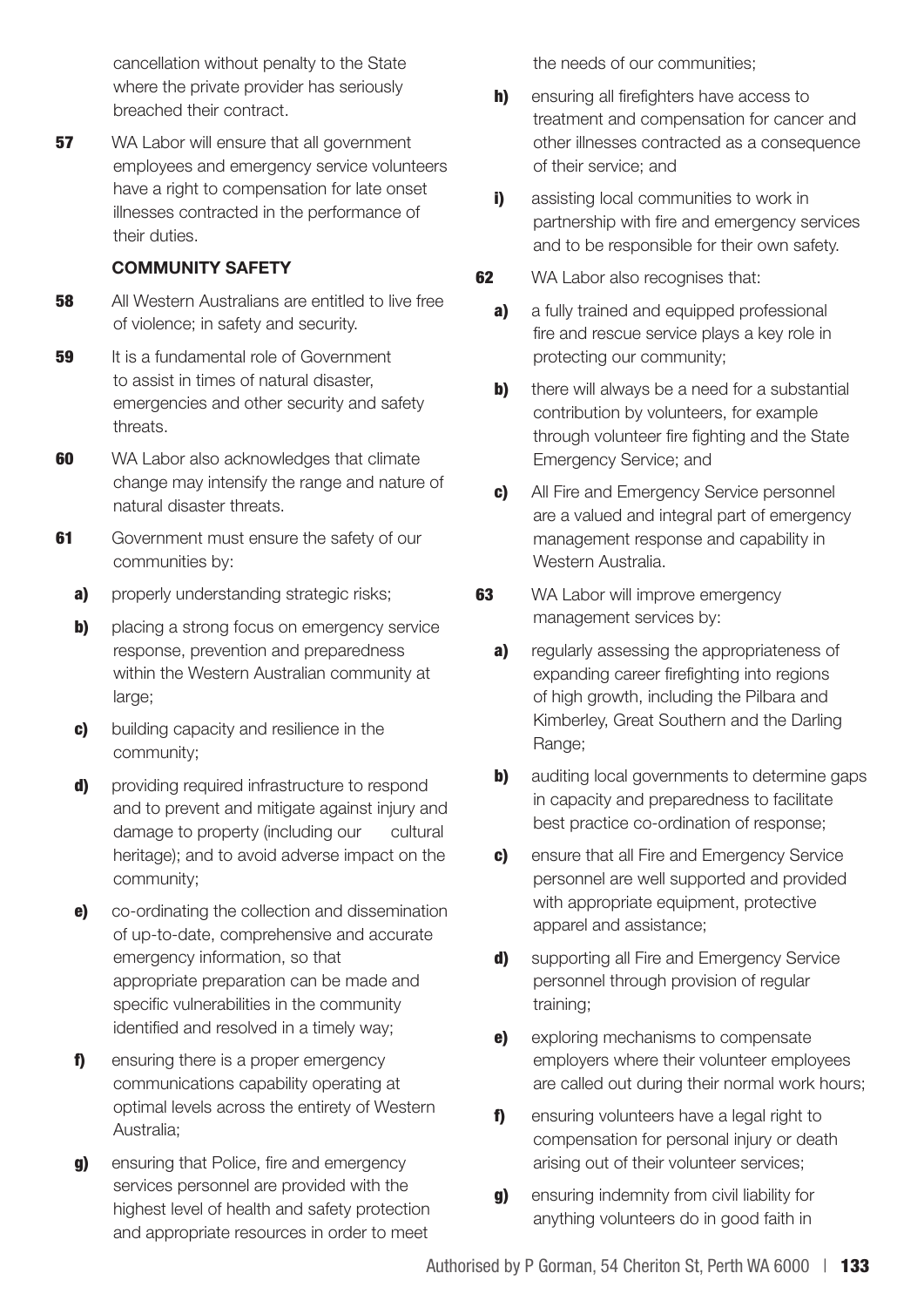cancellation without penalty to the State where the private provider has seriously breached their contract.

**57** WA Labor will ensure that all government employees and emergency service volunteers have a right to compensation for late onset illnesses contracted in the performance of their duties.

## COMMUNITY SAFETY

**58** All Western Australians are entitled to live free of violence; in safety and security.

**59** It is a fundamental role of Government to assist in times of natural disaster, emergencies and other security and safety threats.

**60** WA Labor also acknowledges that climate change may intensify the range and nature of natural disaster threats.

**61** Government must ensure the safety of our communities by:

- **a)** properly understanding strategic risks;
- **b)** placing a strong focus on emergency service response, prevention and preparedness within the Western Australian community at large;
- **c)** building capacity and resilience in the community;
- **d)** providing required infrastructure to respond and to prevent and mitigate against injury and damage to property (including our cultural heritage); and to avoid adverse impact on the community;
- **e)** co-ordinating the collection and dissemination of up-to-date, comprehensive and accurate emergency information, so that appropriate preparation can be made and specific vulnerabilities in the community identified and resolved in a timely way;
- **f)** ensuring there is a proper emergency communications capability operating at optimal levels across the entirety of Western Australia;
- **g)** ensuring that Police, fire and emergency services personnel are provided with the highest level of health and safety protection and appropriate resources in order to meet the needs of our communities;
- **h)** ensuring all firefighters have access to treatment and compensation for cancer and other illnesses contracted as a consequence of their service; and
- **i)** assisting local communities to work in partnership with fire and emergency services and to be responsible for their own safety.

**62** WA Labor also recognises that:

- **a)** a fully trained and equipped professional fire and rescue service plays a key role in protecting our community;
- **b)** there will always be a need for a substantial contribution by volunteers, for example through volunteer fire fighting and the State Emergency Service; and
- **c)** All Fire and Emergency Service personnel are a valued and integral part of emergency management response and capability in Western Australia.

**63** WA Labor will improve emergency management services by:

- **a)** regularly assessing the appropriateness of expanding career firefighting into regions of high growth, including the Pilbara and Kimberley, Great Southern and the Darling Range;
- **b)** auditing local governments to determine gaps in capacity and preparedness to facilitate best practice co-ordination of response;
- **c)** ensure that all Fire and Emergency Service personnel are well supported and provided with appropriate equipment, protective apparel and assistance;
- **d)** supporting all Fire and Emergency Service personnel through provision of regular training;
- **e)** exploring mechanisms to compensate employers where their volunteer employees are called out during their normal work hours;
- **f)** ensuring volunteers have a legal right to compensation for personal injury or death arising out of their volunteer services;
- **g)** ensuring indemnity from civil liability for anything volunteers do in good faith in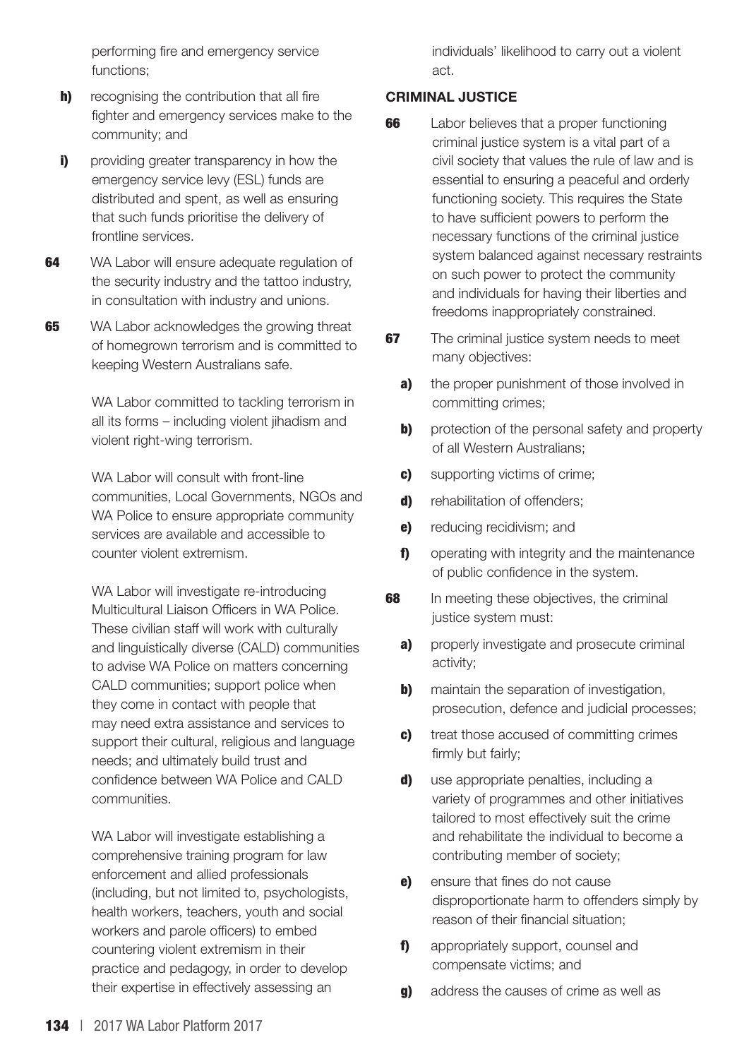performing fire and emergency service functions;

**h)** recognising the contribution that all fire fighter and emergency services make to the community; and

**i)** providing greater transparency in how the emergency service levy (ESL) funds are distributed and spent, as well as ensuring that such funds prioritise the delivery of frontline services.

**64** WA Labor will ensure adequate regulation of the security industry and the tattoo industry, in consultation with industry and unions.

**65** WA Labor acknowledges the growing threat of homegrown terrorism and is committed to keeping Western Australians safe.

WA Labor committed to tackling terrorism in all its forms – including violent jihadism and violent right-wing terrorism.

WA Labor will consult with front-line communities, Local Governments, NGOs and WA Police to ensure appropriate community services are available and accessible to counter violent extremism.

WA Labor will investigate re-introducing Multicultural Liaison Officers in WA Police. These civilian staff will work with culturally and linguistically diverse (CALD) communities to advise WA Police on matters concerning CALD communities; support police when they come in contact with people that may need extra assistance and services to support their cultural, religious and language needs; and ultimately build trust and confidence between WA Police and CALD communities.

WA Labor will investigate establishing a comprehensive training program for law enforcement and allied professionals (including, but not limited to, psychologists, health workers, teachers, youth and social workers and parole officers) to embed countering violent extremism in their practice and pedagogy, in order to develop their expertise in effectively assessing an individuals' likelihood to carry out a violent act.

## CRIMINAL JUSTICE

**66** Labor believes that a proper functioning criminal justice system is a vital part of a civil society that values the rule of law and is essential to ensuring a peaceful and orderly functioning society. This requires the State to have sufficient powers to perform the necessary functions of the criminal justice system balanced against necessary restraints on such power to protect the community and individuals for having their liberties and freedoms inappropriately constrained.

**67** The criminal justice system needs to meet many objectives:

**a)** the proper punishment of those involved in committing crimes;

**b)** protection of the personal safety and property of all Western Australians;

**c)** supporting victims of crime;

**d)** rehabilitation of offenders;

**e)** reducing recidivism; and

**f)** operating with integrity and the maintenance of public confidence in the system.

**68** In meeting these objectives, the criminal justice system must:

**a)** properly investigate and prosecute criminal activity;

**b)** maintain the separation of investigation, prosecution, defence and judicial processes;

**c)** treat those accused of committing crimes firmly but fairly;

**d)** use appropriate penalties, including a variety of programmes and other initiatives tailored to most effectively suit the crime and rehabilitate the individual to become a contributing member of society;

**e)** ensure that fines do not cause disproportionate harm to offenders simply by reason of their financial situation;

**f)** appropriately support, counsel and compensate victims; and

**g)** address the causes of crime as well as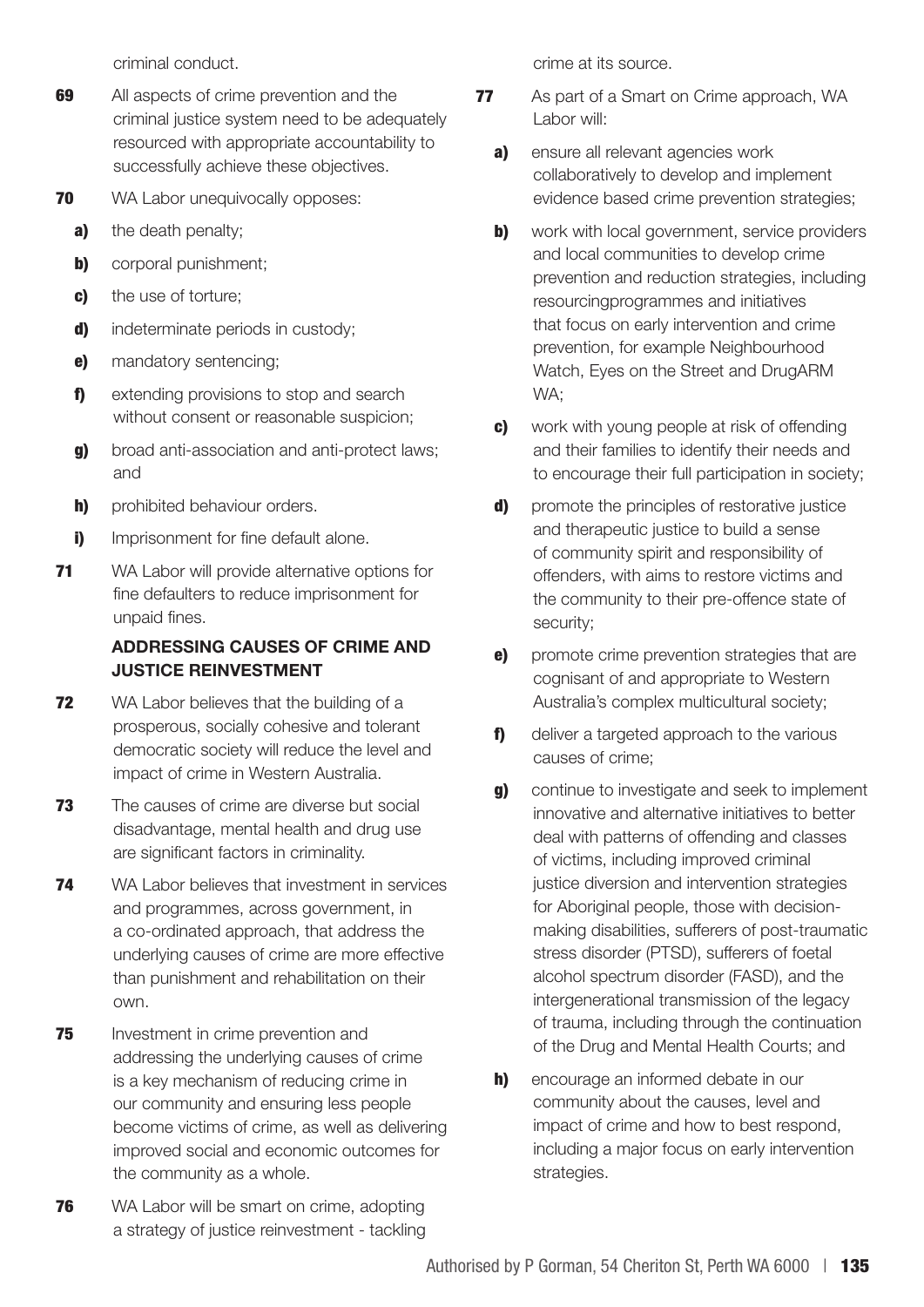criminal conduct.

**69** All aspects of crime prevention and the criminal justice system need to be adequately resourced with appropriate accountability to successfully achieve these objectives.

**70** WA Labor unequivocally opposes:

- **a)** the death penalty;
- **b)** corporal punishment;
- **c)** the use of torture;
- **d)** indeterminate periods in custody;
- **e)** mandatory sentencing;
- **f)** extending provisions to stop and search without consent or reasonable suspicion;
- **g)** broad anti-association and anti-protect laws; and
- **h)** prohibited behaviour orders.
- **i)** Imprisonment for fine default alone.

**71** WA Labor will provide alternative options for fine defaulters to reduce imprisonment for unpaid fines.

### ADDRESSING CAUSES OF CRIME AND JUSTICE REINVESTMENT

**72** WA Labor believes that the building of a prosperous, socially cohesive and tolerant democratic society will reduce the level and impact of crime in Western Australia.

**73** The causes of crime are diverse but social disadvantage, mental health and drug use are significant factors in criminality.

**74** WA Labor believes that investment in services and programmes, across government, in a co-ordinated approach, that address the underlying causes of crime are more effective than punishment and rehabilitation on their own.

**75** Investment in crime prevention and addressing the underlying causes of crime is a key mechanism of reducing crime in our community and ensuring less people become victims of crime, as well as delivering improved social and economic outcomes for the community as a whole.

**76** WA Labor will be smart on crime, adopting a strategy of justice reinvestment - tackling crime at its source.

**77** As part of a Smart on Crime approach, WA Labor will:

- **a)** ensure all relevant agencies work collaboratively to develop and implement evidence based crime prevention strategies;
- **b)** work with local government, service providers and local communities to develop crime prevention and reduction strategies, including resourcingprogrammes and initiatives that focus on early intervention and crime prevention, for example Neighbourhood Watch, Eyes on the Street and DrugARM WA;
- **c)** work with young people at risk of offending and their families to identify their needs and to encourage their full participation in society;
- **d)** promote the principles of restorative justice and therapeutic justice to build a sense of community spirit and responsibility of offenders, with aims to restore victims and the community to their pre-offence state of security;
- **e)** promote crime prevention strategies that are cognisant of and appropriate to Western Australia's complex multicultural society;
- **f)** deliver a targeted approach to the various causes of crime;
- **g)** continue to investigate and seek to implement innovative and alternative initiatives to better deal with patterns of offending and classes of victims, including improved criminal justice diversion and intervention strategies for Aboriginal people, those with decision-making disabilities, sufferers of post-traumatic stress disorder (PTSD), sufferers of foetal alcohol spectrum disorder (FASD), and the intergenerational transmission of the legacy of trauma, including through the continuation of the Drug and Mental Health Courts; and
- **h)** encourage an informed debate in our community about the causes, level and impact of crime and how to best respond, including a major focus on early intervention strategies.

Authorised by P Gorman, 54 Cheriton St, Perth WA 6000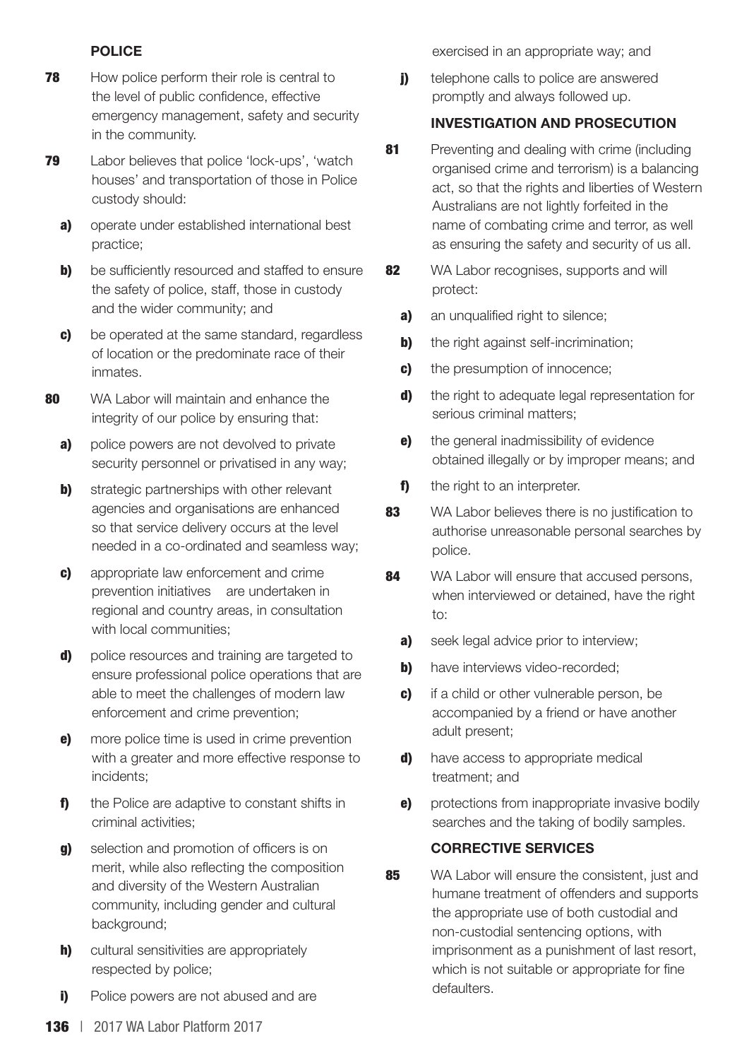### POLICE

**78** How police perform their role is central to the level of public confidence, effective emergency management, safety and security in the community.

**79** Labor believes that police 'lock-ups', 'watch houses' and transportation of those in Police custody should:

- **a)** operate under established international best practice;
- **b)** be sufficiently resourced and staffed to ensure the safety of police, staff, those in custody and the wider community; and
- **c)** be operated at the same standard, regardless of location or the predominate race of their inmates.

**80** WA Labor will maintain and enhance the integrity of our police by ensuring that:

- **a)** police powers are not devolved to private security personnel or privatised in any way;
- **b)** strategic partnerships with other relevant agencies and organisations are enhanced so that service delivery occurs at the level needed in a co-ordinated and seamless way;
- **c)** appropriate law enforcement and crime prevention initiatives are undertaken in regional and country areas, in consultation with local communities;
- **d)** police resources and training are targeted to ensure professional police operations that are able to meet the challenges of modern law enforcement and crime prevention;
- **e)** more police time is used in crime prevention with a greater and more effective response to incidents;
- **f)** the Police are adaptive to constant shifts in criminal activities;
- **g)** selection and promotion of officers is on merit, while also reflecting the composition and diversity of the Western Australian community, including gender and cultural background;
- **h)** cultural sensitivities are appropriately respected by police;
- **i)** Police powers are not abused and are exercised in an appropriate way; and
- **j)** telephone calls to police are answered promptly and always followed up.

### INVESTIGATION AND PROSECUTION

**81** Preventing and dealing with crime (including organised crime and terrorism) is a balancing act, so that the rights and liberties of Western Australians are not lightly forfeited in the name of combating crime and terror, as well as ensuring the safety and security of us all.

**82** WA Labor recognises, supports and will protect:

- **a)** an unqualified right to silence;
- **b)** the right against self-incrimination;
- **c)** the presumption of innocence;
- **d)** the right to adequate legal representation for serious criminal matters;
- **e)** the general inadmissibility of evidence obtained illegally or by improper means; and
- **f)** the right to an interpreter.

**83** WA Labor believes there is no justification to authorise unreasonable personal searches by police.

**84** WA Labor will ensure that accused persons, when interviewed or detained, have the right to:

- **a)** seek legal advice prior to interview;
- **b)** have interviews video-recorded;
- **c)** if a child or other vulnerable person, be accompanied by a friend or have another adult present;
- **d)** have access to appropriate medical treatment; and
- **e)** protections from inappropriate invasive bodily searches and the taking of bodily samples.

### CORRECTIVE SERVICES

**85** WA Labor will ensure the consistent, just and humane treatment of offenders and supports the appropriate use of both custodial and non-custodial sentencing options, with imprisonment as a punishment of last resort, which is not suitable or appropriate for fine defaulters.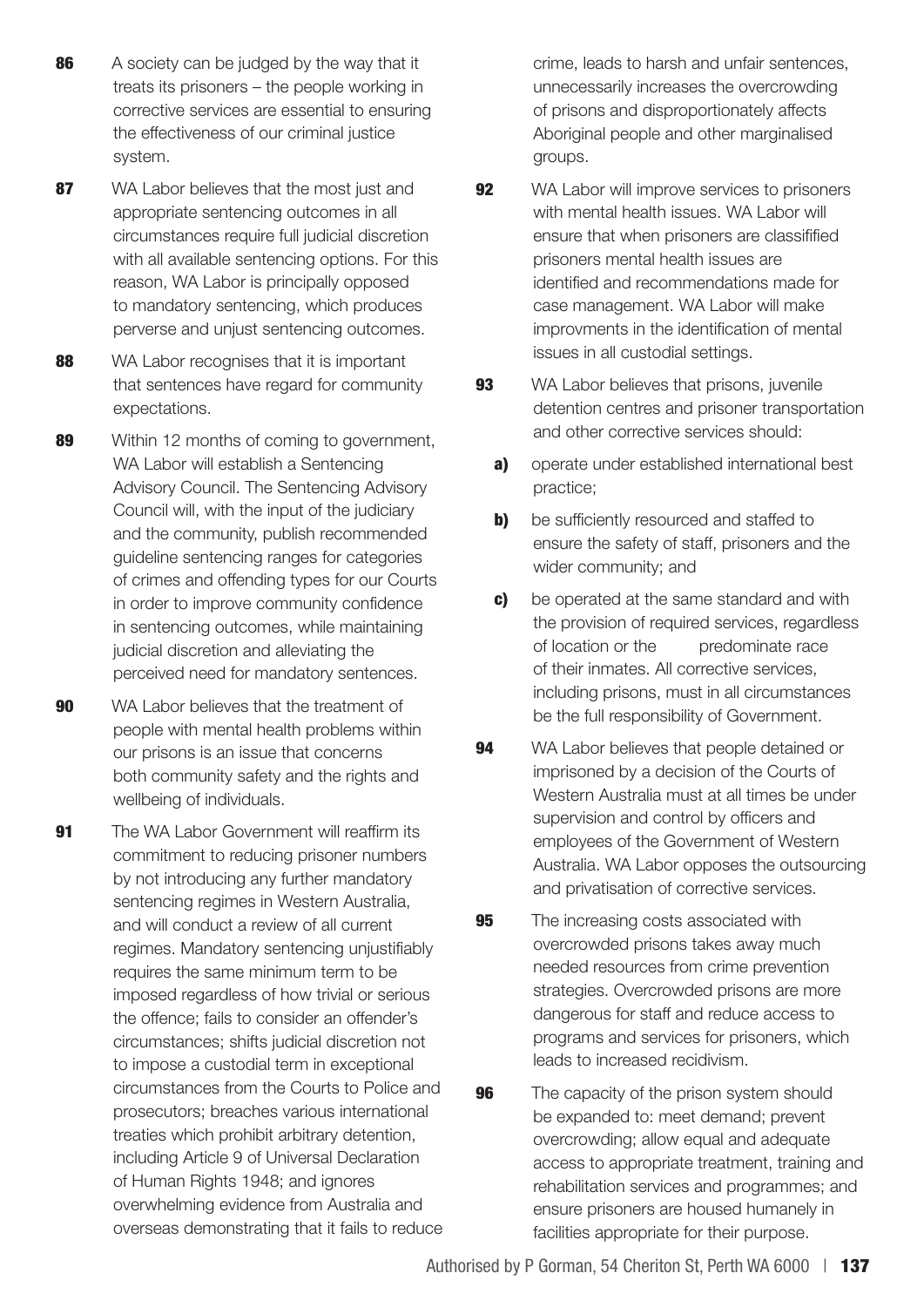**86** A society can be judged by the way that it treats its prisoners – the people working in corrective services are essential to ensuring the effectiveness of our criminal justice system.

**87** WA Labor believes that the most just and appropriate sentencing outcomes in all circumstances require full judicial discretion with all available sentencing options. For this reason, WA Labor is principally opposed to mandatory sentencing, which produces perverse and unjust sentencing outcomes.

**88** WA Labor recognises that it is important that sentences have regard for community expectations.

**89** Within 12 months of coming to government, WA Labor will establish a Sentencing Advisory Council. The Sentencing Advisory Council will, with the input of the judiciary and the community, publish recommended guideline sentencing ranges for categories of crimes and offending types for our Courts in order to improve community confidence in sentencing outcomes, while maintaining judicial discretion and alleviating the perceived need for mandatory sentences.

**90** WA Labor believes that the treatment of people with mental health problems within our prisons is an issue that concerns both community safety and the rights and wellbeing of individuals.

**91** The WA Labor Government will reaffirm its commitment to reducing prisoner numbers by not introducing any further mandatory sentencing regimes in Western Australia, and will conduct a review of all current regimes. Mandatory sentencing unjustifiably requires the same minimum term to be imposed regardless of how trivial or serious the offence; fails to consider an offender's circumstances; shifts judicial discretion not to impose a custodial term in exceptional circumstances from the Courts to Police and prosecutors; breaches various international treaties which prohibit arbitrary detention, including Article 9 of Universal Declaration of Human Rights 1948; and ignores overwhelming evidence from Australia and overseas demonstrating that it fails to reduce crime, leads to harsh and unfair sentences, unnecessarily increases the overcrowding of prisons and disproportionately affects Aboriginal people and other marginalised groups.

**92** WA Labor will improve services to prisoners with mental health issues. WA Labor will ensure that when prisoners are classifified prisoners mental health issues are identified and recommendations made for case management. WA Labor will make improvments in the identification of mental issues in all custodial settings.

**93** WA Labor believes that prisons, juvenile detention centres and prisoner transportation and other corrective services should:

- **a)** operate under established international best practice;
- **b)** be sufficiently resourced and staffed to ensure the safety of staff, prisoners and the wider community; and
- **c)** be operated at the same standard and with the provision of required services, regardless of location or the predominate race of their inmates. All corrective services, including prisons, must in all circumstances be the full responsibility of Government.

**94** WA Labor believes that people detained or imprisoned by a decision of the Courts of Western Australia must at all times be under supervision and control by officers and employees of the Government of Western Australia. WA Labor opposes the outsourcing and privatisation of corrective services.

**95** The increasing costs associated with overcrowded prisons takes away much needed resources from crime prevention strategies. Overcrowded prisons are more dangerous for staff and reduce access to programs and services for prisoners, which leads to increased recidivism.

**96** The capacity of the prison system should be expanded to: meet demand; prevent overcrowding; allow equal and adequate access to appropriate treatment, training and rehabilitation services and programmes; and ensure prisoners are housed humanely in facilities appropriate for their purpose.

Authorised by P Gorman, 54 Cheriton St, Perth WA 6000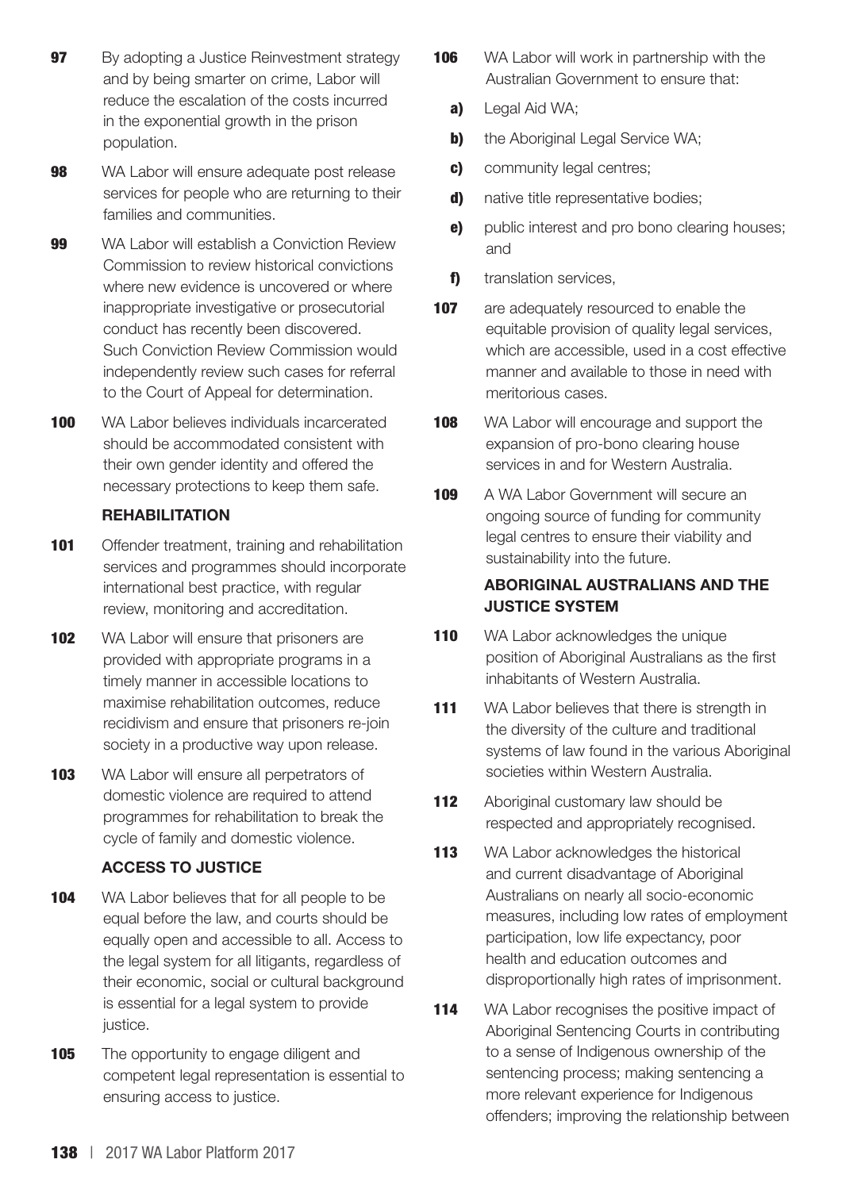**97** By adopting a Justice Reinvestment strategy and by being smarter on crime, Labor will reduce the escalation of the costs incurred in the exponential growth in the prison population.

**98** WA Labor will ensure adequate post release services for people who are returning to their families and communities.

**99** WA Labor will establish a Conviction Review Commission to review historical convictions where new evidence is uncovered or where inappropriate investigative or prosecutorial conduct has recently been discovered. Such Conviction Review Commission would independently review such cases for referral to the Court of Appeal for determination.

**100** WA Labor believes individuals incarcerated should be accommodated consistent with their own gender identity and offered the necessary protections to keep them safe.

### REHABILITATION

**101** Offender treatment, training and rehabilitation services and programmes should incorporate international best practice, with regular review, monitoring and accreditation.

**102** WA Labor will ensure that prisoners are provided with appropriate programs in a timely manner in accessible locations to maximise rehabilitation outcomes, reduce recidivism and ensure that prisoners re-join society in a productive way upon release.

**103** WA Labor will ensure all perpetrators of domestic violence are required to attend programmes for rehabilitation to break the cycle of family and domestic violence.

### ACCESS TO JUSTICE

**104** WA Labor believes that for all people to be equal before the law, and courts should be equally open and accessible to all. Access to the legal system for all litigants, regardless of their economic, social or cultural background is essential for a legal system to provide justice.

**105** The opportunity to engage diligent and competent legal representation is essential to ensuring access to justice.

**106** WA Labor will work in partnership with the Australian Government to ensure that:

**a)** Legal Aid WA;

**b)** the Aboriginal Legal Service WA;

**c)** community legal centres;

**d)** native title representative bodies;

**e)** public interest and pro bono clearing houses; and

**f)** translation services,

**107** are adequately resourced to enable the equitable provision of quality legal services, which are accessible, used in a cost effective manner and available to those in need with meritorious cases.

**108** WA Labor will encourage and support the expansion of pro-bono clearing house services in and for Western Australia.

**109** A WA Labor Government will secure an ongoing source of funding for community legal centres to ensure their viability and sustainability into the future.

### ABORIGINAL AUSTRALIANS AND THE JUSTICE SYSTEM

**110** WA Labor acknowledges the unique position of Aboriginal Australians as the first inhabitants of Western Australia.

**111** WA Labor believes that there is strength in the diversity of the culture and traditional systems of law found in the various Aboriginal societies within Western Australia.

**112** Aboriginal customary law should be respected and appropriately recognised.

**113** WA Labor acknowledges the historical and current disadvantage of Aboriginal Australians on nearly all socio-economic measures, including low rates of employment participation, low life expectancy, poor health and education outcomes and disproportionally high rates of imprisonment.

**114** WA Labor recognises the positive impact of Aboriginal Sentencing Courts in contributing to a sense of Indigenous ownership of the sentencing process; making sentencing a more relevant experience for Indigenous offenders; improving the relationship between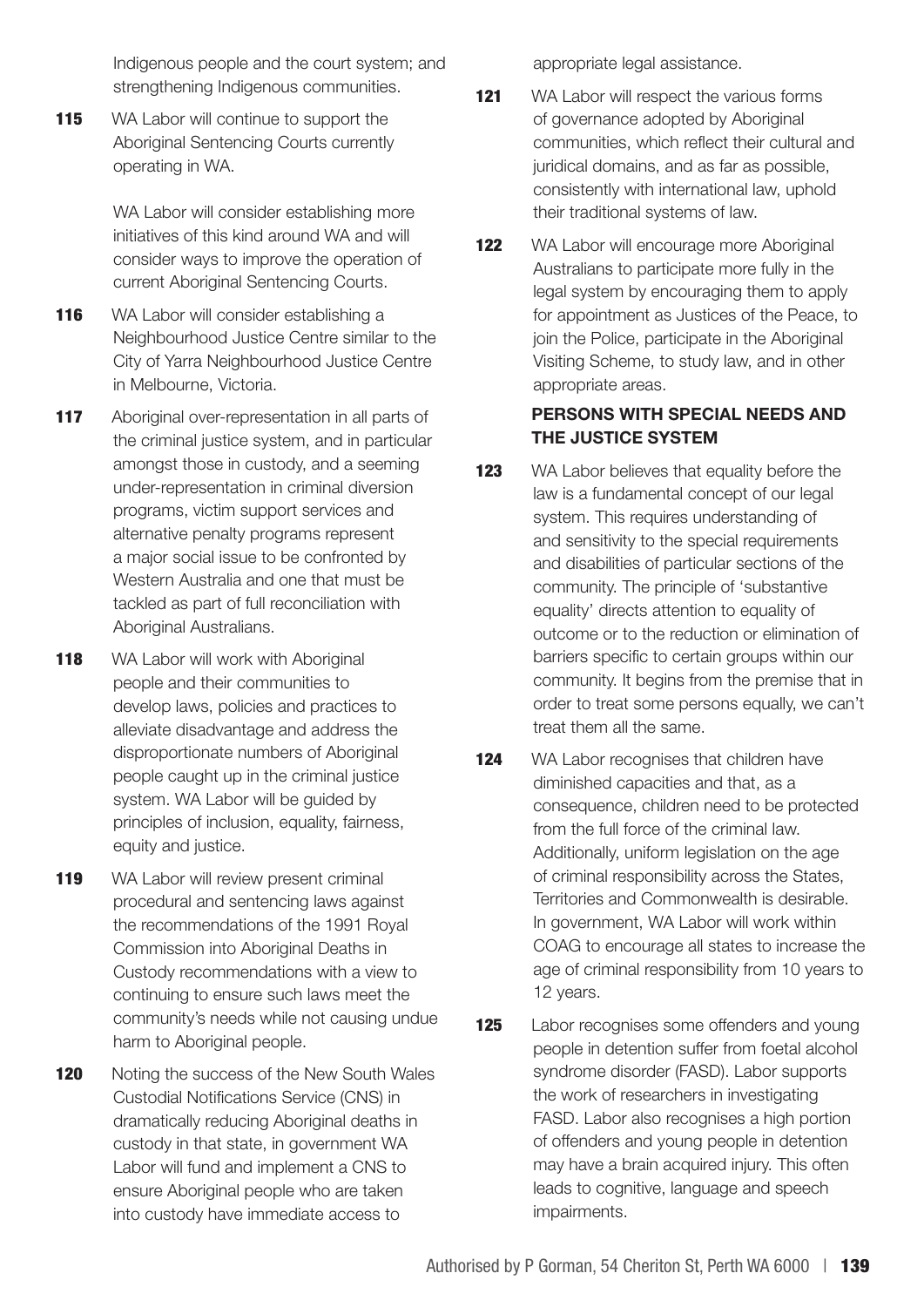Indigenous people and the court system; and strengthening Indigenous communities.

**115** WA Labor will continue to support the Aboriginal Sentencing Courts currently operating in WA.

WA Labor will consider establishing more initiatives of this kind around WA and will consider ways to improve the operation of current Aboriginal Sentencing Courts.

**116** WA Labor will consider establishing a Neighbourhood Justice Centre similar to the City of Yarra Neighbourhood Justice Centre in Melbourne, Victoria.

**117** Aboriginal over-representation in all parts of the criminal justice system, and in particular amongst those in custody, and a seeming under-representation in criminal diversion programs, victim support services and alternative penalty programs represent a major social issue to be confronted by Western Australia and one that must be tackled as part of full reconciliation with Aboriginal Australians.

**118** WA Labor will work with Aboriginal people and their communities to develop laws, policies and practices to alleviate disadvantage and address the disproportionate numbers of Aboriginal people caught up in the criminal justice system. WA Labor will be guided by principles of inclusion, equality, fairness, equity and justice.

**119** WA Labor will review present criminal procedural and sentencing laws against the recommendations of the 1991 Royal Commission into Aboriginal Deaths in Custody recommendations with a view to continuing to ensure such laws meet the community's needs while not causing undue harm to Aboriginal people.

**120** Noting the success of the New South Wales Custodial Notifications Service (CNS) in dramatically reducing Aboriginal deaths in custody in that state, in government WA Labor will fund and implement a CNS to ensure Aboriginal people who are taken into custody have immediate access to appropriate legal assistance.

**121** WA Labor will respect the various forms of governance adopted by Aboriginal communities, which reflect their cultural and juridical domains, and as far as possible, consistently with international law, uphold their traditional systems of law.

**122** WA Labor will encourage more Aboriginal Australians to participate more fully in the legal system by encouraging them to apply for appointment as Justices of the Peace, to join the Police, participate in the Aboriginal Visiting Scheme, to study law, and in other appropriate areas.

### PERSONS WITH SPECIAL NEEDS AND THE JUSTICE SYSTEM

**123** WA Labor believes that equality before the law is a fundamental concept of our legal system. This requires understanding of and sensitivity to the special requirements and disabilities of particular sections of the community. The principle of 'substantive equality' directs attention to equality of outcome or to the reduction or elimination of barriers specific to certain groups within our community. It begins from the premise that in order to treat some persons equally, we can't treat them all the same.

**124** WA Labor recognises that children have diminished capacities and that, as a consequence, children need to be protected from the full force of the criminal law. Additionally, uniform legislation on the age of criminal responsibility across the States, Territories and Commonwealth is desirable. In government, WA Labor will work within COAG to encourage all states to increase the age of criminal responsibility from 10 years to 12 years.

**125** Labor recognises some offenders and young people in detention suffer from foetal alcohol syndrome disorder (FASD). Labor supports the work of researchers in investigating FASD. Labor also recognises a high portion of offenders and young people in detention may have a brain acquired injury. This often leads to cognitive, language and speech impairments.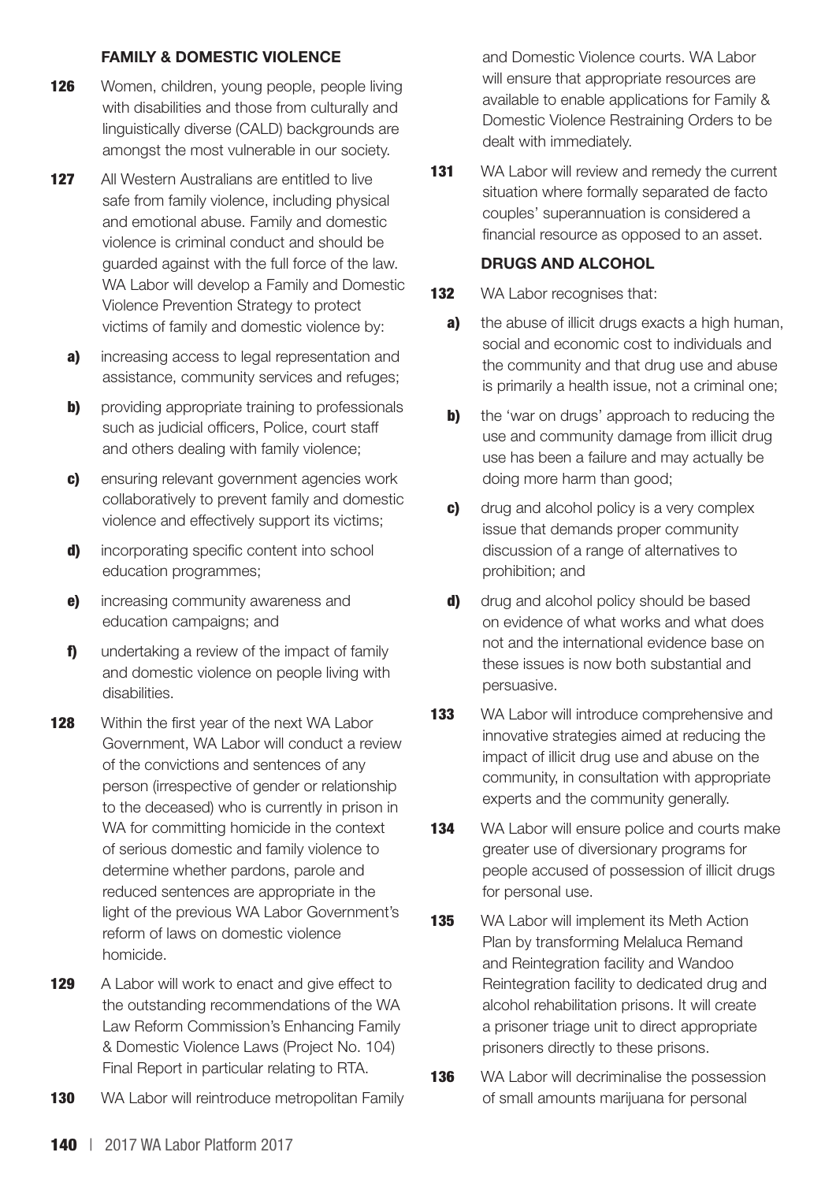### FAMILY & DOMESTIC VIOLENCE

**126** Women, children, young people, people living with disabilities and those from culturally and linguistically diverse (CALD) backgrounds are amongst the most vulnerable in our society.

**127** All Western Australians are entitled to live safe from family violence, including physical and emotional abuse. Family and domestic violence is criminal conduct and should be guarded against with the full force of the law. WA Labor will develop a Family and Domestic Violence Prevention Strategy to protect victims of family and domestic violence by:

- **a)** increasing access to legal representation and assistance, community services and refuges;
- **b)** providing appropriate training to professionals such as judicial officers, Police, court staff and others dealing with family violence;
- **c)** ensuring relevant government agencies work collaboratively to prevent family and domestic violence and effectively support its victims;
- **d)** incorporating specific content into school education programmes;
- **e)** increasing community awareness and education campaigns; and
- **f)** undertaking a review of the impact of family and domestic violence on people living with disabilities.

**128** Within the first year of the next WA Labor Government, WA Labor will conduct a review of the convictions and sentences of any person (irrespective of gender or relationship to the deceased) who is currently in prison in WA for committing homicide in the context of serious domestic and family violence to determine whether pardons, parole and reduced sentences are appropriate in the light of the previous WA Labor Government's reform of laws on domestic violence homicide.

**129** A Labor will work to enact and give effect to the outstanding recommendations of the WA Law Reform Commission's Enhancing Family & Domestic Violence Laws (Project No. 104) Final Report in particular relating to RTA.

**130** WA Labor will reintroduce metropolitan Family and Domestic Violence courts. WA Labor will ensure that appropriate resources are available to enable applications for Family & Domestic Violence Restraining Orders to be dealt with immediately.

**131** WA Labor will review and remedy the current situation where formally separated de facto couples' superannuation is considered a financial resource as opposed to an asset.

### DRUGS AND ALCOHOL

**132** WA Labor recognises that:

- **a)** the abuse of illicit drugs exacts a high human, social and economic cost to individuals and the community and that drug use and abuse is primarily a health issue, not a criminal one;
- **b)** the 'war on drugs' approach to reducing the use and community damage from illicit drug use has been a failure and may actually be doing more harm than good;
- **c)** drug and alcohol policy is a very complex issue that demands proper community discussion of a range of alternatives to prohibition; and
- **d)** drug and alcohol policy should be based on evidence of what works and what does not and the international evidence base on these issues is now both substantial and persuasive.

**133** WA Labor will introduce comprehensive and innovative strategies aimed at reducing the impact of illicit drug use and abuse on the community, in consultation with appropriate experts and the community generally.

**134** WA Labor will ensure police and courts make greater use of diversionary programs for people accused of possession of illicit drugs for personal use.

**135** WA Labor will implement its Meth Action Plan by transforming Melaluca Remand and Reintegration facility and Wandoo Reintegration facility to dedicated drug and alcohol rehabilitation prisons. It will create a prisoner triage unit to direct appropriate prisoners directly to these prisons.

**136** WA Labor will decriminalise the possession of small amounts marijuana for personal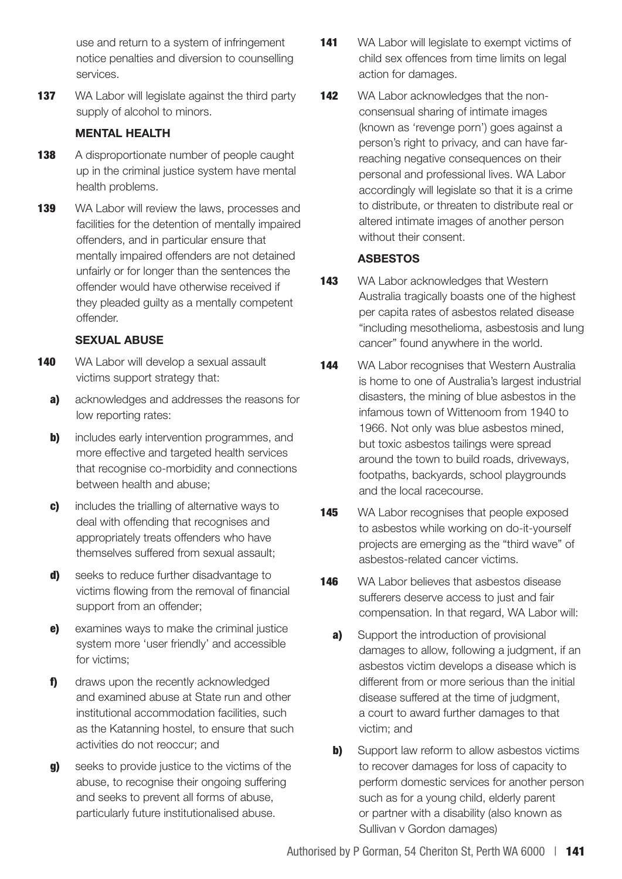use and return to a system of infringement notice penalties and diversion to counselling services.

**137** WA Labor will legislate against the third party supply of alcohol to minors.

### MENTAL HEALTH

**138** A disproportionate number of people caught up in the criminal justice system have mental health problems.

**139** WA Labor will review the laws, processes and facilities for the detention of mentally impaired offenders, and in particular ensure that mentally impaired offenders are not detained unfairly or for longer than the sentences the offender would have otherwise received if they pleaded guilty as a mentally competent offender.

### SEXUAL ABUSE

**140** WA Labor will develop a sexual assault victims support strategy that:

- **a)** acknowledges and addresses the reasons for low reporting rates:
- **b)** includes early intervention programmes, and more effective and targeted health services that recognise co-morbidity and connections between health and abuse;
- **c)** includes the trialling of alternative ways to deal with offending that recognises and appropriately treats offenders who have themselves suffered from sexual assault;
- **d)** seeks to reduce further disadvantage to victims flowing from the removal of financial support from an offender;
- **e)** examines ways to make the criminal justice system more 'user friendly' and accessible for victims;
- **f)** draws upon the recently acknowledged and examined abuse at State run and other institutional accommodation facilities, such as the Katanning hostel, to ensure that such activities do not reoccur; and
- **g)** seeks to provide justice to the victims of the abuse, to recognise their ongoing suffering and seeks to prevent all forms of abuse, particularly future institutionalised abuse.

**141** WA Labor will legislate to exempt victims of child sex offences from time limits on legal action for damages.

**142** WA Labor acknowledges that the non-consensual sharing of intimate images (known as 'revenge porn') goes against a person's right to privacy, and can have far-reaching negative consequences on their personal and professional lives. WA Labor accordingly will legislate so that it is a crime to distribute, or threaten to distribute real or altered intimate images of another person without their consent.

### ASBESTOS

**143** WA Labor acknowledges that Western Australia tragically boasts one of the highest per capita rates of asbestos related disease "including mesothelioma, asbestosis and lung cancer" found anywhere in the world.

**144** WA Labor recognises that Western Australia is home to one of Australia's largest industrial disasters, the mining of blue asbestos in the infamous town of Wittenoom from 1940 to 1966. Not only was blue asbestos mined, but toxic asbestos tailings were spread around the town to build roads, driveways, footpaths, backyards, school playgrounds and the local racecourse.

**145** WA Labor recognises that people exposed to asbestos while working on do-it-yourself projects are emerging as the "third wave" of asbestos-related cancer victims.

**146** WA Labor believes that asbestos disease sufferers deserve access to just and fair compensation. In that regard, WA Labor will:

- **a)** Support the introduction of provisional damages to allow, following a judgment, if an asbestos victim develops a disease which is different from or more serious than the initial disease suffered at the time of judgment, a court to award further damages to that victim; and
- **b)** Support law reform to allow asbestos victims to recover damages for loss of capacity to perform domestic services for another person such as for a young child, elderly parent or partner with a disability (also known as Sullivan v Gordon damages)

Authorised by P Gorman, 54 Cheriton St, Perth WA 6000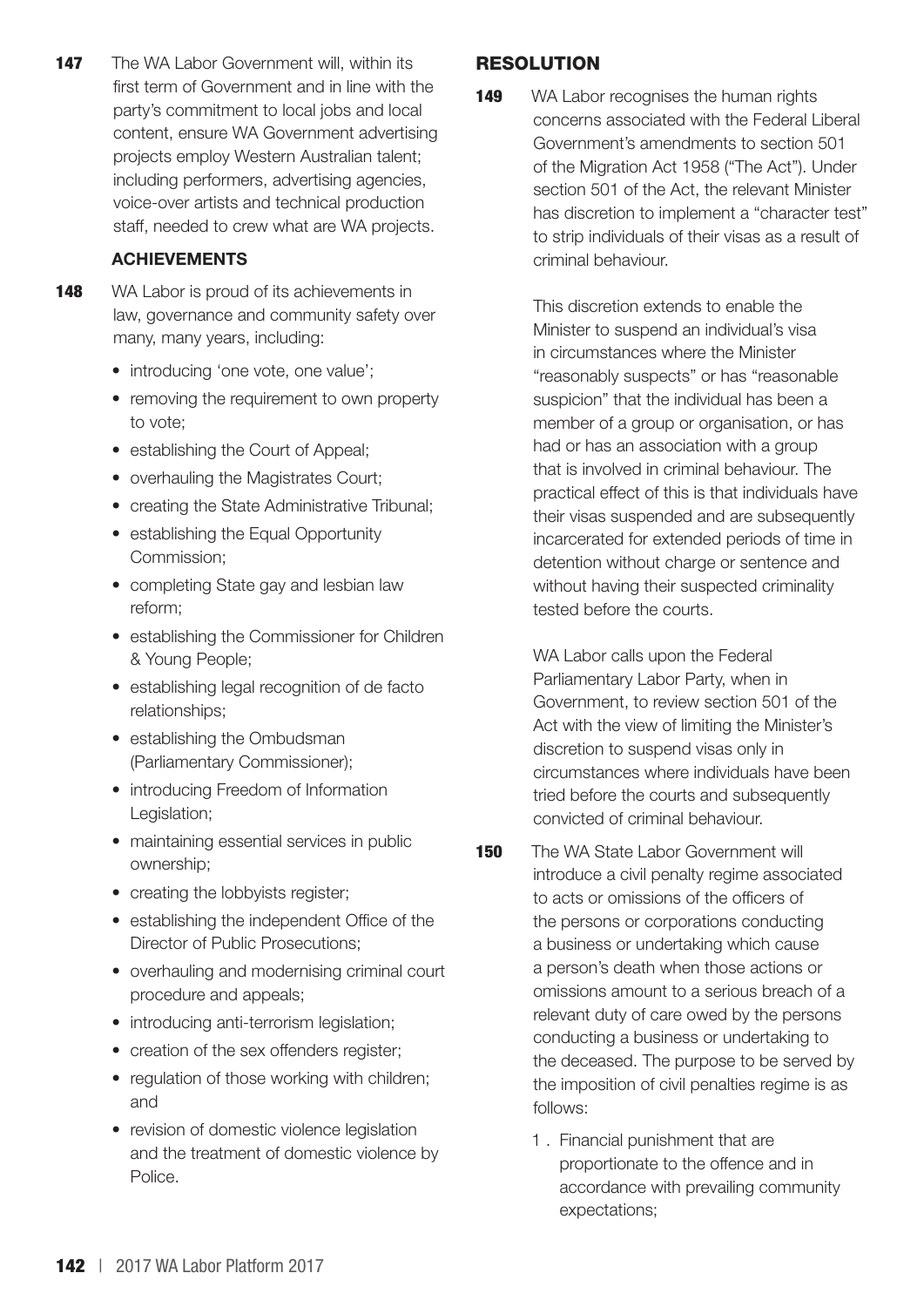**147** The WA Labor Government will, within its first term of Government and in line with the party's commitment to local jobs and local content, ensure WA Government advertising projects employ Western Australian talent; including performers, advertising agencies, voice-over artists and technical production staff, needed to crew what are WA projects.

### ACHIEVEMENTS

**148** WA Labor is proud of its achievements in law, governance and community safety over many, many years, including:

- introducing 'one vote, one value';
- removing the requirement to own property to vote;
- establishing the Court of Appeal;
- overhauling the Magistrates Court;
- creating the State Administrative Tribunal;
- establishing the Equal Opportunity Commission;
- completing State gay and lesbian law reform;
- establishing the Commissioner for Children & Young People;
- establishing legal recognition of de facto relationships;
- establishing the Ombudsman (Parliamentary Commissioner);
- introducing Freedom of Information Legislation;
- maintaining essential services in public ownership;
- creating the lobbyists register;
- establishing the independent Office of the Director of Public Prosecutions;
- overhauling and modernising criminal court procedure and appeals;
- introducing anti-terrorism legislation;
- creation of the sex offenders register;
- regulation of those working with children; and
- revision of domestic violence legislation and the treatment of domestic violence by Police.

## RESOLUTION

**149** WA Labor recognises the human rights concerns associated with the Federal Liberal Government's amendments to section 501 of the Migration Act 1958 ("The Act"). Under section 501 of the Act, the relevant Minister has discretion to implement a "character test" to strip individuals of their visas as a result of criminal behaviour.

This discretion extends to enable the Minister to suspend an individual's visa in circumstances where the Minister "reasonably suspects" or has "reasonable suspicion" that the individual has been a member of a group or organisation, or has had or has an association with a group that is involved in criminal behaviour. The practical effect of this is that individuals have their visas suspended and are subsequently incarcerated for extended periods of time in detention without charge or sentence and without having their suspected criminality tested before the courts.

WA Labor calls upon the Federal Parliamentary Labor Party, when in Government, to review section 501 of the Act with the view of limiting the Minister's discretion to suspend visas only in circumstances where individuals have been tried before the courts and subsequently convicted of criminal behaviour.

**150** The WA State Labor Government will introduce a civil penalty regime associated to acts or omissions of the officers of the persons or corporations conducting a business or undertaking which cause a person's death when those actions or omissions amount to a serious breach of a relevant duty of care owed by the persons conducting a business or undertaking to the deceased. The purpose to be served by the imposition of civil penalties regime is as follows:

1. Financial punishment that are proportionate to the offence and in accordance with prevailing community expectations;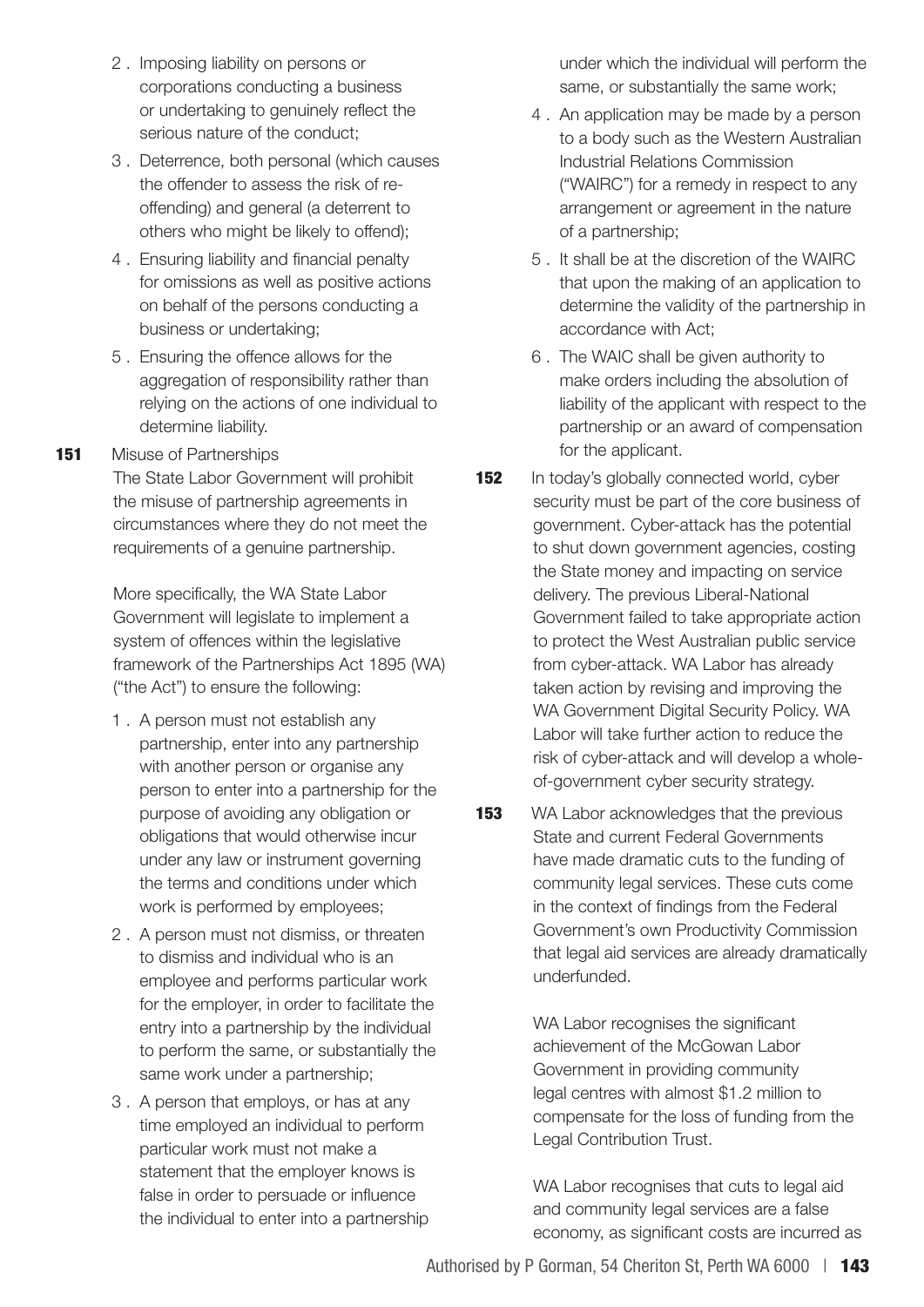2. Imposing liability on persons or corporations conducting a business or undertaking to genuinely reflect the serious nature of the conduct;
3. Deterrence, both personal (which causes the offender to assess the risk of re-offending) and general (a deterrent to others who might be likely to offend);
4. Ensuring liability and financial penalty for omissions as well as positive actions on behalf of the persons conducting a business or undertaking;
5. Ensuring the offence allows for the aggregation of responsibility rather than relying on the actions of one individual to determine liability.

**151** Misuse of Partnerships

The State Labor Government will prohibit the misuse of partnership agreements in circumstances where they do not meet the requirements of a genuine partnership.

More specifically, the WA State Labor Government will legislate to implement a system of offences within the legislative framework of the Partnerships Act 1895 (WA) ("the Act") to ensure the following:

1. A person must not establish any partnership, enter into any partnership with another person or organise any person to enter into a partnership for the purpose of avoiding any obligation or obligations that would otherwise incur under any law or instrument governing the terms and conditions under which work is performed by employees;
2. A person must not dismiss, or threaten to dismiss and individual who is an employee and performs particular work for the employer, in order to facilitate the entry into a partnership by the individual to perform the same, or substantially the same work under a partnership;
3. A person that employs, or has at any time employed an individual to perform particular work must not make a statement that the employer knows is false in order to persuade or influence the individual to enter into a partnership under which the individual will perform the same, or substantially the same work;
4. An application may be made by a person to a body such as the Western Australian Industrial Relations Commission ("WAIRC") for a remedy in respect to any arrangement or agreement in the nature of a partnership;
5. It shall be at the discretion of the WAIRC that upon the making of an application to determine the validity of the partnership in accordance with Act;
6. The WAIC shall be given authority to make orders including the absolution of liability of the applicant with respect to the partnership or an award of compensation for the applicant.

**152** In today's globally connected world, cyber security must be part of the core business of government. Cyber-attack has the potential to shut down government agencies, costing the State money and impacting on service delivery. The previous Liberal-National Government failed to take appropriate action to protect the West Australian public service from cyber-attack. WA Labor has already taken action by revising and improving the WA Government Digital Security Policy. WA Labor will take further action to reduce the risk of cyber-attack and will develop a whole-of-government cyber security strategy.

**153** WA Labor acknowledges that the previous State and current Federal Governments have made dramatic cuts to the funding of community legal services. These cuts come in the context of findings from the Federal Government's own Productivity Commission that legal aid services are already dramatically underfunded.

WA Labor recognises the significant achievement of the McGowan Labor Government in providing community legal centres with almost $1.2 million to compensate for the loss of funding from the Legal Contribution Trust.

WA Labor recognises that cuts to legal aid and community legal services are a false economy, as significant costs are incurred as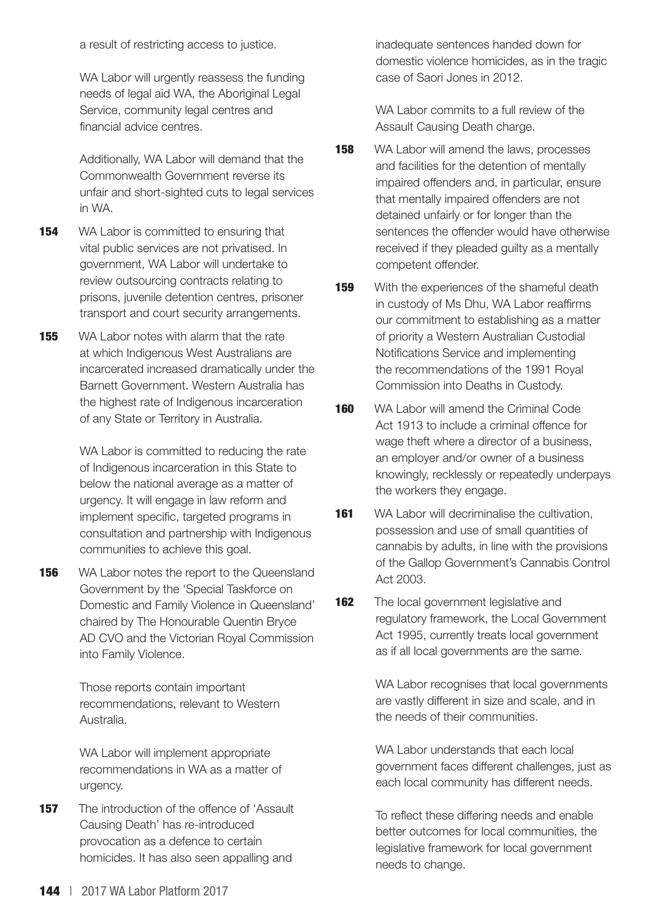a result of restricting access to justice.

WA Labor will urgently reassess the funding needs of legal aid WA, the Aboriginal Legal Service, community legal centres and financial advice centres.

Additionally, WA Labor will demand that the Commonwealth Government reverse its unfair and short-sighted cuts to legal services in WA.

**154** WA Labor is committed to ensuring that vital public services are not privatised. In government, WA Labor will undertake to review outsourcing contracts relating to prisons, juvenile detention centres, prisoner transport and court security arrangements.

**155** WA Labor notes with alarm that the rate at which Indigenous West Australians are incarcerated increased dramatically under the Barnett Government. Western Australia has the highest rate of Indigenous incarceration of any State or Territory in Australia.

WA Labor is committed to reducing the rate of Indigenous incarceration in this State to below the national average as a matter of urgency. It will engage in law reform and implement specific, targeted programs in consultation and partnership with Indigenous communities to achieve this goal.

**156** WA Labor notes the report to the Queensland Government by the 'Special Taskforce on Domestic and Family Violence in Queensland' chaired by The Honourable Quentin Bryce AD CVO and the Victorian Royal Commission into Family Violence.

Those reports contain important recommendations, relevant to Western Australia.

WA Labor will implement appropriate recommendations in WA as a matter of urgency.

**157** The introduction of the offence of 'Assault Causing Death' has re-introduced provocation as a defence to certain homicides. It has also seen appalling and inadequate sentences handed down for domestic violence homicides, as in the tragic case of Saori Jones in 2012.

WA Labor commits to a full review of the Assault Causing Death charge.

**158** WA Labor will amend the laws, processes and facilities for the detention of mentally impaired offenders and, in particular, ensure that mentally impaired offenders are not detained unfairly or for longer than the sentences the offender would have otherwise received if they pleaded guilty as a mentally competent offender.

**159** With the experiences of the shameful death in custody of Ms Dhu, WA Labor reaffirms our commitment to establishing as a matter of priority a Western Australian Custodial Notifications Service and implementing the recommendations of the 1991 Royal Commission into Deaths in Custody.

**160** WA Labor will amend the Criminal Code Act 1913 to include a criminal offence for wage theft where a director of a business, an employer and/or owner of a business knowingly, recklessly or repeatedly underpays the workers they engage.

**161** WA Labor will decriminalise the cultivation, possession and use of small quantities of cannabis by adults, in line with the provisions of the Gallop Government's Cannabis Control Act 2003.

**162** The local government legislative and regulatory framework, the Local Government Act 1995, currently treats local government as if all local governments are the same.

WA Labor recognises that local governments are vastly different in size and scale, and in the needs of their communities.

WA Labor understands that each local government faces different challenges, just as each local community has different needs.

To reflect these differing needs and enable better outcomes for local communities, the legislative framework for local government needs to change.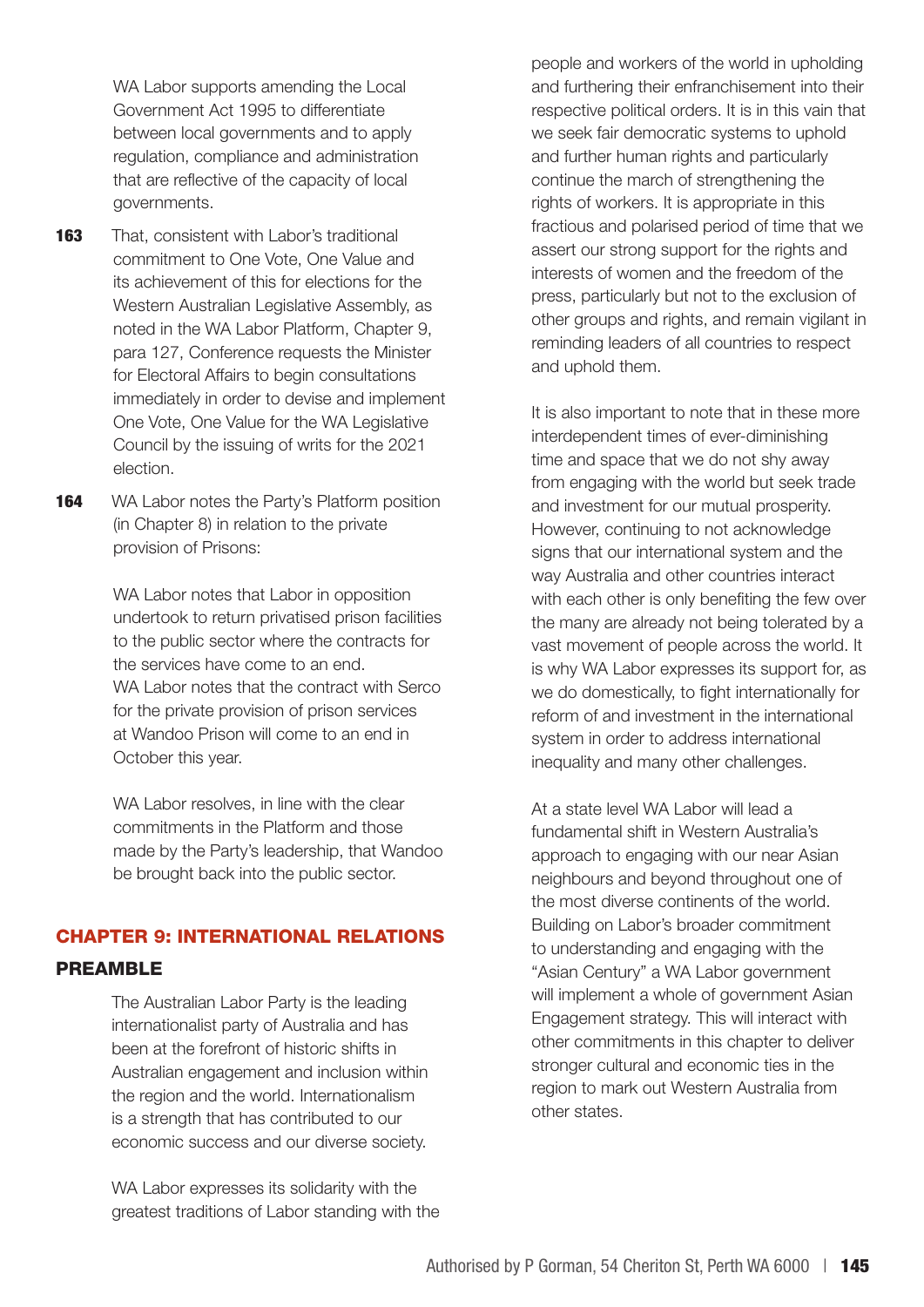WA Labor supports amending the Local Government Act 1995 to differentiate between local governments and to apply regulation, compliance and administration that are reflective of the capacity of local governments.

**163** That, consistent with Labor's traditional commitment to One Vote, One Value and its achievement of this for elections for the Western Australian Legislative Assembly, as noted in the WA Labor Platform, Chapter 9, para 127, Conference requests the Minister for Electoral Affairs to begin consultations immediately in order to devise and implement One Vote, One Value for the WA Legislative Council by the issuing of writs for the 2021 election.

**164** WA Labor notes the Party's Platform position (in Chapter 8) in relation to the private provision of Prisons:

WA Labor notes that Labor in opposition undertook to return privatised prison facilities to the public sector where the contracts for the services have come to an end. WA Labor notes that the contract with Serco for the private provision of prison services at Wandoo Prison will come to an end in October this year.

WA Labor resolves, in line with the clear commitments in the Platform and those made by the Party's leadership, that Wandoo be brought back into the public sector.

## CHAPTER 9: INTERNATIONAL RELATIONS

### PREAMBLE

The Australian Labor Party is the leading internationalist party of Australia and has been at the forefront of historic shifts in Australian engagement and inclusion within the region and the world. Internationalism is a strength that has contributed to our economic success and our diverse society.

WA Labor expresses its solidarity with the greatest traditions of Labor standing with the people and workers of the world in upholding and furthering their enfranchisement into their respective political orders. It is in this vain that we seek fair democratic systems to uphold and further human rights and particularly continue the march of strengthening the rights of workers. It is appropriate in this fractious and polarised period of time that we assert our strong support for the rights and interests of women and the freedom of the press, particularly but not to the exclusion of other groups and rights, and remain vigilant in reminding leaders of all countries to respect and uphold them.

It is also important to note that in these more interdependent times of ever-diminishing time and space that we do not shy away from engaging with the world but seek trade and investment for our mutual prosperity. However, continuing to not acknowledge signs that our international system and the way Australia and other countries interact with each other is only benefiting the few over the many are already not being tolerated by a vast movement of people across the world. It is why WA Labor expresses its support for, as we do domestically, to fight internationally for reform of and investment in the international system in order to address international inequality and many other challenges.

At a state level WA Labor will lead a fundamental shift in Western Australia's approach to engaging with our near Asian neighbours and beyond throughout one of the most diverse continents of the world. Building on Labor's broader commitment to understanding and engaging with the "Asian Century" a WA Labor government will implement a whole of government Asian Engagement strategy. This will interact with other commitments in this chapter to deliver stronger cultural and economic ties in the region to mark out Western Australia from other states.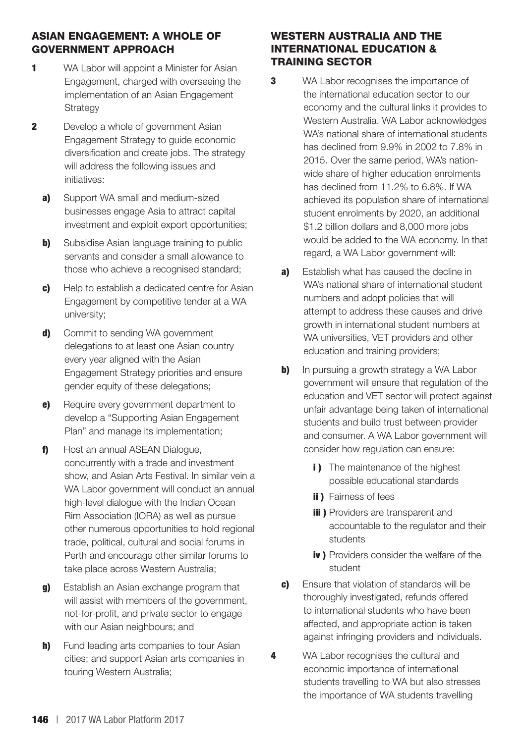## ASIAN ENGAGEMENT: A WHOLE OF GOVERNMENT APPROACH

**1** WA Labor will appoint a Minister for Asian Engagement, charged with overseeing the implementation of an Asian Engagement Strategy

**2** Develop a whole of government Asian Engagement Strategy to guide economic diversification and create jobs. The strategy will address the following issues and initiatives:

- **a)** Support WA small and medium-sized businesses engage Asia to attract capital investment and exploit export opportunities;
- **b)** Subsidise Asian language training to public servants and consider a small allowance to those who achieve a recognised standard;
- **c)** Help to establish a dedicated centre for Asian Engagement by competitive tender at a WA university;
- **d)** Commit to sending WA government delegations to at least one Asian country every year aligned with the Asian Engagement Strategy priorities and ensure gender equity of these delegations;
- **e)** Require every government department to develop a "Supporting Asian Engagement Plan" and manage its implementation;
- **f)** Host an annual ASEAN Dialogue, concurrently with a trade and investment show, and Asian Arts Festival. In similar vein a WA Labor government will conduct an annual high-level dialogue with the Indian Ocean Rim Association (IORA) as well as pursue other numerous opportunities to hold regional trade, political, cultural and social forums in Perth and encourage other similar forums to take place across Western Australia;
- **g)** Establish an Asian exchange program that will assist with members of the government, not-for-profit, and private sector to engage with our Asian neighbours; and
- **h)** Fund leading arts companies to tour Asian cities; and support Asian arts companies in touring Western Australia;

## WESTERN AUSTRALIA AND THE INTERNATIONAL EDUCATION & TRAINING SECTOR

**3** WA Labor recognises the importance of the international education sector to our economy and the cultural links it provides to Western Australia. WA Labor acknowledges WA's national share of international students has declined from 9.9% in 2002 to 7.8% in 2015. Over the same period, WA's nation-wide share of higher education enrolments has declined from 11.2% to 6.8%. If WA achieved its population share of international student enrolments by 2020, an additional $1.2 billion dollars and 8,000 more jobs would be added to the WA economy. In that regard, a WA Labor government will:

- **a)** Establish what has caused the decline in WA's national share of international student numbers and adopt policies that will attempt to address these causes and drive growth in international student numbers at WA universities, VET providers and other education and training providers;
- **b)** In pursuing a growth strategy a WA Labor government will ensure that regulation of the education and VET sector will protect against unfair advantage being taken of international students and build trust between provider and consumer. A WA Labor government will consider how regulation can ensure:
  - **i )** The maintenance of the highest possible educational standards
  - **ii )** Fairness of fees
  - **iii )** Providers are transparent and accountable to the regulator and their students
  - **iv )** Providers consider the welfare of the student
- **c)** Ensure that violation of standards will be thoroughly investigated, refunds offered to international students who have been affected, and appropriate action is taken against infringing providers and individuals.

**4** WA Labor recognises the cultural and economic importance of international students travelling to WA but also stresses the importance of WA students travelling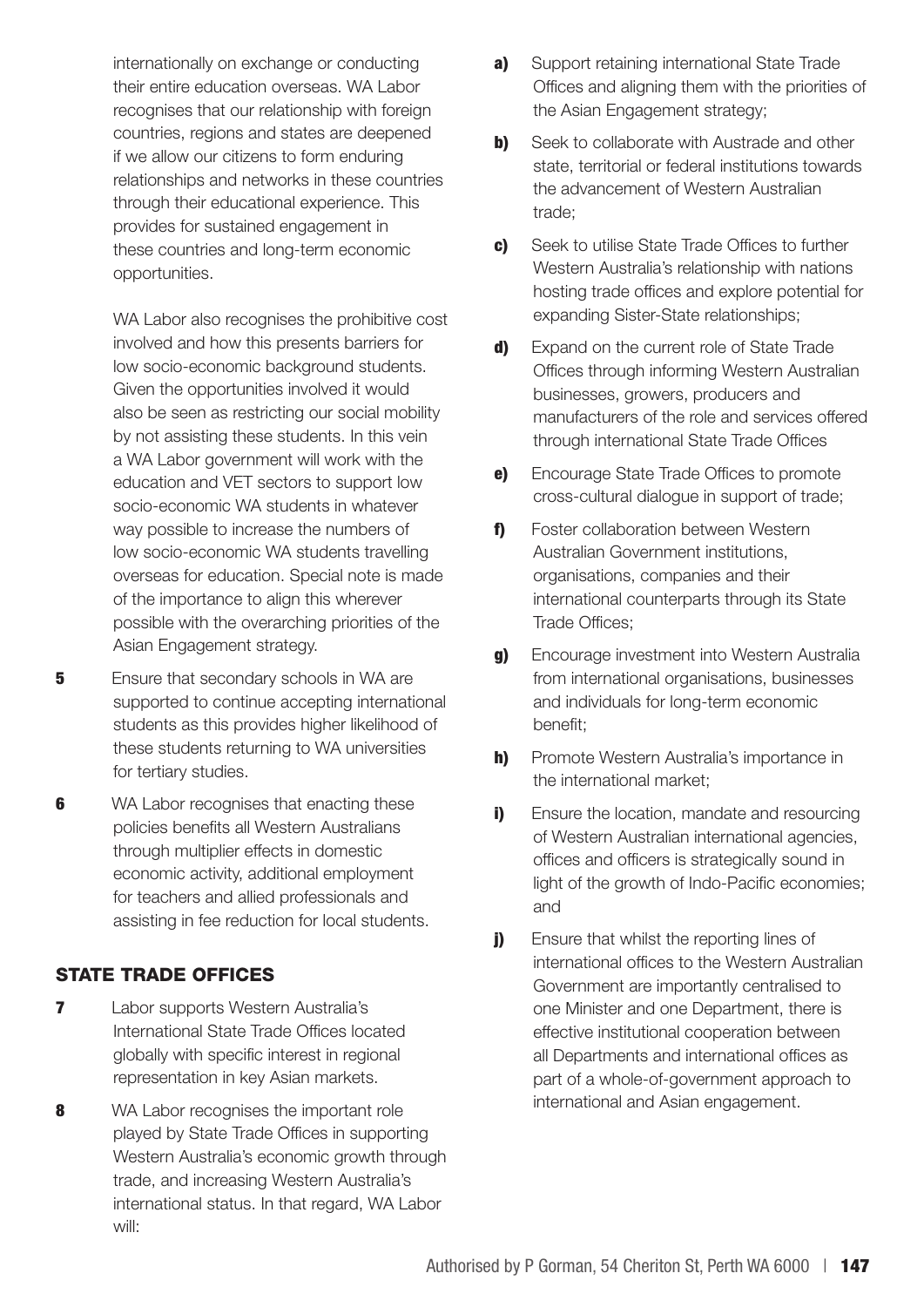internationally on exchange or conducting their entire education overseas. WA Labor recognises that our relationship with foreign countries, regions and states are deepened if we allow our citizens to form enduring relationships and networks in these countries through their educational experience. This provides for sustained engagement in these countries and long-term economic opportunities.

WA Labor also recognises the prohibitive cost involved and how this presents barriers for low socio-economic background students. Given the opportunities involved it would also be seen as restricting our social mobility by not assisting these students. In this vein a WA Labor government will work with the education and VET sectors to support low socio-economic WA students in whatever way possible to increase the numbers of low socio-economic WA students travelling overseas for education. Special note is made of the importance to align this wherever possible with the overarching priorities of the Asian Engagement strategy.

**5** Ensure that secondary schools in WA are supported to continue accepting international students as this provides higher likelihood of these students returning to WA universities for tertiary studies.

**6** WA Labor recognises that enacting these policies benefits all Western Australians through multiplier effects in domestic economic activity, additional employment for teachers and allied professionals and assisting in fee reduction for local students.

## STATE TRADE OFFICES

**7** Labor supports Western Australia's International State Trade Offices located globally with specific interest in regional representation in key Asian markets.

**8** WA Labor recognises the important role played by State Trade Offices in supporting Western Australia's economic growth through trade, and increasing Western Australia's international status. In that regard, WA Labor will:

**a)** Support retaining international State Trade Offices and aligning them with the priorities of the Asian Engagement strategy;

**b)** Seek to collaborate with Austrade and other state, territorial or federal institutions towards the advancement of Western Australian trade;

**c)** Seek to utilise State Trade Offices to further Western Australia's relationship with nations hosting trade offices and explore potential for expanding Sister-State relationships;

**d)** Expand on the current role of State Trade Offices through informing Western Australian businesses, growers, producers and manufacturers of the role and services offered through international State Trade Offices

**e)** Encourage State Trade Offices to promote cross-cultural dialogue in support of trade;

**f)** Foster collaboration between Western Australian Government institutions, organisations, companies and their international counterparts through its State Trade Offices;

**g)** Encourage investment into Western Australia from international organisations, businesses and individuals for long-term economic benefit;

**h)** Promote Western Australia's importance in the international market;

**i)** Ensure the location, mandate and resourcing of Western Australian international agencies, offices and officers is strategically sound in light of the growth of Indo-Pacific economies; and

**j)** Ensure that whilst the reporting lines of international offices to the Western Australian Government are importantly centralised to one Minister and one Department, there is effective institutional cooperation between all Departments and international offices as part of a whole-of-government approach to international and Asian engagement.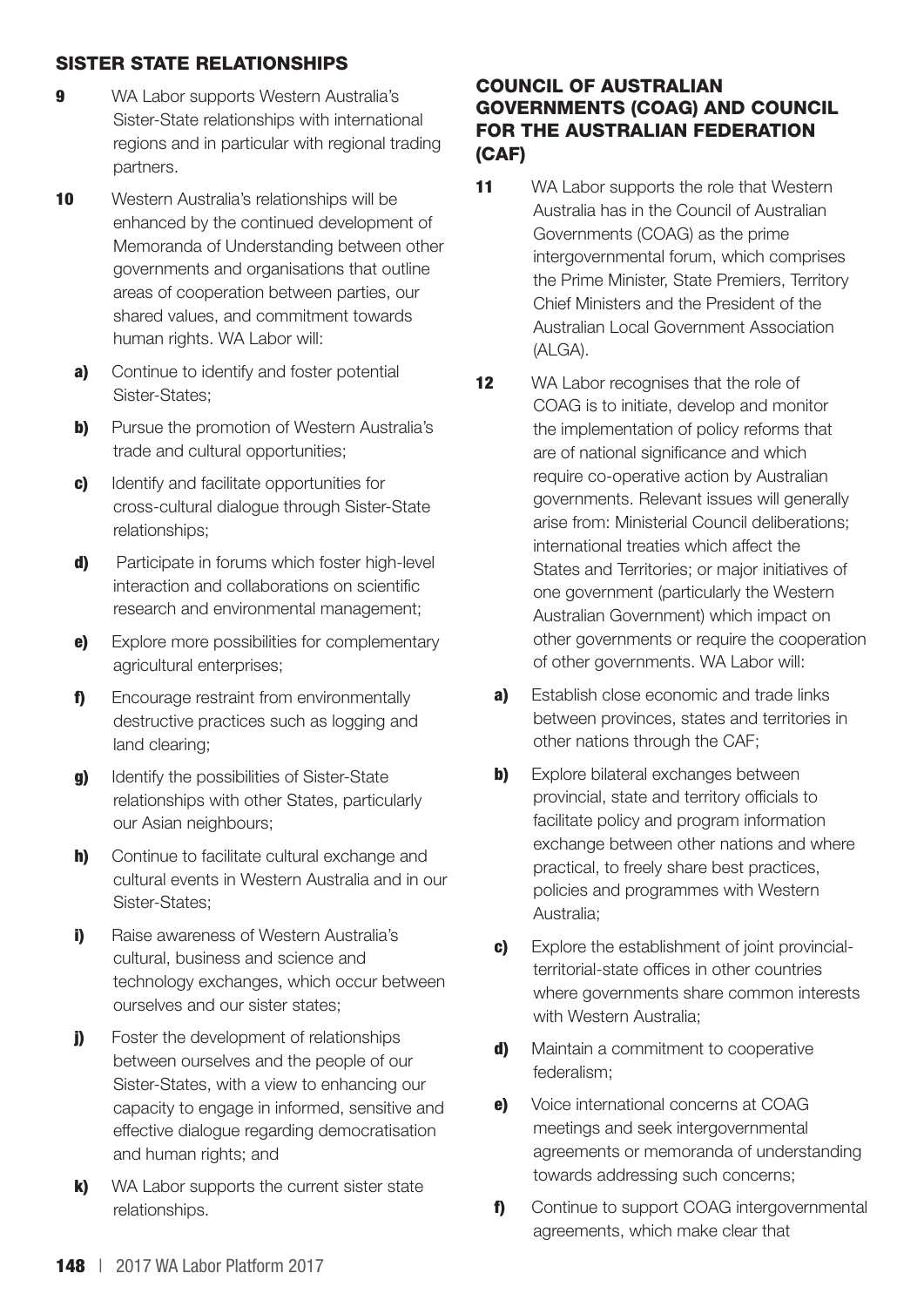## SISTER STATE RELATIONSHIPS

**9** WA Labor supports Western Australia's Sister-State relationships with international regions and in particular with regional trading partners.

**10** Western Australia's relationships will be enhanced by the continued development of Memoranda of Understanding between other governments and organisations that outline areas of cooperation between parties, our shared values, and commitment towards human rights. WA Labor will:

- **a)** Continue to identify and foster potential Sister-States;
- **b)** Pursue the promotion of Western Australia's trade and cultural opportunities;
- **c)** Identify and facilitate opportunities for cross-cultural dialogue through Sister-State relationships;
- **d)** Participate in forums which foster high-level interaction and collaborations on scientific research and environmental management;
- **e)** Explore more possibilities for complementary agricultural enterprises;
- **f)** Encourage restraint from environmentally destructive practices such as logging and land clearing;
- **g)** Identify the possibilities of Sister-State relationships with other States, particularly our Asian neighbours;
- **h)** Continue to facilitate cultural exchange and cultural events in Western Australia and in our Sister-States;
- **i)** Raise awareness of Western Australia's cultural, business and science and technology exchanges, which occur between ourselves and our sister states;
- **j)** Foster the development of relationships between ourselves and the people of our Sister-States, with a view to enhancing our capacity to engage in informed, sensitive and effective dialogue regarding democratisation and human rights; and
- **k)** WA Labor supports the current sister state relationships.

## COUNCIL OF AUSTRALIAN GOVERNMENTS (COAG) AND COUNCIL FOR THE AUSTRALIAN FEDERATION (CAF)

**11** WA Labor supports the role that Western Australia has in the Council of Australian Governments (COAG) as the prime intergovernmental forum, which comprises the Prime Minister, State Premiers, Territory Chief Ministers and the President of the Australian Local Government Association (ALGA).

**12** WA Labor recognises that the role of COAG is to initiate, develop and monitor the implementation of policy reforms that are of national significance and which require co-operative action by Australian governments. Relevant issues will generally arise from: Ministerial Council deliberations; international treaties which affect the States and Territories; or major initiatives of one government (particularly the Western Australian Government) which impact on other governments or require the cooperation of other governments. WA Labor will:

- **a)** Establish close economic and trade links between provinces, states and territories in other nations through the CAF;
- **b)** Explore bilateral exchanges between provincial, state and territory officials to facilitate policy and program information exchange between other nations and where practical, to freely share best practices, policies and programmes with Western Australia;
- **c)** Explore the establishment of joint provincial-territorial-state offices in other countries where governments share common interests with Western Australia;
- **d)** Maintain a commitment to cooperative federalism;
- **e)** Voice international concerns at COAG meetings and seek intergovernmental agreements or memoranda of understanding towards addressing such concerns;
- **f)** Continue to support COAG intergovernmental agreements, which make clear that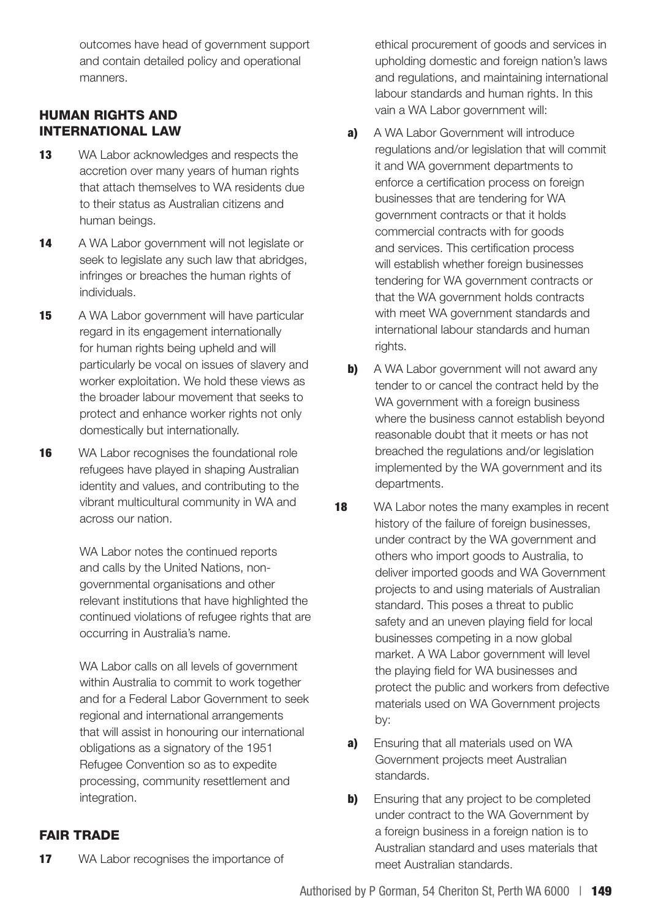outcomes have head of government support and contain detailed policy and operational manners.

## HUMAN RIGHTS AND INTERNATIONAL LAW

**13** WA Labor acknowledges and respects the accretion over many years of human rights that attach themselves to WA residents due to their status as Australian citizens and human beings.

**14** A WA Labor government will not legislate or seek to legislate any such law that abridges, infringes or breaches the human rights of individuals.

**15** A WA Labor government will have particular regard in its engagement internationally for human rights being upheld and will particularly be vocal on issues of slavery and worker exploitation. We hold these views as the broader labour movement that seeks to protect and enhance worker rights not only domestically but internationally.

**16** WA Labor recognises the foundational role refugees have played in shaping Australian identity and values, and contributing to the vibrant multicultural community in WA and across our nation.

WA Labor notes the continued reports and calls by the United Nations, non-governmental organisations and other relevant institutions that have highlighted the continued violations of refugee rights that are occurring in Australia's name.

WA Labor calls on all levels of government within Australia to commit to work together and for a Federal Labor Government to seek regional and international arrangements that will assist in honouring our international obligations as a signatory of the 1951 Refugee Convention so as to expedite processing, community resettlement and integration.

## FAIR TRADE

**17** WA Labor recognises the importance of ethical procurement of goods and services in upholding domestic and foreign nation's laws and regulations, and maintaining international labour standards and human rights. In this vain a WA Labor government will:

**a)** A WA Labor Government will introduce regulations and/or legislation that will commit it and WA government departments to enforce a certification process on foreign businesses that are tendering for WA government contracts or that it holds commercial contracts with for goods and services. This certification process will establish whether foreign businesses tendering for WA government contracts or that the WA government holds contracts with meet WA government standards and international labour standards and human rights.

**b)** A WA Labor government will not award any tender to or cancel the contract held by the WA government with a foreign business where the business cannot establish beyond reasonable doubt that it meets or has not breached the regulations and/or legislation implemented by the WA government and its departments.

**18** WA Labor notes the many examples in recent history of the failure of foreign businesses, under contract by the WA government and others who import goods to Australia, to deliver imported goods and WA Government projects to and using materials of Australian standard. This poses a threat to public safety and an uneven playing field for local businesses competing in a now global market. A WA Labor government will level the playing field for WA businesses and protect the public and workers from defective materials used on WA Government projects by:

**a)** Ensuring that all materials used on WA Government projects meet Australian standards.

**b)** Ensuring that any project to be completed under contract to the WA Government by a foreign business in a foreign nation is to Australian standard and uses materials that meet Australian standards.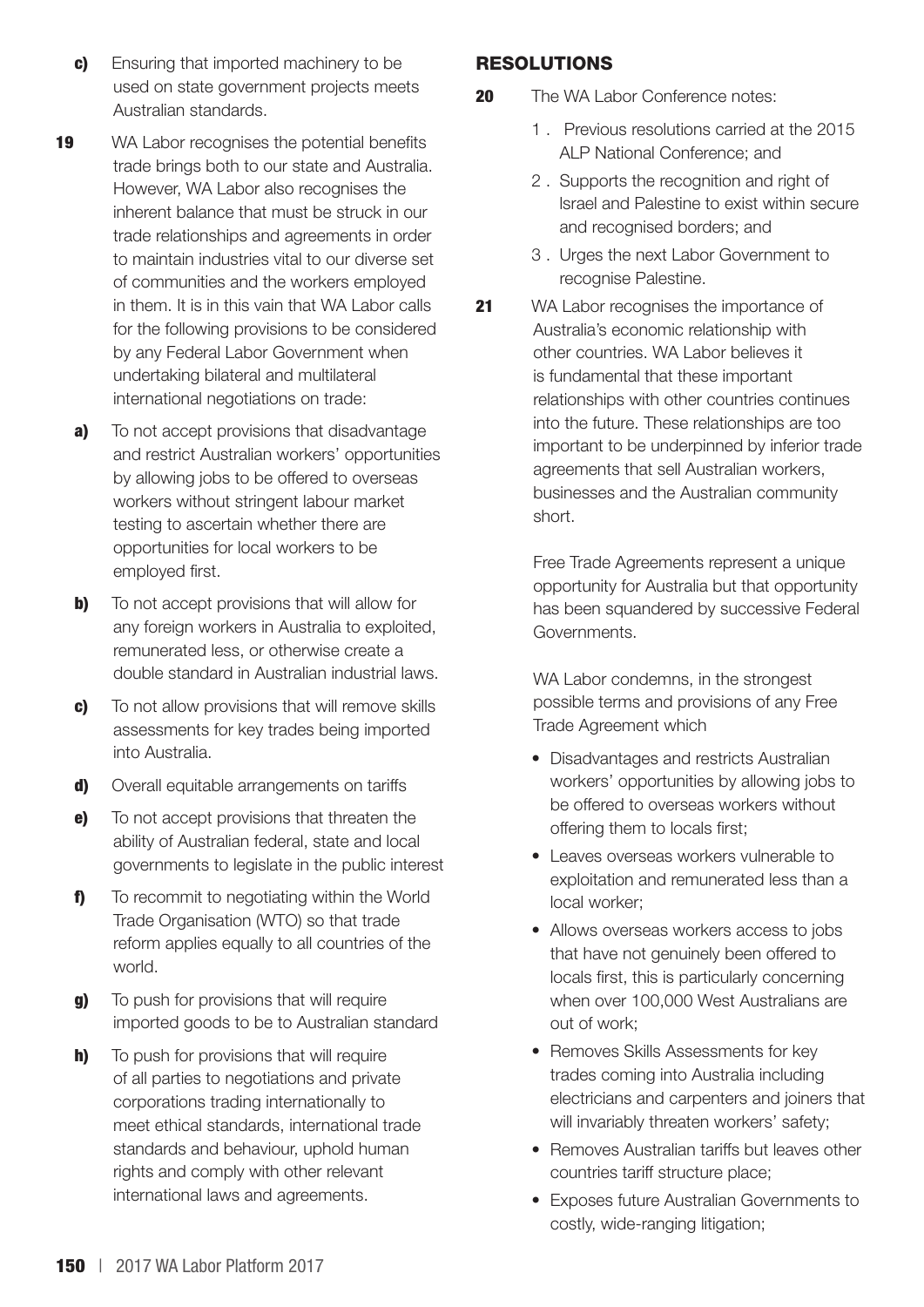**c)** Ensuring that imported machinery to be used on state government projects meets Australian standards.

**19** WA Labor recognises the potential benefits trade brings both to our state and Australia. However, WA Labor also recognises the inherent balance that must be struck in our trade relationships and agreements in order to maintain industries vital to our diverse set of communities and the workers employed in them. It is in this vain that WA Labor calls for the following provisions to be considered by any Federal Labor Government when undertaking bilateral and multilateral international negotiations on trade:

**a)** To not accept provisions that disadvantage and restrict Australian workers' opportunities by allowing jobs to be offered to overseas workers without stringent labour market testing to ascertain whether there are opportunities for local workers to be employed first.

**b)** To not accept provisions that will allow for any foreign workers in Australia to exploited, remunerated less, or otherwise create a double standard in Australian industrial laws.

**c)** To not allow provisions that will remove skills assessments for key trades being imported into Australia.

**d)** Overall equitable arrangements on tariffs

**e)** To not accept provisions that threaten the ability of Australian federal, state and local governments to legislate in the public interest

**f)** To recommit to negotiating within the World Trade Organisation (WTO) so that trade reform applies equally to all countries of the world.

**g)** To push for provisions that will require imported goods to be to Australian standard

**h)** To push for provisions that will require of all parties to negotiations and private corporations trading internationally to meet ethical standards, international trade standards and behaviour, uphold human rights and comply with other relevant international laws and agreements.

## RESOLUTIONS

**20** The WA Labor Conference notes:

1. Previous resolutions carried at the 2015 ALP National Conference; and
2. Supports the recognition and right of Israel and Palestine to exist within secure and recognised borders; and
3. Urges the next Labor Government to recognise Palestine.

**21** WA Labor recognises the importance of Australia's economic relationship with other countries. WA Labor believes it is fundamental that these important relationships with other countries continues into the future. These relationships are too important to be underpinned by inferior trade agreements that sell Australian workers, businesses and the Australian community short.

Free Trade Agreements represent a unique opportunity for Australia but that opportunity has been squandered by successive Federal Governments.

WA Labor condemns, in the strongest possible terms and provisions of any Free Trade Agreement which

- Disadvantages and restricts Australian workers' opportunities by allowing jobs to be offered to overseas workers without offering them to locals first;
- Leaves overseas workers vulnerable to exploitation and remunerated less than a local worker;
- Allows overseas workers access to jobs that have not genuinely been offered to locals first, this is particularly concerning when over 100,000 West Australians are out of work;
- Removes Skills Assessments for key trades coming into Australia including electricians and carpenters and joiners that will invariably threaten workers' safety;
- Removes Australian tariffs but leaves other countries tariff structure place;
- Exposes future Australian Governments to costly, wide-ranging litigation;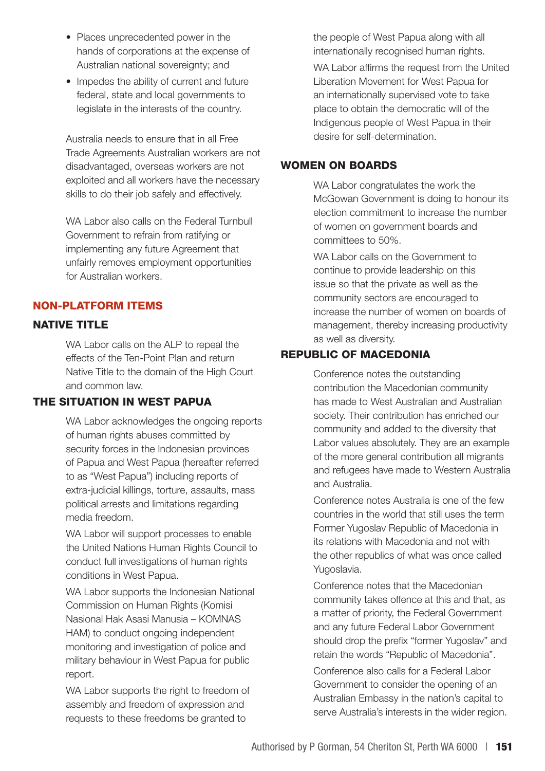- Places unprecedented power in the hands of corporations at the expense of Australian national sovereignty; and
- Impedes the ability of current and future federal, state and local governments to legislate in the interests of the country.

Australia needs to ensure that in all Free Trade Agreements Australian workers are not disadvantaged, overseas workers are not exploited and all workers have the necessary skills to do their job safely and effectively.

WA Labor also calls on the Federal Turnbull Government to refrain from ratifying or implementing any future Agreement that unfairly removes employment opportunities for Australian workers.

## NON-PLATFORM ITEMS

### NATIVE TITLE

WA Labor calls on the ALP to repeal the effects of the Ten-Point Plan and return Native Title to the domain of the High Court and common law.

### THE SITUATION IN WEST PAPUA

WA Labor acknowledges the ongoing reports of human rights abuses committed by security forces in the Indonesian provinces of Papua and West Papua (hereafter referred to as "West Papua") including reports of extra-judicial killings, torture, assaults, mass political arrests and limitations regarding media freedom.

WA Labor will support processes to enable the United Nations Human Rights Council to conduct full investigations of human rights conditions in West Papua.

WA Labor supports the Indonesian National Commission on Human Rights (Komisi Nasional Hak Asasi Manusia – KOMNAS HAM) to conduct ongoing independent monitoring and investigation of police and military behaviour in West Papua for public report.

WA Labor supports the right to freedom of assembly and freedom of expression and requests to these freedoms be granted to the people of West Papua along with all internationally recognised human rights.

WA Labor affirms the request from the United Liberation Movement for West Papua for an internationally supervised vote to take place to obtain the democratic will of the Indigenous people of West Papua in their desire for self-determination.

### WOMEN ON BOARDS

WA Labor congratulates the work the McGowan Government is doing to honour its election commitment to increase the number of women on government boards and committees to 50%.

WA Labor calls on the Government to continue to provide leadership on this issue so that the private as well as the community sectors are encouraged to increase the number of women on boards of management, thereby increasing productivity as well as diversity.

### REPUBLIC OF MACEDONIA

Conference notes the outstanding contribution the Macedonian community has made to West Australian and Australian society. Their contribution has enriched our community and added to the diversity that Labor values absolutely. They are an example of the more general contribution all migrants and refugees have made to Western Australia and Australia.

Conference notes Australia is one of the few countries in the world that still uses the term Former Yugoslav Republic of Macedonia in its relations with Macedonia and not with the other republics of what was once called Yugoslavia.

Conference notes that the Macedonian community takes offence at this and that, as a matter of priority, the Federal Government and any future Federal Labor Government should drop the prefix "former Yugoslav" and retain the words "Republic of Macedonia".

Conference also calls for a Federal Labor Government to consider the opening of an Australian Embassy in the nation's capital to serve Australia's interests in the wider region.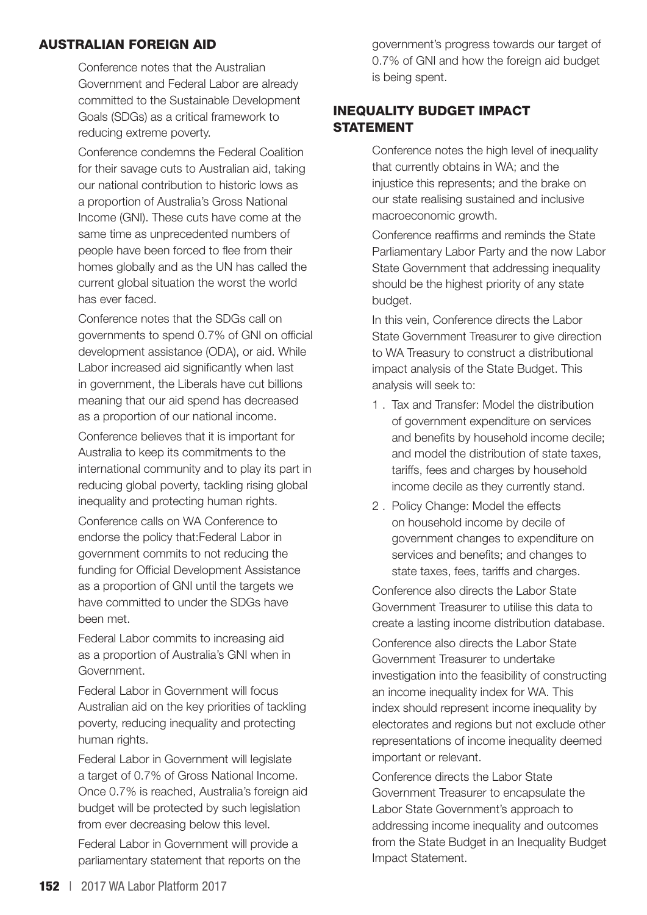## AUSTRALIAN FOREIGN AID

Conference notes that the Australian Government and Federal Labor are already committed to the Sustainable Development Goals (SDGs) as a critical framework to reducing extreme poverty.

Conference condemns the Federal Coalition for their savage cuts to Australian aid, taking our national contribution to historic lows as a proportion of Australia's Gross National Income (GNI). These cuts have come at the same time as unprecedented numbers of people have been forced to flee from their homes globally and as the UN has called the current global situation the worst the world has ever faced.

Conference notes that the SDGs call on governments to spend 0.7% of GNI on official development assistance (ODA), or aid. While Labor increased aid significantly when last in government, the Liberals have cut billions meaning that our aid spend has decreased as a proportion of our national income.

Conference believes that it is important for Australia to keep its commitments to the international community and to play its part in reducing global poverty, tackling rising global inequality and protecting human rights.

Conference calls on WA Conference to endorse the policy that:Federal Labor in government commits to not reducing the funding for Official Development Assistance as a proportion of GNI until the targets we have committed to under the SDGs have been met.

Federal Labor commits to increasing aid as a proportion of Australia's GNI when in Government.

Federal Labor in Government will focus Australian aid on the key priorities of tackling poverty, reducing inequality and protecting human rights.

Federal Labor in Government will legislate a target of 0.7% of Gross National Income. Once 0.7% is reached, Australia's foreign aid budget will be protected by such legislation from ever decreasing below this level.

Federal Labor in Government will provide a parliamentary statement that reports on the government's progress towards our target of 0.7% of GNI and how the foreign aid budget is being spent.

## INEQUALITY BUDGET IMPACT STATEMENT

Conference notes the high level of inequality that currently obtains in WA; and the injustice this represents; and the brake on our state realising sustained and inclusive macroeconomic growth.

Conference reaffirms and reminds the State Parliamentary Labor Party and the now Labor State Government that addressing inequality should be the highest priority of any state budget.

In this vein, Conference directs the Labor State Government Treasurer to give direction to WA Treasury to construct a distributional impact analysis of the State Budget. This analysis will seek to:

1. Tax and Transfer: Model the distribution of government expenditure on services and benefits by household income decile; and model the distribution of state taxes, tariffs, fees and charges by household income decile as they currently stand.
2. Policy Change: Model the effects on household income by decile of government changes to expenditure on services and benefits; and changes to state taxes, fees, tariffs and charges.

Conference also directs the Labor State Government Treasurer to utilise this data to create a lasting income distribution database.

Conference also directs the Labor State Government Treasurer to undertake investigation into the feasibility of constructing an income inequality index for WA. This index should represent income inequality by electorates and regions but not exclude other representations of income inequality deemed important or relevant.

Conference directs the Labor State Government Treasurer to encapsulate the Labor State Government's approach to addressing income inequality and outcomes from the State Budget in an Inequality Budget Impact Statement.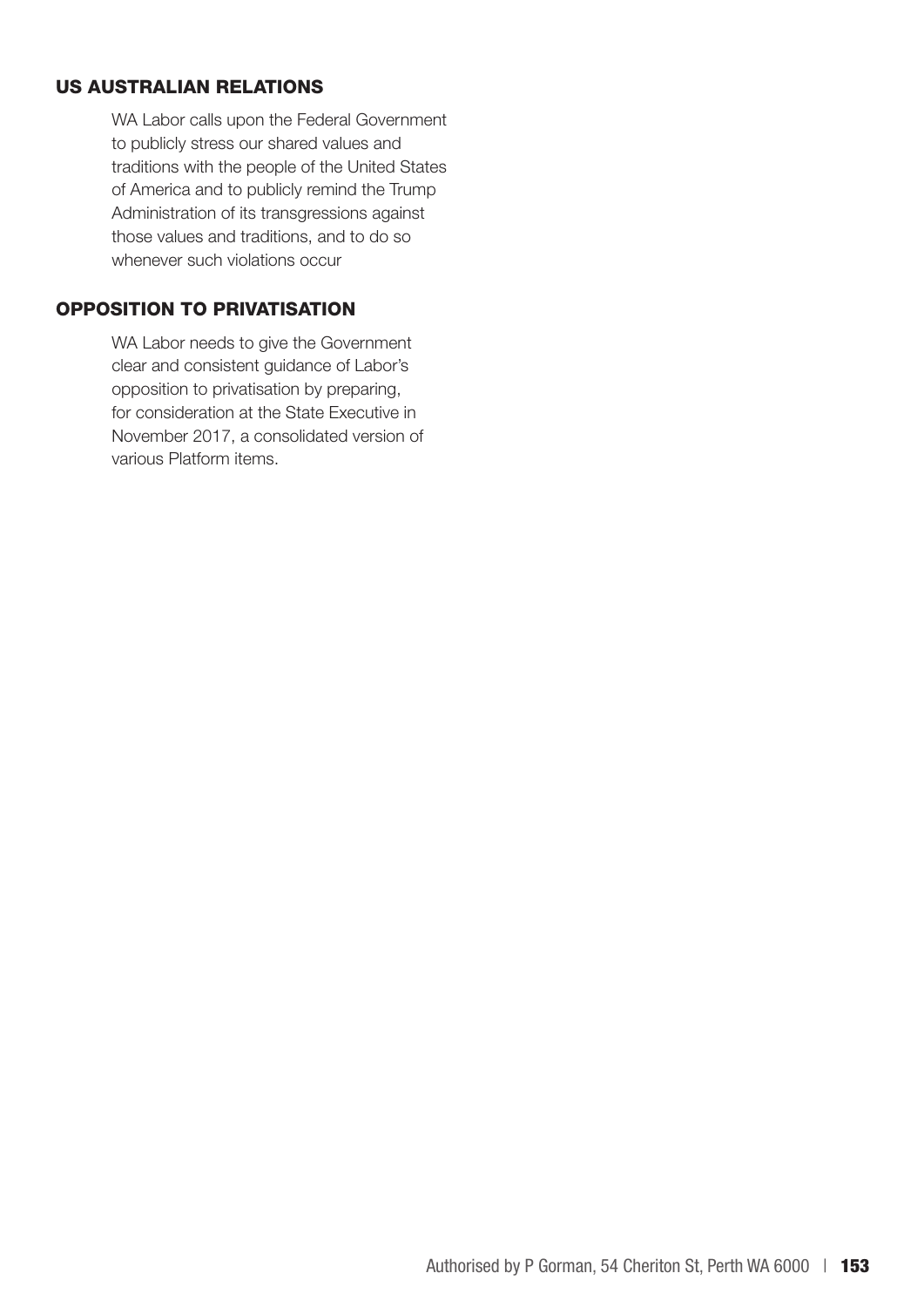## US AUSTRALIAN RELATIONS

WA Labor calls upon the Federal Government to publicly stress our shared values and traditions with the people of the United States of America and to publicly remind the Trump Administration of its transgressions against those values and traditions, and to do so whenever such violations occur

## OPPOSITION TO PRIVATISATION

WA Labor needs to give the Government clear and consistent guidance of Labor's opposition to privatisation by preparing, for consideration at the State Executive in November 2017, a consolidated version of various Platform items.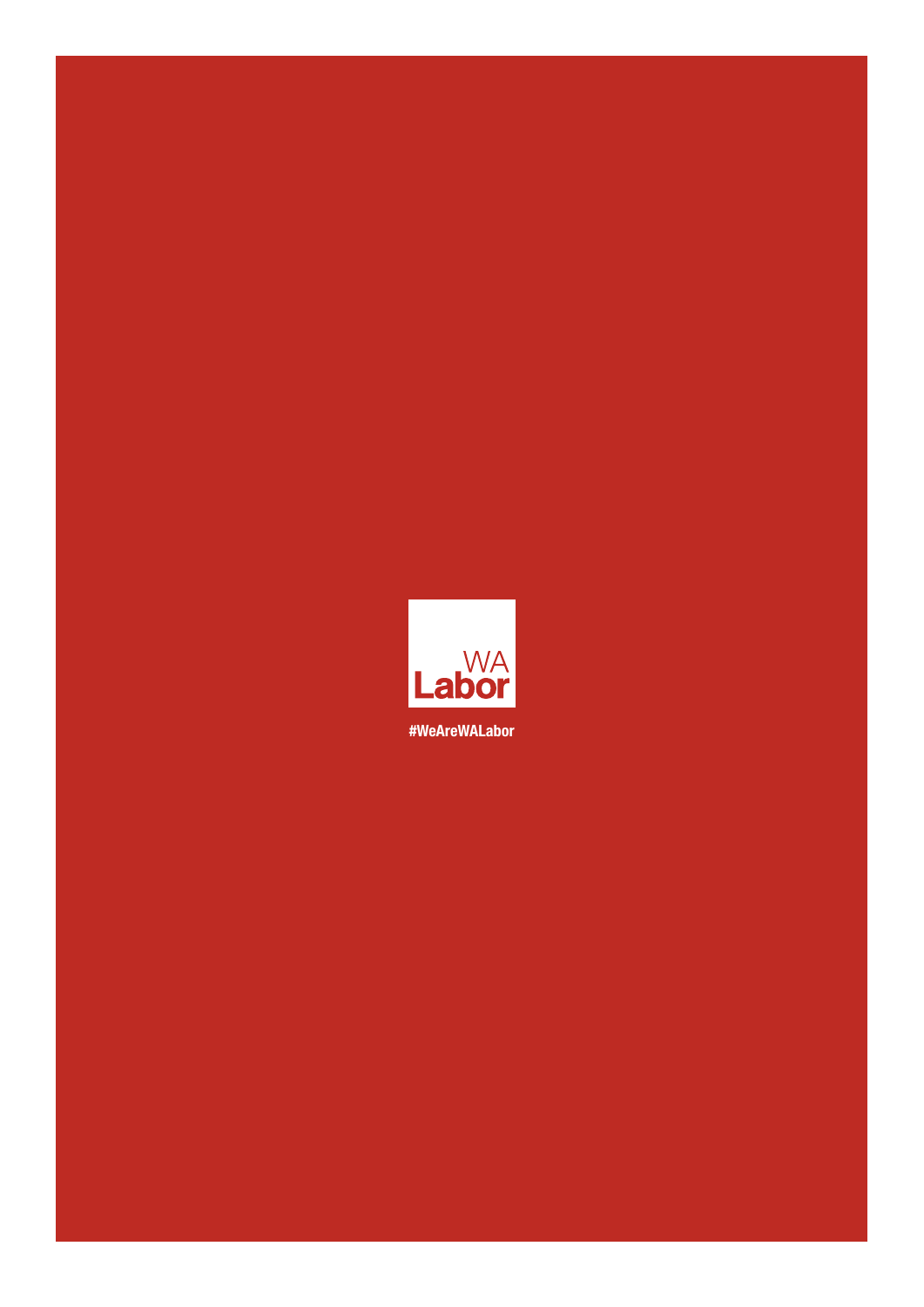WA
Labor

#WeAreWALabor